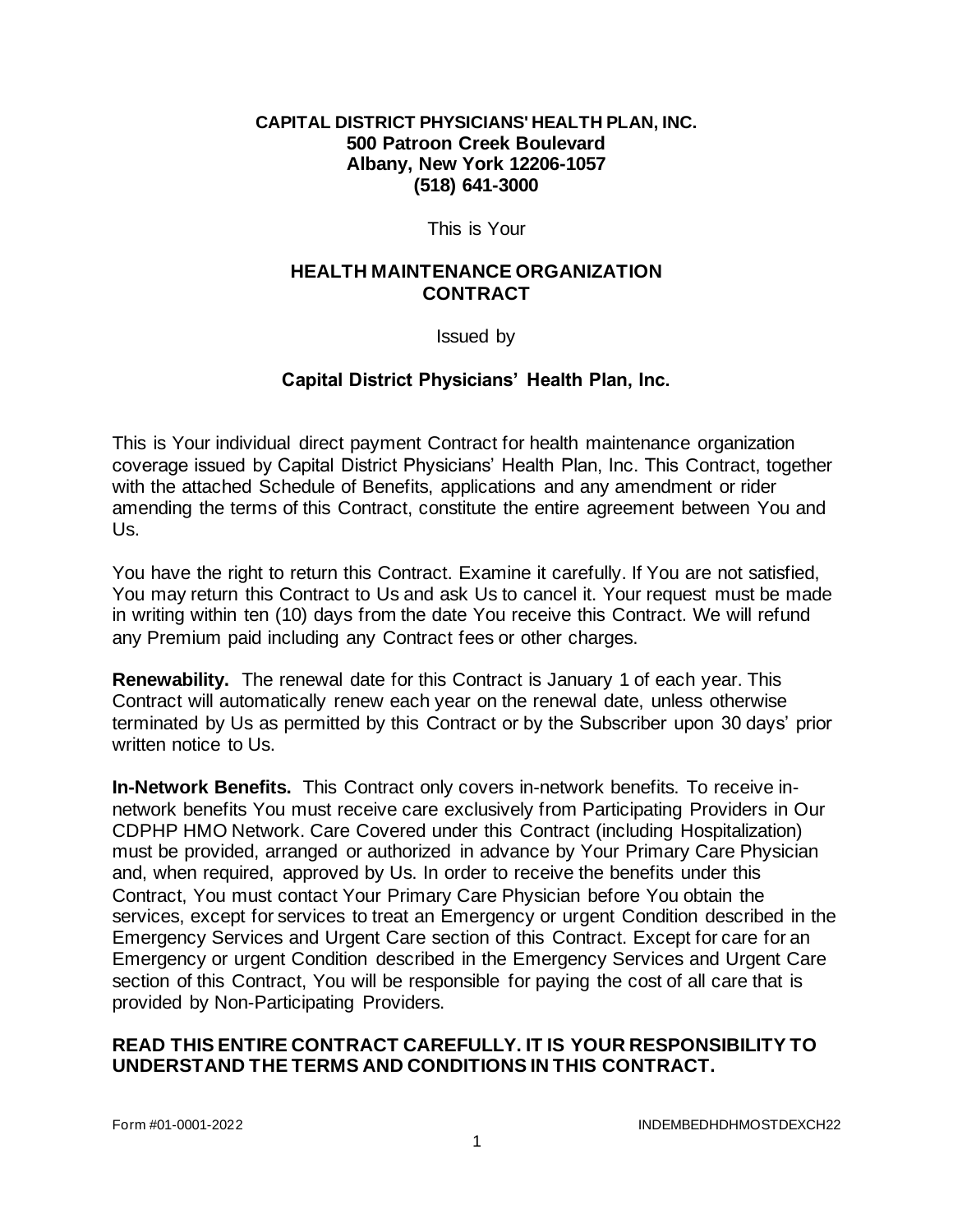**CAPITAL DISTRICT PHYSICIANS' HEALTH PLAN, INC.**
**500 Patroon Creek Boulevard**
**Albany, New York 12206-1057**
**(518) 641-3000**

This is Your

# HEALTH MAINTENANCE ORGANIZATION CONTRACT

Issued by

## Capital District Physicians' Health Plan, Inc.

This is Your individual direct payment Contract for health maintenance organization coverage issued by Capital District Physicians' Health Plan, Inc. This Contract, together with the attached Schedule of Benefits, applications and any amendment or rider amending the terms of this Contract, constitute the entire agreement between You and Us.

You have the right to return this Contract. Examine it carefully. If You are not satisfied, You may return this Contract to Us and ask Us to cancel it. Your request must be made in writing within ten (10) days from the date You receive this Contract. We will refund any Premium paid including any Contract fees or other charges.

**Renewability.** The renewal date for this Contract is January 1 of each year. This Contract will automatically renew each year on the renewal date, unless otherwise terminated by Us as permitted by this Contract or by the Subscriber upon 30 days' prior written notice to Us.

**In-Network Benefits.** This Contract only covers in-network benefits. To receive in-network benefits You must receive care exclusively from Participating Providers in Our CDPHP HMO Network. Care Covered under this Contract (including Hospitalization) must be provided, arranged or authorized in advance by Your Primary Care Physician and, when required, approved by Us. In order to receive the benefits under this Contract, You must contact Your Primary Care Physician before You obtain the services, except for services to treat an Emergency or urgent Condition described in the Emergency Services and Urgent Care section of this Contract. Except for care for an Emergency or urgent Condition described in the Emergency Services and Urgent Care section of this Contract, You will be responsible for paying the cost of all care that is provided by Non-Participating Providers.

**READ THIS ENTIRE CONTRACT CAREFULLY. IT IS YOUR RESPONSIBILITY TO UNDERSTAND THE TERMS AND CONDITIONS IN THIS CONTRACT.**

Form #01-0001-2022 INDEMBEDHDHMOSTDEXCH22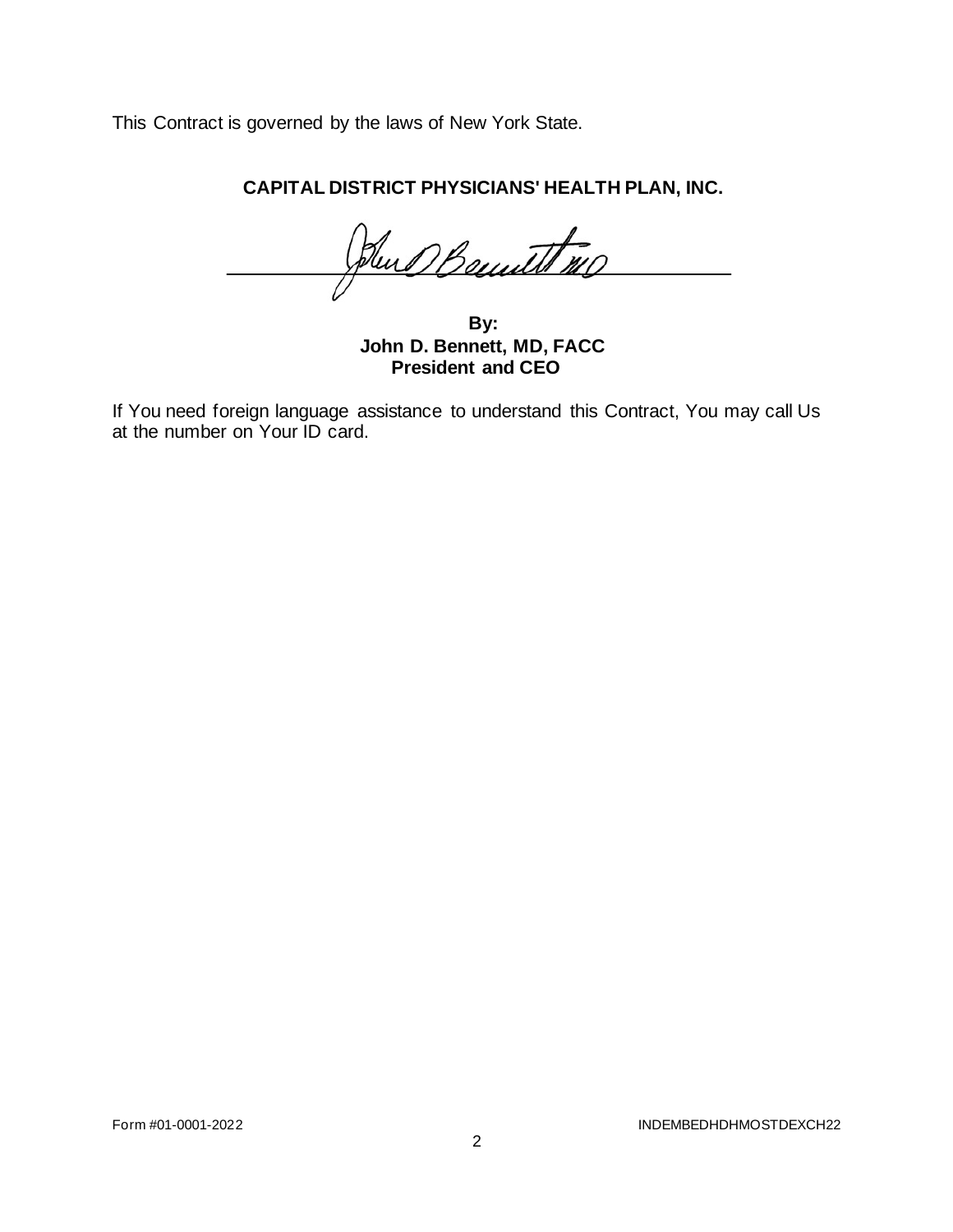This Contract is governed by the laws of New York State.

**CAPITAL DISTRICT PHYSICIANS' HEALTH PLAN, INC.**

**By:**
**John D. Bennett, MD, FACC**
**President and CEO**

If You need foreign language assistance to understand this Contract, You may call Us at the number on Your ID card.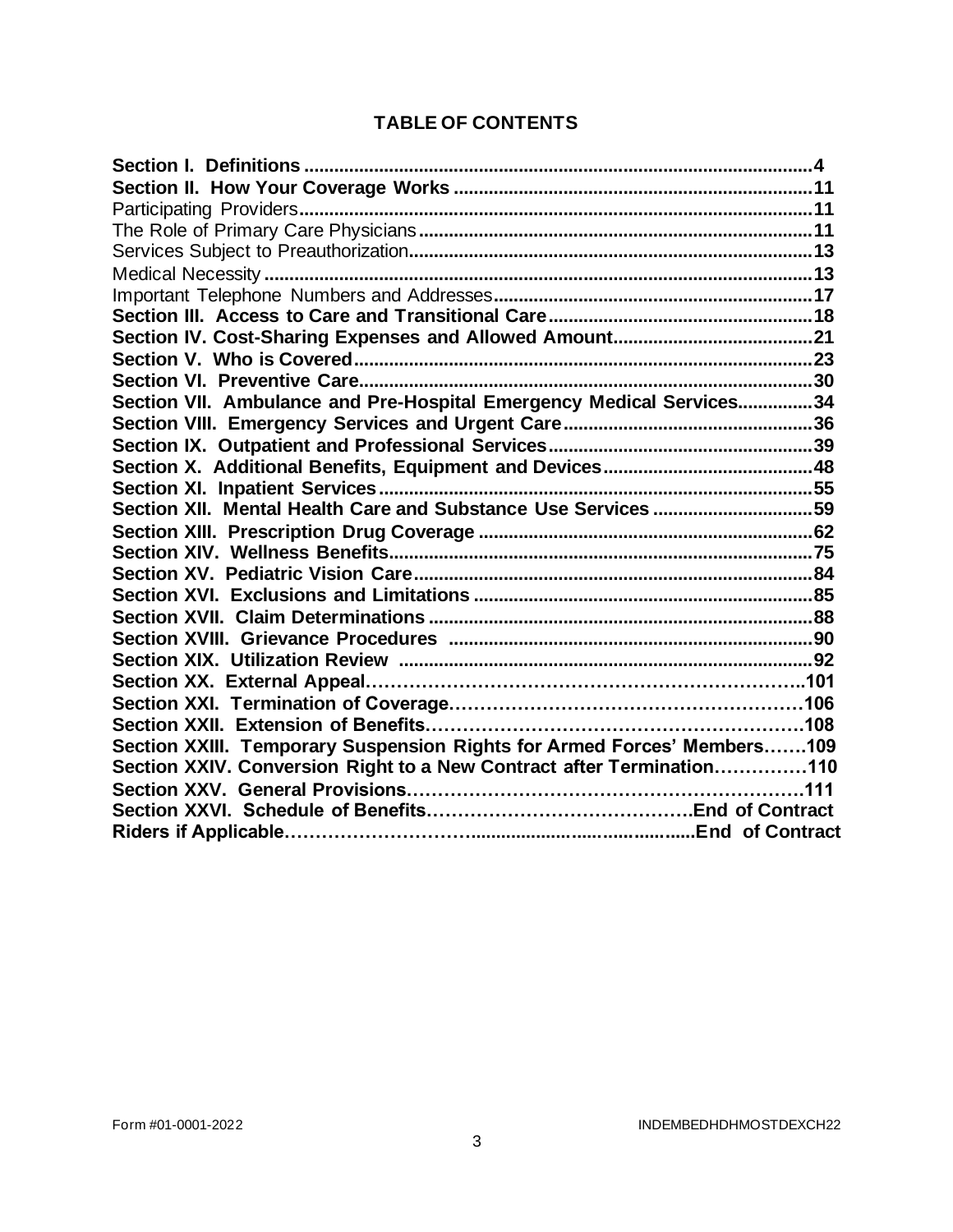## TABLE OF CONTENTS

| | |
|---|---|
| **Section I. Definitions** | **4** |
| **Section II. How Your Coverage Works** | **11** |
| Participating Providers | **11** |
| The Role of Primary Care Physicians | **11** |
| Services Subject to Preauthorization | **13** |
| Medical Necessity | **13** |
| Important Telephone Numbers and Addresses | **17** |
| **Section III. Access to Care and Transitional Care** | **18** |
| **Section IV. Cost-Sharing Expenses and Allowed Amount** | **21** |
| **Section V. Who is Covered** | **23** |
| **Section VI. Preventive Care** | **30** |
| **Section VII. Ambulance and Pre-Hospital Emergency Medical Services** | **34** |
| **Section VIII. Emergency Services and Urgent Care** | **36** |
| **Section IX. Outpatient and Professional Services** | **39** |
| **Section X. Additional Benefits, Equipment and Devices** | **48** |
| **Section XI. Inpatient Services** | **55** |
| **Section XII. Mental Health Care and Substance Use Services** | **59** |
| **Section XIII. Prescription Drug Coverage** | **62** |
| **Section XIV. Wellness Benefits** | **75** |
| **Section XV. Pediatric Vision Care** | **84** |
| **Section XVI. Exclusions and Limitations** | **85** |
| **Section XVII. Claim Determinations** | **88** |
| **Section XVIII. Grievance Procedures** | **90** |
| **Section XIX. Utilization Review** | **92** |
| **Section XX. External Appeal** | **101** |
| **Section XXI. Termination of Coverage** | **106** |
| **Section XXII. Extension of Benefits** | **108** |
| **Section XXIII. Temporary Suspension Rights for Armed Forces' Members** | **109** |
| **Section XXIV. Conversion Right to a New Contract after Termination** | **110** |
| **Section XXV. General Provisions** | **111** |
| **Section XXVI. Schedule of Benefits** | **End of Contract** |
| **Riders if Applicable** | **End of Contract** |

Form #01-0001-2022 INDEMBEDHDHMOSTDEXCH22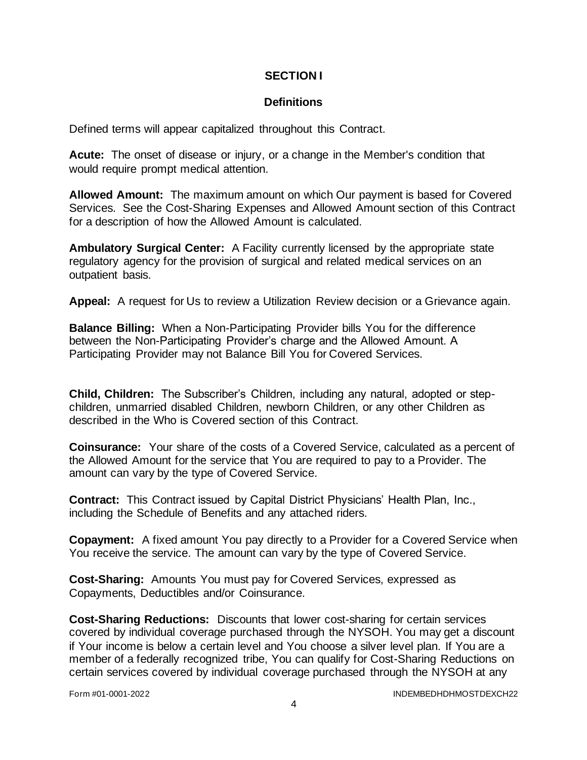# SECTION I

## Definitions

Defined terms will appear capitalized throughout this Contract.

**Acute:** The onset of disease or injury, or a change in the Member's condition that would require prompt medical attention.

**Allowed Amount:** The maximum amount on which Our payment is based for Covered Services. See the Cost-Sharing Expenses and Allowed Amount section of this Contract for a description of how the Allowed Amount is calculated.

**Ambulatory Surgical Center:** A Facility currently licensed by the appropriate state regulatory agency for the provision of surgical and related medical services on an outpatient basis.

**Appeal:** A request for Us to review a Utilization Review decision or a Grievance again.

**Balance Billing:** When a Non-Participating Provider bills You for the difference between the Non-Participating Provider's charge and the Allowed Amount. A Participating Provider may not Balance Bill You for Covered Services.

**Child, Children:** The Subscriber's Children, including any natural, adopted or step-children, unmarried disabled Children, newborn Children, or any other Children as described in the Who is Covered section of this Contract.

**Coinsurance:** Your share of the costs of a Covered Service, calculated as a percent of the Allowed Amount for the service that You are required to pay to a Provider. The amount can vary by the type of Covered Service.

**Contract:** This Contract issued by Capital District Physicians' Health Plan, Inc., including the Schedule of Benefits and any attached riders.

**Copayment:** A fixed amount You pay directly to a Provider for a Covered Service when You receive the service. The amount can vary by the type of Covered Service.

**Cost-Sharing:** Amounts You must pay for Covered Services, expressed as Copayments, Deductibles and/or Coinsurance.

**Cost-Sharing Reductions:** Discounts that lower cost-sharing for certain services covered by individual coverage purchased through the NYSOH. You may get a discount if Your income is below a certain level and You choose a silver level plan. If You are a member of a federally recognized tribe, You can qualify for Cost-Sharing Reductions on certain services covered by individual coverage purchased through the NYSOH at any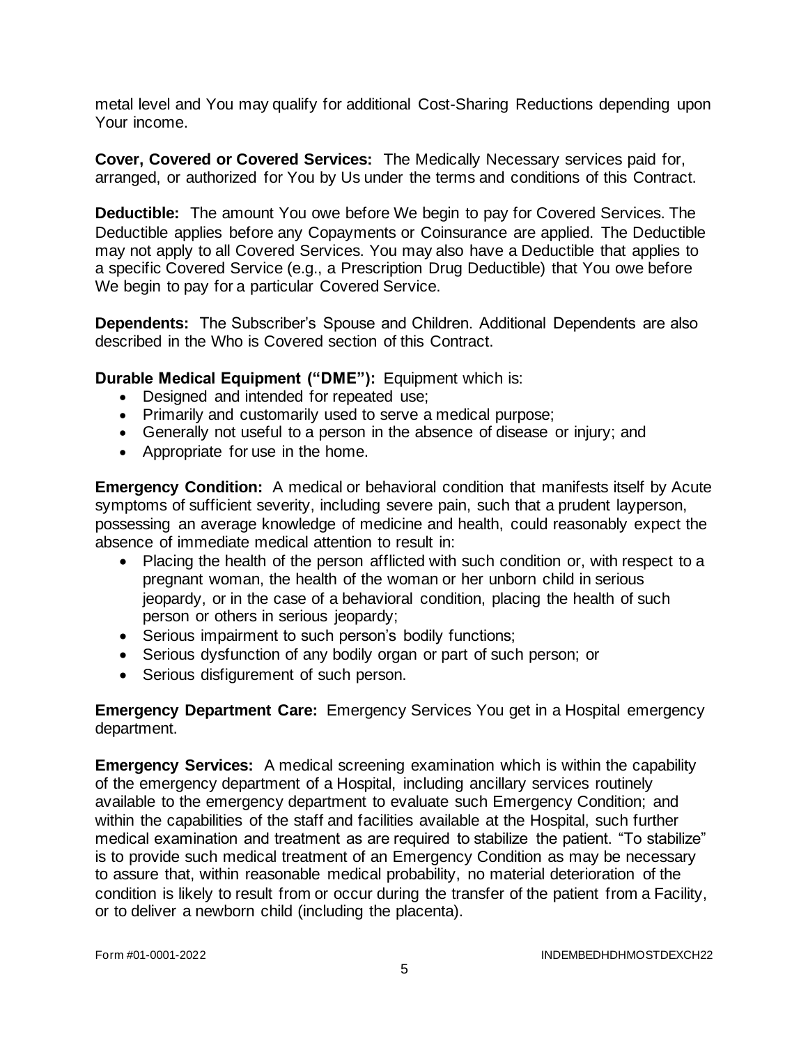metal level and You may qualify for additional Cost-Sharing Reductions depending upon Your income.

**Cover, Covered or Covered Services:** The Medically Necessary services paid for, arranged, or authorized for You by Us under the terms and conditions of this Contract.

**Deductible:** The amount You owe before We begin to pay for Covered Services. The Deductible applies before any Copayments or Coinsurance are applied. The Deductible may not apply to all Covered Services. You may also have a Deductible that applies to a specific Covered Service (e.g., a Prescription Drug Deductible) that You owe before We begin to pay for a particular Covered Service.

**Dependents:** The Subscriber's Spouse and Children. Additional Dependents are also described in the Who is Covered section of this Contract.

**Durable Medical Equipment ("DME"):** Equipment which is:

- Designed and intended for repeated use;
- Primarily and customarily used to serve a medical purpose;
- Generally not useful to a person in the absence of disease or injury; and
- Appropriate for use in the home.

**Emergency Condition:** A medical or behavioral condition that manifests itself by Acute symptoms of sufficient severity, including severe pain, such that a prudent layperson, possessing an average knowledge of medicine and health, could reasonably expect the absence of immediate medical attention to result in:

- Placing the health of the person afflicted with such condition or, with respect to a pregnant woman, the health of the woman or her unborn child in serious jeopardy, or in the case of a behavioral condition, placing the health of such person or others in serious jeopardy;
- Serious impairment to such person's bodily functions;
- Serious dysfunction of any bodily organ or part of such person; or
- Serious disfigurement of such person.

**Emergency Department Care:** Emergency Services You get in a Hospital emergency department.

**Emergency Services:** A medical screening examination which is within the capability of the emergency department of a Hospital, including ancillary services routinely available to the emergency department to evaluate such Emergency Condition; and within the capabilities of the staff and facilities available at the Hospital, such further medical examination and treatment as are required to stabilize the patient. "To stabilize" is to provide such medical treatment of an Emergency Condition as may be necessary to assure that, within reasonable medical probability, no material deterioration of the condition is likely to result from or occur during the transfer of the patient from a Facility, or to deliver a newborn child (including the placenta).

Form #01-0001-2022 INDEMBEDHDHMOSTDEXCH22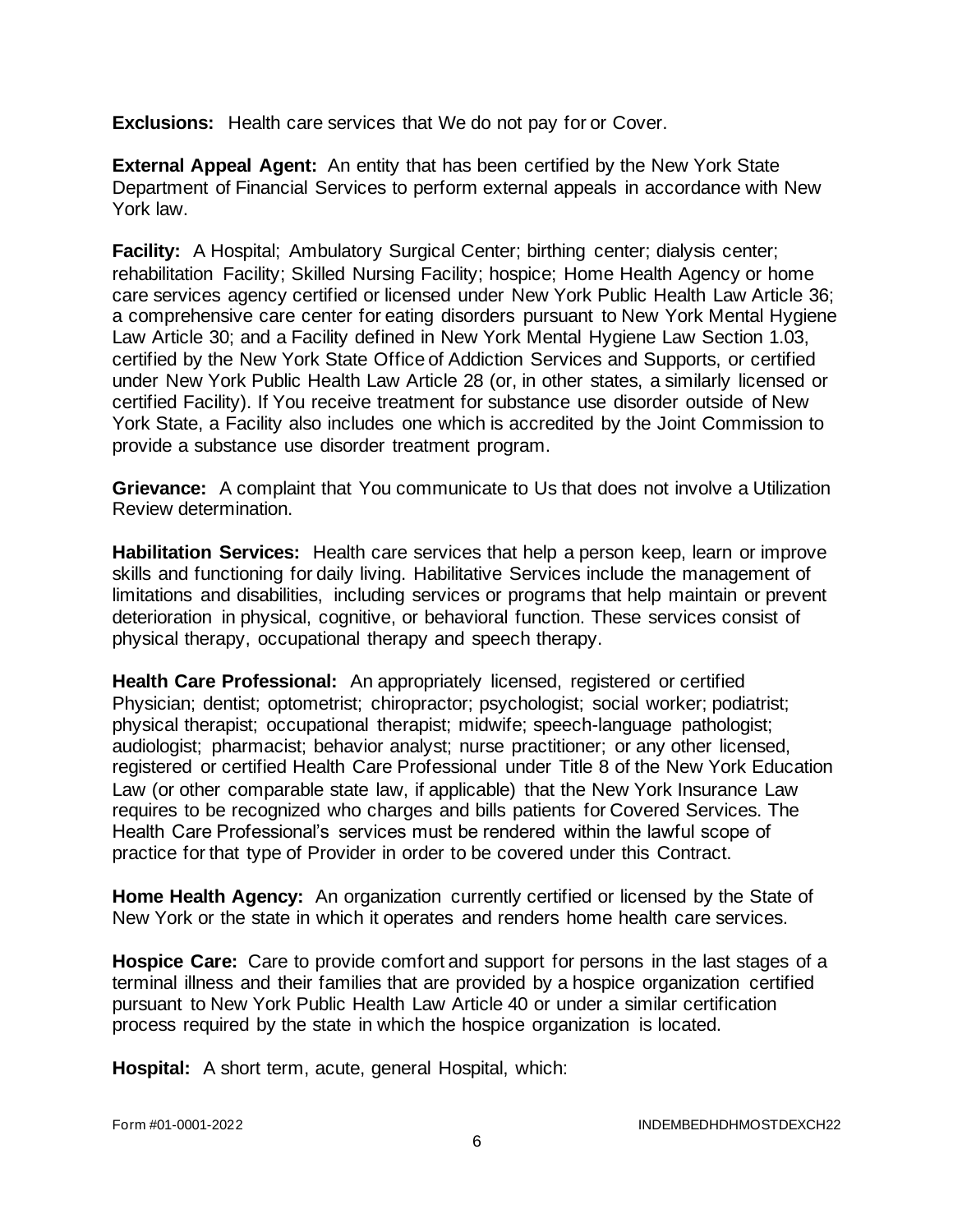**Exclusions:** Health care services that We do not pay for or Cover.

**External Appeal Agent:** An entity that has been certified by the New York State Department of Financial Services to perform external appeals in accordance with New York law.

**Facility:** A Hospital; Ambulatory Surgical Center; birthing center; dialysis center; rehabilitation Facility; Skilled Nursing Facility; hospice; Home Health Agency or home care services agency certified or licensed under New York Public Health Law Article 36; a comprehensive care center for eating disorders pursuant to New York Mental Hygiene Law Article 30; and a Facility defined in New York Mental Hygiene Law Section 1.03, certified by the New York State Office of Addiction Services and Supports, or certified under New York Public Health Law Article 28 (or, in other states, a similarly licensed or certified Facility). If You receive treatment for substance use disorder outside of New York State, a Facility also includes one which is accredited by the Joint Commission to provide a substance use disorder treatment program.

**Grievance:** A complaint that You communicate to Us that does not involve a Utilization Review determination.

**Habilitation Services:** Health care services that help a person keep, learn or improve skills and functioning for daily living. Habilitative Services include the management of limitations and disabilities, including services or programs that help maintain or prevent deterioration in physical, cognitive, or behavioral function. These services consist of physical therapy, occupational therapy and speech therapy.

**Health Care Professional:** An appropriately licensed, registered or certified Physician; dentist; optometrist; chiropractor; psychologist; social worker; podiatrist; physical therapist; occupational therapist; midwife; speech-language pathologist; audiologist; pharmacist; behavior analyst; nurse practitioner; or any other licensed, registered or certified Health Care Professional under Title 8 of the New York Education Law (or other comparable state law, if applicable) that the New York Insurance Law requires to be recognized who charges and bills patients for Covered Services. The Health Care Professional's services must be rendered within the lawful scope of practice for that type of Provider in order to be covered under this Contract.

**Home Health Agency:** An organization currently certified or licensed by the State of New York or the state in which it operates and renders home health care services.

**Hospice Care:** Care to provide comfort and support for persons in the last stages of a terminal illness and their families that are provided by a hospice organization certified pursuant to New York Public Health Law Article 40 or under a similar certification process required by the state in which the hospice organization is located.

**Hospital:** A short term, acute, general Hospital, which: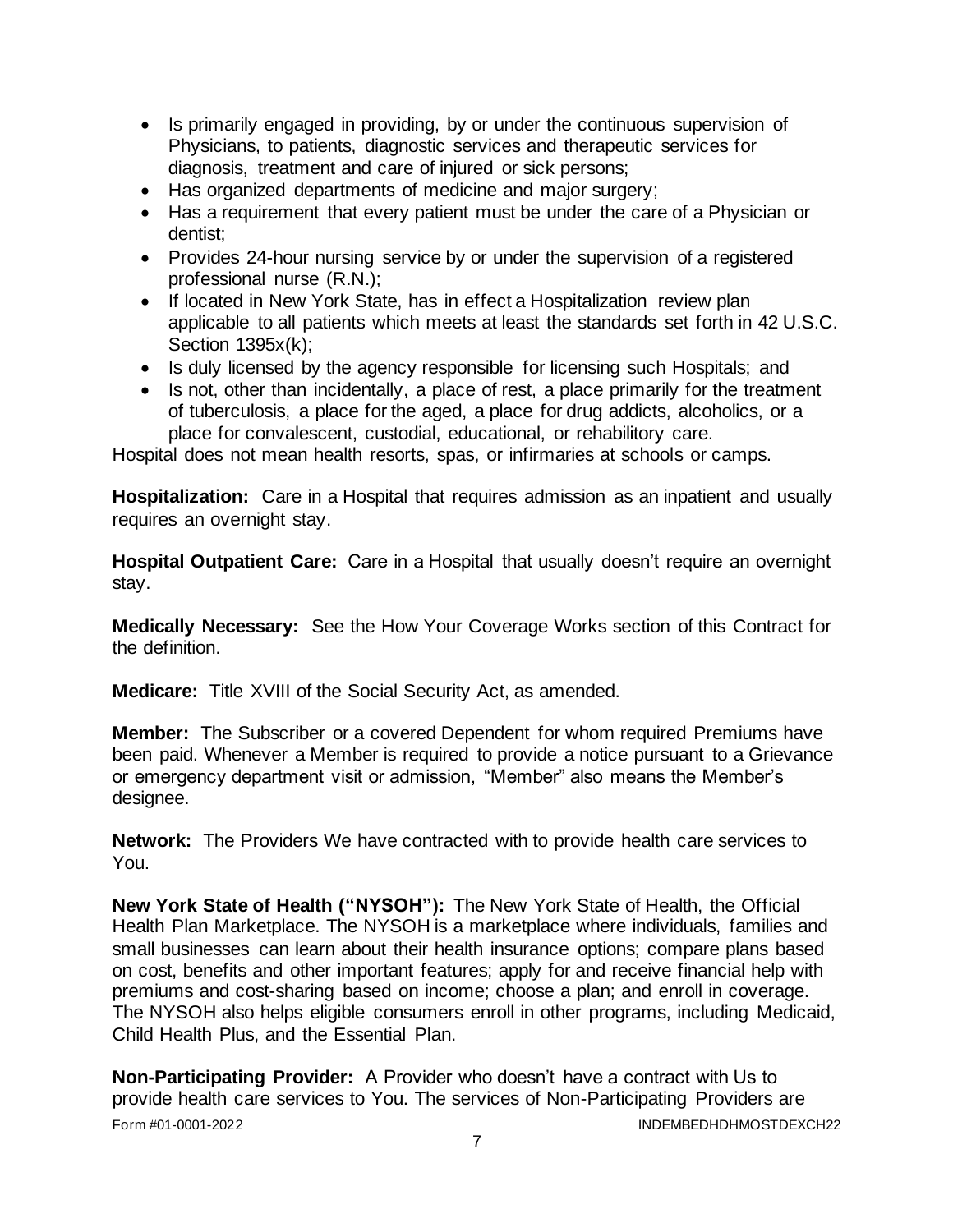- Is primarily engaged in providing, by or under the continuous supervision of Physicians, to patients, diagnostic services and therapeutic services for diagnosis, treatment and care of injured or sick persons;
- Has organized departments of medicine and major surgery;
- Has a requirement that every patient must be under the care of a Physician or dentist;
- Provides 24-hour nursing service by or under the supervision of a registered professional nurse (R.N.);
- If located in New York State, has in effect a Hospitalization review plan applicable to all patients which meets at least the standards set forth in 42 U.S.C. Section 1395x(k);
- Is duly licensed by the agency responsible for licensing such Hospitals; and
- Is not, other than incidentally, a place of rest, a place primarily for the treatment of tuberculosis, a place for the aged, a place for drug addicts, alcoholics, or a place for convalescent, custodial, educational, or rehabilitory care.

Hospital does not mean health resorts, spas, or infirmaries at schools or camps.

**Hospitalization:** Care in a Hospital that requires admission as an inpatient and usually requires an overnight stay.

**Hospital Outpatient Care:** Care in a Hospital that usually doesn't require an overnight stay.

**Medically Necessary:** See the How Your Coverage Works section of this Contract for the definition.

**Medicare:** Title XVIII of the Social Security Act, as amended.

**Member:** The Subscriber or a covered Dependent for whom required Premiums have been paid. Whenever a Member is required to provide a notice pursuant to a Grievance or emergency department visit or admission, "Member" also means the Member's designee.

**Network:** The Providers We have contracted with to provide health care services to You.

**New York State of Health ("NYSOH"):** The New York State of Health, the Official Health Plan Marketplace. The NYSOH is a marketplace where individuals, families and small businesses can learn about their health insurance options; compare plans based on cost, benefits and other important features; apply for and receive financial help with premiums and cost-sharing based on income; choose a plan; and enroll in coverage. The NYSOH also helps eligible consumers enroll in other programs, including Medicaid, Child Health Plus, and the Essential Plan.

**Non-Participating Provider:** A Provider who doesn't have a contract with Us to provide health care services to You. The services of Non-Participating Providers are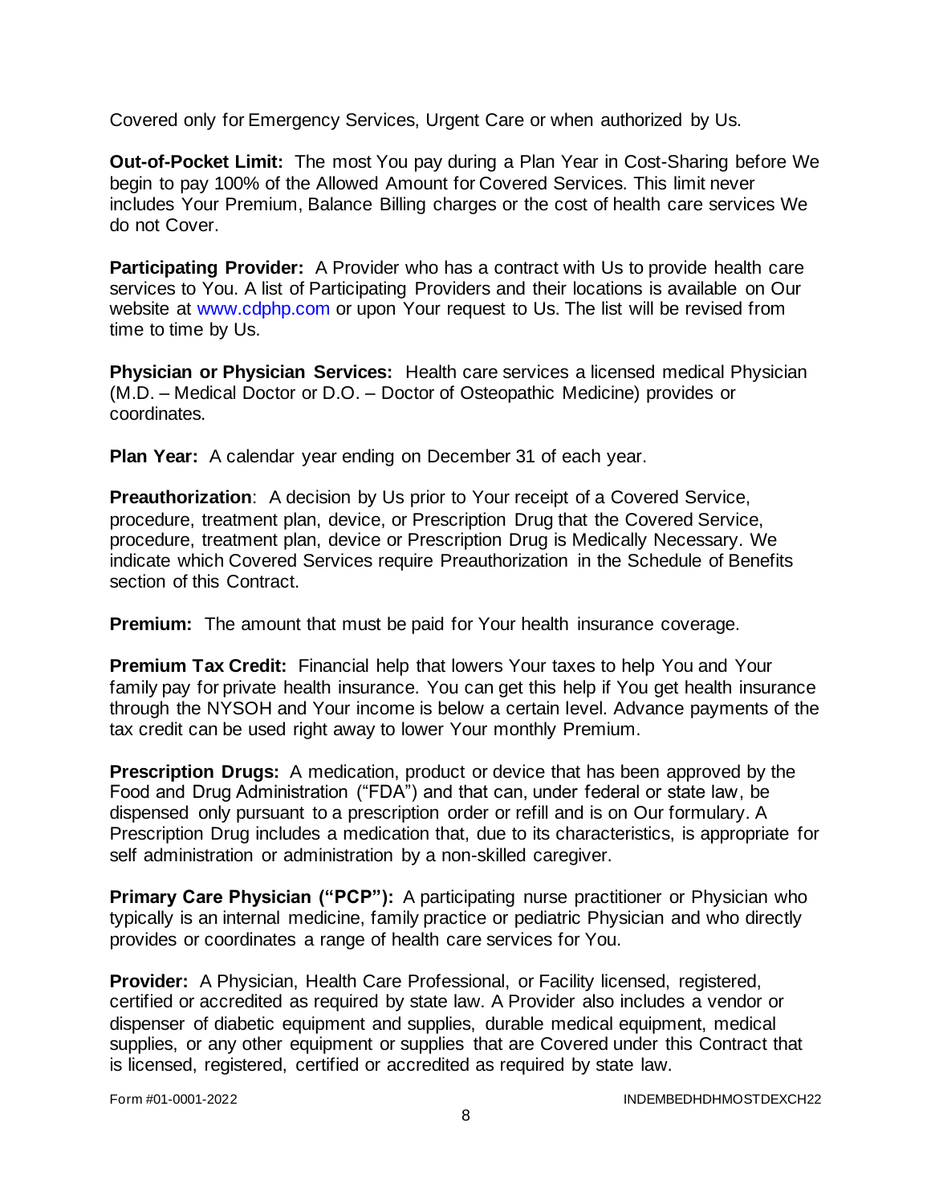Covered only for Emergency Services, Urgent Care or when authorized by Us.

**Out-of-Pocket Limit:** The most You pay during a Plan Year in Cost-Sharing before We begin to pay 100% of the Allowed Amount for Covered Services. This limit never includes Your Premium, Balance Billing charges or the cost of health care services We do not Cover.

**Participating Provider:** A Provider who has a contract with Us to provide health care services to You. A list of Participating Providers and their locations is available on Our website at www.cdphp.com or upon Your request to Us. The list will be revised from time to time by Us.

**Physician or Physician Services:** Health care services a licensed medical Physician (M.D. – Medical Doctor or D.O. – Doctor of Osteopathic Medicine) provides or coordinates.

**Plan Year:** A calendar year ending on December 31 of each year.

**Preauthorization**: A decision by Us prior to Your receipt of a Covered Service, procedure, treatment plan, device, or Prescription Drug that the Covered Service, procedure, treatment plan, device or Prescription Drug is Medically Necessary. We indicate which Covered Services require Preauthorization in the Schedule of Benefits section of this Contract.

**Premium:** The amount that must be paid for Your health insurance coverage.

**Premium Tax Credit:** Financial help that lowers Your taxes to help You and Your family pay for private health insurance. You can get this help if You get health insurance through the NYSOH and Your income is below a certain level. Advance payments of the tax credit can be used right away to lower Your monthly Premium.

**Prescription Drugs:** A medication, product or device that has been approved by the Food and Drug Administration ("FDA") and that can, under federal or state law, be dispensed only pursuant to a prescription order or refill and is on Our formulary. A Prescription Drug includes a medication that, due to its characteristics, is appropriate for self administration or administration by a non-skilled caregiver.

**Primary Care Physician ("PCP"):** A participating nurse practitioner or Physician who typically is an internal medicine, family practice or pediatric Physician and who directly provides or coordinates a range of health care services for You.

**Provider:** A Physician, Health Care Professional, or Facility licensed, registered, certified or accredited as required by state law. A Provider also includes a vendor or dispenser of diabetic equipment and supplies, durable medical equipment, medical supplies, or any other equipment or supplies that are Covered under this Contract that is licensed, registered, certified or accredited as required by state law.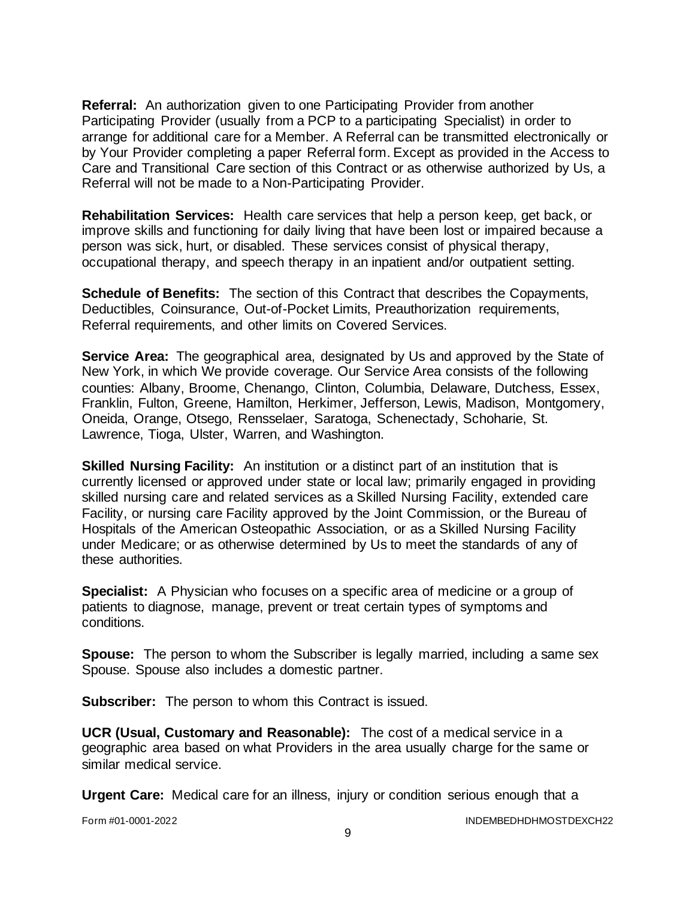**Referral:** An authorization given to one Participating Provider from another Participating Provider (usually from a PCP to a participating Specialist) in order to arrange for additional care for a Member. A Referral can be transmitted electronically or by Your Provider completing a paper Referral form. Except as provided in the Access to Care and Transitional Care section of this Contract or as otherwise authorized by Us, a Referral will not be made to a Non-Participating Provider.

**Rehabilitation Services:** Health care services that help a person keep, get back, or improve skills and functioning for daily living that have been lost or impaired because a person was sick, hurt, or disabled. These services consist of physical therapy, occupational therapy, and speech therapy in an inpatient and/or outpatient setting.

**Schedule of Benefits:** The section of this Contract that describes the Copayments, Deductibles, Coinsurance, Out-of-Pocket Limits, Preauthorization requirements, Referral requirements, and other limits on Covered Services.

**Service Area:** The geographical area, designated by Us and approved by the State of New York, in which We provide coverage. Our Service Area consists of the following counties: Albany, Broome, Chenango, Clinton, Columbia, Delaware, Dutchess, Essex, Franklin, Fulton, Greene, Hamilton, Herkimer, Jefferson, Lewis, Madison, Montgomery, Oneida, Orange, Otsego, Rensselaer, Saratoga, Schenectady, Schoharie, St. Lawrence, Tioga, Ulster, Warren, and Washington.

**Skilled Nursing Facility:** An institution or a distinct part of an institution that is currently licensed or approved under state or local law; primarily engaged in providing skilled nursing care and related services as a Skilled Nursing Facility, extended care Facility, or nursing care Facility approved by the Joint Commission, or the Bureau of Hospitals of the American Osteopathic Association, or as a Skilled Nursing Facility under Medicare; or as otherwise determined by Us to meet the standards of any of these authorities.

**Specialist:** A Physician who focuses on a specific area of medicine or a group of patients to diagnose, manage, prevent or treat certain types of symptoms and conditions.

**Spouse:** The person to whom the Subscriber is legally married, including a same sex Spouse. Spouse also includes a domestic partner.

**Subscriber:** The person to whom this Contract is issued.

**UCR (Usual, Customary and Reasonable):** The cost of a medical service in a geographic area based on what Providers in the area usually charge for the same or similar medical service.

**Urgent Care:** Medical care for an illness, injury or condition serious enough that a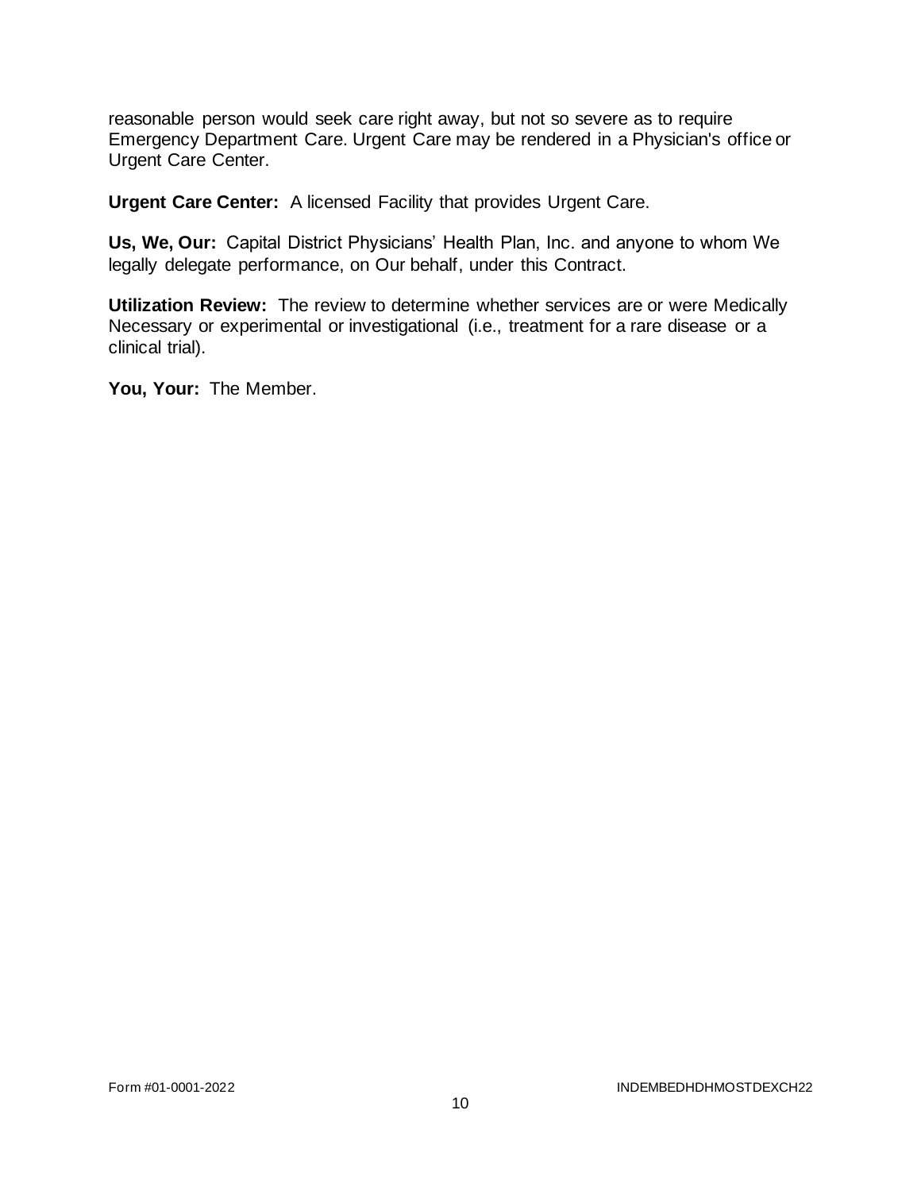reasonable person would seek care right away, but not so severe as to require Emergency Department Care. Urgent Care may be rendered in a Physician's office or Urgent Care Center.

**Urgent Care Center:** A licensed Facility that provides Urgent Care.

**Us, We, Our:** Capital District Physicians' Health Plan, Inc. and anyone to whom We legally delegate performance, on Our behalf, under this Contract.

**Utilization Review:** The review to determine whether services are or were Medically Necessary or experimental or investigational (i.e., treatment for a rare disease or a clinical trial).

**You, Your:** The Member.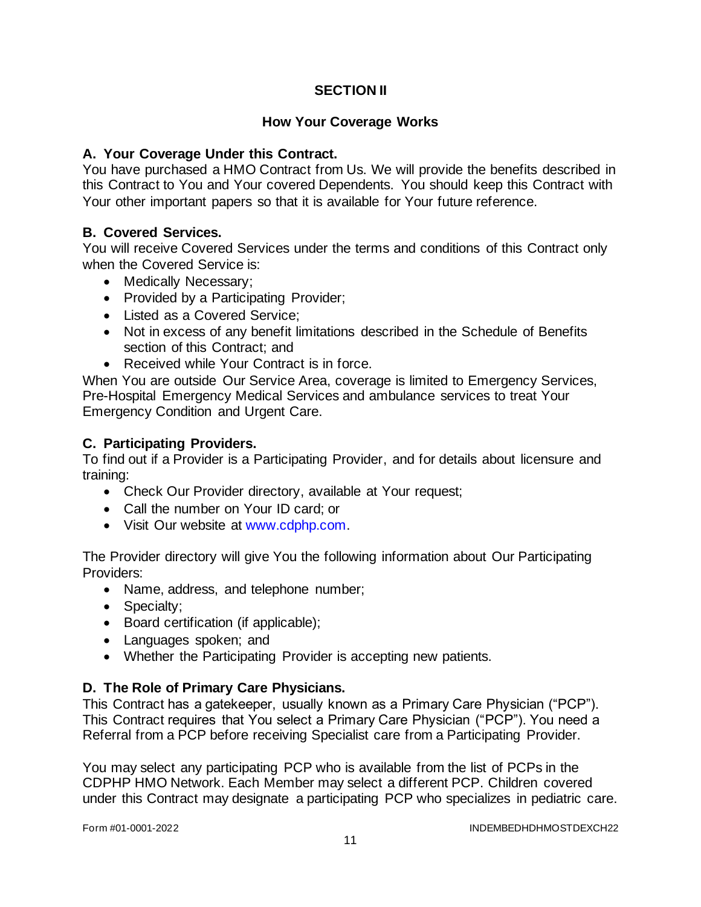## SECTION II

### How Your Coverage Works

**A. Your Coverage Under this Contract.**

You have purchased a HMO Contract from Us. We will provide the benefits described in this Contract to You and Your covered Dependents. You should keep this Contract with Your other important papers so that it is available for Your future reference.

**B. Covered Services.**

You will receive Covered Services under the terms and conditions of this Contract only when the Covered Service is:

- Medically Necessary;
- Provided by a Participating Provider;
- Listed as a Covered Service;
- Not in excess of any benefit limitations described in the Schedule of Benefits section of this Contract; and
- Received while Your Contract is in force.

When You are outside Our Service Area, coverage is limited to Emergency Services, Pre-Hospital Emergency Medical Services and ambulance services to treat Your Emergency Condition and Urgent Care.

**C. Participating Providers.**

To find out if a Provider is a Participating Provider, and for details about licensure and training:

- Check Our Provider directory, available at Your request;
- Call the number on Your ID card; or
- Visit Our website at www.cdphp.com.

The Provider directory will give You the following information about Our Participating Providers:

- Name, address, and telephone number;
- Specialty;
- Board certification (if applicable);
- Languages spoken; and
- Whether the Participating Provider is accepting new patients.

**D. The Role of Primary Care Physicians.**

This Contract has a gatekeeper, usually known as a Primary Care Physician ("PCP"). This Contract requires that You select a Primary Care Physician ("PCP"). You need a Referral from a PCP before receiving Specialist care from a Participating Provider.

You may select any participating PCP who is available from the list of PCPs in the CDPHP HMO Network. Each Member may select a different PCP. Children covered under this Contract may designate a participating PCP who specializes in pediatric care.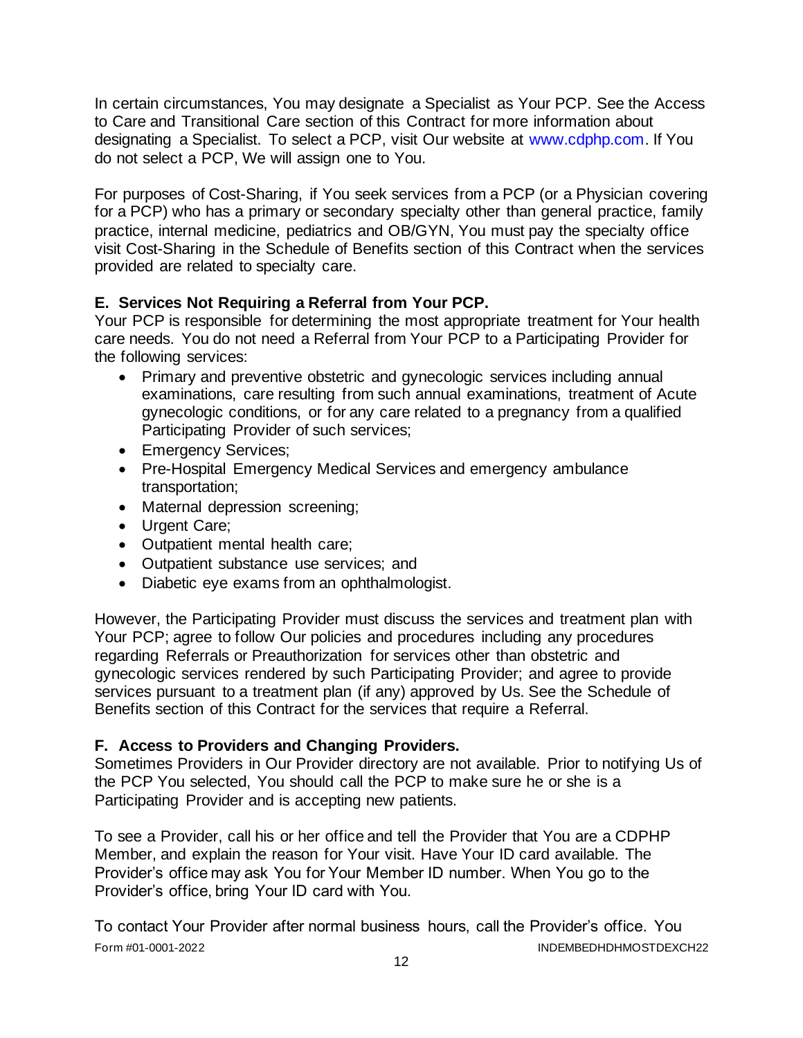In certain circumstances, You may designate a Specialist as Your PCP. See the Access to Care and Transitional Care section of this Contract for more information about designating a Specialist. To select a PCP, visit Our website at www.cdphp.com. If You do not select a PCP, We will assign one to You.

For purposes of Cost-Sharing, if You seek services from a PCP (or a Physician covering for a PCP) who has a primary or secondary specialty other than general practice, family practice, internal medicine, pediatrics and OB/GYN, You must pay the specialty office visit Cost-Sharing in the Schedule of Benefits section of this Contract when the services provided are related to specialty care.

**E. Services Not Requiring a Referral from Your PCP.**

Your PCP is responsible for determining the most appropriate treatment for Your health care needs. You do not need a Referral from Your PCP to a Participating Provider for the following services:

- Primary and preventive obstetric and gynecologic services including annual examinations, care resulting from such annual examinations, treatment of Acute gynecologic conditions, or for any care related to a pregnancy from a qualified Participating Provider of such services;
- Emergency Services;
- Pre-Hospital Emergency Medical Services and emergency ambulance transportation;
- Maternal depression screening;
- Urgent Care;
- Outpatient mental health care;
- Outpatient substance use services; and
- Diabetic eye exams from an ophthalmologist.

However, the Participating Provider must discuss the services and treatment plan with Your PCP; agree to follow Our policies and procedures including any procedures regarding Referrals or Preauthorization for services other than obstetric and gynecologic services rendered by such Participating Provider; and agree to provide services pursuant to a treatment plan (if any) approved by Us. See the Schedule of Benefits section of this Contract for the services that require a Referral.

**F. Access to Providers and Changing Providers.**

Sometimes Providers in Our Provider directory are not available. Prior to notifying Us of the PCP You selected, You should call the PCP to make sure he or she is a Participating Provider and is accepting new patients.

To see a Provider, call his or her office and tell the Provider that You are a CDPHP Member, and explain the reason for Your visit. Have Your ID card available. The Provider's office may ask You for Your Member ID number. When You go to the Provider's office, bring Your ID card with You.

To contact Your Provider after normal business hours, call the Provider's office. You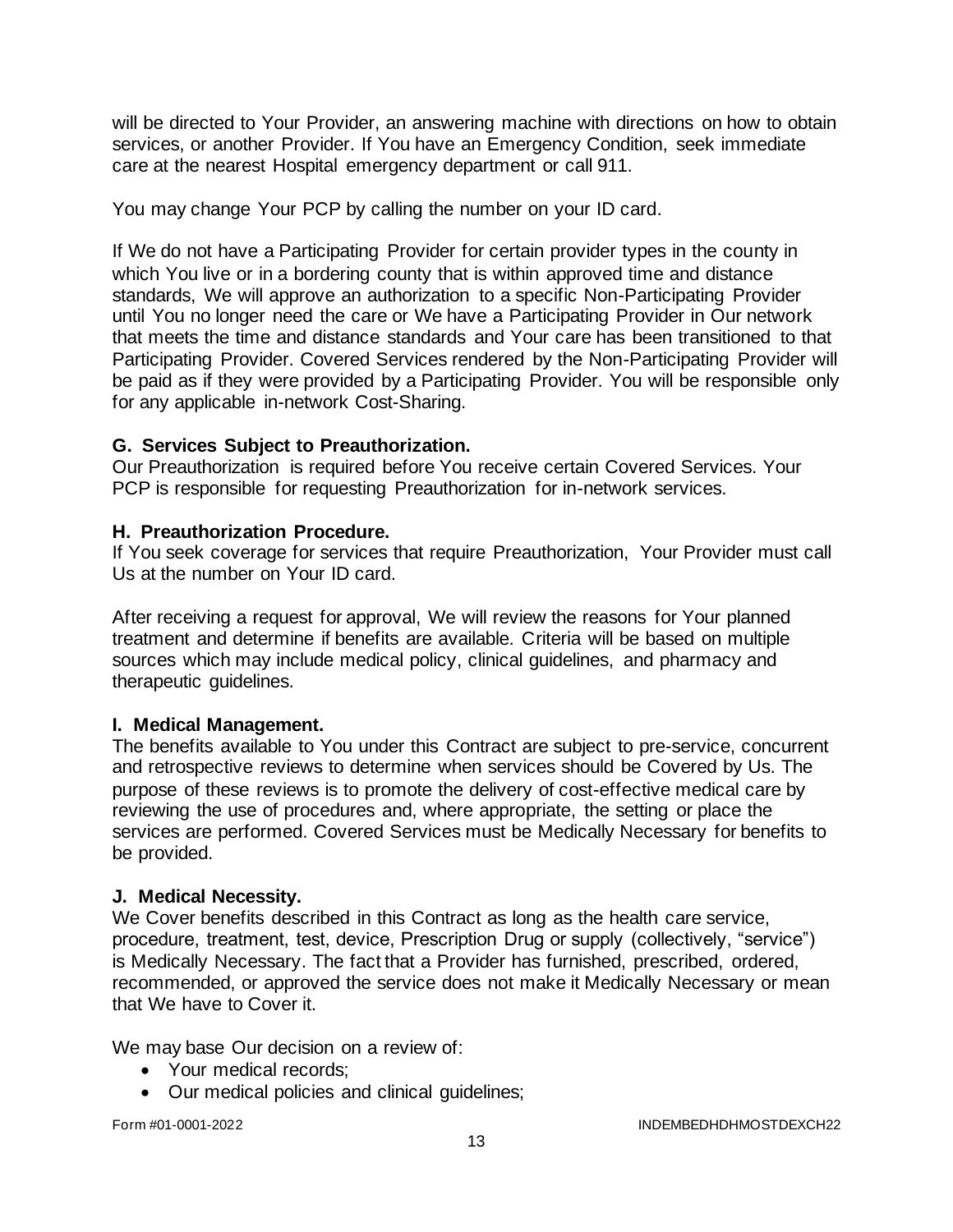will be directed to Your Provider, an answering machine with directions on how to obtain services, or another Provider. If You have an Emergency Condition, seek immediate care at the nearest Hospital emergency department or call 911.

You may change Your PCP by calling the number on your ID card.

If We do not have a Participating Provider for certain provider types in the county in which You live or in a bordering county that is within approved time and distance standards, We will approve an authorization to a specific Non-Participating Provider until You no longer need the care or We have a Participating Provider in Our network that meets the time and distance standards and Your care has been transitioned to that Participating Provider. Covered Services rendered by the Non-Participating Provider will be paid as if they were provided by a Participating Provider. You will be responsible only for any applicable in-network Cost-Sharing.

### G. Services Subject to Preauthorization.

Our Preauthorization is required before You receive certain Covered Services. Your PCP is responsible for requesting Preauthorization for in-network services.

### H. Preauthorization Procedure.

If You seek coverage for services that require Preauthorization, Your Provider must call Us at the number on Your ID card.

After receiving a request for approval, We will review the reasons for Your planned treatment and determine if benefits are available. Criteria will be based on multiple sources which may include medical policy, clinical guidelines, and pharmacy and therapeutic guidelines.

### I. Medical Management.

The benefits available to You under this Contract are subject to pre-service, concurrent and retrospective reviews to determine when services should be Covered by Us. The purpose of these reviews is to promote the delivery of cost-effective medical care by reviewing the use of procedures and, where appropriate, the setting or place the services are performed. Covered Services must be Medically Necessary for benefits to be provided.

### J. Medical Necessity.

We Cover benefits described in this Contract as long as the health care service, procedure, treatment, test, device, Prescription Drug or supply (collectively, "service") is Medically Necessary. The fact that a Provider has furnished, prescribed, ordered, recommended, or approved the service does not make it Medically Necessary or mean that We have to Cover it.

We may base Our decision on a review of:

- Your medical records;
- Our medical policies and clinical guidelines;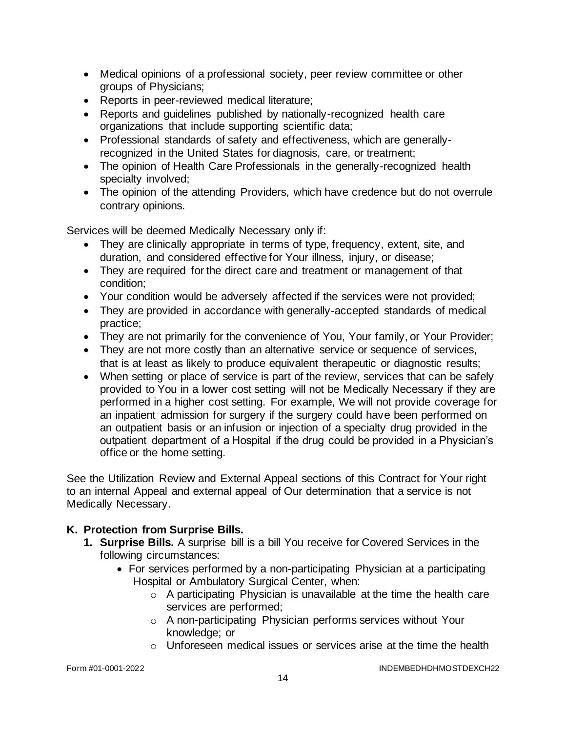- Medical opinions of a professional society, peer review committee or other groups of Physicians;
- Reports in peer-reviewed medical literature;
- Reports and guidelines published by nationally-recognized health care organizations that include supporting scientific data;
- Professional standards of safety and effectiveness, which are generally-recognized in the United States for diagnosis, care, or treatment;
- The opinion of Health Care Professionals in the generally-recognized health specialty involved;
- The opinion of the attending Providers, which have credence but do not overrule contrary opinions.

Services will be deemed Medically Necessary only if:

- They are clinically appropriate in terms of type, frequency, extent, site, and duration, and considered effective for Your illness, injury, or disease;
- They are required for the direct care and treatment or management of that condition;
- Your condition would be adversely affected if the services were not provided;
- They are provided in accordance with generally-accepted standards of medical practice;
- They are not primarily for the convenience of You, Your family, or Your Provider;
- They are not more costly than an alternative service or sequence of services, that is at least as likely to produce equivalent therapeutic or diagnostic results;
- When setting or place of service is part of the review, services that can be safely provided to You in a lower cost setting will not be Medically Necessary if they are performed in a higher cost setting. For example, We will not provide coverage for an inpatient admission for surgery if the surgery could have been performed on an outpatient basis or an infusion or injection of a specialty drug provided in the outpatient department of a Hospital if the drug could be provided in a Physician's office or the home setting.

See the Utilization Review and External Appeal sections of this Contract for Your right to an internal Appeal and external appeal of Our determination that a service is not Medically Necessary.

## K. Protection from Surprise Bills.

1. **Surprise Bills.** A surprise bill is a bill You receive for Covered Services in the following circumstances:
   - For services performed by a non-participating Physician at a participating Hospital or Ambulatory Surgical Center, when:
     - A participating Physician is unavailable at the time the health care services are performed;
     - A non-participating Physician performs services without Your knowledge; or
     - Unforeseen medical issues or services arise at the time the health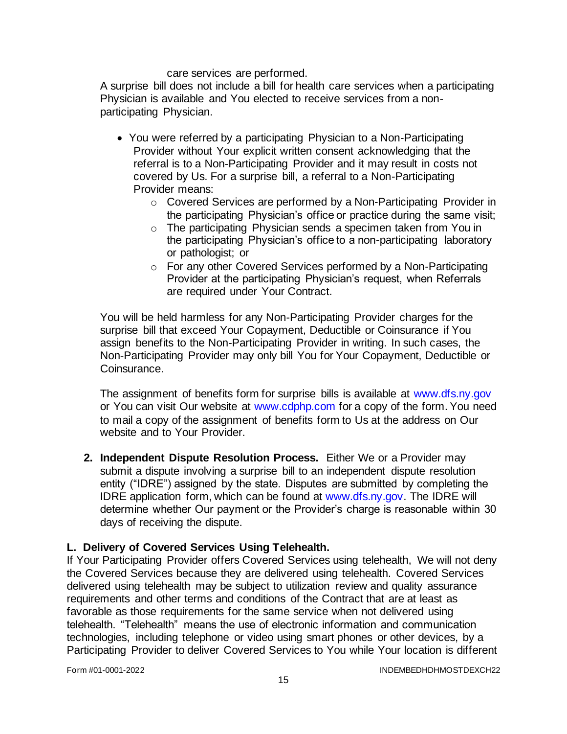care services are performed.

A surprise bill does not include a bill for health care services when a participating Physician is available and You elected to receive services from a non-participating Physician.

- You were referred by a participating Physician to a Non-Participating Provider without Your explicit written consent acknowledging that the referral is to a Non-Participating Provider and it may result in costs not covered by Us. For a surprise bill, a referral to a Non-Participating Provider means:
  - Covered Services are performed by a Non-Participating Provider in the participating Physician's office or practice during the same visit;
  - The participating Physician sends a specimen taken from You in the participating Physician's office to a non-participating laboratory or pathologist; or
  - For any other Covered Services performed by a Non-Participating Provider at the participating Physician's request, when Referrals are required under Your Contract.

You will be held harmless for any Non-Participating Provider charges for the surprise bill that exceed Your Copayment, Deductible or Coinsurance if You assign benefits to the Non-Participating Provider in writing. In such cases, the Non-Participating Provider may only bill You for Your Copayment, Deductible or Coinsurance.

The assignment of benefits form for surprise bills is available at www.dfs.ny.gov or You can visit Our website at www.cdphp.com for a copy of the form. You need to mail a copy of the assignment of benefits form to Us at the address on Our website and to Your Provider.

2. **Independent Dispute Resolution Process.** Either We or a Provider may submit a dispute involving a surprise bill to an independent dispute resolution entity ("IDRE") assigned by the state. Disputes are submitted by completing the IDRE application form, which can be found at www.dfs.ny.gov. The IDRE will determine whether Our payment or the Provider's charge is reasonable within 30 days of receiving the dispute.

## L. Delivery of Covered Services Using Telehealth.

If Your Participating Provider offers Covered Services using telehealth, We will not deny the Covered Services because they are delivered using telehealth. Covered Services delivered using telehealth may be subject to utilization review and quality assurance requirements and other terms and conditions of the Contract that are at least as favorable as those requirements for the same service when not delivered using telehealth. "Telehealth" means the use of electronic information and communication technologies, including telephone or video using smart phones or other devices, by a Participating Provider to deliver Covered Services to You while Your location is different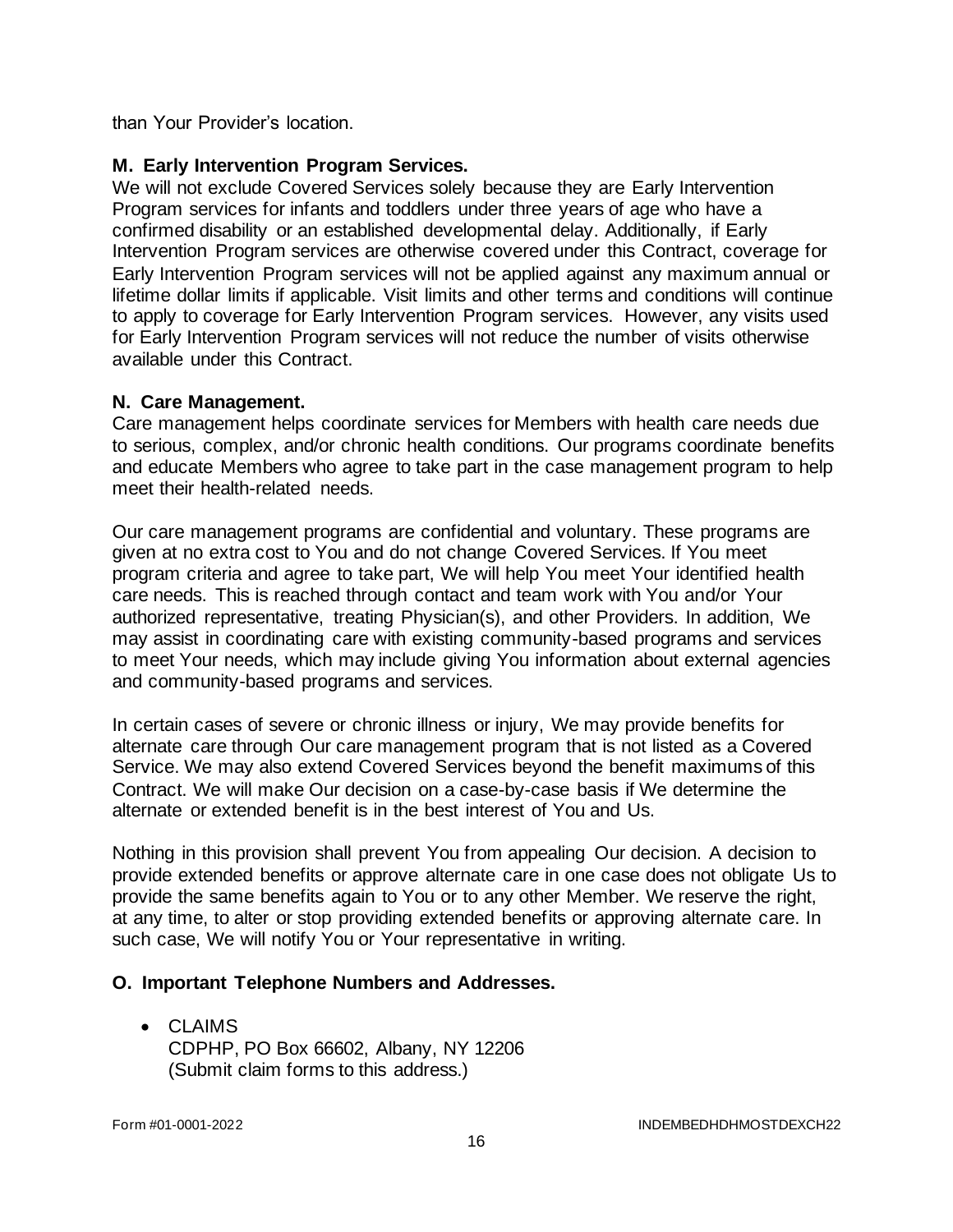than Your Provider's location.

### M. Early Intervention Program Services.

We will not exclude Covered Services solely because they are Early Intervention Program services for infants and toddlers under three years of age who have a confirmed disability or an established developmental delay. Additionally, if Early Intervention Program services are otherwise covered under this Contract, coverage for Early Intervention Program services will not be applied against any maximum annual or lifetime dollar limits if applicable. Visit limits and other terms and conditions will continue to apply to coverage for Early Intervention Program services. However, any visits used for Early Intervention Program services will not reduce the number of visits otherwise available under this Contract.

### N. Care Management.

Care management helps coordinate services for Members with health care needs due to serious, complex, and/or chronic health conditions. Our programs coordinate benefits and educate Members who agree to take part in the case management program to help meet their health-related needs.

Our care management programs are confidential and voluntary. These programs are given at no extra cost to You and do not change Covered Services. If You meet program criteria and agree to take part, We will help You meet Your identified health care needs. This is reached through contact and team work with You and/or Your authorized representative, treating Physician(s), and other Providers. In addition, We may assist in coordinating care with existing community-based programs and services to meet Your needs, which may include giving You information about external agencies and community-based programs and services.

In certain cases of severe or chronic illness or injury, We may provide benefits for alternate care through Our care management program that is not listed as a Covered Service. We may also extend Covered Services beyond the benefit maximums of this Contract. We will make Our decision on a case-by-case basis if We determine the alternate or extended benefit is in the best interest of You and Us.

Nothing in this provision shall prevent You from appealing Our decision. A decision to provide extended benefits or approve alternate care in one case does not obligate Us to provide the same benefits again to You or to any other Member. We reserve the right, at any time, to alter or stop providing extended benefits or approving alternate care. In such case, We will notify You or Your representative in writing.

### O. Important Telephone Numbers and Addresses.

- CLAIMS
  CDPHP, PO Box 66602, Albany, NY 12206
  (Submit claim forms to this address.)

Form #01-0001-2022 INDEMBEDHDHMOSTDEXCH22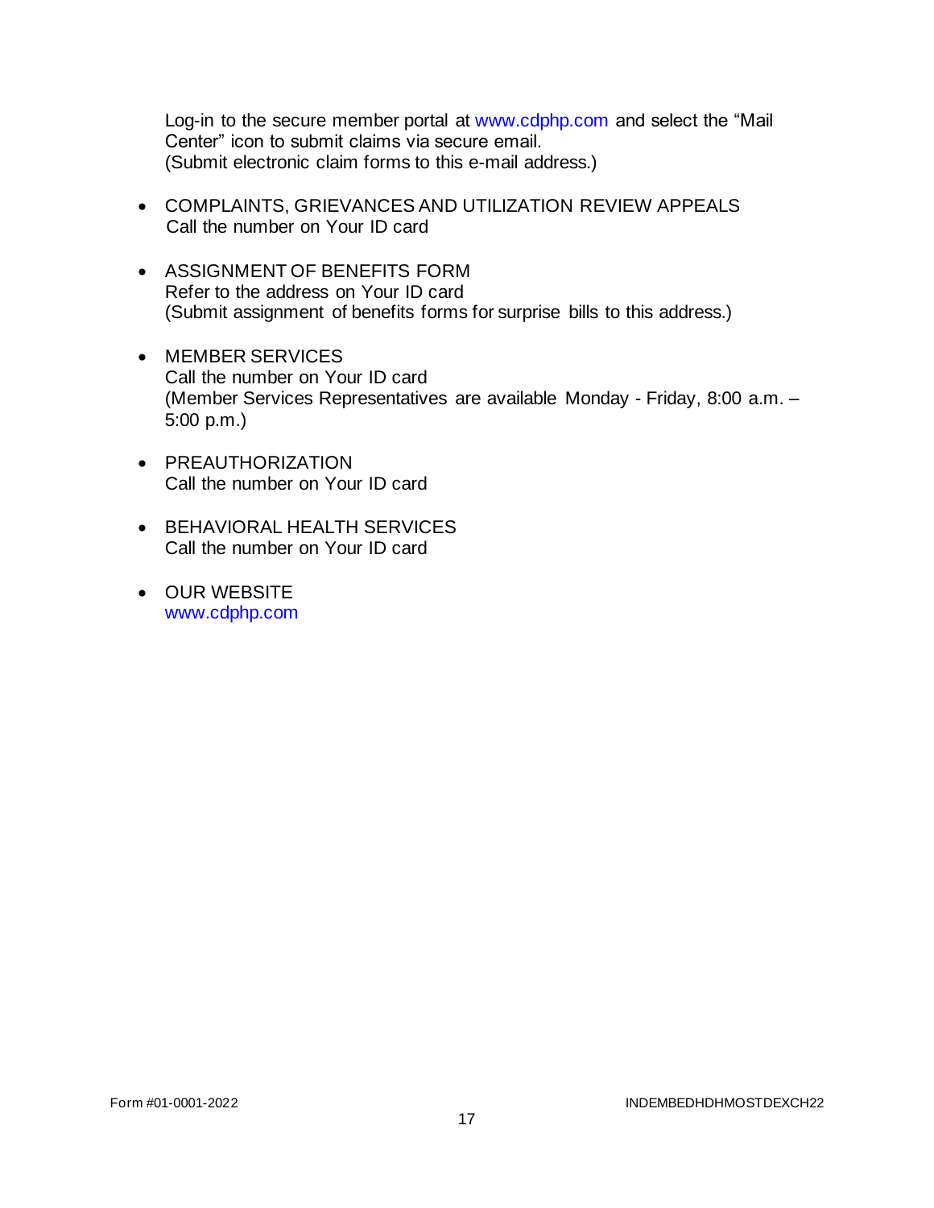Log-in to the secure member portal at www.cdphp.com and select the "Mail Center" icon to submit claims via secure email.
(Submit electronic claim forms to this e-mail address.)

- COMPLAINTS, GRIEVANCES AND UTILIZATION REVIEW APPEALS
  Call the number on Your ID card

- ASSIGNMENT OF BENEFITS FORM
  Refer to the address on Your ID card
  (Submit assignment of benefits forms for surprise bills to this address.)

- MEMBER SERVICES
  Call the number on Your ID card
  (Member Services Representatives are available Monday - Friday, 8:00 a.m. – 5:00 p.m.)

- PREAUTHORIZATION
  Call the number on Your ID card

- BEHAVIORAL HEALTH SERVICES
  Call the number on Your ID card

- OUR WEBSITE
  www.cdphp.com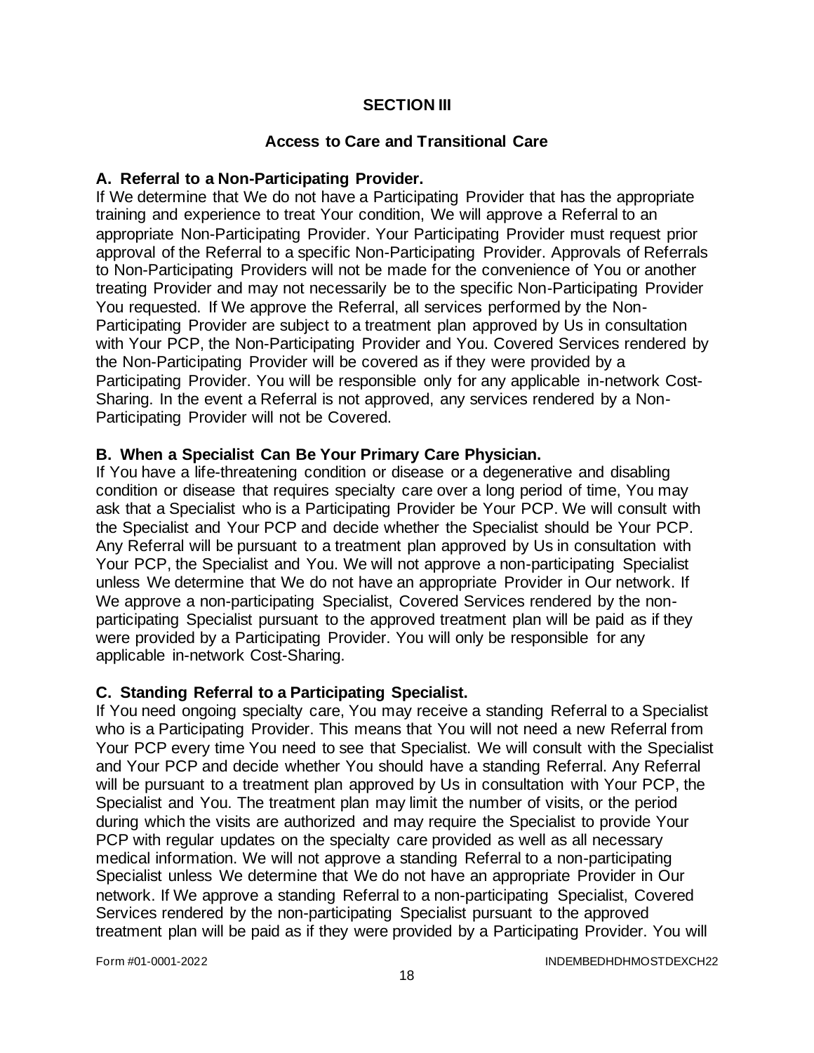# SECTION III

## Access to Care and Transitional Care

### A. Referral to a Non-Participating Provider.

If We determine that We do not have a Participating Provider that has the appropriate training and experience to treat Your condition, We will approve a Referral to an appropriate Non-Participating Provider. Your Participating Provider must request prior approval of the Referral to a specific Non-Participating Provider. Approvals of Referrals to Non-Participating Providers will not be made for the convenience of You or another treating Provider and may not necessarily be to the specific Non-Participating Provider You requested. If We approve the Referral, all services performed by the Non-Participating Provider are subject to a treatment plan approved by Us in consultation with Your PCP, the Non-Participating Provider and You. Covered Services rendered by the Non-Participating Provider will be covered as if they were provided by a Participating Provider. You will be responsible only for any applicable in-network Cost-Sharing. In the event a Referral is not approved, any services rendered by a Non-Participating Provider will not be Covered.

### B. When a Specialist Can Be Your Primary Care Physician.

If You have a life-threatening condition or disease or a degenerative and disabling condition or disease that requires specialty care over a long period of time, You may ask that a Specialist who is a Participating Provider be Your PCP. We will consult with the Specialist and Your PCP and decide whether the Specialist should be Your PCP. Any Referral will be pursuant to a treatment plan approved by Us in consultation with Your PCP, the Specialist and You. We will not approve a non-participating Specialist unless We determine that We do not have an appropriate Provider in Our network. If We approve a non-participating Specialist, Covered Services rendered by the non-participating Specialist pursuant to the approved treatment plan will be paid as if they were provided by a Participating Provider. You will only be responsible for any applicable in-network Cost-Sharing.

### C. Standing Referral to a Participating Specialist.

If You need ongoing specialty care, You may receive a standing Referral to a Specialist who is a Participating Provider. This means that You will not need a new Referral from Your PCP every time You need to see that Specialist. We will consult with the Specialist and Your PCP and decide whether You should have a standing Referral. Any Referral will be pursuant to a treatment plan approved by Us in consultation with Your PCP, the Specialist and You. The treatment plan may limit the number of visits, or the period during which the visits are authorized and may require the Specialist to provide Your PCP with regular updates on the specialty care provided as well as all necessary medical information. We will not approve a standing Referral to a non-participating Specialist unless We determine that We do not have an appropriate Provider in Our network. If We approve a standing Referral to a non-participating Specialist, Covered Services rendered by the non-participating Specialist pursuant to the approved treatment plan will be paid as if they were provided by a Participating Provider. You will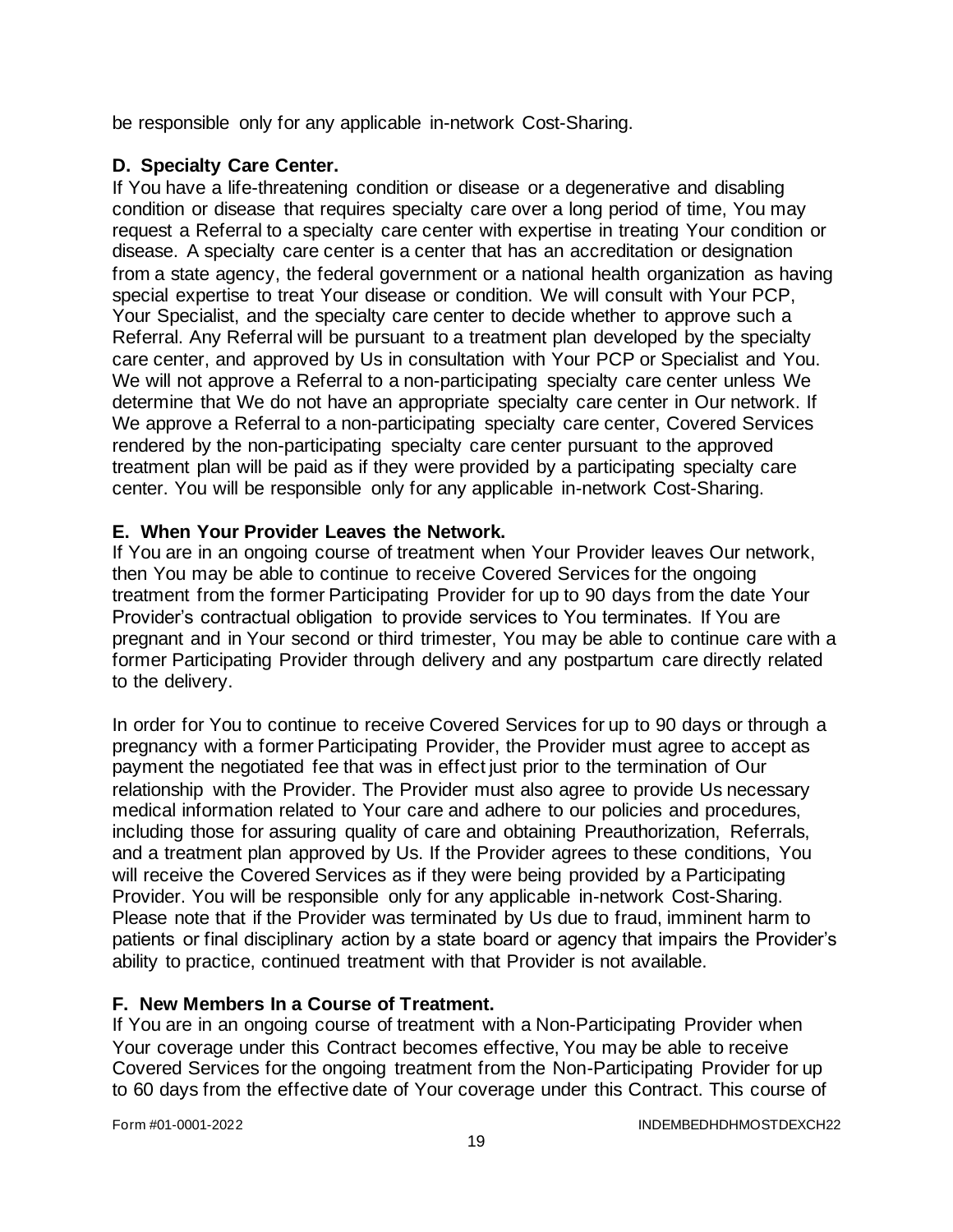be responsible only for any applicable in-network Cost-Sharing.

### D. Specialty Care Center.

If You have a life-threatening condition or disease or a degenerative and disabling condition or disease that requires specialty care over a long period of time, You may request a Referral to a specialty care center with expertise in treating Your condition or disease. A specialty care center is a center that has an accreditation or designation from a state agency, the federal government or a national health organization as having special expertise to treat Your disease or condition. We will consult with Your PCP, Your Specialist, and the specialty care center to decide whether to approve such a Referral. Any Referral will be pursuant to a treatment plan developed by the specialty care center, and approved by Us in consultation with Your PCP or Specialist and You. We will not approve a Referral to a non-participating specialty care center unless We determine that We do not have an appropriate specialty care center in Our network. If We approve a Referral to a non-participating specialty care center, Covered Services rendered by the non-participating specialty care center pursuant to the approved treatment plan will be paid as if they were provided by a participating specialty care center. You will be responsible only for any applicable in-network Cost-Sharing.

### E. When Your Provider Leaves the Network.

If You are in an ongoing course of treatment when Your Provider leaves Our network, then You may be able to continue to receive Covered Services for the ongoing treatment from the former Participating Provider for up to 90 days from the date Your Provider's contractual obligation to provide services to You terminates. If You are pregnant and in Your second or third trimester, You may be able to continue care with a former Participating Provider through delivery and any postpartum care directly related to the delivery.

In order for You to continue to receive Covered Services for up to 90 days or through a pregnancy with a former Participating Provider, the Provider must agree to accept as payment the negotiated fee that was in effect just prior to the termination of Our relationship with the Provider. The Provider must also agree to provide Us necessary medical information related to Your care and adhere to our policies and procedures, including those for assuring quality of care and obtaining Preauthorization, Referrals, and a treatment plan approved by Us. If the Provider agrees to these conditions, You will receive the Covered Services as if they were being provided by a Participating Provider. You will be responsible only for any applicable in-network Cost-Sharing. Please note that if the Provider was terminated by Us due to fraud, imminent harm to patients or final disciplinary action by a state board or agency that impairs the Provider's ability to practice, continued treatment with that Provider is not available.

### F. New Members In a Course of Treatment.

If You are in an ongoing course of treatment with a Non-Participating Provider when Your coverage under this Contract becomes effective, You may be able to receive Covered Services for the ongoing treatment from the Non-Participating Provider for up to 60 days from the effective date of Your coverage under this Contract. This course of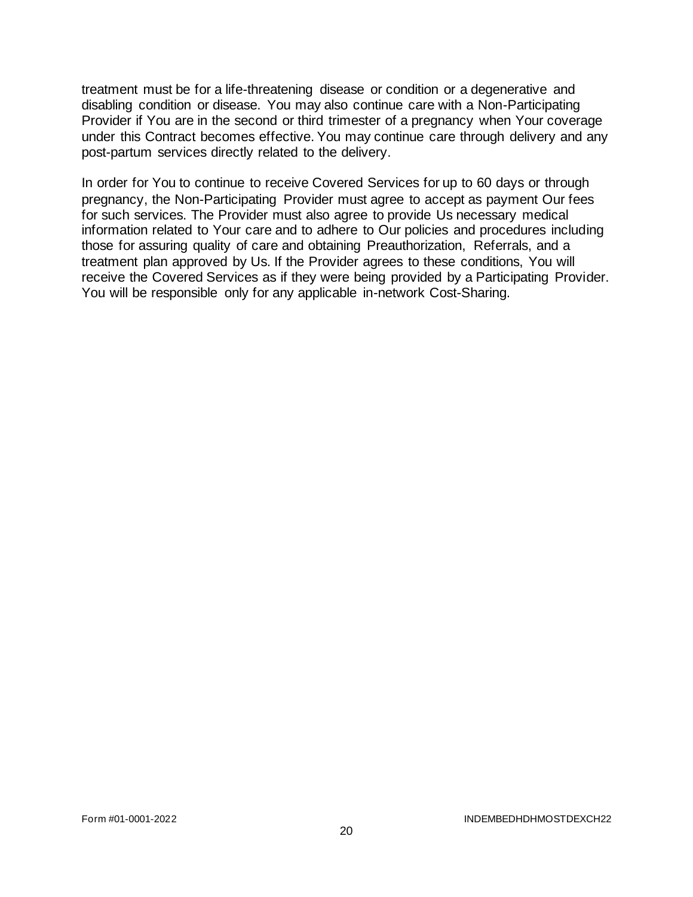treatment must be for a life-threatening disease or condition or a degenerative and disabling condition or disease. You may also continue care with a Non-Participating Provider if You are in the second or third trimester of a pregnancy when Your coverage under this Contract becomes effective. You may continue care through delivery and any post-partum services directly related to the delivery.

In order for You to continue to receive Covered Services for up to 60 days or through pregnancy, the Non-Participating Provider must agree to accept as payment Our fees for such services. The Provider must also agree to provide Us necessary medical information related to Your care and to adhere to Our policies and procedures including those for assuring quality of care and obtaining Preauthorization, Referrals, and a treatment plan approved by Us. If the Provider agrees to these conditions, You will receive the Covered Services as if they were being provided by a Participating Provider. You will be responsible only for any applicable in-network Cost-Sharing.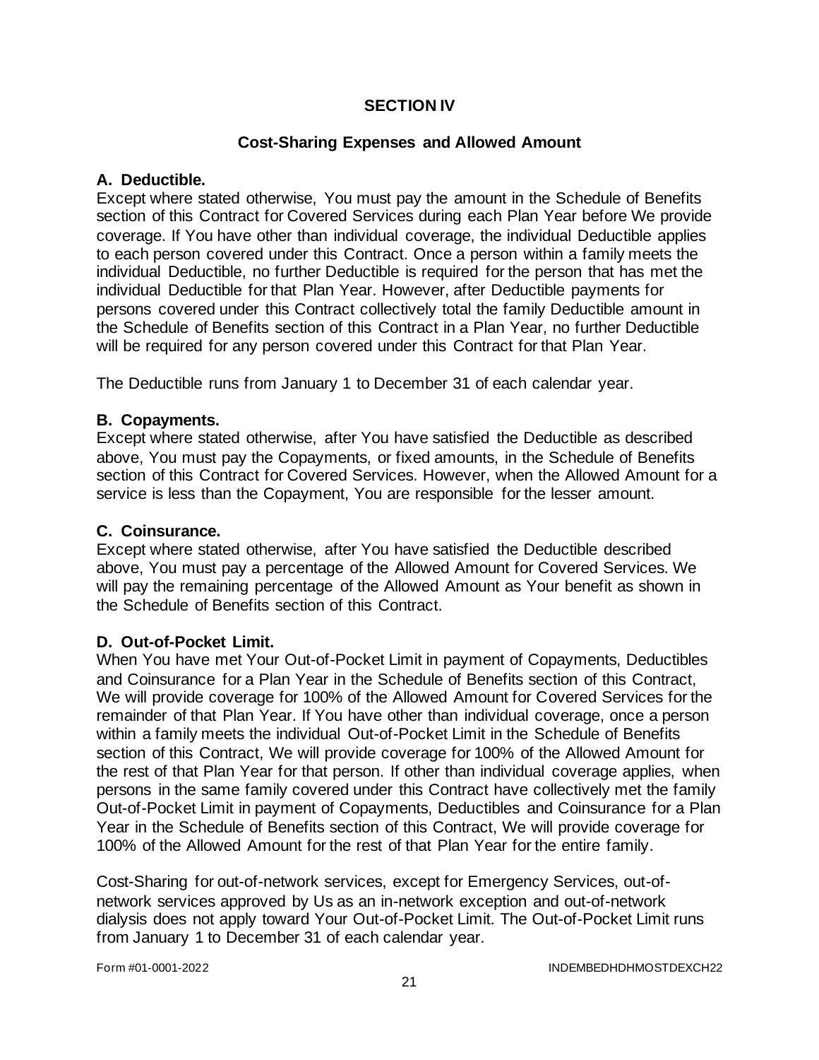# SECTION IV

## Cost-Sharing Expenses and Allowed Amount

### A. Deductible.

Except where stated otherwise, You must pay the amount in the Schedule of Benefits section of this Contract for Covered Services during each Plan Year before We provide coverage. If You have other than individual coverage, the individual Deductible applies to each person covered under this Contract. Once a person within a family meets the individual Deductible, no further Deductible is required for the person that has met the individual Deductible for that Plan Year. However, after Deductible payments for persons covered under this Contract collectively total the family Deductible amount in the Schedule of Benefits section of this Contract in a Plan Year, no further Deductible will be required for any person covered under this Contract for that Plan Year.

The Deductible runs from January 1 to December 31 of each calendar year.

### B. Copayments.

Except where stated otherwise, after You have satisfied the Deductible as described above, You must pay the Copayments, or fixed amounts, in the Schedule of Benefits section of this Contract for Covered Services. However, when the Allowed Amount for a service is less than the Copayment, You are responsible for the lesser amount.

### C. Coinsurance.

Except where stated otherwise, after You have satisfied the Deductible described above, You must pay a percentage of the Allowed Amount for Covered Services. We will pay the remaining percentage of the Allowed Amount as Your benefit as shown in the Schedule of Benefits section of this Contract.

### D. Out-of-Pocket Limit.

When You have met Your Out-of-Pocket Limit in payment of Copayments, Deductibles and Coinsurance for a Plan Year in the Schedule of Benefits section of this Contract, We will provide coverage for 100% of the Allowed Amount for Covered Services for the remainder of that Plan Year. If You have other than individual coverage, once a person within a family meets the individual Out-of-Pocket Limit in the Schedule of Benefits section of this Contract, We will provide coverage for 100% of the Allowed Amount for the rest of that Plan Year for that person. If other than individual coverage applies, when persons in the same family covered under this Contract have collectively met the family Out-of-Pocket Limit in payment of Copayments, Deductibles and Coinsurance for a Plan Year in the Schedule of Benefits section of this Contract, We will provide coverage for 100% of the Allowed Amount for the rest of that Plan Year for the entire family.

Cost-Sharing for out-of-network services, except for Emergency Services, out-of-network services approved by Us as an in-network exception and out-of-network dialysis does not apply toward Your Out-of-Pocket Limit. The Out-of-Pocket Limit runs from January 1 to December 31 of each calendar year.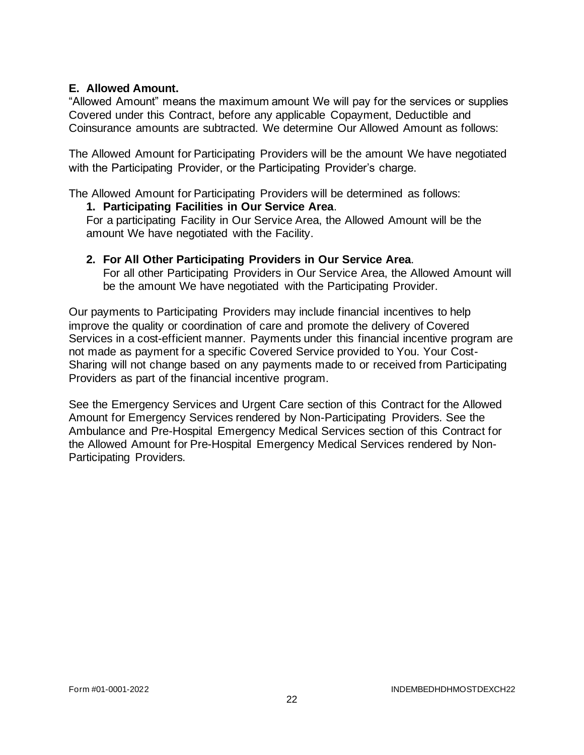## E. Allowed Amount.

"Allowed Amount" means the maximum amount We will pay for the services or supplies Covered under this Contract, before any applicable Copayment, Deductible and Coinsurance amounts are subtracted. We determine Our Allowed Amount as follows:

The Allowed Amount for Participating Providers will be the amount We have negotiated with the Participating Provider, or the Participating Provider's charge.

The Allowed Amount for Participating Providers will be determined as follows:

1. **Participating Facilities in Our Service Area**.
   For a participating Facility in Our Service Area, the Allowed Amount will be the amount We have negotiated with the Facility.

2. **For All Other Participating Providers in Our Service Area**.
   For all other Participating Providers in Our Service Area, the Allowed Amount will be the amount We have negotiated with the Participating Provider.

Our payments to Participating Providers may include financial incentives to help improve the quality or coordination of care and promote the delivery of Covered Services in a cost-efficient manner. Payments under this financial incentive program are not made as payment for a specific Covered Service provided to You. Your Cost-Sharing will not change based on any payments made to or received from Participating Providers as part of the financial incentive program.

See the Emergency Services and Urgent Care section of this Contract for the Allowed Amount for Emergency Services rendered by Non-Participating Providers. See the Ambulance and Pre-Hospital Emergency Medical Services section of this Contract for the Allowed Amount for Pre-Hospital Emergency Medical Services rendered by Non-Participating Providers.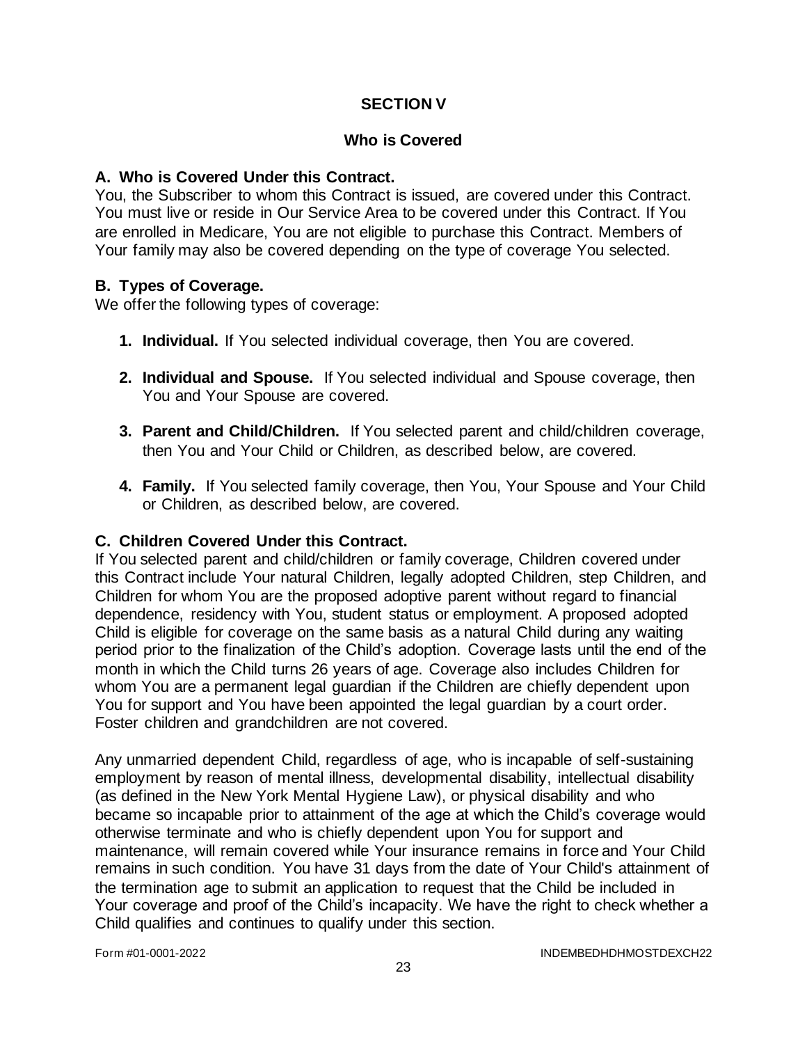# SECTION V

## Who is Covered

### A. Who is Covered Under this Contract.

You, the Subscriber to whom this Contract is issued, are covered under this Contract. You must live or reside in Our Service Area to be covered under this Contract. If You are enrolled in Medicare, You are not eligible to purchase this Contract. Members of Your family may also be covered depending on the type of coverage You selected.

### B. Types of Coverage.

We offer the following types of coverage:

1. **Individual.** If You selected individual coverage, then You are covered.

2. **Individual and Spouse.** If You selected individual and Spouse coverage, then You and Your Spouse are covered.

3. **Parent and Child/Children.** If You selected parent and child/children coverage, then You and Your Child or Children, as described below, are covered.

4. **Family.** If You selected family coverage, then You, Your Spouse and Your Child or Children, as described below, are covered.

### C. Children Covered Under this Contract.

If You selected parent and child/children or family coverage, Children covered under this Contract include Your natural Children, legally adopted Children, step Children, and Children for whom You are the proposed adoptive parent without regard to financial dependence, residency with You, student status or employment. A proposed adopted Child is eligible for coverage on the same basis as a natural Child during any waiting period prior to the finalization of the Child's adoption. Coverage lasts until the end of the month in which the Child turns 26 years of age. Coverage also includes Children for whom You are a permanent legal guardian if the Children are chiefly dependent upon You for support and You have been appointed the legal guardian by a court order. Foster children and grandchildren are not covered.

Any unmarried dependent Child, regardless of age, who is incapable of self-sustaining employment by reason of mental illness, developmental disability, intellectual disability (as defined in the New York Mental Hygiene Law), or physical disability and who became so incapable prior to attainment of the age at which the Child's coverage would otherwise terminate and who is chiefly dependent upon You for support and maintenance, will remain covered while Your insurance remains in force and Your Child remains in such condition. You have 31 days from the date of Your Child's attainment of the termination age to submit an application to request that the Child be included in Your coverage and proof of the Child's incapacity. We have the right to check whether a Child qualifies and continues to qualify under this section.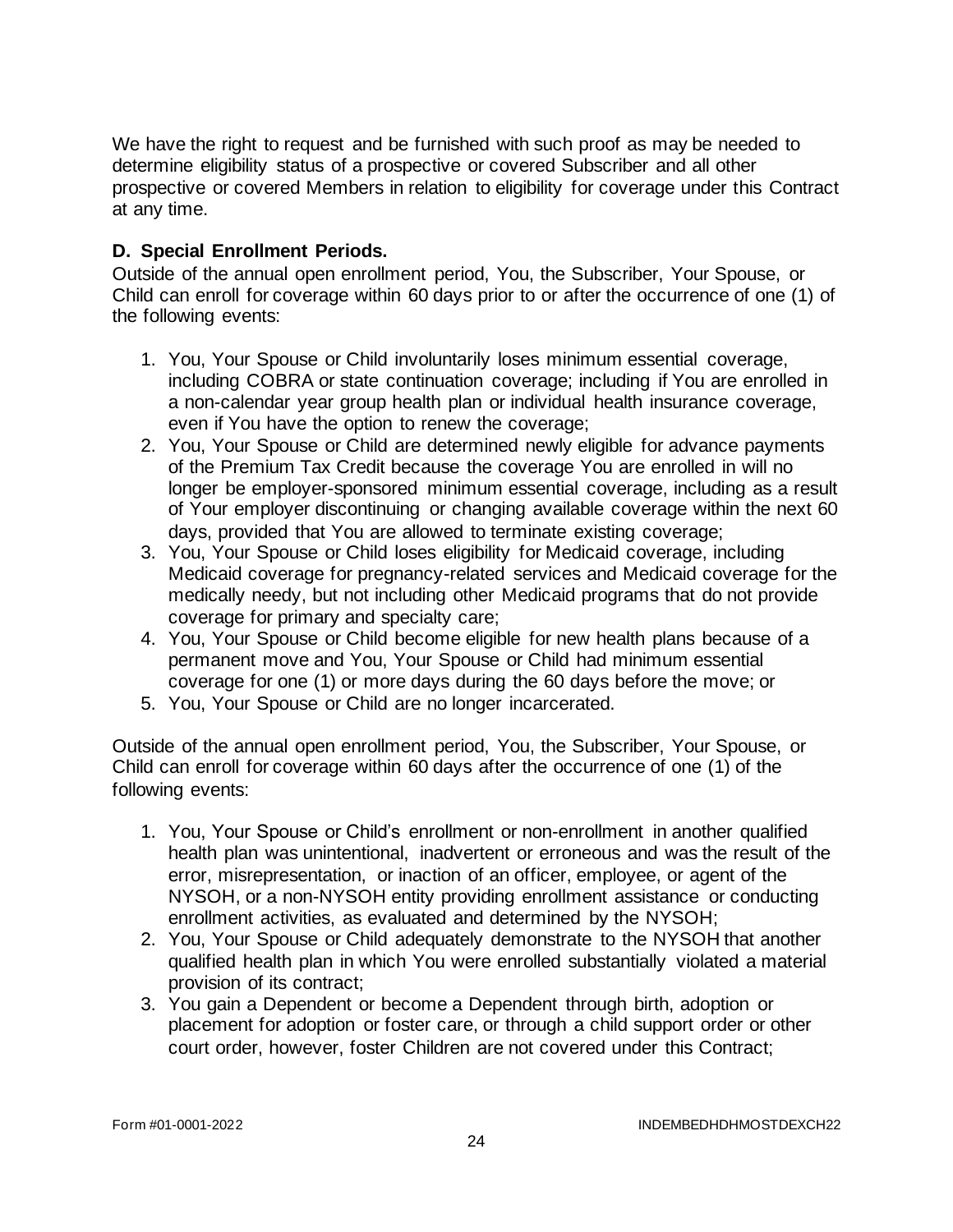We have the right to request and be furnished with such proof as may be needed to determine eligibility status of a prospective or covered Subscriber and all other prospective or covered Members in relation to eligibility for coverage under this Contract at any time.

**D. Special Enrollment Periods.**

Outside of the annual open enrollment period, You, the Subscriber, Your Spouse, or Child can enroll for coverage within 60 days prior to or after the occurrence of one (1) of the following events:

1. You, Your Spouse or Child involuntarily loses minimum essential coverage, including COBRA or state continuation coverage; including if You are enrolled in a non-calendar year group health plan or individual health insurance coverage, even if You have the option to renew the coverage;
2. You, Your Spouse or Child are determined newly eligible for advance payments of the Premium Tax Credit because the coverage You are enrolled in will no longer be employer-sponsored minimum essential coverage, including as a result of Your employer discontinuing or changing available coverage within the next 60 days, provided that You are allowed to terminate existing coverage;
3. You, Your Spouse or Child loses eligibility for Medicaid coverage, including Medicaid coverage for pregnancy-related services and Medicaid coverage for the medically needy, but not including other Medicaid programs that do not provide coverage for primary and specialty care;
4. You, Your Spouse or Child become eligible for new health plans because of a permanent move and You, Your Spouse or Child had minimum essential coverage for one (1) or more days during the 60 days before the move; or
5. You, Your Spouse or Child are no longer incarcerated.

Outside of the annual open enrollment period, You, the Subscriber, Your Spouse, or Child can enroll for coverage within 60 days after the occurrence of one (1) of the following events:

1. You, Your Spouse or Child's enrollment or non-enrollment in another qualified health plan was unintentional, inadvertent or erroneous and was the result of the error, misrepresentation, or inaction of an officer, employee, or agent of the NYSOH, or a non-NYSOH entity providing enrollment assistance or conducting enrollment activities, as evaluated and determined by the NYSOH;
2. You, Your Spouse or Child adequately demonstrate to the NYSOH that another qualified health plan in which You were enrolled substantially violated a material provision of its contract;
3. You gain a Dependent or become a Dependent through birth, adoption or placement for adoption or foster care, or through a child support order or other court order, however, foster Children are not covered under this Contract;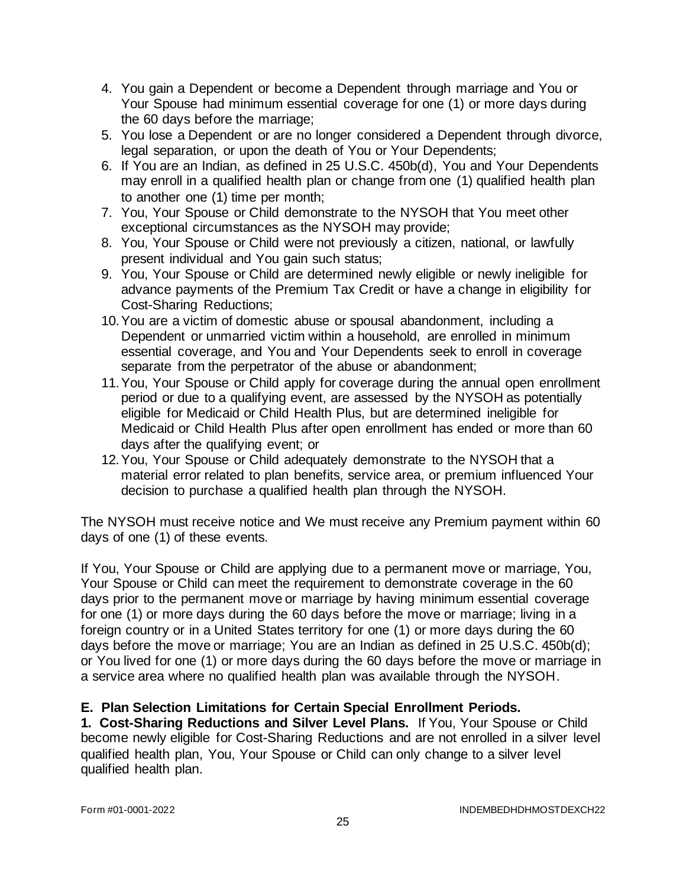4. You gain a Dependent or become a Dependent through marriage and You or Your Spouse had minimum essential coverage for one (1) or more days during the 60 days before the marriage;
5. You lose a Dependent or are no longer considered a Dependent through divorce, legal separation, or upon the death of You or Your Dependents;
6. If You are an Indian, as defined in 25 U.S.C. 450b(d), You and Your Dependents may enroll in a qualified health plan or change from one (1) qualified health plan to another one (1) time per month;
7. You, Your Spouse or Child demonstrate to the NYSOH that You meet other exceptional circumstances as the NYSOH may provide;
8. You, Your Spouse or Child were not previously a citizen, national, or lawfully present individual and You gain such status;
9. You, Your Spouse or Child are determined newly eligible or newly ineligible for advance payments of the Premium Tax Credit or have a change in eligibility for Cost-Sharing Reductions;
10. You are a victim of domestic abuse or spousal abandonment, including a Dependent or unmarried victim within a household, are enrolled in minimum essential coverage, and You and Your Dependents seek to enroll in coverage separate from the perpetrator of the abuse or abandonment;
11. You, Your Spouse or Child apply for coverage during the annual open enrollment period or due to a qualifying event, are assessed by the NYSOH as potentially eligible for Medicaid or Child Health Plus, but are determined ineligible for Medicaid or Child Health Plus after open enrollment has ended or more than 60 days after the qualifying event; or
12. You, Your Spouse or Child adequately demonstrate to the NYSOH that a material error related to plan benefits, service area, or premium influenced Your decision to purchase a qualified health plan through the NYSOH.

The NYSOH must receive notice and We must receive any Premium payment within 60 days of one (1) of these events.

If You, Your Spouse or Child are applying due to a permanent move or marriage, You, Your Spouse or Child can meet the requirement to demonstrate coverage in the 60 days prior to the permanent move or marriage by having minimum essential coverage for one (1) or more days during the 60 days before the move or marriage; living in a foreign country or in a United States territory for one (1) or more days during the 60 days before the move or marriage; You are an Indian as defined in 25 U.S.C. 450b(d); or You lived for one (1) or more days during the 60 days before the move or marriage in a service area where no qualified health plan was available through the NYSOH.

**E. Plan Selection Limitations for Certain Special Enrollment Periods.**

**1. Cost-Sharing Reductions and Silver Level Plans.** If You, Your Spouse or Child become newly eligible for Cost-Sharing Reductions and are not enrolled in a silver level qualified health plan, You, Your Spouse or Child can only change to a silver level qualified health plan.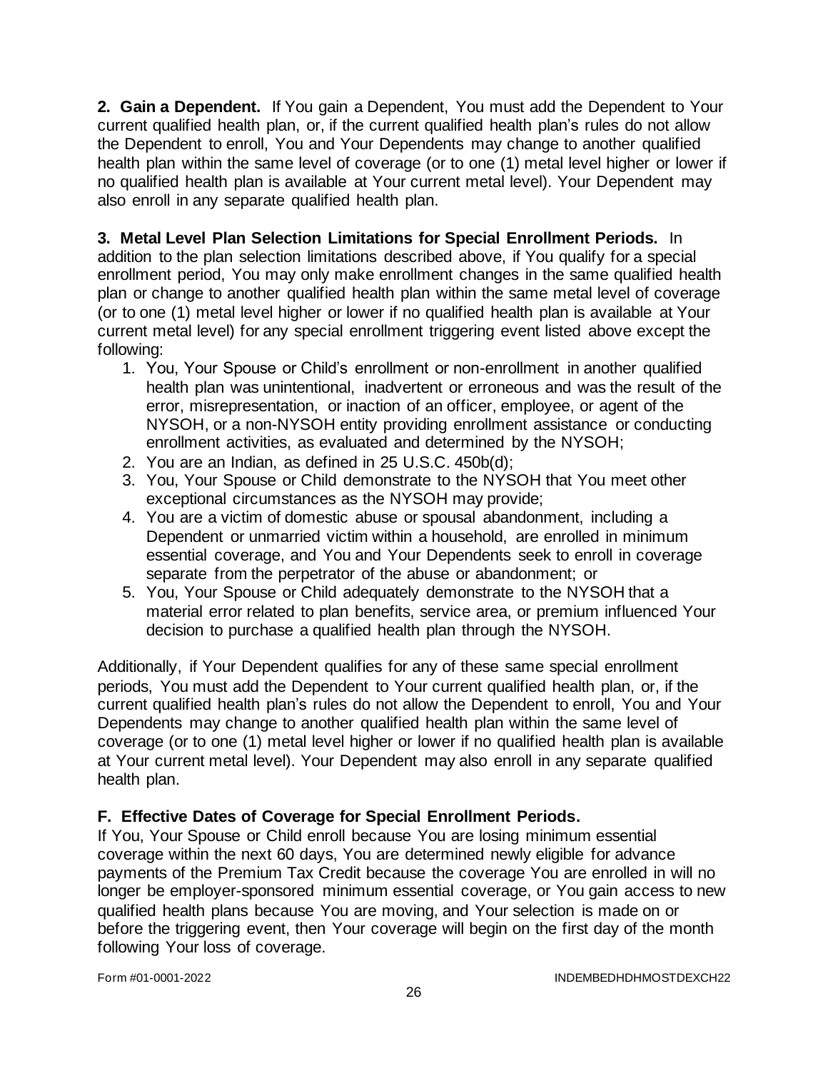**2. Gain a Dependent.** If You gain a Dependent, You must add the Dependent to Your current qualified health plan, or, if the current qualified health plan's rules do not allow the Dependent to enroll, You and Your Dependents may change to another qualified health plan within the same level of coverage (or to one (1) metal level higher or lower if no qualified health plan is available at Your current metal level). Your Dependent may also enroll in any separate qualified health plan.

**3. Metal Level Plan Selection Limitations for Special Enrollment Periods.** In addition to the plan selection limitations described above, if You qualify for a special enrollment period, You may only make enrollment changes in the same qualified health plan or change to another qualified health plan within the same metal level of coverage (or to one (1) metal level higher or lower if no qualified health plan is available at Your current metal level) for any special enrollment triggering event listed above except the following:

1. You, Your Spouse or Child's enrollment or non-enrollment in another qualified health plan was unintentional, inadvertent or erroneous and was the result of the error, misrepresentation, or inaction of an officer, employee, or agent of the NYSOH, or a non-NYSOH entity providing enrollment assistance or conducting enrollment activities, as evaluated and determined by the NYSOH;
2. You are an Indian, as defined in 25 U.S.C. 450b(d);
3. You, Your Spouse or Child demonstrate to the NYSOH that You meet other exceptional circumstances as the NYSOH may provide;
4. You are a victim of domestic abuse or spousal abandonment, including a Dependent or unmarried victim within a household, are enrolled in minimum essential coverage, and You and Your Dependents seek to enroll in coverage separate from the perpetrator of the abuse or abandonment; or
5. You, Your Spouse or Child adequately demonstrate to the NYSOH that a material error related to plan benefits, service area, or premium influenced Your decision to purchase a qualified health plan through the NYSOH.

Additionally, if Your Dependent qualifies for any of these same special enrollment periods, You must add the Dependent to Your current qualified health plan, or, if the current qualified health plan's rules do not allow the Dependent to enroll, You and Your Dependents may change to another qualified health plan within the same level of coverage (or to one (1) metal level higher or lower if no qualified health plan is available at Your current metal level). Your Dependent may also enroll in any separate qualified health plan.

**F. Effective Dates of Coverage for Special Enrollment Periods.**

If You, Your Spouse or Child enroll because You are losing minimum essential coverage within the next 60 days, You are determined newly eligible for advance payments of the Premium Tax Credit because the coverage You are enrolled in will no longer be employer-sponsored minimum essential coverage, or You gain access to new qualified health plans because You are moving, and Your selection is made on or before the triggering event, then Your coverage will begin on the first day of the month following Your loss of coverage.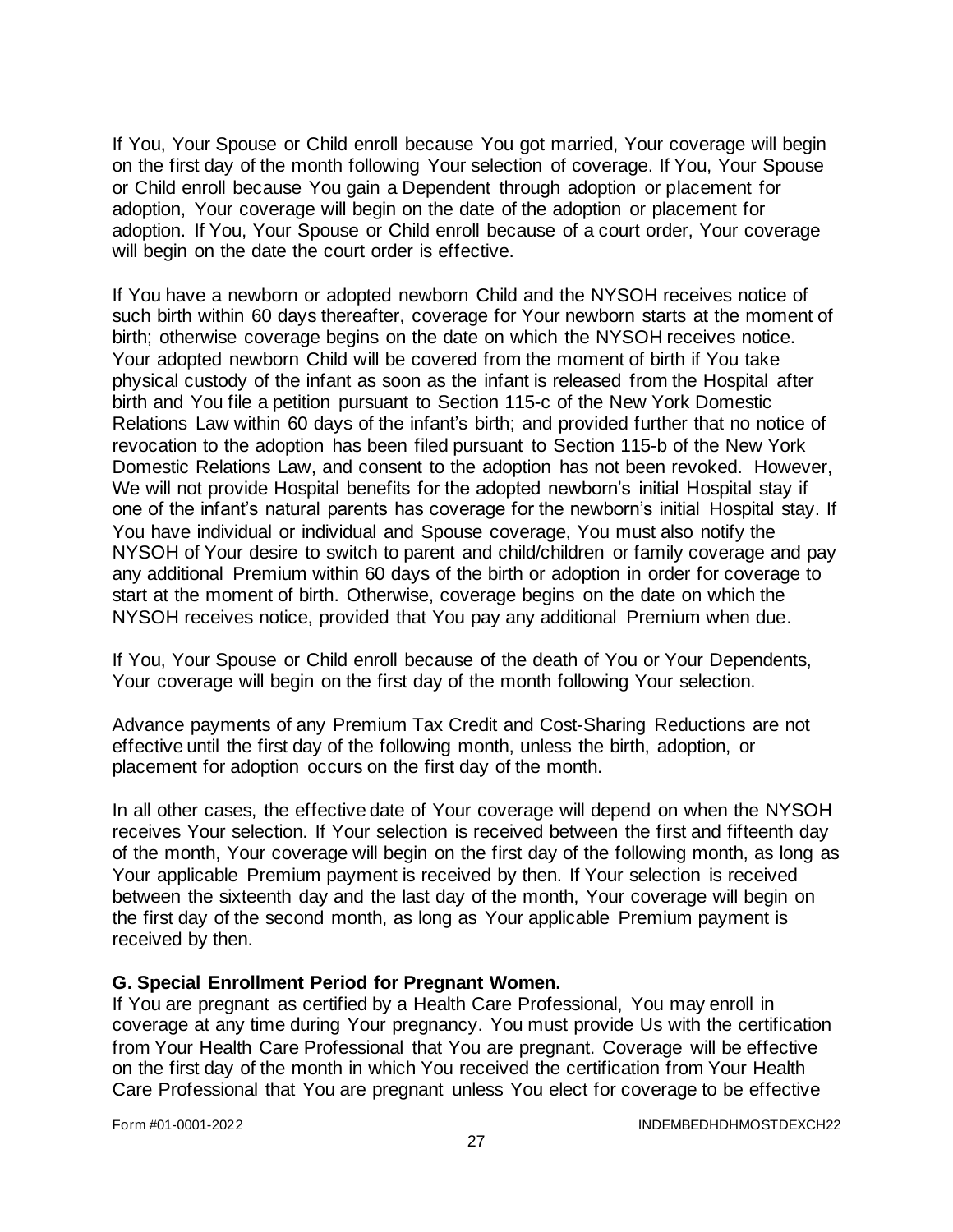If You, Your Spouse or Child enroll because You got married, Your coverage will begin on the first day of the month following Your selection of coverage. If You, Your Spouse or Child enroll because You gain a Dependent through adoption or placement for adoption, Your coverage will begin on the date of the adoption or placement for adoption. If You, Your Spouse or Child enroll because of a court order, Your coverage will begin on the date the court order is effective.

If You have a newborn or adopted newborn Child and the NYSOH receives notice of such birth within 60 days thereafter, coverage for Your newborn starts at the moment of birth; otherwise coverage begins on the date on which the NYSOH receives notice. Your adopted newborn Child will be covered from the moment of birth if You take physical custody of the infant as soon as the infant is released from the Hospital after birth and You file a petition pursuant to Section 115-c of the New York Domestic Relations Law within 60 days of the infant's birth; and provided further that no notice of revocation to the adoption has been filed pursuant to Section 115-b of the New York Domestic Relations Law, and consent to the adoption has not been revoked. However, We will not provide Hospital benefits for the adopted newborn's initial Hospital stay if one of the infant's natural parents has coverage for the newborn's initial Hospital stay. If You have individual or individual and Spouse coverage, You must also notify the NYSOH of Your desire to switch to parent and child/children or family coverage and pay any additional Premium within 60 days of the birth or adoption in order for coverage to start at the moment of birth. Otherwise, coverage begins on the date on which the NYSOH receives notice, provided that You pay any additional Premium when due.

If You, Your Spouse or Child enroll because of the death of You or Your Dependents, Your coverage will begin on the first day of the month following Your selection.

Advance payments of any Premium Tax Credit and Cost-Sharing Reductions are not effective until the first day of the following month, unless the birth, adoption, or placement for adoption occurs on the first day of the month.

In all other cases, the effective date of Your coverage will depend on when the NYSOH receives Your selection. If Your selection is received between the first and fifteenth day of the month, Your coverage will begin on the first day of the following month, as long as Your applicable Premium payment is received by then. If Your selection is received between the sixteenth day and the last day of the month, Your coverage will begin on the first day of the second month, as long as Your applicable Premium payment is received by then.

**G. Special Enrollment Period for Pregnant Women.**

If You are pregnant as certified by a Health Care Professional, You may enroll in coverage at any time during Your pregnancy. You must provide Us with the certification from Your Health Care Professional that You are pregnant. Coverage will be effective on the first day of the month in which You received the certification from Your Health Care Professional that You are pregnant unless You elect for coverage to be effective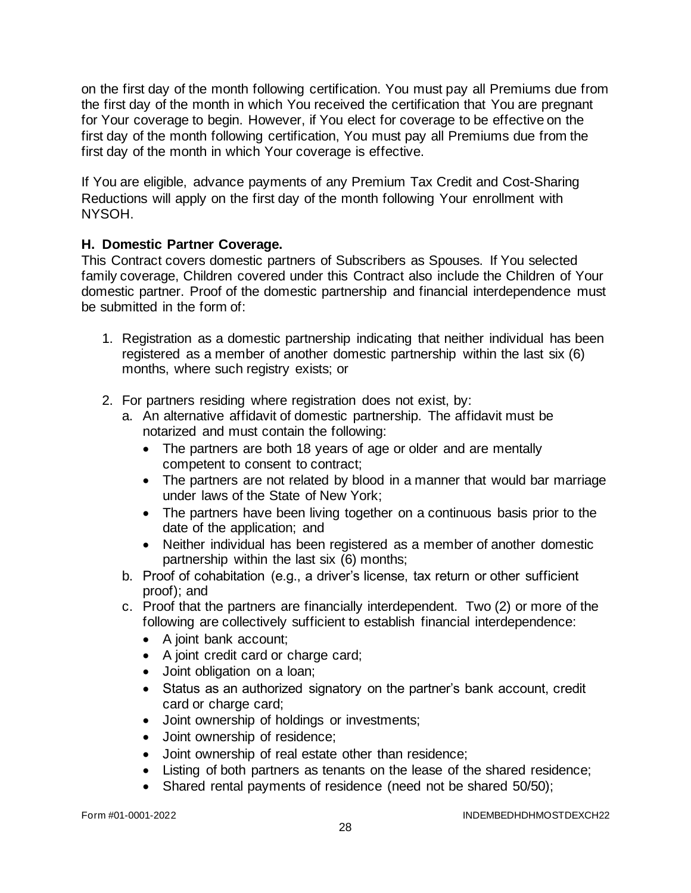on the first day of the month following certification. You must pay all Premiums due from the first day of the month in which You received the certification that You are pregnant for Your coverage to begin. However, if You elect for coverage to be effective on the first day of the month following certification, You must pay all Premiums due from the first day of the month in which Your coverage is effective.

If You are eligible, advance payments of any Premium Tax Credit and Cost-Sharing Reductions will apply on the first day of the month following Your enrollment with NYSOH.

**H. Domestic Partner Coverage.**

This Contract covers domestic partners of Subscribers as Spouses. If You selected family coverage, Children covered under this Contract also include the Children of Your domestic partner. Proof of the domestic partnership and financial interdependence must be submitted in the form of:

1. Registration as a domestic partnership indicating that neither individual has been registered as a member of another domestic partnership within the last six (6) months, where such registry exists; or
2. For partners residing where registration does not exist, by:
   a. An alternative affidavit of domestic partnership. The affidavit must be notarized and must contain the following:
      - The partners are both 18 years of age or older and are mentally competent to consent to contract;
      - The partners are not related by blood in a manner that would bar marriage under laws of the State of New York;
      - The partners have been living together on a continuous basis prior to the date of the application; and
      - Neither individual has been registered as a member of another domestic partnership within the last six (6) months;

   b. Proof of cohabitation (e.g., a driver's license, tax return or other sufficient proof); and

   c. Proof that the partners are financially interdependent. Two (2) or more of the following are collectively sufficient to establish financial interdependence:
      - A joint bank account;
      - A joint credit card or charge card;
      - Joint obligation on a loan;
      - Status as an authorized signatory on the partner's bank account, credit card or charge card;
      - Joint ownership of holdings or investments;
      - Joint ownership of residence;
      - Joint ownership of real estate other than residence;
      - Listing of both partners as tenants on the lease of the shared residence;
      - Shared rental payments of residence (need not be shared 50/50);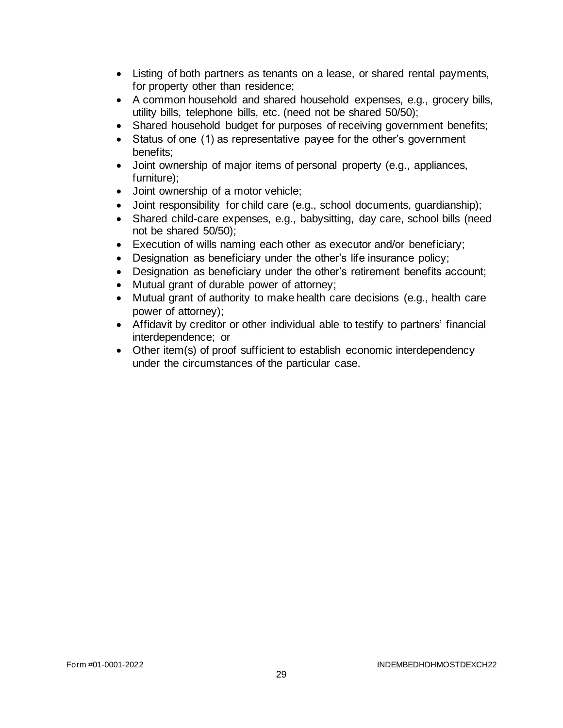- Listing of both partners as tenants on a lease, or shared rental payments, for property other than residence;
- A common household and shared household expenses, e.g., grocery bills, utility bills, telephone bills, etc. (need not be shared 50/50);
- Shared household budget for purposes of receiving government benefits;
- Status of one (1) as representative payee for the other's government benefits;
- Joint ownership of major items of personal property (e.g., appliances, furniture);
- Joint ownership of a motor vehicle;
- Joint responsibility for child care (e.g., school documents, guardianship);
- Shared child-care expenses, e.g., babysitting, day care, school bills (need not be shared 50/50);
- Execution of wills naming each other as executor and/or beneficiary;
- Designation as beneficiary under the other's life insurance policy;
- Designation as beneficiary under the other's retirement benefits account;
- Mutual grant of durable power of attorney;
- Mutual grant of authority to make health care decisions (e.g., health care power of attorney);
- Affidavit by creditor or other individual able to testify to partners' financial interdependence; or
- Other item(s) of proof sufficient to establish economic interdependency under the circumstances of the particular case.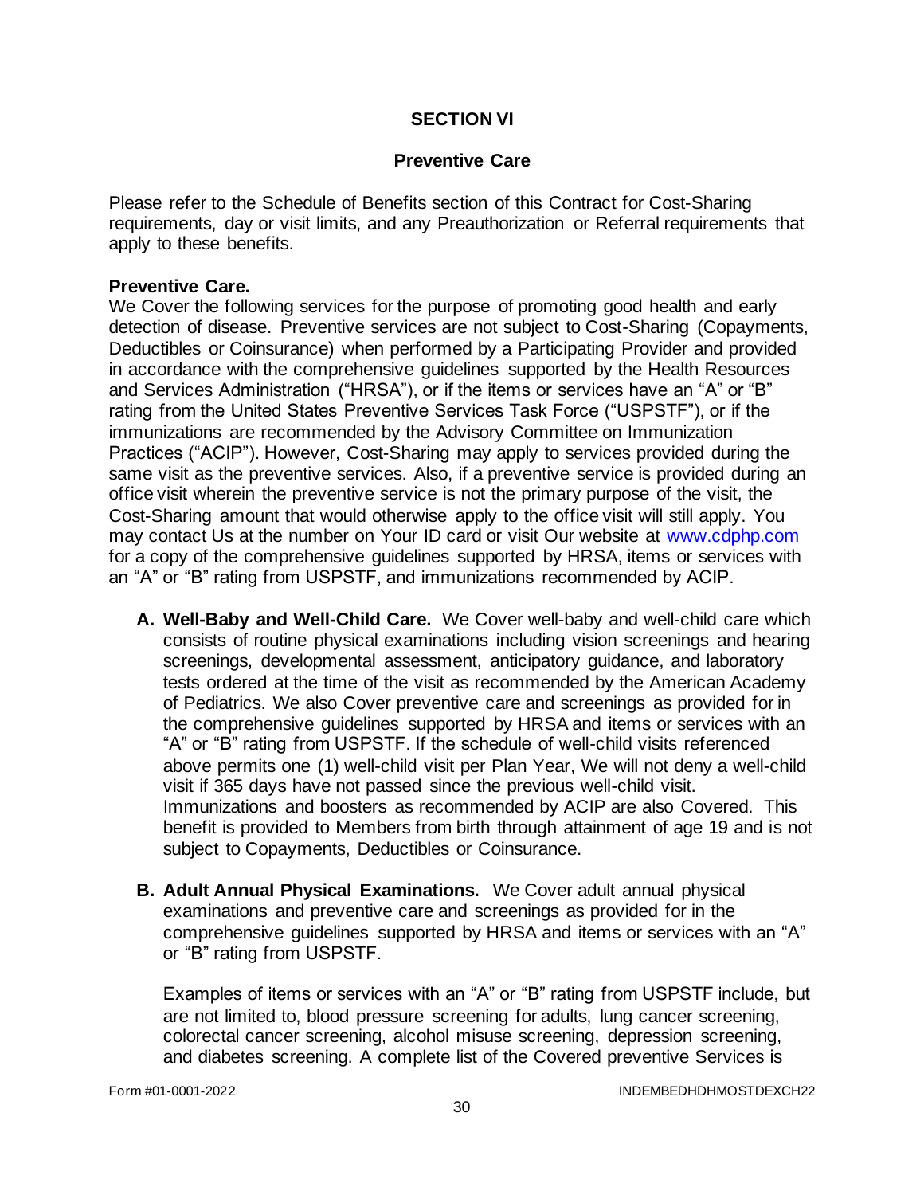# SECTION VI

## Preventive Care

Please refer to the Schedule of Benefits section of this Contract for Cost-Sharing requirements, day or visit limits, and any Preauthorization or Referral requirements that apply to these benefits.

**Preventive Care.**
We Cover the following services for the purpose of promoting good health and early detection of disease. Preventive services are not subject to Cost-Sharing (Copayments, Deductibles or Coinsurance) when performed by a Participating Provider and provided in accordance with the comprehensive guidelines supported by the Health Resources and Services Administration ("HRSA"), or if the items or services have an "A" or "B" rating from the United States Preventive Services Task Force ("USPSTF"), or if the immunizations are recommended by the Advisory Committee on Immunization Practices ("ACIP"). However, Cost-Sharing may apply to services provided during the same visit as the preventive services. Also, if a preventive service is provided during an office visit wherein the preventive service is not the primary purpose of the visit, the Cost-Sharing amount that would otherwise apply to the office visit will still apply. You may contact Us at the number on Your ID card or visit Our website at www.cdphp.com for a copy of the comprehensive guidelines supported by HRSA, items or services with an "A" or "B" rating from USPSTF, and immunizations recommended by ACIP.

**A. Well-Baby and Well-Child Care.** We Cover well-baby and well-child care which consists of routine physical examinations including vision screenings and hearing screenings, developmental assessment, anticipatory guidance, and laboratory tests ordered at the time of the visit as recommended by the American Academy of Pediatrics. We also Cover preventive care and screenings as provided for in the comprehensive guidelines supported by HRSA and items or services with an "A" or "B" rating from USPSTF. If the schedule of well-child visits referenced above permits one (1) well-child visit per Plan Year, We will not deny a well-child visit if 365 days have not passed since the previous well-child visit. Immunizations and boosters as recommended by ACIP are also Covered. This benefit is provided to Members from birth through attainment of age 19 and is not subject to Copayments, Deductibles or Coinsurance.

**B. Adult Annual Physical Examinations.** We Cover adult annual physical examinations and preventive care and screenings as provided for in the comprehensive guidelines supported by HRSA and items or services with an "A" or "B" rating from USPSTF.

Examples of items or services with an "A" or "B" rating from USPSTF include, but are not limited to, blood pressure screening for adults, lung cancer screening, colorectal cancer screening, alcohol misuse screening, depression screening, and diabetes screening. A complete list of the Covered preventive Services is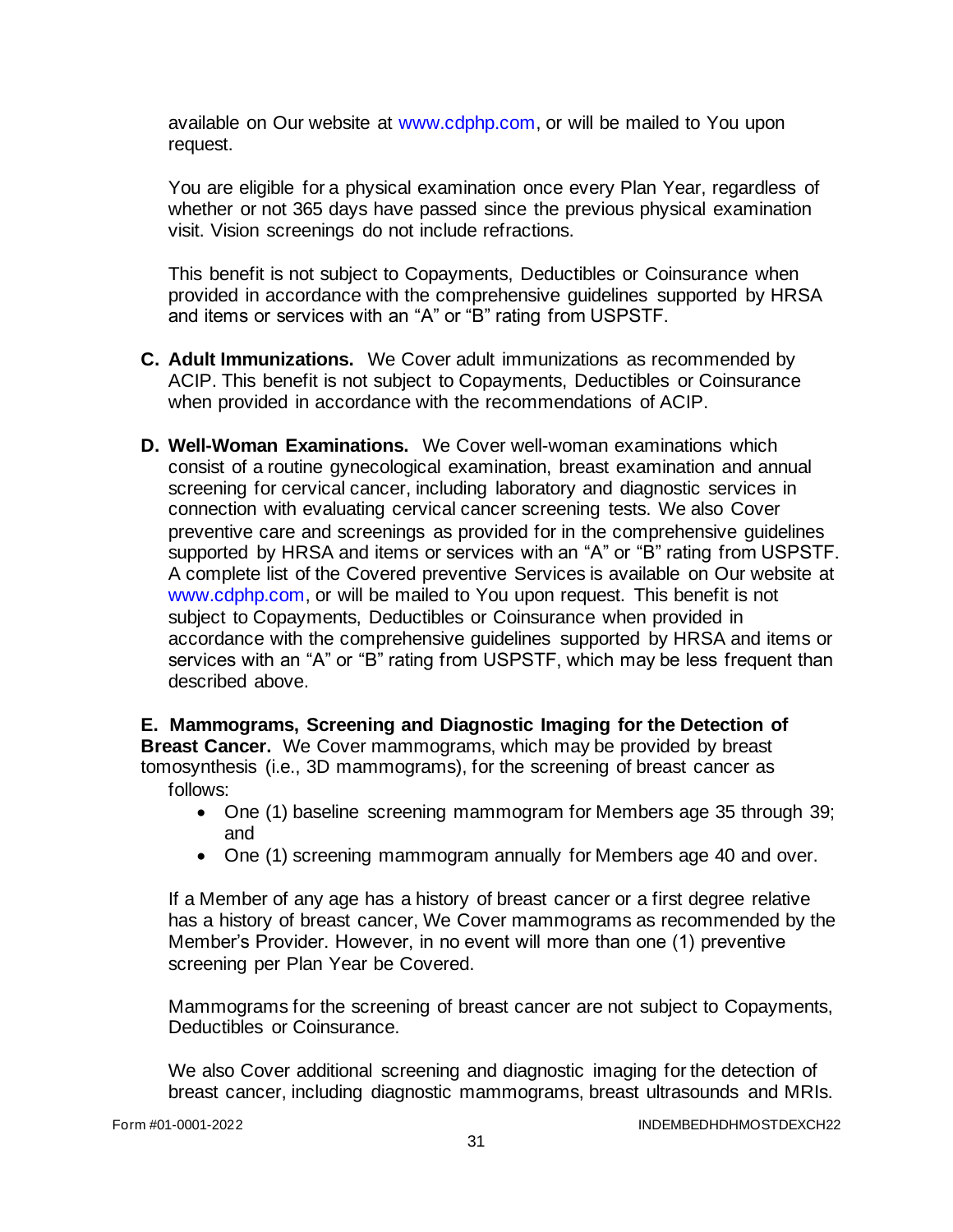available on Our website at www.cdphp.com, or will be mailed to You upon request.

You are eligible for a physical examination once every Plan Year, regardless of whether or not 365 days have passed since the previous physical examination visit. Vision screenings do not include refractions.

This benefit is not subject to Copayments, Deductibles or Coinsurance when provided in accordance with the comprehensive guidelines supported by HRSA and items or services with an "A" or "B" rating from USPSTF.

**C. Adult Immunizations.** We Cover adult immunizations as recommended by ACIP. This benefit is not subject to Copayments, Deductibles or Coinsurance when provided in accordance with the recommendations of ACIP.

**D. Well-Woman Examinations.** We Cover well-woman examinations which consist of a routine gynecological examination, breast examination and annual screening for cervical cancer, including laboratory and diagnostic services in connection with evaluating cervical cancer screening tests. We also Cover preventive care and screenings as provided for in the comprehensive guidelines supported by HRSA and items or services with an "A" or "B" rating from USPSTF. A complete list of the Covered preventive Services is available on Our website at www.cdphp.com, or will be mailed to You upon request. This benefit is not subject to Copayments, Deductibles or Coinsurance when provided in accordance with the comprehensive guidelines supported by HRSA and items or services with an "A" or "B" rating from USPSTF, which may be less frequent than described above.

**E. Mammograms, Screening and Diagnostic Imaging for the Detection of Breast Cancer.** We Cover mammograms, which may be provided by breast tomosynthesis (i.e., 3D mammograms), for the screening of breast cancer as follows:

- One (1) baseline screening mammogram for Members age 35 through 39; and
- One (1) screening mammogram annually for Members age 40 and over.

If a Member of any age has a history of breast cancer or a first degree relative has a history of breast cancer, We Cover mammograms as recommended by the Member's Provider. However, in no event will more than one (1) preventive screening per Plan Year be Covered.

Mammograms for the screening of breast cancer are not subject to Copayments, Deductibles or Coinsurance.

We also Cover additional screening and diagnostic imaging for the detection of breast cancer, including diagnostic mammograms, breast ultrasounds and MRIs.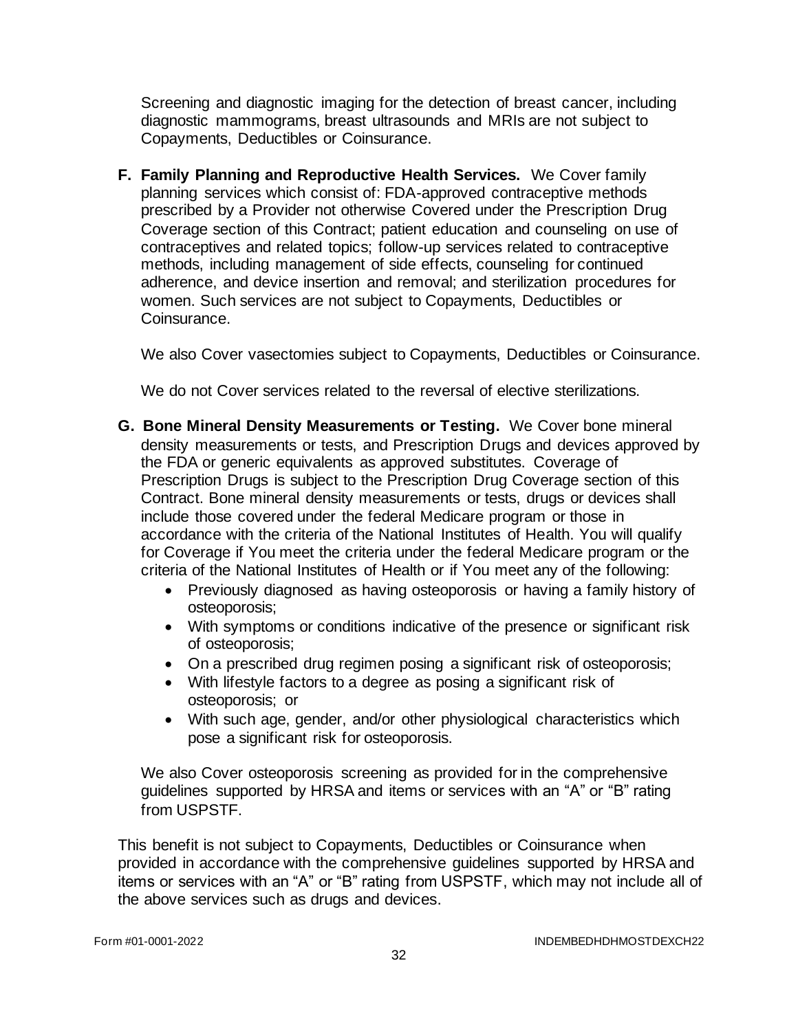Screening and diagnostic imaging for the detection of breast cancer, including diagnostic mammograms, breast ultrasounds and MRIs are not subject to Copayments, Deductibles or Coinsurance.

**F. Family Planning and Reproductive Health Services.** We Cover family planning services which consist of: FDA-approved contraceptive methods prescribed by a Provider not otherwise Covered under the Prescription Drug Coverage section of this Contract; patient education and counseling on use of contraceptives and related topics; follow-up services related to contraceptive methods, including management of side effects, counseling for continued adherence, and device insertion and removal; and sterilization procedures for women. Such services are not subject to Copayments, Deductibles or Coinsurance.

We also Cover vasectomies subject to Copayments, Deductibles or Coinsurance.

We do not Cover services related to the reversal of elective sterilizations.

**G. Bone Mineral Density Measurements or Testing.** We Cover bone mineral density measurements or tests, and Prescription Drugs and devices approved by the FDA or generic equivalents as approved substitutes. Coverage of Prescription Drugs is subject to the Prescription Drug Coverage section of this Contract. Bone mineral density measurements or tests, drugs or devices shall include those covered under the federal Medicare program or those in accordance with the criteria of the National Institutes of Health. You will qualify for Coverage if You meet the criteria under the federal Medicare program or the criteria of the National Institutes of Health or if You meet any of the following:

- Previously diagnosed as having osteoporosis or having a family history of osteoporosis;
- With symptoms or conditions indicative of the presence or significant risk of osteoporosis;
- On a prescribed drug regimen posing a significant risk of osteoporosis;
- With lifestyle factors to a degree as posing a significant risk of osteoporosis; or
- With such age, gender, and/or other physiological characteristics which pose a significant risk for osteoporosis.

We also Cover osteoporosis screening as provided for in the comprehensive guidelines supported by HRSA and items or services with an "A" or "B" rating from USPSTF.

This benefit is not subject to Copayments, Deductibles or Coinsurance when provided in accordance with the comprehensive guidelines supported by HRSA and items or services with an "A" or "B" rating from USPSTF, which may not include all of the above services such as drugs and devices.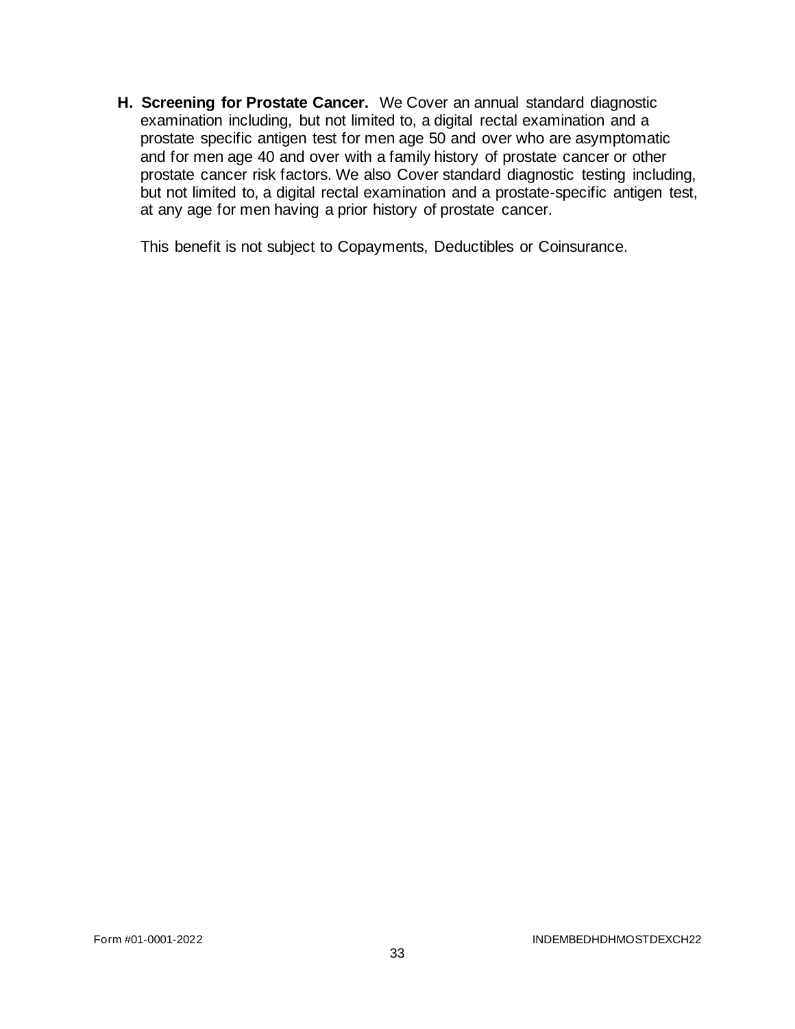**H. Screening for Prostate Cancer.** We Cover an annual standard diagnostic examination including, but not limited to, a digital rectal examination and a prostate specific antigen test for men age 50 and over who are asymptomatic and for men age 40 and over with a family history of prostate cancer or other prostate cancer risk factors. We also Cover standard diagnostic testing including, but not limited to, a digital rectal examination and a prostate-specific antigen test, at any age for men having a prior history of prostate cancer.

This benefit is not subject to Copayments, Deductibles or Coinsurance.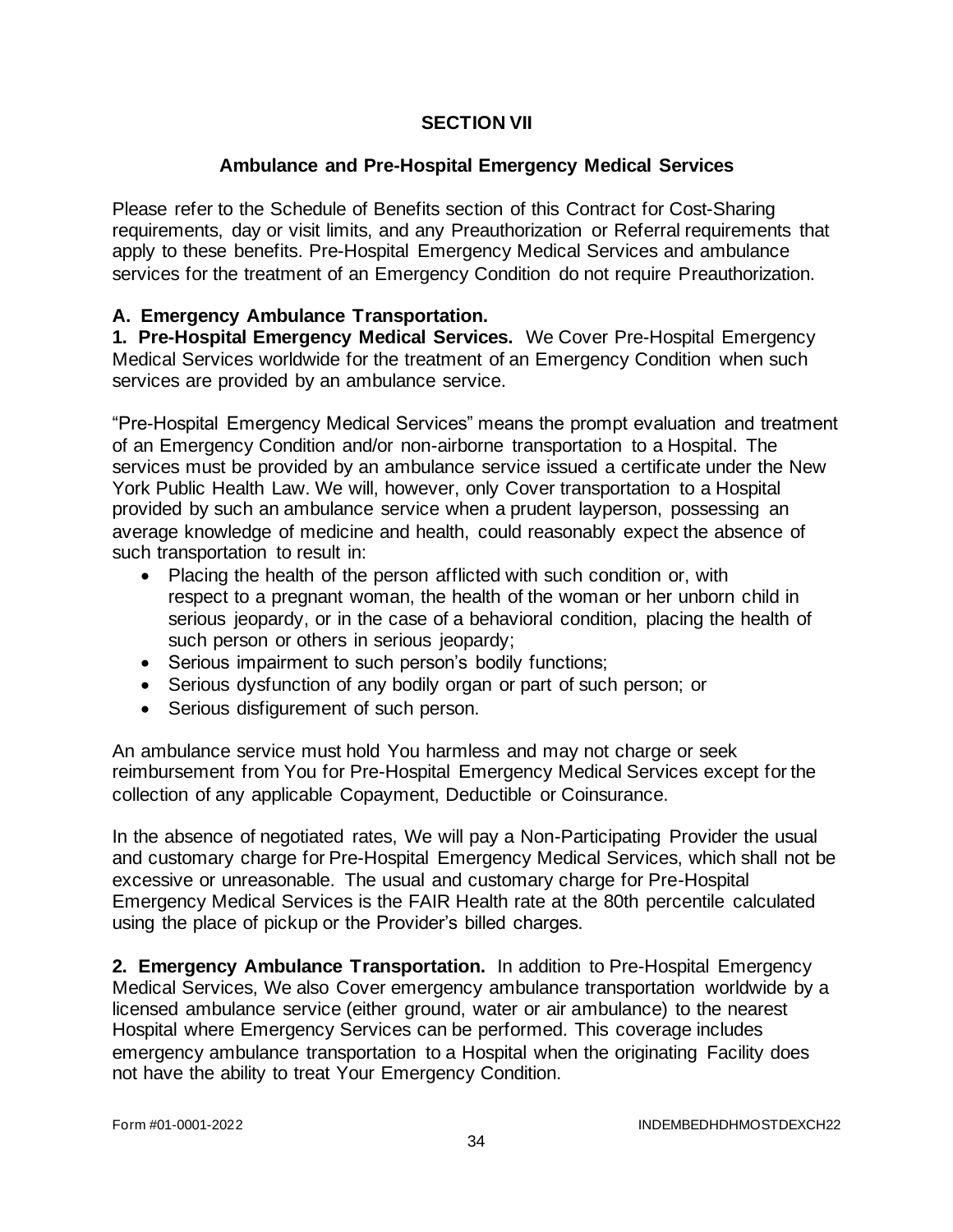## SECTION VII

### Ambulance and Pre-Hospital Emergency Medical Services

Please refer to the Schedule of Benefits section of this Contract for Cost-Sharing requirements, day or visit limits, and any Preauthorization or Referral requirements that apply to these benefits. Pre-Hospital Emergency Medical Services and ambulance services for the treatment of an Emergency Condition do not require Preauthorization.

**A. Emergency Ambulance Transportation.**

**1. Pre-Hospital Emergency Medical Services.** We Cover Pre-Hospital Emergency Medical Services worldwide for the treatment of an Emergency Condition when such services are provided by an ambulance service.

"Pre-Hospital Emergency Medical Services" means the prompt evaluation and treatment of an Emergency Condition and/or non-airborne transportation to a Hospital. The services must be provided by an ambulance service issued a certificate under the New York Public Health Law. We will, however, only Cover transportation to a Hospital provided by such an ambulance service when a prudent layperson, possessing an average knowledge of medicine and health, could reasonably expect the absence of such transportation to result in:

- Placing the health of the person afflicted with such condition or, with respect to a pregnant woman, the health of the woman or her unborn child in serious jeopardy, or in the case of a behavioral condition, placing the health of such person or others in serious jeopardy;
- Serious impairment to such person's bodily functions;
- Serious dysfunction of any bodily organ or part of such person; or
- Serious disfigurement of such person.

An ambulance service must hold You harmless and may not charge or seek reimbursement from You for Pre-Hospital Emergency Medical Services except for the collection of any applicable Copayment, Deductible or Coinsurance.

In the absence of negotiated rates, We will pay a Non-Participating Provider the usual and customary charge for Pre-Hospital Emergency Medical Services, which shall not be excessive or unreasonable. The usual and customary charge for Pre-Hospital Emergency Medical Services is the FAIR Health rate at the 80th percentile calculated using the place of pickup or the Provider's billed charges.

**2. Emergency Ambulance Transportation.** In addition to Pre-Hospital Emergency Medical Services, We also Cover emergency ambulance transportation worldwide by a licensed ambulance service (either ground, water or air ambulance) to the nearest Hospital where Emergency Services can be performed. This coverage includes emergency ambulance transportation to a Hospital when the originating Facility does not have the ability to treat Your Emergency Condition.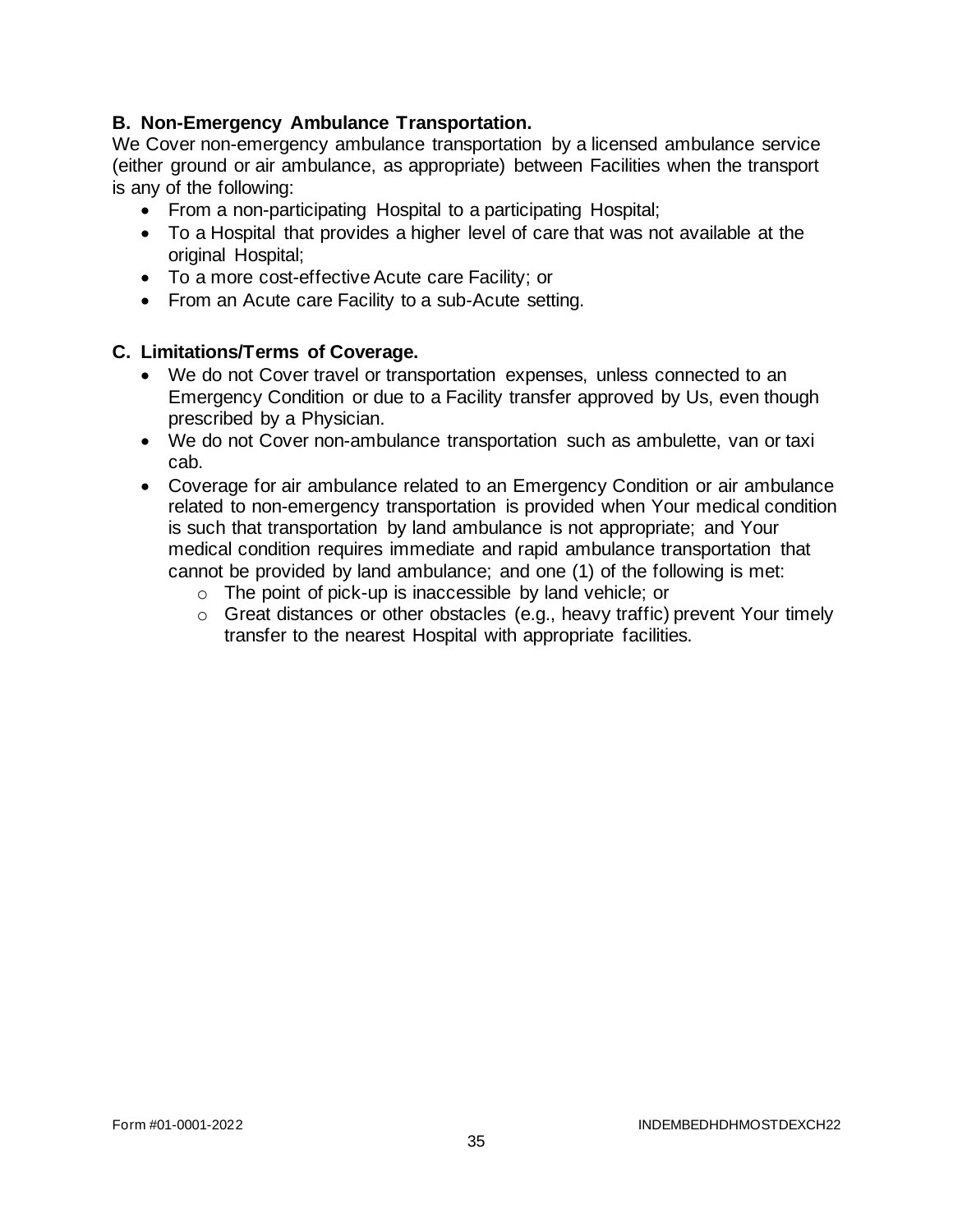**B. Non-Emergency Ambulance Transportation.**

We Cover non-emergency ambulance transportation by a licensed ambulance service (either ground or air ambulance, as appropriate) between Facilities when the transport is any of the following:

- From a non-participating Hospital to a participating Hospital;
- To a Hospital that provides a higher level of care that was not available at the original Hospital;
- To a more cost-effective Acute care Facility; or
- From an Acute care Facility to a sub-Acute setting.

**C. Limitations/Terms of Coverage.**

- We do not Cover travel or transportation expenses, unless connected to an Emergency Condition or due to a Facility transfer approved by Us, even though prescribed by a Physician.
- We do not Cover non-ambulance transportation such as ambulette, van or taxi cab.
- Coverage for air ambulance related to an Emergency Condition or air ambulance related to non-emergency transportation is provided when Your medical condition is such that transportation by land ambulance is not appropriate; and Your medical condition requires immediate and rapid ambulance transportation that cannot be provided by land ambulance; and one (1) of the following is met:
  - The point of pick-up is inaccessible by land vehicle; or
  - Great distances or other obstacles (e.g., heavy traffic) prevent Your timely transfer to the nearest Hospital with appropriate facilities.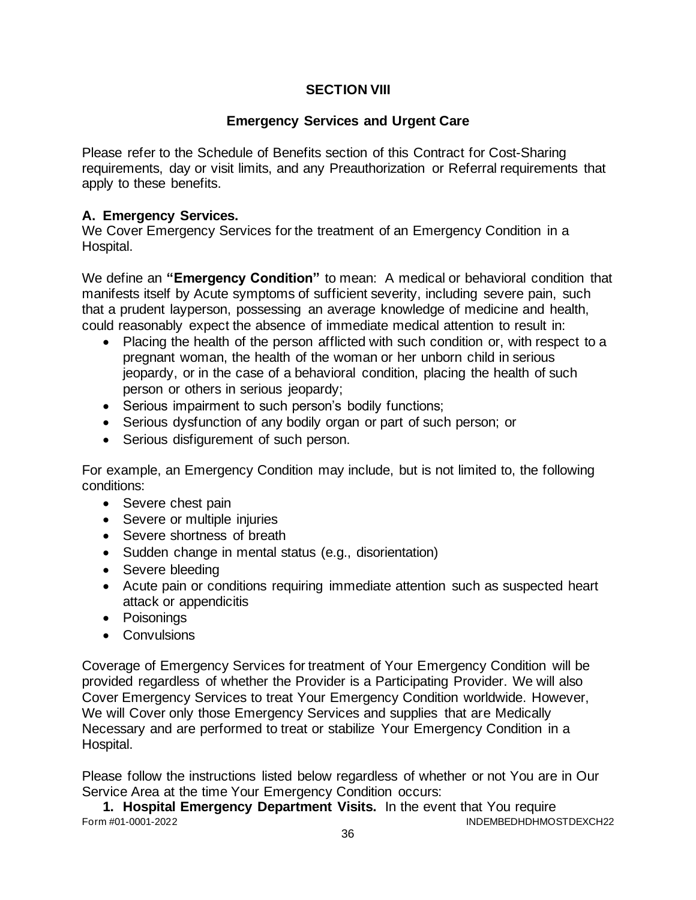# SECTION VIII

## Emergency Services and Urgent Care

Please refer to the Schedule of Benefits section of this Contract for Cost-Sharing requirements, day or visit limits, and any Preauthorization or Referral requirements that apply to these benefits.

### A. Emergency Services.

We Cover Emergency Services for the treatment of an Emergency Condition in a Hospital.

We define an **"Emergency Condition"** to mean: A medical or behavioral condition that manifests itself by Acute symptoms of sufficient severity, including severe pain, such that a prudent layperson, possessing an average knowledge of medicine and health, could reasonably expect the absence of immediate medical attention to result in:

- Placing the health of the person afflicted with such condition or, with respect to a pregnant woman, the health of the woman or her unborn child in serious jeopardy, or in the case of a behavioral condition, placing the health of such person or others in serious jeopardy;
- Serious impairment to such person's bodily functions;
- Serious dysfunction of any bodily organ or part of such person; or
- Serious disfigurement of such person.

For example, an Emergency Condition may include, but is not limited to, the following conditions:

- Severe chest pain
- Severe or multiple injuries
- Severe shortness of breath
- Sudden change in mental status (e.g., disorientation)
- Severe bleeding
- Acute pain or conditions requiring immediate attention such as suspected heart attack or appendicitis
- Poisonings
- Convulsions

Coverage of Emergency Services for treatment of Your Emergency Condition will be provided regardless of whether the Provider is a Participating Provider. We will also Cover Emergency Services to treat Your Emergency Condition worldwide. However, We will Cover only those Emergency Services and supplies that are Medically Necessary and are performed to treat or stabilize Your Emergency Condition in a Hospital.

Please follow the instructions listed below regardless of whether or not You are in Our Service Area at the time Your Emergency Condition occurs:

1. **Hospital Emergency Department Visits.** In the event that You require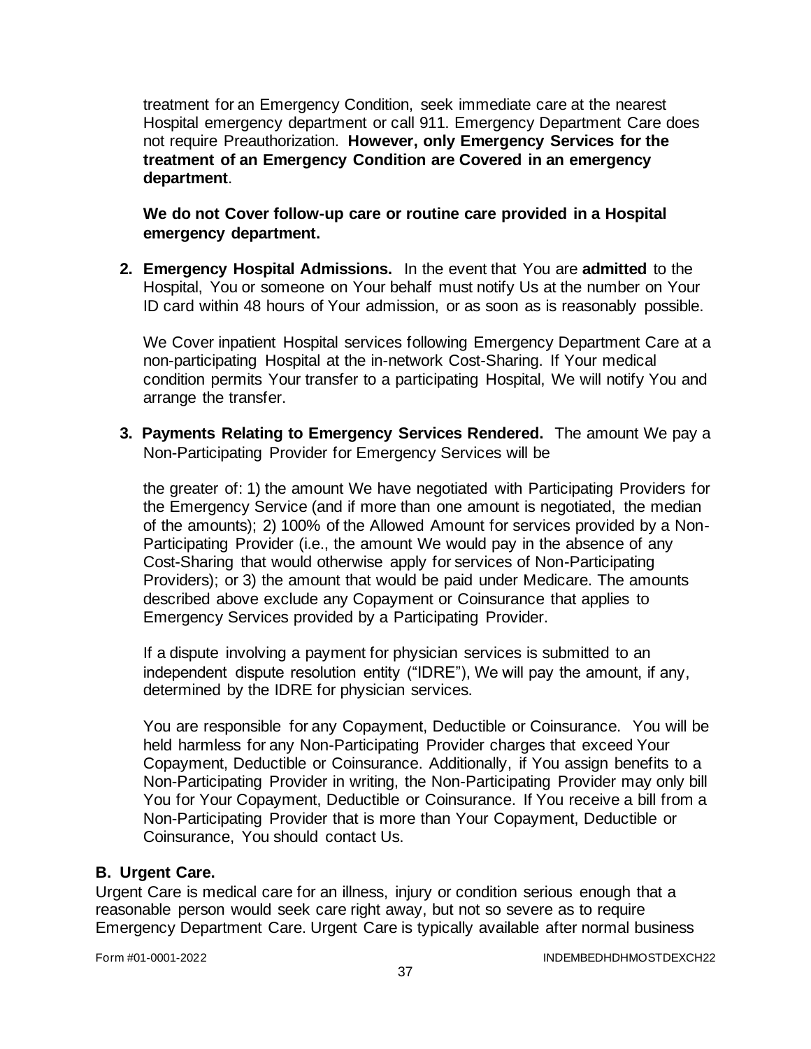treatment for an Emergency Condition, seek immediate care at the nearest Hospital emergency department or call 911. Emergency Department Care does not require Preauthorization. **However, only Emergency Services for the treatment of an Emergency Condition are Covered in an emergency department**.

**We do not Cover follow-up care or routine care provided in a Hospital emergency department.**

2. **Emergency Hospital Admissions.** In the event that You are **admitted** to the Hospital, You or someone on Your behalf must notify Us at the number on Your ID card within 48 hours of Your admission, or as soon as is reasonably possible.

   We Cover inpatient Hospital services following Emergency Department Care at a non-participating Hospital at the in-network Cost-Sharing. If Your medical condition permits Your transfer to a participating Hospital, We will notify You and arrange the transfer.

3. **Payments Relating to Emergency Services Rendered.** The amount We pay a Non-Participating Provider for Emergency Services will be

   the greater of: 1) the amount We have negotiated with Participating Providers for the Emergency Service (and if more than one amount is negotiated, the median of the amounts); 2) 100% of the Allowed Amount for services provided by a Non-Participating Provider (i.e., the amount We would pay in the absence of any Cost-Sharing that would otherwise apply for services of Non-Participating Providers); or 3) the amount that would be paid under Medicare. The amounts described above exclude any Copayment or Coinsurance that applies to Emergency Services provided by a Participating Provider.

   If a dispute involving a payment for physician services is submitted to an independent dispute resolution entity ("IDRE"), We will pay the amount, if any, determined by the IDRE for physician services.

   You are responsible for any Copayment, Deductible or Coinsurance. You will be held harmless for any Non-Participating Provider charges that exceed Your Copayment, Deductible or Coinsurance. Additionally, if You assign benefits to a Non-Participating Provider in writing, the Non-Participating Provider may only bill You for Your Copayment, Deductible or Coinsurance. If You receive a bill from a Non-Participating Provider that is more than Your Copayment, Deductible or Coinsurance, You should contact Us.

## B. Urgent Care.

Urgent Care is medical care for an illness, injury or condition serious enough that a reasonable person would seek care right away, but not so severe as to require Emergency Department Care. Urgent Care is typically available after normal business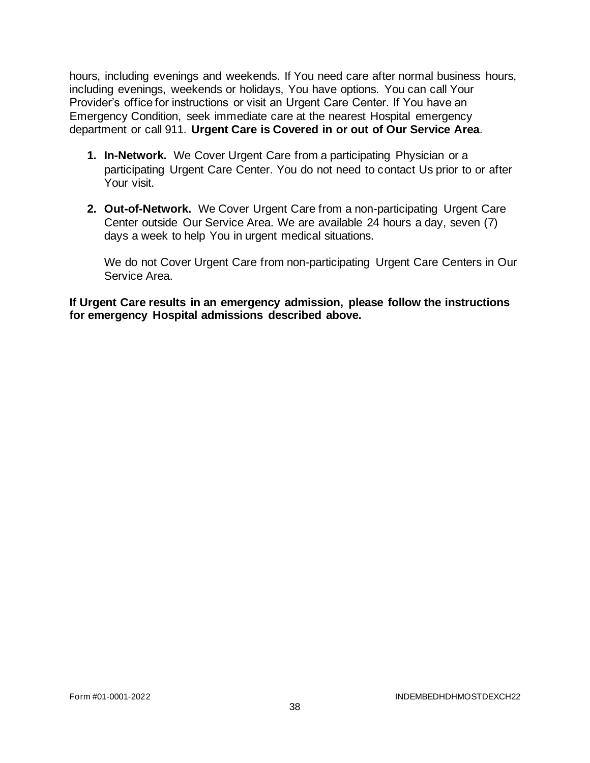hours, including evenings and weekends. If You need care after normal business hours, including evenings, weekends or holidays, You have options. You can call Your Provider's office for instructions or visit an Urgent Care Center. If You have an Emergency Condition, seek immediate care at the nearest Hospital emergency department or call 911. **Urgent Care is Covered in or out of Our Service Area**.

1. **In-Network.** We Cover Urgent Care from a participating Physician or a participating Urgent Care Center. You do not need to contact Us prior to or after Your visit.

2. **Out-of-Network.** We Cover Urgent Care from a non-participating Urgent Care Center outside Our Service Area. We are available 24 hours a day, seven (7) days a week to help You in urgent medical situations.

   We do not Cover Urgent Care from non-participating Urgent Care Centers in Our Service Area.

**If Urgent Care results in an emergency admission, please follow the instructions for emergency Hospital admissions described above.**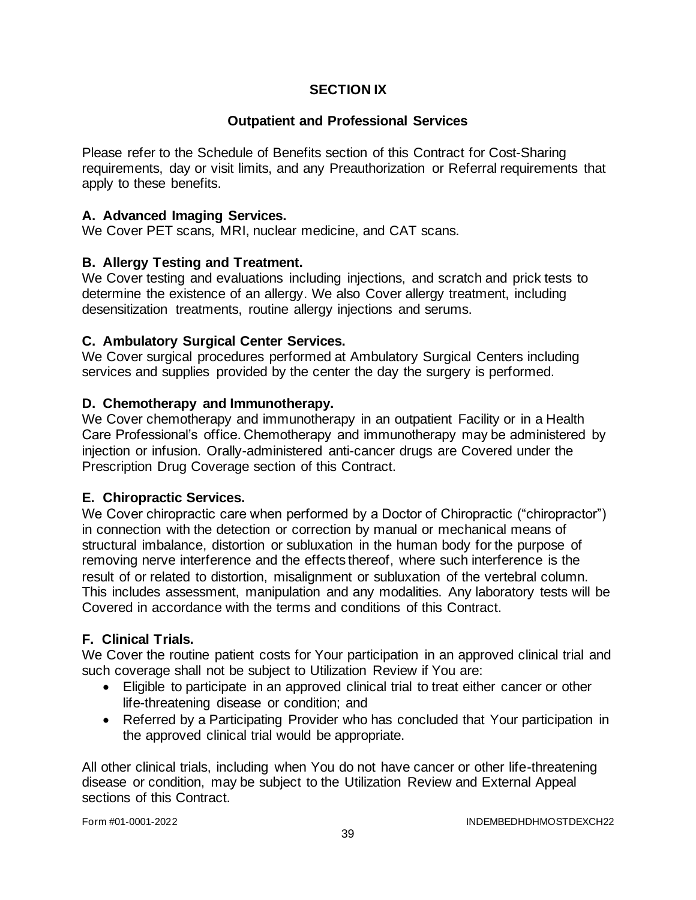# SECTION IX

## Outpatient and Professional Services

Please refer to the Schedule of Benefits section of this Contract for Cost-Sharing requirements, day or visit limits, and any Preauthorization or Referral requirements that apply to these benefits.

### A. Advanced Imaging Services.

We Cover PET scans, MRI, nuclear medicine, and CAT scans.

### B. Allergy Testing and Treatment.

We Cover testing and evaluations including injections, and scratch and prick tests to determine the existence of an allergy. We also Cover allergy treatment, including desensitization treatments, routine allergy injections and serums.

### C. Ambulatory Surgical Center Services.

We Cover surgical procedures performed at Ambulatory Surgical Centers including services and supplies provided by the center the day the surgery is performed.

### D. Chemotherapy and Immunotherapy.

We Cover chemotherapy and immunotherapy in an outpatient Facility or in a Health Care Professional's office. Chemotherapy and immunotherapy may be administered by injection or infusion. Orally-administered anti-cancer drugs are Covered under the Prescription Drug Coverage section of this Contract.

### E. Chiropractic Services.

We Cover chiropractic care when performed by a Doctor of Chiropractic ("chiropractor") in connection with the detection or correction by manual or mechanical means of structural imbalance, distortion or subluxation in the human body for the purpose of removing nerve interference and the effects thereof, where such interference is the result of or related to distortion, misalignment or subluxation of the vertebral column. This includes assessment, manipulation and any modalities. Any laboratory tests will be Covered in accordance with the terms and conditions of this Contract.

### F. Clinical Trials.

We Cover the routine patient costs for Your participation in an approved clinical trial and such coverage shall not be subject to Utilization Review if You are:

- Eligible to participate in an approved clinical trial to treat either cancer or other life-threatening disease or condition; and
- Referred by a Participating Provider who has concluded that Your participation in the approved clinical trial would be appropriate.

All other clinical trials, including when You do not have cancer or other life-threatening disease or condition, may be subject to the Utilization Review and External Appeal sections of this Contract.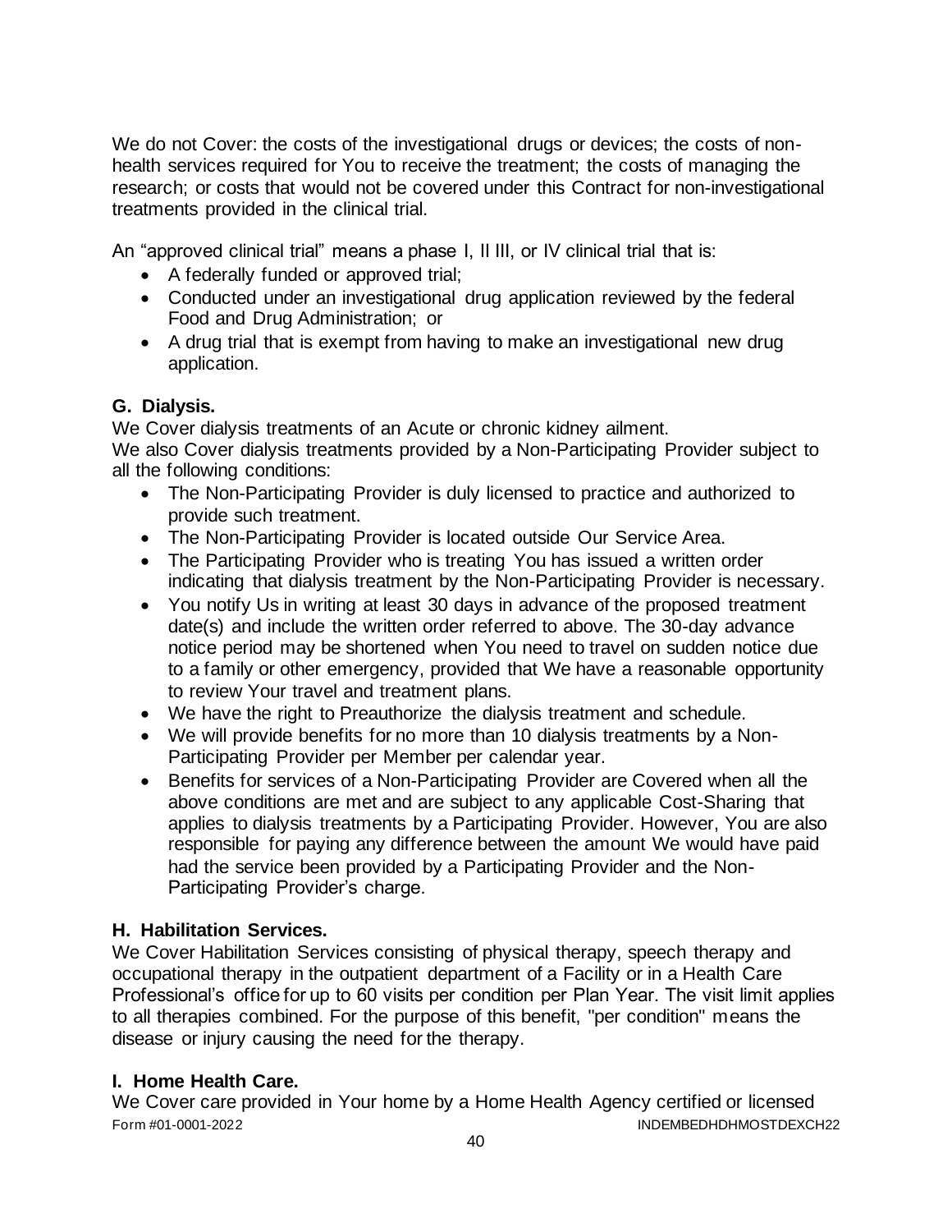We do not Cover: the costs of the investigational drugs or devices; the costs of non-health services required for You to receive the treatment; the costs of managing the research; or costs that would not be covered under this Contract for non-investigational treatments provided in the clinical trial.

An "approved clinical trial" means a phase I, II III, or IV clinical trial that is:

- A federally funded or approved trial;
- Conducted under an investigational drug application reviewed by the federal Food and Drug Administration; or
- A drug trial that is exempt from having to make an investigational new drug application.

### G. Dialysis.

We Cover dialysis treatments of an Acute or chronic kidney ailment.
We also Cover dialysis treatments provided by a Non-Participating Provider subject to all the following conditions:

- The Non-Participating Provider is duly licensed to practice and authorized to provide such treatment.
- The Non-Participating Provider is located outside Our Service Area.
- The Participating Provider who is treating You has issued a written order indicating that dialysis treatment by the Non-Participating Provider is necessary.
- You notify Us in writing at least 30 days in advance of the proposed treatment date(s) and include the written order referred to above. The 30-day advance notice period may be shortened when You need to travel on sudden notice due to a family or other emergency, provided that We have a reasonable opportunity to review Your travel and treatment plans.
- We have the right to Preauthorize the dialysis treatment and schedule.
- We will provide benefits for no more than 10 dialysis treatments by a Non-Participating Provider per Member per calendar year.
- Benefits for services of a Non-Participating Provider are Covered when all the above conditions are met and are subject to any applicable Cost-Sharing that applies to dialysis treatments by a Participating Provider. However, You are also responsible for paying any difference between the amount We would have paid had the service been provided by a Participating Provider and the Non-Participating Provider's charge.

### H. Habilitation Services.

We Cover Habilitation Services consisting of physical therapy, speech therapy and occupational therapy in the outpatient department of a Facility or in a Health Care Professional's office for up to 60 visits per condition per Plan Year. The visit limit applies to all therapies combined. For the purpose of this benefit, "per condition" means the disease or injury causing the need for the therapy.

### I. Home Health Care.

We Cover care provided in Your home by a Home Health Agency certified or licensed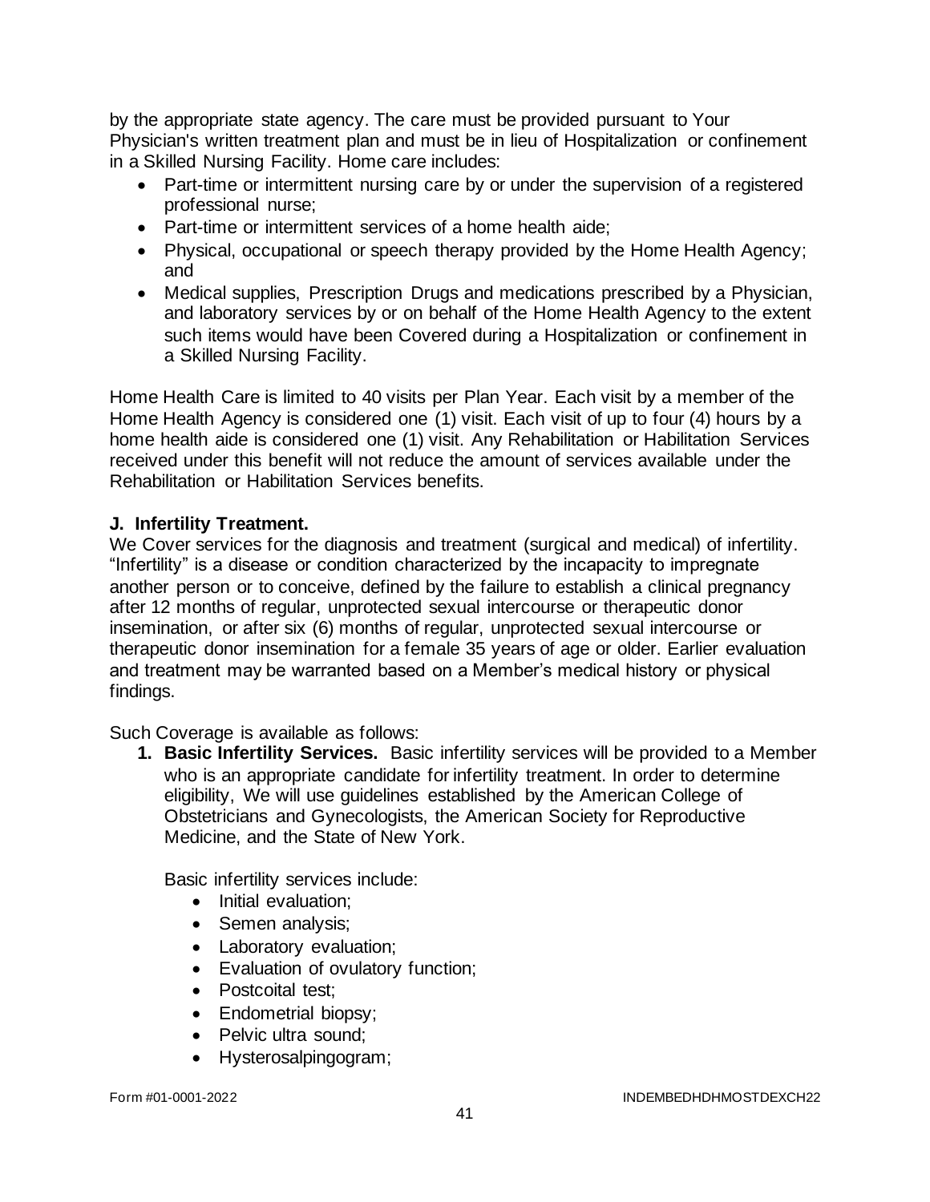by the appropriate state agency. The care must be provided pursuant to Your Physician's written treatment plan and must be in lieu of Hospitalization or confinement in a Skilled Nursing Facility. Home care includes:

- Part-time or intermittent nursing care by or under the supervision of a registered professional nurse;
- Part-time or intermittent services of a home health aide;
- Physical, occupational or speech therapy provided by the Home Health Agency; and
- Medical supplies, Prescription Drugs and medications prescribed by a Physician, and laboratory services by or on behalf of the Home Health Agency to the extent such items would have been Covered during a Hospitalization or confinement in a Skilled Nursing Facility.

Home Health Care is limited to 40 visits per Plan Year. Each visit by a member of the Home Health Agency is considered one (1) visit. Each visit of up to four (4) hours by a home health aide is considered one (1) visit. Any Rehabilitation or Habilitation Services received under this benefit will not reduce the amount of services available under the Rehabilitation or Habilitation Services benefits.

**J. Infertility Treatment.**

We Cover services for the diagnosis and treatment (surgical and medical) of infertility. "Infertility" is a disease or condition characterized by the incapacity to impregnate another person or to conceive, defined by the failure to establish a clinical pregnancy after 12 months of regular, unprotected sexual intercourse or therapeutic donor insemination, or after six (6) months of regular, unprotected sexual intercourse or therapeutic donor insemination for a female 35 years of age or older. Earlier evaluation and treatment may be warranted based on a Member's medical history or physical findings.

Such Coverage is available as follows:

1. **Basic Infertility Services.** Basic infertility services will be provided to a Member who is an appropriate candidate for infertility treatment. In order to determine eligibility, We will use guidelines established by the American College of Obstetricians and Gynecologists, the American Society for Reproductive Medicine, and the State of New York.

   Basic infertility services include:
   - Initial evaluation;
   - Semen analysis;
   - Laboratory evaluation;
   - Evaluation of ovulatory function;
   - Postcoital test;
   - Endometrial biopsy;
   - Pelvic ultra sound;
   - Hysterosalpingogram;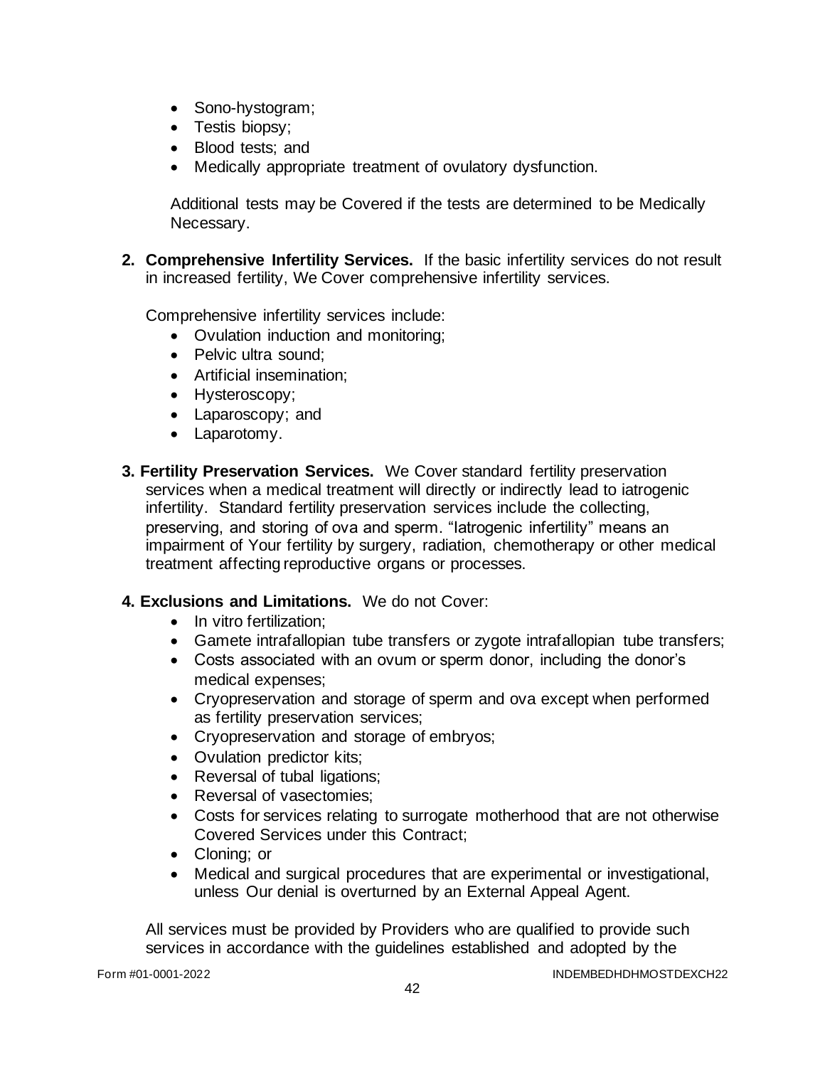- Sono-hystogram;
- Testis biopsy;
- Blood tests; and
- Medically appropriate treatment of ovulatory dysfunction.

Additional tests may be Covered if the tests are determined to be Medically Necessary.

**2. Comprehensive Infertility Services.** If the basic infertility services do not result in increased fertility, We Cover comprehensive infertility services.

Comprehensive infertility services include:

- Ovulation induction and monitoring;
- Pelvic ultra sound;
- Artificial insemination;
- Hysteroscopy;
- Laparoscopy; and
- Laparotomy.

**3. Fertility Preservation Services.** We Cover standard fertility preservation services when a medical treatment will directly or indirectly lead to iatrogenic infertility. Standard fertility preservation services include the collecting, preserving, and storing of ova and sperm. "Iatrogenic infertility" means an impairment of Your fertility by surgery, radiation, chemotherapy or other medical treatment affecting reproductive organs or processes.

**4. Exclusions and Limitations.** We do not Cover:

- In vitro fertilization;
- Gamete intrafallopian tube transfers or zygote intrafallopian tube transfers;
- Costs associated with an ovum or sperm donor, including the donor's medical expenses;
- Cryopreservation and storage of sperm and ova except when performed as fertility preservation services;
- Cryopreservation and storage of embryos;
- Ovulation predictor kits;
- Reversal of tubal ligations;
- Reversal of vasectomies;
- Costs for services relating to surrogate motherhood that are not otherwise Covered Services under this Contract;
- Cloning; or
- Medical and surgical procedures that are experimental or investigational, unless Our denial is overturned by an External Appeal Agent.

All services must be provided by Providers who are qualified to provide such services in accordance with the guidelines established and adopted by the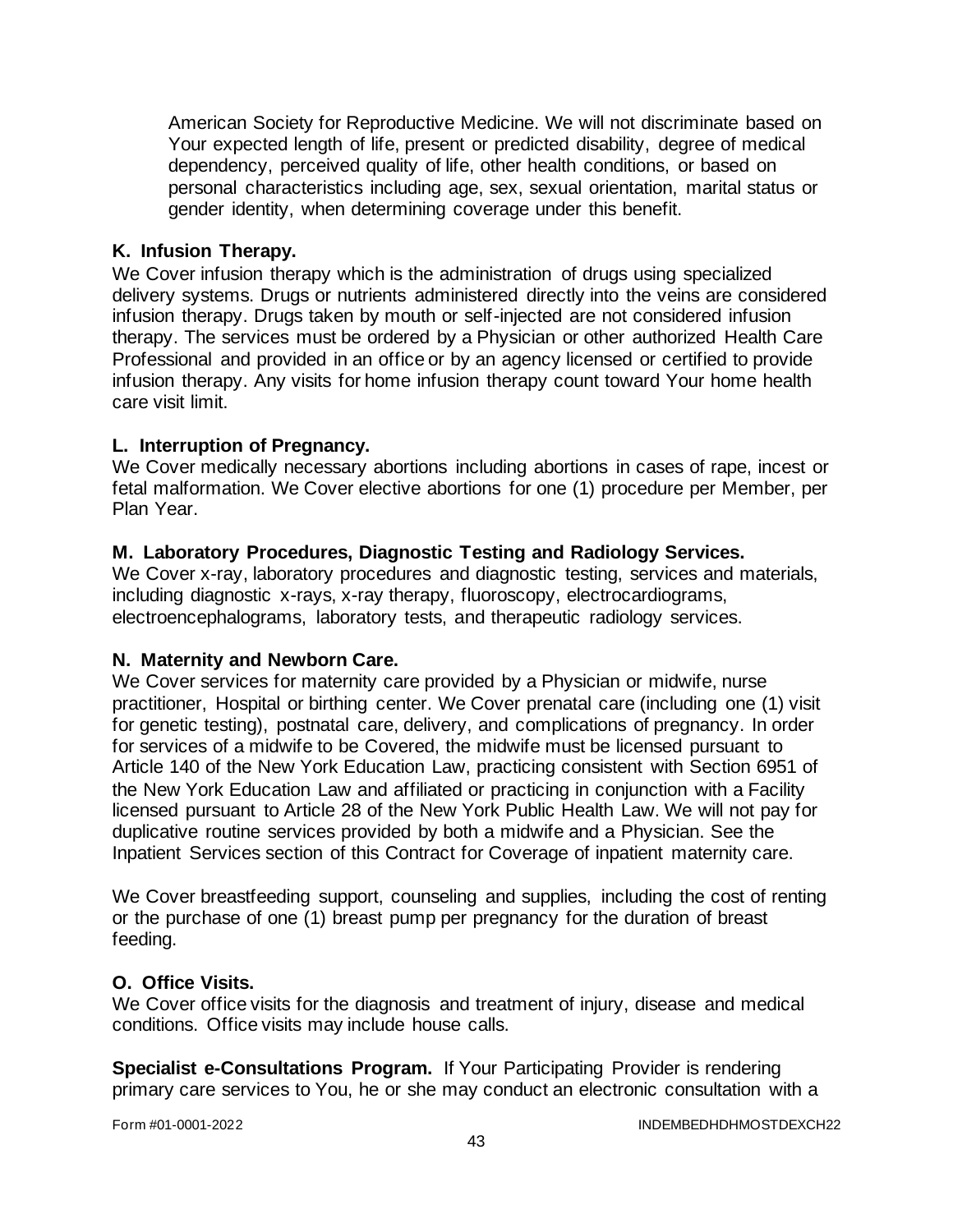American Society for Reproductive Medicine. We will not discriminate based on Your expected length of life, present or predicted disability, degree of medical dependency, perceived quality of life, other health conditions, or based on personal characteristics including age, sex, sexual orientation, marital status or gender identity, when determining coverage under this benefit.

### K. Infusion Therapy.

We Cover infusion therapy which is the administration of drugs using specialized delivery systems. Drugs or nutrients administered directly into the veins are considered infusion therapy. Drugs taken by mouth or self-injected are not considered infusion therapy. The services must be ordered by a Physician or other authorized Health Care Professional and provided in an office or by an agency licensed or certified to provide infusion therapy. Any visits for home infusion therapy count toward Your home health care visit limit.

### L. Interruption of Pregnancy.

We Cover medically necessary abortions including abortions in cases of rape, incest or fetal malformation. We Cover elective abortions for one (1) procedure per Member, per Plan Year.

### M. Laboratory Procedures, Diagnostic Testing and Radiology Services.

We Cover x-ray, laboratory procedures and diagnostic testing, services and materials, including diagnostic x-rays, x-ray therapy, fluoroscopy, electrocardiograms, electroencephalograms, laboratory tests, and therapeutic radiology services.

### N. Maternity and Newborn Care.

We Cover services for maternity care provided by a Physician or midwife, nurse practitioner, Hospital or birthing center. We Cover prenatal care (including one (1) visit for genetic testing), postnatal care, delivery, and complications of pregnancy. In order for services of a midwife to be Covered, the midwife must be licensed pursuant to Article 140 of the New York Education Law, practicing consistent with Section 6951 of the New York Education Law and affiliated or practicing in conjunction with a Facility licensed pursuant to Article 28 of the New York Public Health Law. We will not pay for duplicative routine services provided by both a midwife and a Physician. See the Inpatient Services section of this Contract for Coverage of inpatient maternity care.

We Cover breastfeeding support, counseling and supplies, including the cost of renting or the purchase of one (1) breast pump per pregnancy for the duration of breast feeding.

### O. Office Visits.

We Cover office visits for the diagnosis and treatment of injury, disease and medical conditions. Office visits may include house calls.

**Specialist e-Consultations Program.** If Your Participating Provider is rendering primary care services to You, he or she may conduct an electronic consultation with a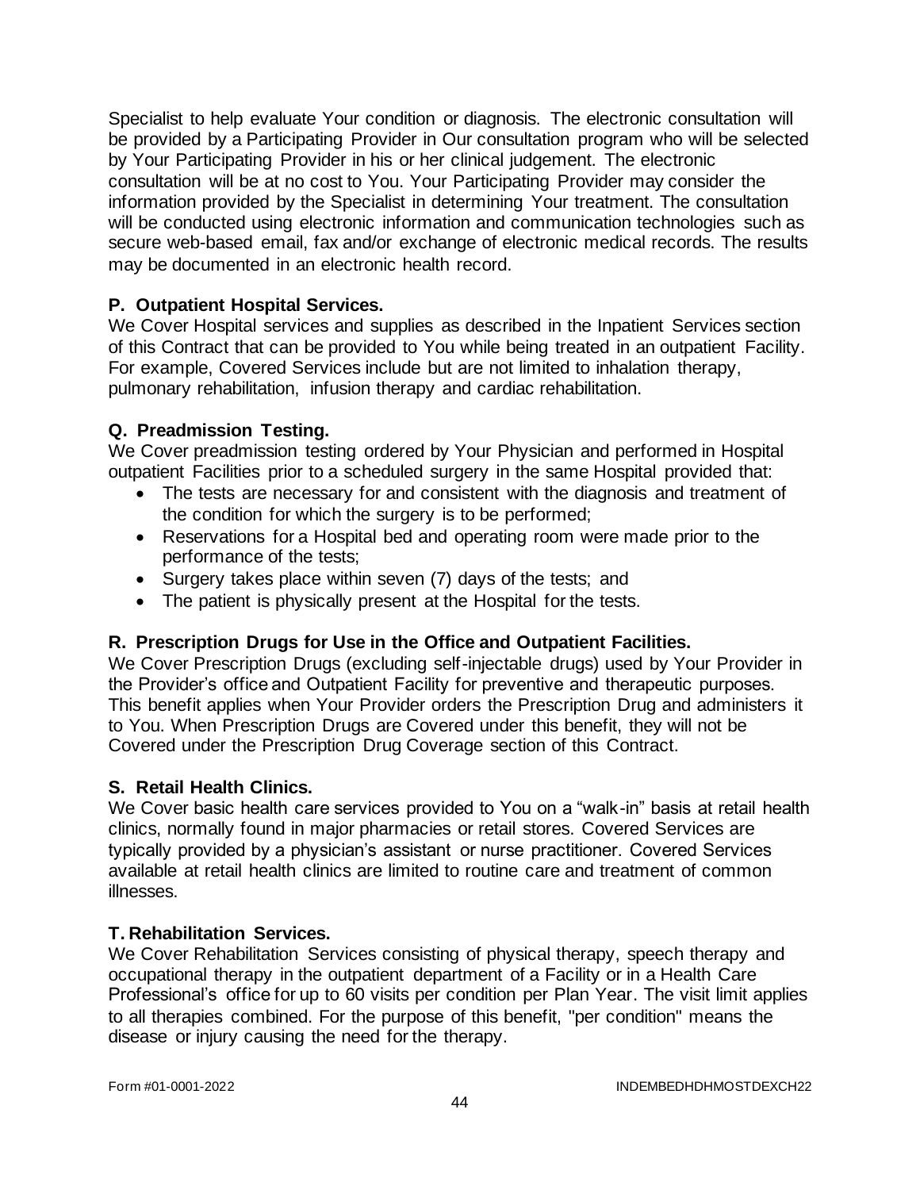Specialist to help evaluate Your condition or diagnosis. The electronic consultation will be provided by a Participating Provider in Our consultation program who will be selected by Your Participating Provider in his or her clinical judgement. The electronic consultation will be at no cost to You. Your Participating Provider may consider the information provided by the Specialist in determining Your treatment. The consultation will be conducted using electronic information and communication technologies such as secure web-based email, fax and/or exchange of electronic medical records. The results may be documented in an electronic health record.

**P. Outpatient Hospital Services.**

We Cover Hospital services and supplies as described in the Inpatient Services section of this Contract that can be provided to You while being treated in an outpatient Facility. For example, Covered Services include but are not limited to inhalation therapy, pulmonary rehabilitation, infusion therapy and cardiac rehabilitation.

**Q. Preadmission Testing.**

We Cover preadmission testing ordered by Your Physician and performed in Hospital outpatient Facilities prior to a scheduled surgery in the same Hospital provided that:

- The tests are necessary for and consistent with the diagnosis and treatment of the condition for which the surgery is to be performed;
- Reservations for a Hospital bed and operating room were made prior to the performance of the tests;
- Surgery takes place within seven (7) days of the tests; and
- The patient is physically present at the Hospital for the tests.

**R. Prescription Drugs for Use in the Office and Outpatient Facilities.**

We Cover Prescription Drugs (excluding self-injectable drugs) used by Your Provider in the Provider's office and Outpatient Facility for preventive and therapeutic purposes. This benefit applies when Your Provider orders the Prescription Drug and administers it to You. When Prescription Drugs are Covered under this benefit, they will not be Covered under the Prescription Drug Coverage section of this Contract.

**S. Retail Health Clinics.**

We Cover basic health care services provided to You on a "walk-in" basis at retail health clinics, normally found in major pharmacies or retail stores. Covered Services are typically provided by a physician's assistant or nurse practitioner. Covered Services available at retail health clinics are limited to routine care and treatment of common illnesses.

**T. Rehabilitation Services.**

We Cover Rehabilitation Services consisting of physical therapy, speech therapy and occupational therapy in the outpatient department of a Facility or in a Health Care Professional's office for up to 60 visits per condition per Plan Year. The visit limit applies to all therapies combined. For the purpose of this benefit, "per condition" means the disease or injury causing the need for the therapy.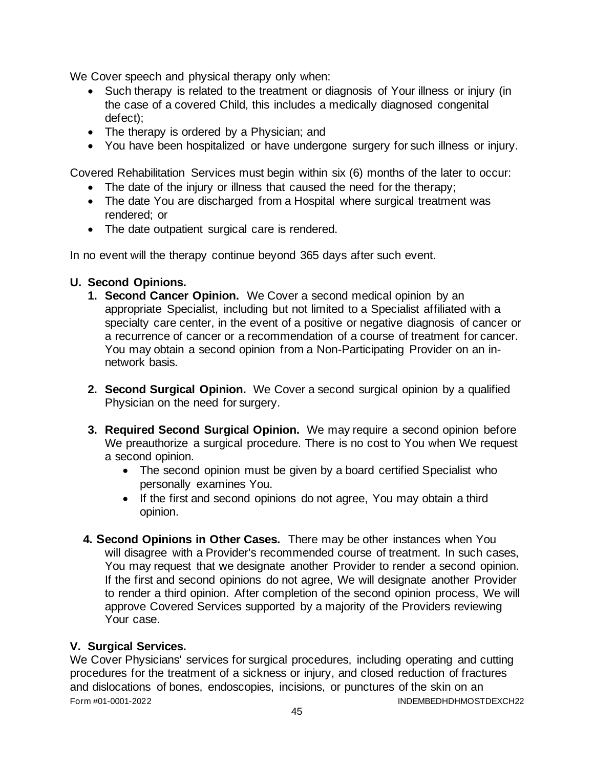We Cover speech and physical therapy only when:

- Such therapy is related to the treatment or diagnosis of Your illness or injury (in the case of a covered Child, this includes a medically diagnosed congenital defect);
- The therapy is ordered by a Physician; and
- You have been hospitalized or have undergone surgery for such illness or injury.

Covered Rehabilitation Services must begin within six (6) months of the later to occur:

- The date of the injury or illness that caused the need for the therapy;
- The date You are discharged from a Hospital where surgical treatment was rendered; or
- The date outpatient surgical care is rendered.

In no event will the therapy continue beyond 365 days after such event.

## U. Second Opinions.

1. **Second Cancer Opinion.** We Cover a second medical opinion by an appropriate Specialist, including but not limited to a Specialist affiliated with a specialty care center, in the event of a positive or negative diagnosis of cancer or a recurrence of cancer or a recommendation of a course of treatment for cancer. You may obtain a second opinion from a Non-Participating Provider on an in-network basis.

2. **Second Surgical Opinion.** We Cover a second surgical opinion by a qualified Physician on the need for surgery.

3. **Required Second Surgical Opinion.** We may require a second opinion before We preauthorize a surgical procedure. There is no cost to You when We request a second opinion.
   - The second opinion must be given by a board certified Specialist who personally examines You.
   - If the first and second opinions do not agree, You may obtain a third opinion.

4. **Second Opinions in Other Cases.** There may be other instances when You will disagree with a Provider's recommended course of treatment. In such cases, You may request that we designate another Provider to render a second opinion. If the first and second opinions do not agree, We will designate another Provider to render a third opinion. After completion of the second opinion process, We will approve Covered Services supported by a majority of the Providers reviewing Your case.

## V. Surgical Services.

We Cover Physicians' services for surgical procedures, including operating and cutting procedures for the treatment of a sickness or injury, and closed reduction of fractures and dislocations of bones, endoscopies, incisions, or punctures of the skin on an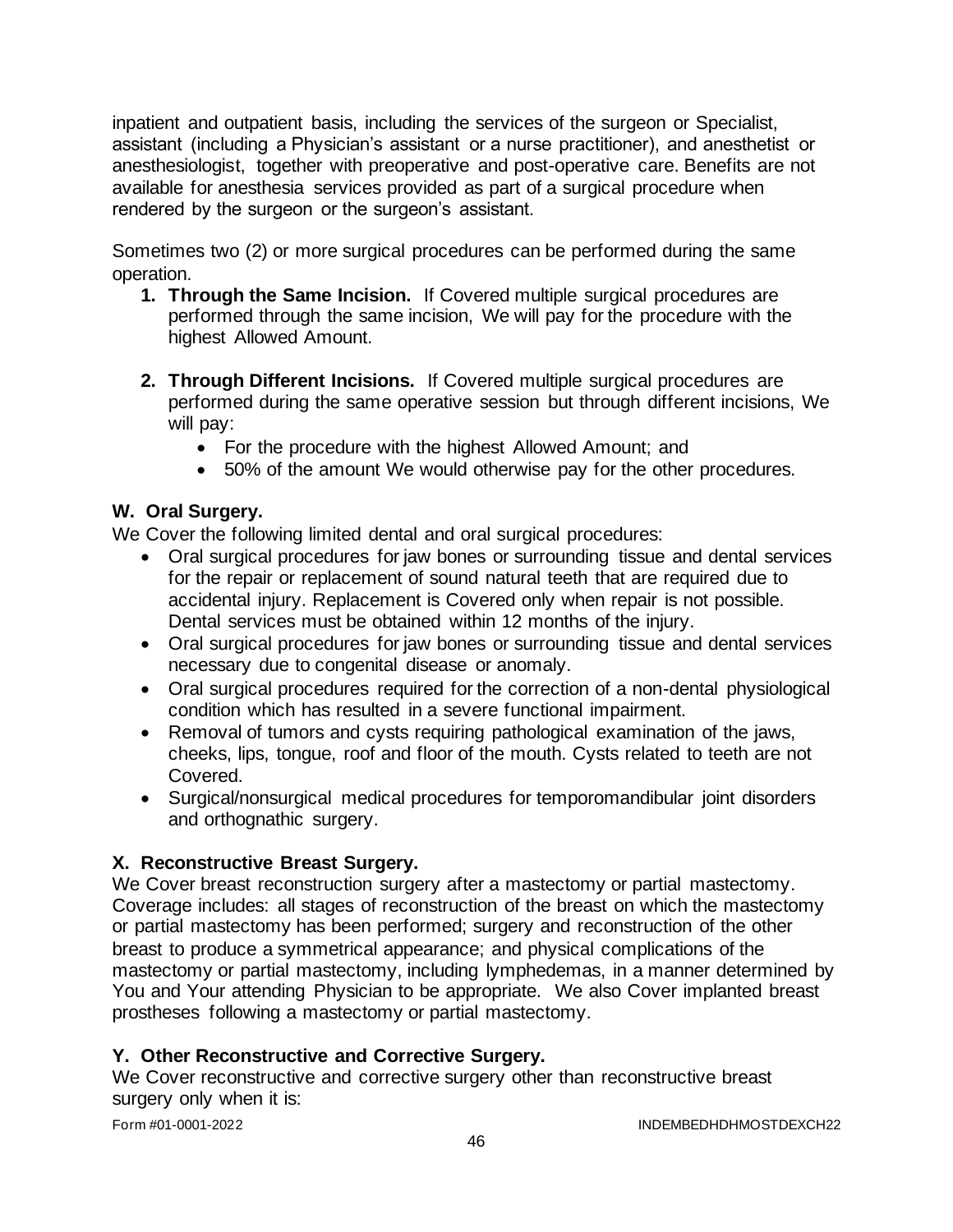inpatient and outpatient basis, including the services of the surgeon or Specialist, assistant (including a Physician's assistant or a nurse practitioner), and anesthetist or anesthesiologist, together with preoperative and post-operative care. Benefits are not available for anesthesia services provided as part of a surgical procedure when rendered by the surgeon or the surgeon's assistant.

Sometimes two (2) or more surgical procedures can be performed during the same operation.

1. **Through the Same Incision.** If Covered multiple surgical procedures are performed through the same incision, We will pay for the procedure with the highest Allowed Amount.

2. **Through Different Incisions.** If Covered multiple surgical procedures are performed during the same operative session but through different incisions, We will pay:
   - For the procedure with the highest Allowed Amount; and
   - 50% of the amount We would otherwise pay for the other procedures.

### W. Oral Surgery.

We Cover the following limited dental and oral surgical procedures:

- Oral surgical procedures for jaw bones or surrounding tissue and dental services for the repair or replacement of sound natural teeth that are required due to accidental injury. Replacement is Covered only when repair is not possible. Dental services must be obtained within 12 months of the injury.
- Oral surgical procedures for jaw bones or surrounding tissue and dental services necessary due to congenital disease or anomaly.
- Oral surgical procedures required for the correction of a non-dental physiological condition which has resulted in a severe functional impairment.
- Removal of tumors and cysts requiring pathological examination of the jaws, cheeks, lips, tongue, roof and floor of the mouth. Cysts related to teeth are not Covered.
- Surgical/nonsurgical medical procedures for temporomandibular joint disorders and orthognathic surgery.

### X. Reconstructive Breast Surgery.

We Cover breast reconstruction surgery after a mastectomy or partial mastectomy. Coverage includes: all stages of reconstruction of the breast on which the mastectomy or partial mastectomy has been performed; surgery and reconstruction of the other breast to produce a symmetrical appearance; and physical complications of the mastectomy or partial mastectomy, including lymphedemas, in a manner determined by You and Your attending Physician to be appropriate. We also Cover implanted breast prostheses following a mastectomy or partial mastectomy.

### Y. Other Reconstructive and Corrective Surgery.

We Cover reconstructive and corrective surgery other than reconstructive breast surgery only when it is: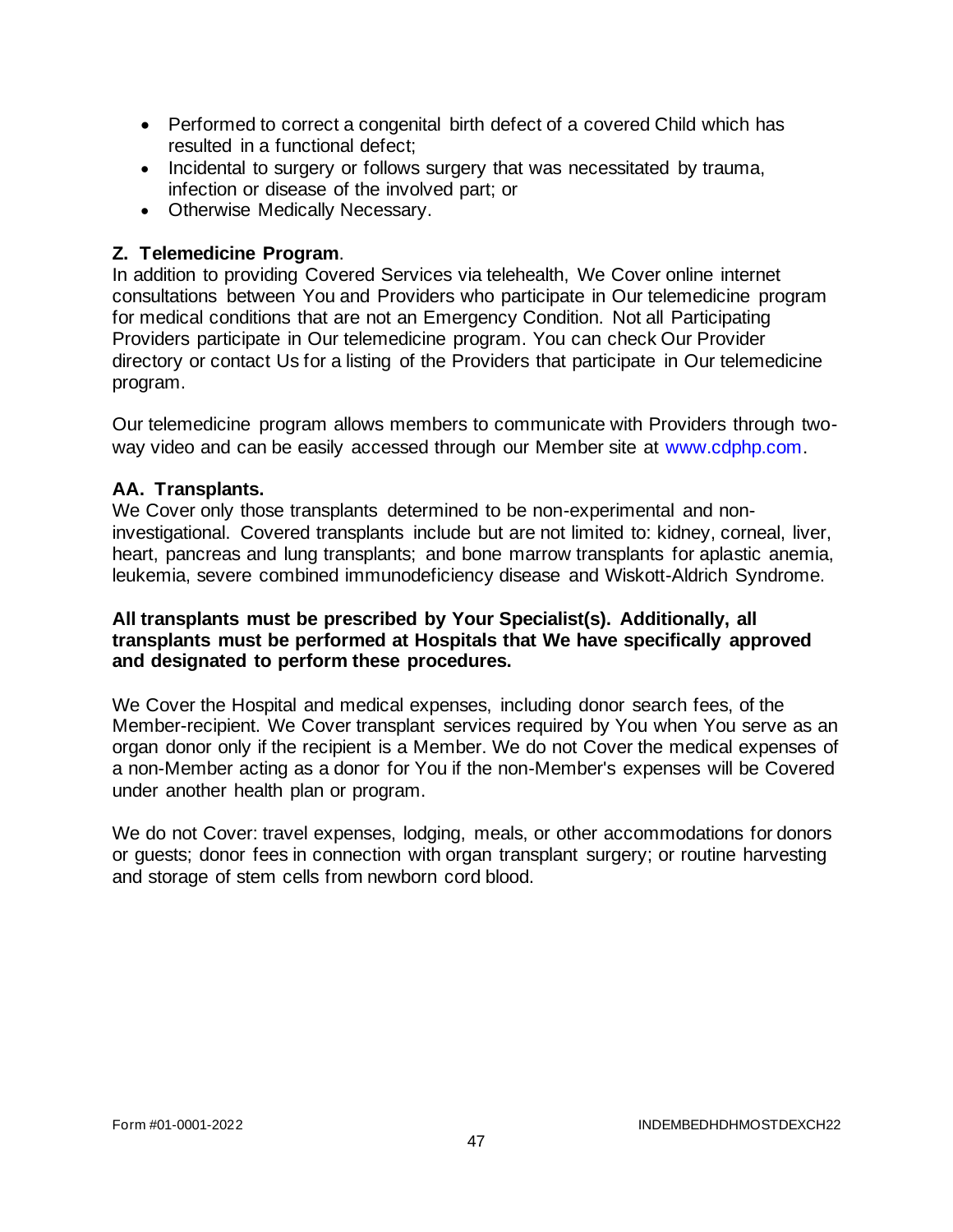- Performed to correct a congenital birth defect of a covered Child which has resulted in a functional defect;
- Incidental to surgery or follows surgery that was necessitated by trauma, infection or disease of the involved part; or
- Otherwise Medically Necessary.

## Z. Telemedicine Program.

In addition to providing Covered Services via telehealth, We Cover online internet consultations between You and Providers who participate in Our telemedicine program for medical conditions that are not an Emergency Condition. Not all Participating Providers participate in Our telemedicine program. You can check Our Provider directory or contact Us for a listing of the Providers that participate in Our telemedicine program.

Our telemedicine program allows members to communicate with Providers through two-way video and can be easily accessed through our Member site at www.cdphp.com.

## AA. Transplants.

We Cover only those transplants determined to be non-experimental and non-investigational. Covered transplants include but are not limited to: kidney, corneal, liver, heart, pancreas and lung transplants; and bone marrow transplants for aplastic anemia, leukemia, severe combined immunodeficiency disease and Wiskott-Aldrich Syndrome.

**All transplants must be prescribed by Your Specialist(s). Additionally, all transplants must be performed at Hospitals that We have specifically approved and designated to perform these procedures.**

We Cover the Hospital and medical expenses, including donor search fees, of the Member-recipient. We Cover transplant services required by You when You serve as an organ donor only if the recipient is a Member. We do not Cover the medical expenses of a non-Member acting as a donor for You if the non-Member's expenses will be Covered under another health plan or program.

We do not Cover: travel expenses, lodging, meals, or other accommodations for donors or guests; donor fees in connection with organ transplant surgery; or routine harvesting and storage of stem cells from newborn cord blood.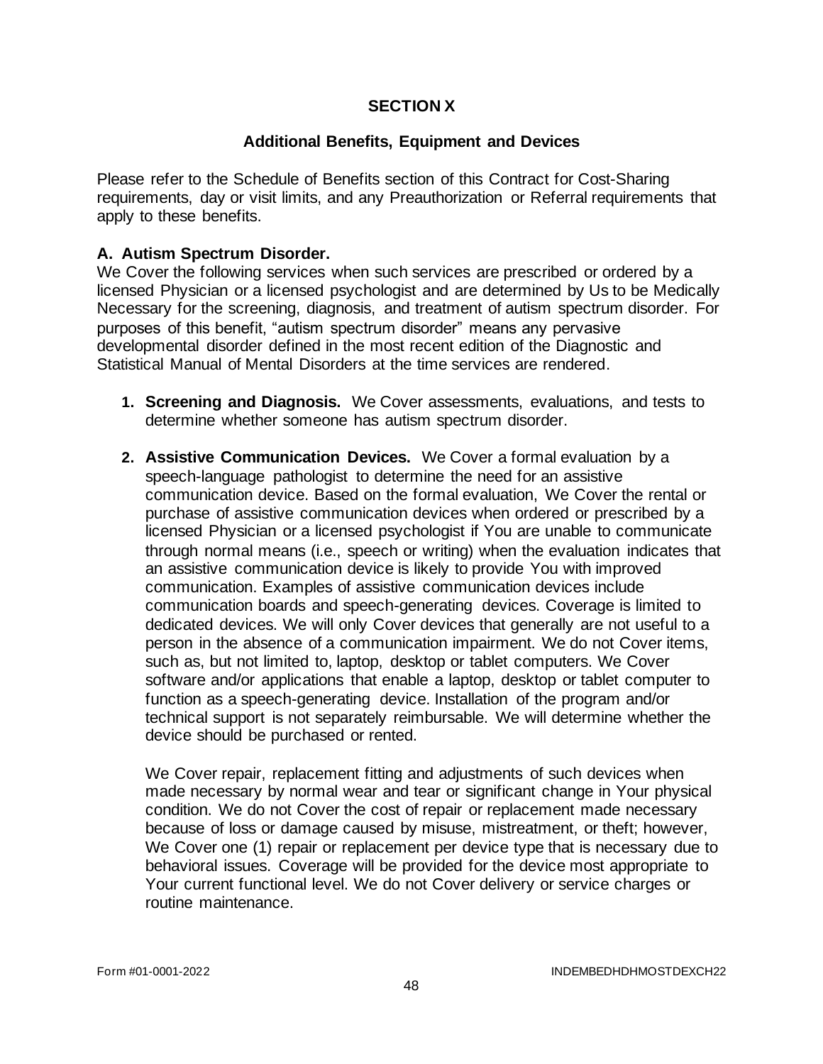# SECTION X

## Additional Benefits, Equipment and Devices

Please refer to the Schedule of Benefits section of this Contract for Cost-Sharing requirements, day or visit limits, and any Preauthorization or Referral requirements that apply to these benefits.

### A. Autism Spectrum Disorder.

We Cover the following services when such services are prescribed or ordered by a licensed Physician or a licensed psychologist and are determined by Us to be Medically Necessary for the screening, diagnosis, and treatment of autism spectrum disorder. For purposes of this benefit, "autism spectrum disorder" means any pervasive developmental disorder defined in the most recent edition of the Diagnostic and Statistical Manual of Mental Disorders at the time services are rendered.

1. **Screening and Diagnosis.** We Cover assessments, evaluations, and tests to determine whether someone has autism spectrum disorder.

2. **Assistive Communication Devices.** We Cover a formal evaluation by a speech-language pathologist to determine the need for an assistive communication device. Based on the formal evaluation, We Cover the rental or purchase of assistive communication devices when ordered or prescribed by a licensed Physician or a licensed psychologist if You are unable to communicate through normal means (i.e., speech or writing) when the evaluation indicates that an assistive communication device is likely to provide You with improved communication. Examples of assistive communication devices include communication boards and speech-generating devices. Coverage is limited to dedicated devices. We will only Cover devices that generally are not useful to a person in the absence of a communication impairment. We do not Cover items, such as, but not limited to, laptop, desktop or tablet computers. We Cover software and/or applications that enable a laptop, desktop or tablet computer to function as a speech-generating device. Installation of the program and/or technical support is not separately reimbursable. We will determine whether the device should be purchased or rented.

   We Cover repair, replacement fitting and adjustments of such devices when made necessary by normal wear and tear or significant change in Your physical condition. We do not Cover the cost of repair or replacement made necessary because of loss or damage caused by misuse, mistreatment, or theft; however, We Cover one (1) repair or replacement per device type that is necessary due to behavioral issues. Coverage will be provided for the device most appropriate to Your current functional level. We do not Cover delivery or service charges or routine maintenance.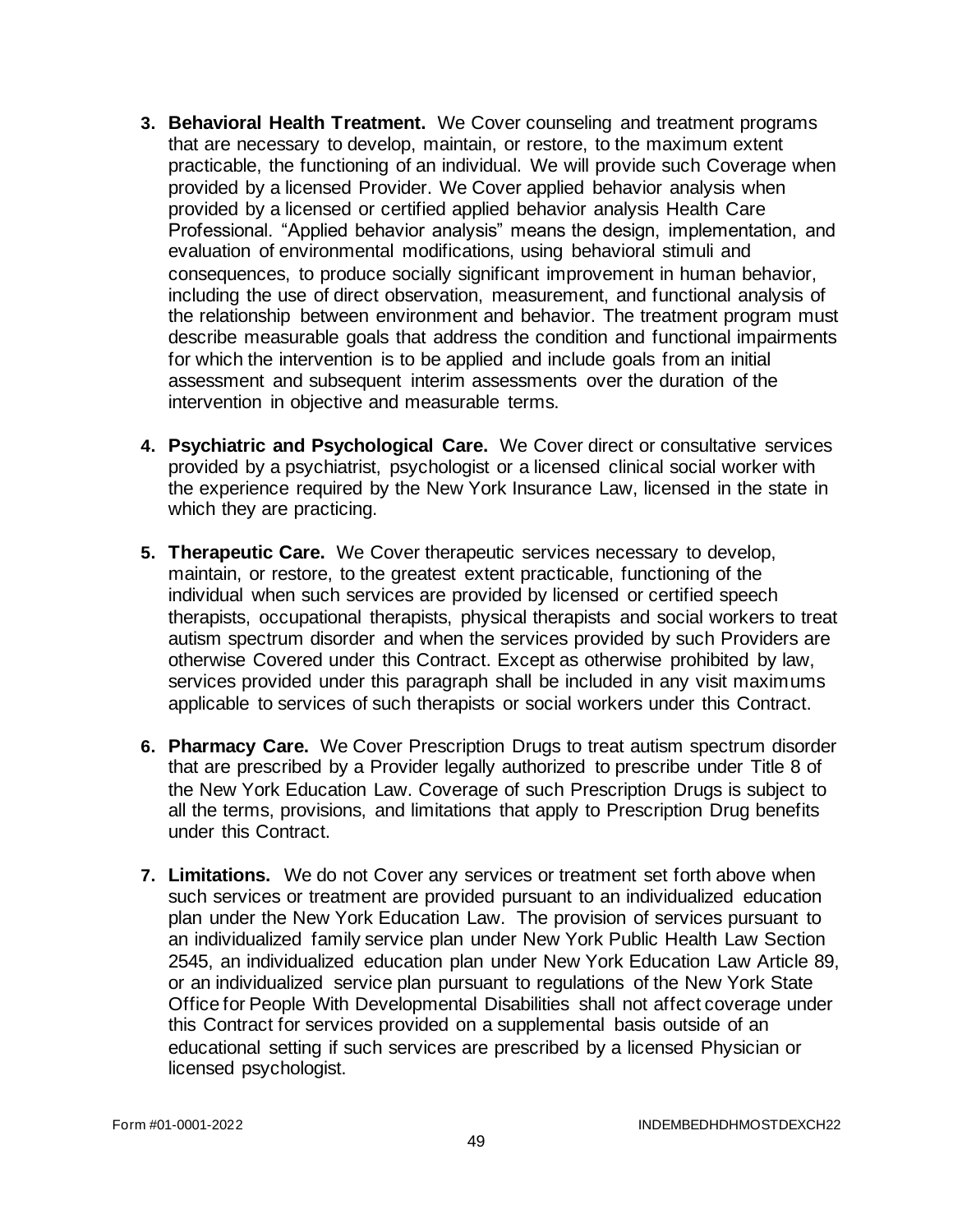3. **Behavioral Health Treatment.** We Cover counseling and treatment programs that are necessary to develop, maintain, or restore, to the maximum extent practicable, the functioning of an individual. We will provide such Coverage when provided by a licensed Provider. We Cover applied behavior analysis when provided by a licensed or certified applied behavior analysis Health Care Professional. "Applied behavior analysis" means the design, implementation, and evaluation of environmental modifications, using behavioral stimuli and consequences, to produce socially significant improvement in human behavior, including the use of direct observation, measurement, and functional analysis of the relationship between environment and behavior. The treatment program must describe measurable goals that address the condition and functional impairments for which the intervention is to be applied and include goals from an initial assessment and subsequent interim assessments over the duration of the intervention in objective and measurable terms.

4. **Psychiatric and Psychological Care.** We Cover direct or consultative services provided by a psychiatrist, psychologist or a licensed clinical social worker with the experience required by the New York Insurance Law, licensed in the state in which they are practicing.

5. **Therapeutic Care.** We Cover therapeutic services necessary to develop, maintain, or restore, to the greatest extent practicable, functioning of the individual when such services are provided by licensed or certified speech therapists, occupational therapists, physical therapists and social workers to treat autism spectrum disorder and when the services provided by such Providers are otherwise Covered under this Contract. Except as otherwise prohibited by law, services provided under this paragraph shall be included in any visit maximums applicable to services of such therapists or social workers under this Contract.

6. **Pharmacy Care.** We Cover Prescription Drugs to treat autism spectrum disorder that are prescribed by a Provider legally authorized to prescribe under Title 8 of the New York Education Law. Coverage of such Prescription Drugs is subject to all the terms, provisions, and limitations that apply to Prescription Drug benefits under this Contract.

7. **Limitations.** We do not Cover any services or treatment set forth above when such services or treatment are provided pursuant to an individualized education plan under the New York Education Law. The provision of services pursuant to an individualized family service plan under New York Public Health Law Section 2545, an individualized education plan under New York Education Law Article 89, or an individualized service plan pursuant to regulations of the New York State Office for People With Developmental Disabilities shall not affect coverage under this Contract for services provided on a supplemental basis outside of an educational setting if such services are prescribed by a licensed Physician or licensed psychologist.

Form #01-0001-2022 INDEMBEDHDHMOSTDEXCH22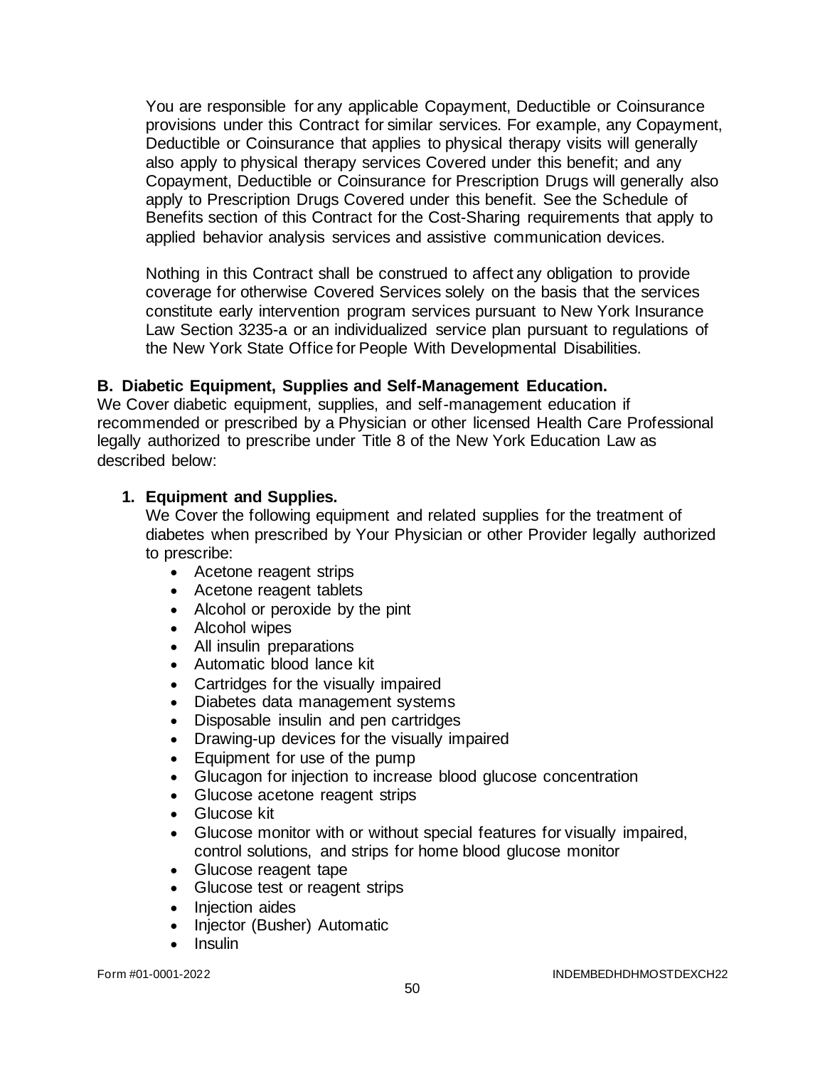You are responsible for any applicable Copayment, Deductible or Coinsurance provisions under this Contract for similar services. For example, any Copayment, Deductible or Coinsurance that applies to physical therapy visits will generally also apply to physical therapy services Covered under this benefit; and any Copayment, Deductible or Coinsurance for Prescription Drugs will generally also apply to Prescription Drugs Covered under this benefit. See the Schedule of Benefits section of this Contract for the Cost-Sharing requirements that apply to applied behavior analysis services and assistive communication devices.

Nothing in this Contract shall be construed to affect any obligation to provide coverage for otherwise Covered Services solely on the basis that the services constitute early intervention program services pursuant to New York Insurance Law Section 3235-a or an individualized service plan pursuant to regulations of the New York State Office for People With Developmental Disabilities.

### B. Diabetic Equipment, Supplies and Self-Management Education.

We Cover diabetic equipment, supplies, and self-management education if recommended or prescribed by a Physician or other licensed Health Care Professional legally authorized to prescribe under Title 8 of the New York Education Law as described below:

#### 1. Equipment and Supplies.

We Cover the following equipment and related supplies for the treatment of diabetes when prescribed by Your Physician or other Provider legally authorized to prescribe:

- Acetone reagent strips
- Acetone reagent tablets
- Alcohol or peroxide by the pint
- Alcohol wipes
- All insulin preparations
- Automatic blood lance kit
- Cartridges for the visually impaired
- Diabetes data management systems
- Disposable insulin and pen cartridges
- Drawing-up devices for the visually impaired
- Equipment for use of the pump
- Glucagon for injection to increase blood glucose concentration
- Glucose acetone reagent strips
- Glucose kit
- Glucose monitor with or without special features for visually impaired, control solutions, and strips for home blood glucose monitor
- Glucose reagent tape
- Glucose test or reagent strips
- Injection aides
- Injector (Busher) Automatic
- Insulin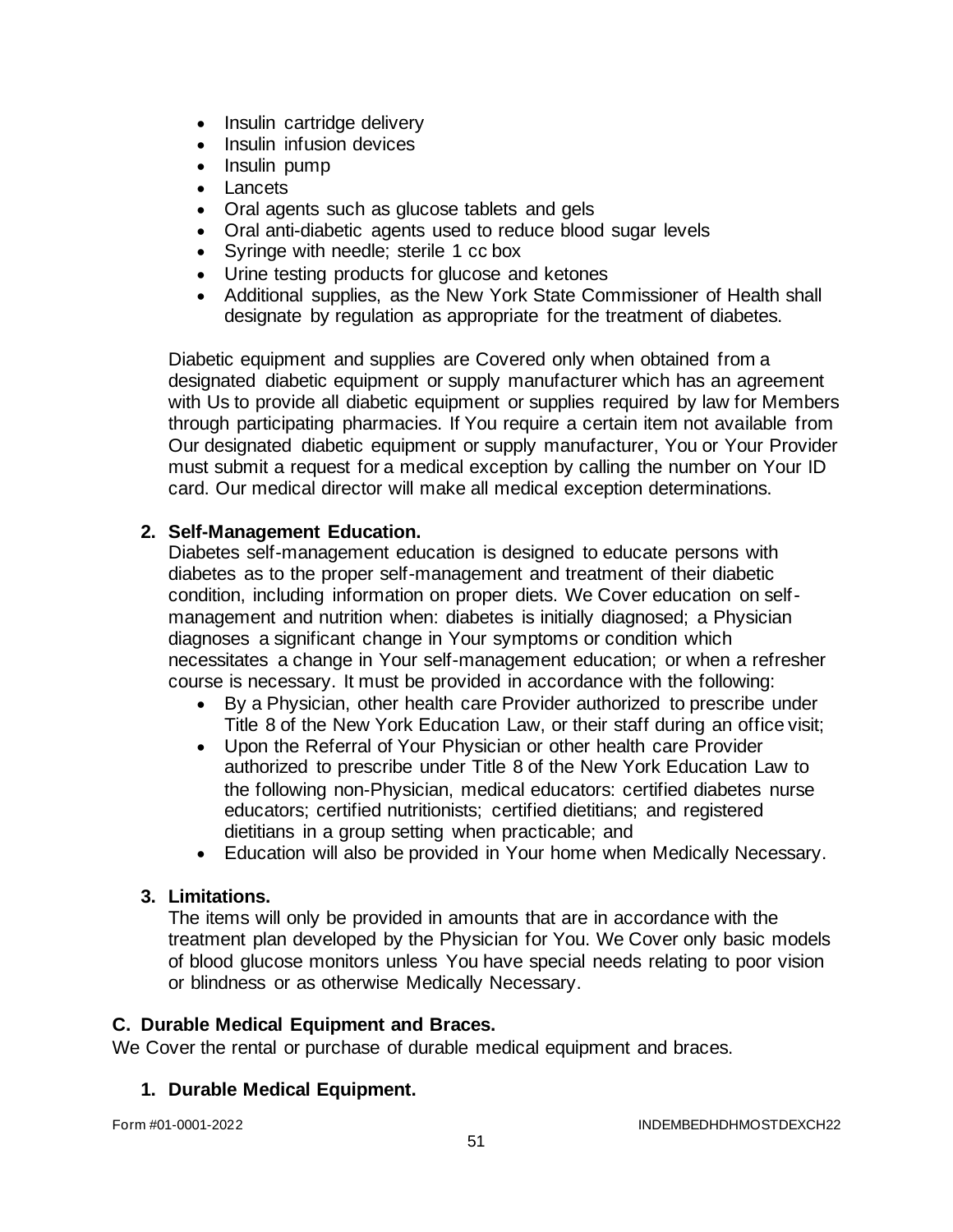- Insulin cartridge delivery
- Insulin infusion devices
- Insulin pump
- Lancets
- Oral agents such as glucose tablets and gels
- Oral anti-diabetic agents used to reduce blood sugar levels
- Syringe with needle; sterile 1 cc box
- Urine testing products for glucose and ketones
- Additional supplies, as the New York State Commissioner of Health shall designate by regulation as appropriate for the treatment of diabetes.

Diabetic equipment and supplies are Covered only when obtained from a designated diabetic equipment or supply manufacturer which has an agreement with Us to provide all diabetic equipment or supplies required by law for Members through participating pharmacies. If You require a certain item not available from Our designated diabetic equipment or supply manufacturer, You or Your Provider must submit a request for a medical exception by calling the number on Your ID card. Our medical director will make all medical exception determinations.

**2. Self-Management Education.**

Diabetes self-management education is designed to educate persons with diabetes as to the proper self-management and treatment of their diabetic condition, including information on proper diets. We Cover education on self-management and nutrition when: diabetes is initially diagnosed; a Physician diagnoses a significant change in Your symptoms or condition which necessitates a change in Your self-management education; or when a refresher course is necessary. It must be provided in accordance with the following:

- By a Physician, other health care Provider authorized to prescribe under Title 8 of the New York Education Law, or their staff during an office visit;
- Upon the Referral of Your Physician or other health care Provider authorized to prescribe under Title 8 of the New York Education Law to the following non-Physician, medical educators: certified diabetes nurse educators; certified nutritionists; certified dietitians; and registered dietitians in a group setting when practicable; and
- Education will also be provided in Your home when Medically Necessary.

**3. Limitations.**

The items will only be provided in amounts that are in accordance with the treatment plan developed by the Physician for You. We Cover only basic models of blood glucose monitors unless You have special needs relating to poor vision or blindness or as otherwise Medically Necessary.

## C. Durable Medical Equipment and Braces.

We Cover the rental or purchase of durable medical equipment and braces.

**1. Durable Medical Equipment.**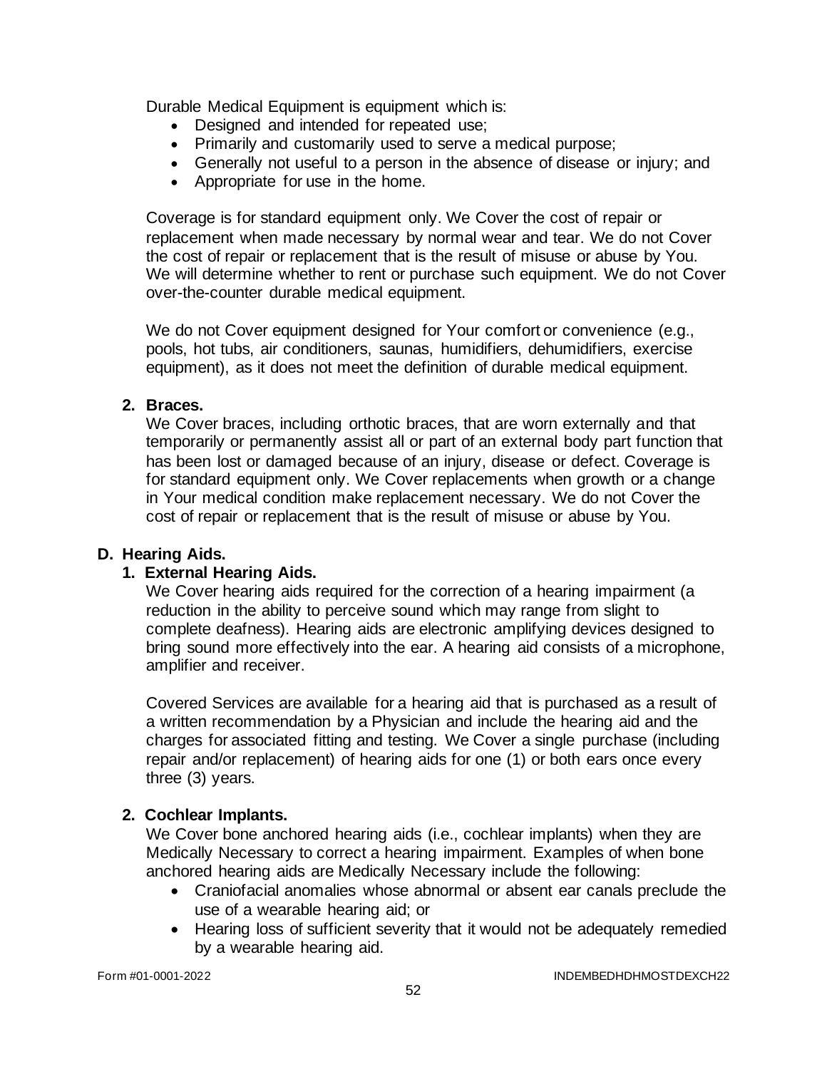Durable Medical Equipment is equipment which is:

- Designed and intended for repeated use;
- Primarily and customarily used to serve a medical purpose;
- Generally not useful to a person in the absence of disease or injury; and
- Appropriate for use in the home.

Coverage is for standard equipment only. We Cover the cost of repair or replacement when made necessary by normal wear and tear. We do not Cover the cost of repair or replacement that is the result of misuse or abuse by You. We will determine whether to rent or purchase such equipment. We do not Cover over-the-counter durable medical equipment.

We do not Cover equipment designed for Your comfort or convenience (e.g., pools, hot tubs, air conditioners, saunas, humidifiers, dehumidifiers, exercise equipment), as it does not meet the definition of durable medical equipment.

**2. Braces.**

We Cover braces, including orthotic braces, that are worn externally and that temporarily or permanently assist all or part of an external body part function that has been lost or damaged because of an injury, disease or defect. Coverage is for standard equipment only. We Cover replacements when growth or a change in Your medical condition make replacement necessary. We do not Cover the cost of repair or replacement that is the result of misuse or abuse by You.

**D. Hearing Aids.**

**1. External Hearing Aids.**

We Cover hearing aids required for the correction of a hearing impairment (a reduction in the ability to perceive sound which may range from slight to complete deafness). Hearing aids are electronic amplifying devices designed to bring sound more effectively into the ear. A hearing aid consists of a microphone, amplifier and receiver.

Covered Services are available for a hearing aid that is purchased as a result of a written recommendation by a Physician and include the hearing aid and the charges for associated fitting and testing. We Cover a single purchase (including repair and/or replacement) of hearing aids for one (1) or both ears once every three (3) years.

**2. Cochlear Implants.**

We Cover bone anchored hearing aids (i.e., cochlear implants) when they are Medically Necessary to correct a hearing impairment. Examples of when bone anchored hearing aids are Medically Necessary include the following:

- Craniofacial anomalies whose abnormal or absent ear canals preclude the use of a wearable hearing aid; or
- Hearing loss of sufficient severity that it would not be adequately remedied by a wearable hearing aid.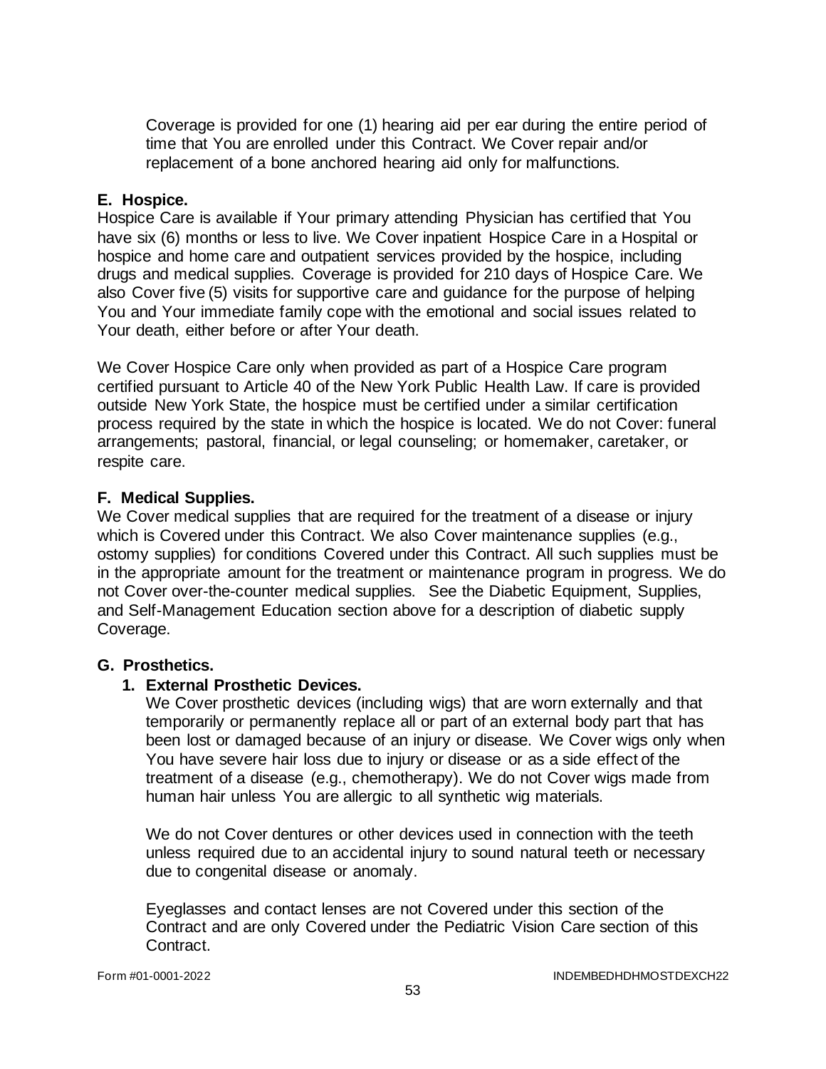Coverage is provided for one (1) hearing aid per ear during the entire period of time that You are enrolled under this Contract. We Cover repair and/or replacement of a bone anchored hearing aid only for malfunctions.

## E. Hospice.

Hospice Care is available if Your primary attending Physician has certified that You have six (6) months or less to live. We Cover inpatient Hospice Care in a Hospital or hospice and home care and outpatient services provided by the hospice, including drugs and medical supplies. Coverage is provided for 210 days of Hospice Care. We also Cover five (5) visits for supportive care and guidance for the purpose of helping You and Your immediate family cope with the emotional and social issues related to Your death, either before or after Your death.

We Cover Hospice Care only when provided as part of a Hospice Care program certified pursuant to Article 40 of the New York Public Health Law. If care is provided outside New York State, the hospice must be certified under a similar certification process required by the state in which the hospice is located. We do not Cover: funeral arrangements; pastoral, financial, or legal counseling; or homemaker, caretaker, or respite care.

## F. Medical Supplies.

We Cover medical supplies that are required for the treatment of a disease or injury which is Covered under this Contract. We also Cover maintenance supplies (e.g., ostomy supplies) for conditions Covered under this Contract. All such supplies must be in the appropriate amount for the treatment or maintenance program in progress. We do not Cover over-the-counter medical supplies. See the Diabetic Equipment, Supplies, and Self-Management Education section above for a description of diabetic supply Coverage.

## G. Prosthetics.

### 1. External Prosthetic Devices.

We Cover prosthetic devices (including wigs) that are worn externally and that temporarily or permanently replace all or part of an external body part that has been lost or damaged because of an injury or disease. We Cover wigs only when You have severe hair loss due to injury or disease or as a side effect of the treatment of a disease (e.g., chemotherapy). We do not Cover wigs made from human hair unless You are allergic to all synthetic wig materials.

We do not Cover dentures or other devices used in connection with the teeth unless required due to an accidental injury to sound natural teeth or necessary due to congenital disease or anomaly.

Eyeglasses and contact lenses are not Covered under this section of the Contract and are only Covered under the Pediatric Vision Care section of this Contract.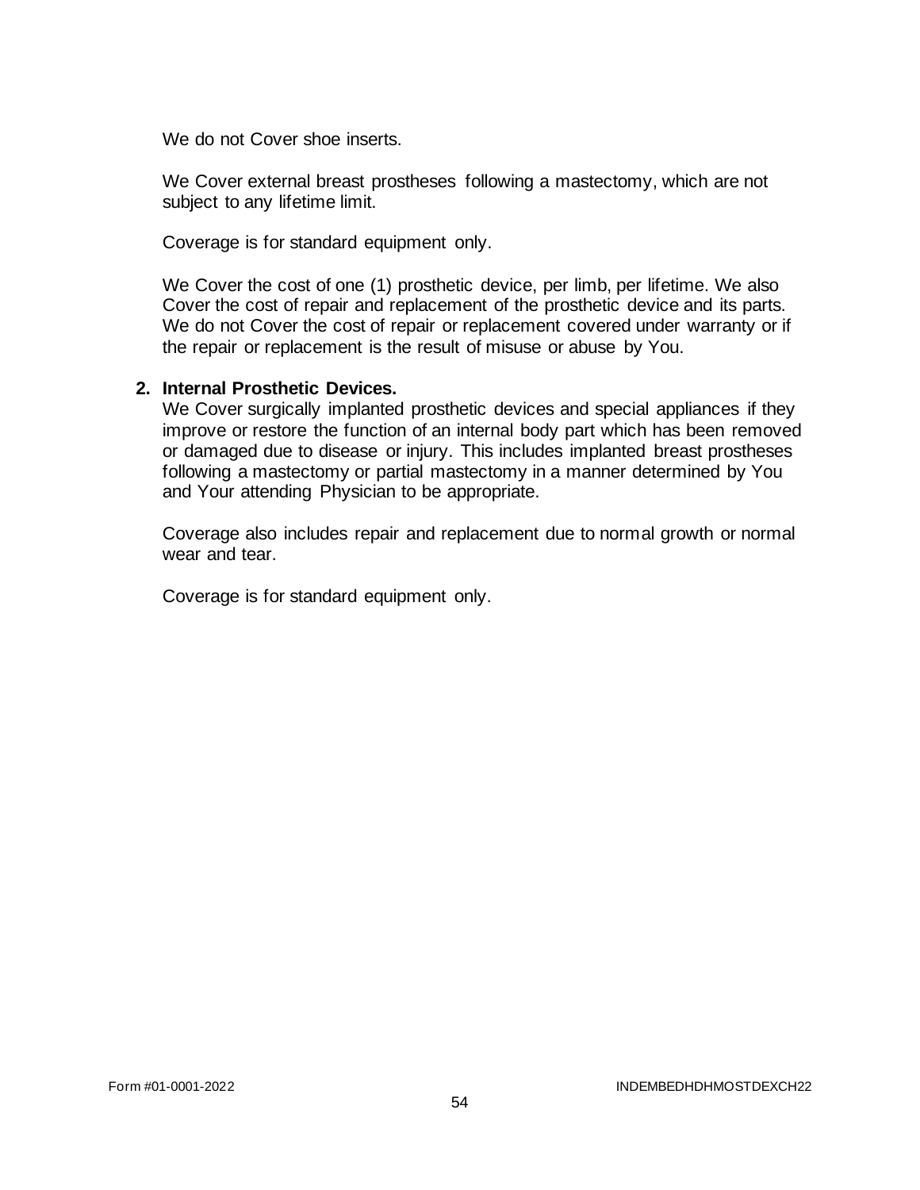We do not Cover shoe inserts.

We Cover external breast prostheses following a mastectomy, which are not subject to any lifetime limit.

Coverage is for standard equipment only.

We Cover the cost of one (1) prosthetic device, per limb, per lifetime. We also Cover the cost of repair and replacement of the prosthetic device and its parts. We do not Cover the cost of repair or replacement covered under warranty or if the repair or replacement is the result of misuse or abuse by You.

2. **Internal Prosthetic Devices.**
   We Cover surgically implanted prosthetic devices and special appliances if they improve or restore the function of an internal body part which has been removed or damaged due to disease or injury. This includes implanted breast prostheses following a mastectomy or partial mastectomy in a manner determined by You and Your attending Physician to be appropriate.

   Coverage also includes repair and replacement due to normal growth or normal wear and tear.

   Coverage is for standard equipment only.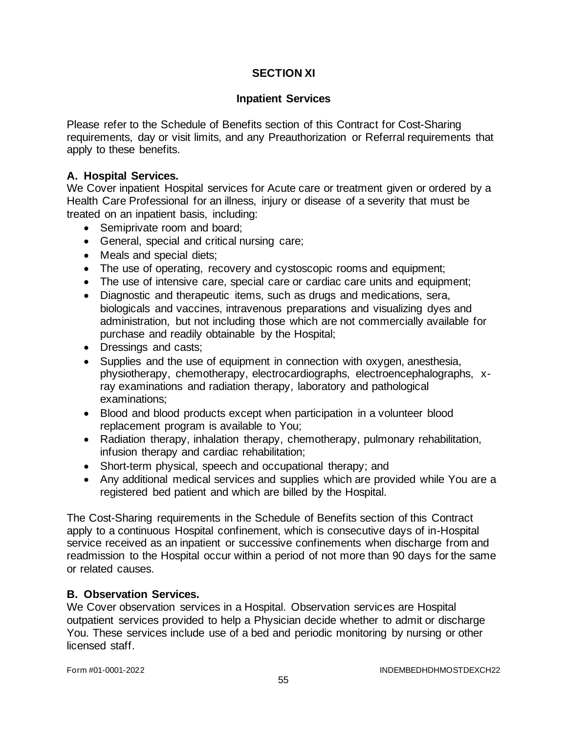# SECTION XI

## Inpatient Services

Please refer to the Schedule of Benefits section of this Contract for Cost-Sharing requirements, day or visit limits, and any Preauthorization or Referral requirements that apply to these benefits.

### A. Hospital Services.

We Cover inpatient Hospital services for Acute care or treatment given or ordered by a Health Care Professional for an illness, injury or disease of a severity that must be treated on an inpatient basis, including:

- Semiprivate room and board;
- General, special and critical nursing care;
- Meals and special diets;
- The use of operating, recovery and cystoscopic rooms and equipment;
- The use of intensive care, special care or cardiac care units and equipment;
- Diagnostic and therapeutic items, such as drugs and medications, sera, biologicals and vaccines, intravenous preparations and visualizing dyes and administration, but not including those which are not commercially available for purchase and readily obtainable by the Hospital;
- Dressings and casts;
- Supplies and the use of equipment in connection with oxygen, anesthesia, physiotherapy, chemotherapy, electrocardiographs, electroencephalographs, x-ray examinations and radiation therapy, laboratory and pathological examinations;
- Blood and blood products except when participation in a volunteer blood replacement program is available to You;
- Radiation therapy, inhalation therapy, chemotherapy, pulmonary rehabilitation, infusion therapy and cardiac rehabilitation;
- Short-term physical, speech and occupational therapy; and
- Any additional medical services and supplies which are provided while You are a registered bed patient and which are billed by the Hospital.

The Cost-Sharing requirements in the Schedule of Benefits section of this Contract apply to a continuous Hospital confinement, which is consecutive days of in-Hospital service received as an inpatient or successive confinements when discharge from and readmission to the Hospital occur within a period of not more than 90 days for the same or related causes.

### B. Observation Services.

We Cover observation services in a Hospital. Observation services are Hospital outpatient services provided to help a Physician decide whether to admit or discharge You. These services include use of a bed and periodic monitoring by nursing or other licensed staff.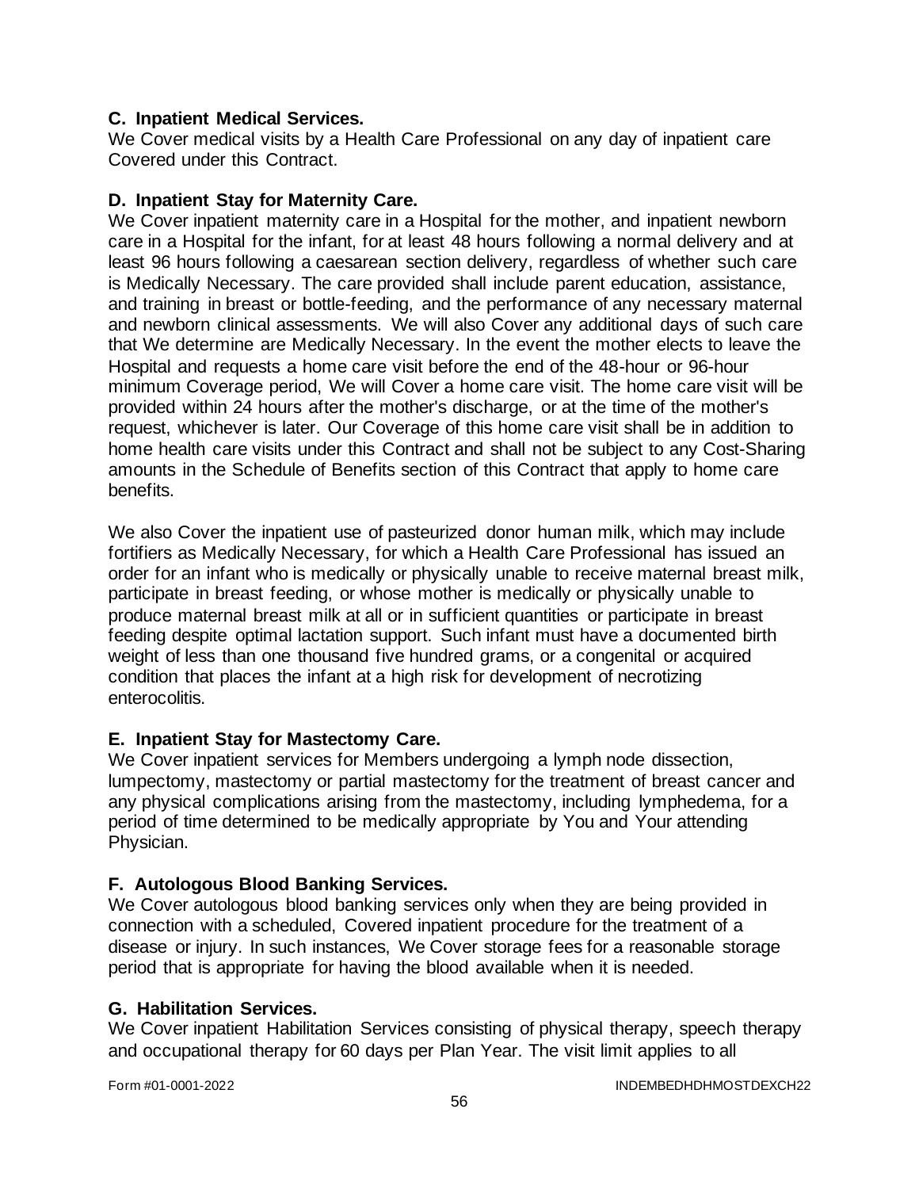**C. Inpatient Medical Services.**
We Cover medical visits by a Health Care Professional on any day of inpatient care Covered under this Contract.

**D. Inpatient Stay for Maternity Care.**
We Cover inpatient maternity care in a Hospital for the mother, and inpatient newborn care in a Hospital for the infant, for at least 48 hours following a normal delivery and at least 96 hours following a caesarean section delivery, regardless of whether such care is Medically Necessary. The care provided shall include parent education, assistance, and training in breast or bottle-feeding, and the performance of any necessary maternal and newborn clinical assessments. We will also Cover any additional days of such care that We determine are Medically Necessary. In the event the mother elects to leave the Hospital and requests a home care visit before the end of the 48-hour or 96-hour minimum Coverage period, We will Cover a home care visit. The home care visit will be provided within 24 hours after the mother's discharge, or at the time of the mother's request, whichever is later. Our Coverage of this home care visit shall be in addition to home health care visits under this Contract and shall not be subject to any Cost-Sharing amounts in the Schedule of Benefits section of this Contract that apply to home care benefits.

We also Cover the inpatient use of pasteurized donor human milk, which may include fortifiers as Medically Necessary, for which a Health Care Professional has issued an order for an infant who is medically or physically unable to receive maternal breast milk, participate in breast feeding, or whose mother is medically or physically unable to produce maternal breast milk at all or in sufficient quantities or participate in breast feeding despite optimal lactation support. Such infant must have a documented birth weight of less than one thousand five hundred grams, or a congenital or acquired condition that places the infant at a high risk for development of necrotizing enterocolitis.

**E. Inpatient Stay for Mastectomy Care.**
We Cover inpatient services for Members undergoing a lymph node dissection, lumpectomy, mastectomy or partial mastectomy for the treatment of breast cancer and any physical complications arising from the mastectomy, including lymphedema, for a period of time determined to be medically appropriate by You and Your attending Physician.

**F. Autologous Blood Banking Services.**
We Cover autologous blood banking services only when they are being provided in connection with a scheduled, Covered inpatient procedure for the treatment of a disease or injury. In such instances, We Cover storage fees for a reasonable storage period that is appropriate for having the blood available when it is needed.

**G. Habilitation Services.**
We Cover inpatient Habilitation Services consisting of physical therapy, speech therapy and occupational therapy for 60 days per Plan Year. The visit limit applies to all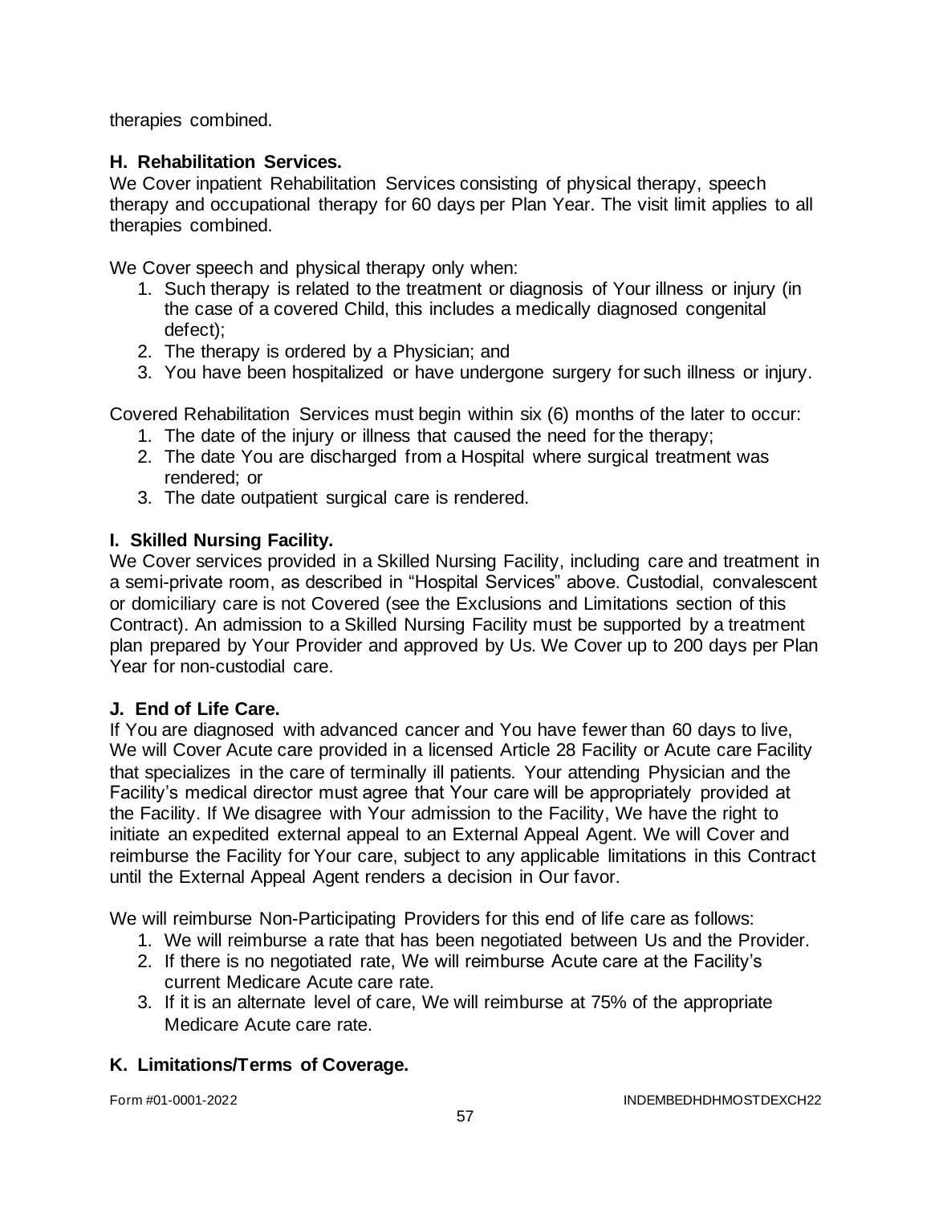therapies combined.

### H. Rehabilitation Services.

We Cover inpatient Rehabilitation Services consisting of physical therapy, speech therapy and occupational therapy for 60 days per Plan Year. The visit limit applies to all therapies combined.

We Cover speech and physical therapy only when:

1. Such therapy is related to the treatment or diagnosis of Your illness or injury (in the case of a covered Child, this includes a medically diagnosed congenital defect);
2. The therapy is ordered by a Physician; and
3. You have been hospitalized or have undergone surgery for such illness or injury.

Covered Rehabilitation Services must begin within six (6) months of the later to occur:

1. The date of the injury or illness that caused the need for the therapy;
2. The date You are discharged from a Hospital where surgical treatment was rendered; or
3. The date outpatient surgical care is rendered.

### I. Skilled Nursing Facility.

We Cover services provided in a Skilled Nursing Facility, including care and treatment in a semi-private room, as described in "Hospital Services" above. Custodial, convalescent or domiciliary care is not Covered (see the Exclusions and Limitations section of this Contract). An admission to a Skilled Nursing Facility must be supported by a treatment plan prepared by Your Provider and approved by Us. We Cover up to 200 days per Plan Year for non-custodial care.

### J. End of Life Care.

If You are diagnosed with advanced cancer and You have fewer than 60 days to live, We will Cover Acute care provided in a licensed Article 28 Facility or Acute care Facility that specializes in the care of terminally ill patients. Your attending Physician and the Facility's medical director must agree that Your care will be appropriately provided at the Facility. If We disagree with Your admission to the Facility, We have the right to initiate an expedited external appeal to an External Appeal Agent. We will Cover and reimburse the Facility for Your care, subject to any applicable limitations in this Contract until the External Appeal Agent renders a decision in Our favor.

We will reimburse Non-Participating Providers for this end of life care as follows:

1. We will reimburse a rate that has been negotiated between Us and the Provider.
2. If there is no negotiated rate, We will reimburse Acute care at the Facility's current Medicare Acute care rate.
3. If it is an alternate level of care, We will reimburse at 75% of the appropriate Medicare Acute care rate.

### K. Limitations/Terms of Coverage.

Form #01-0001-2022 INDEMBEDHDHMOSTDEXCH22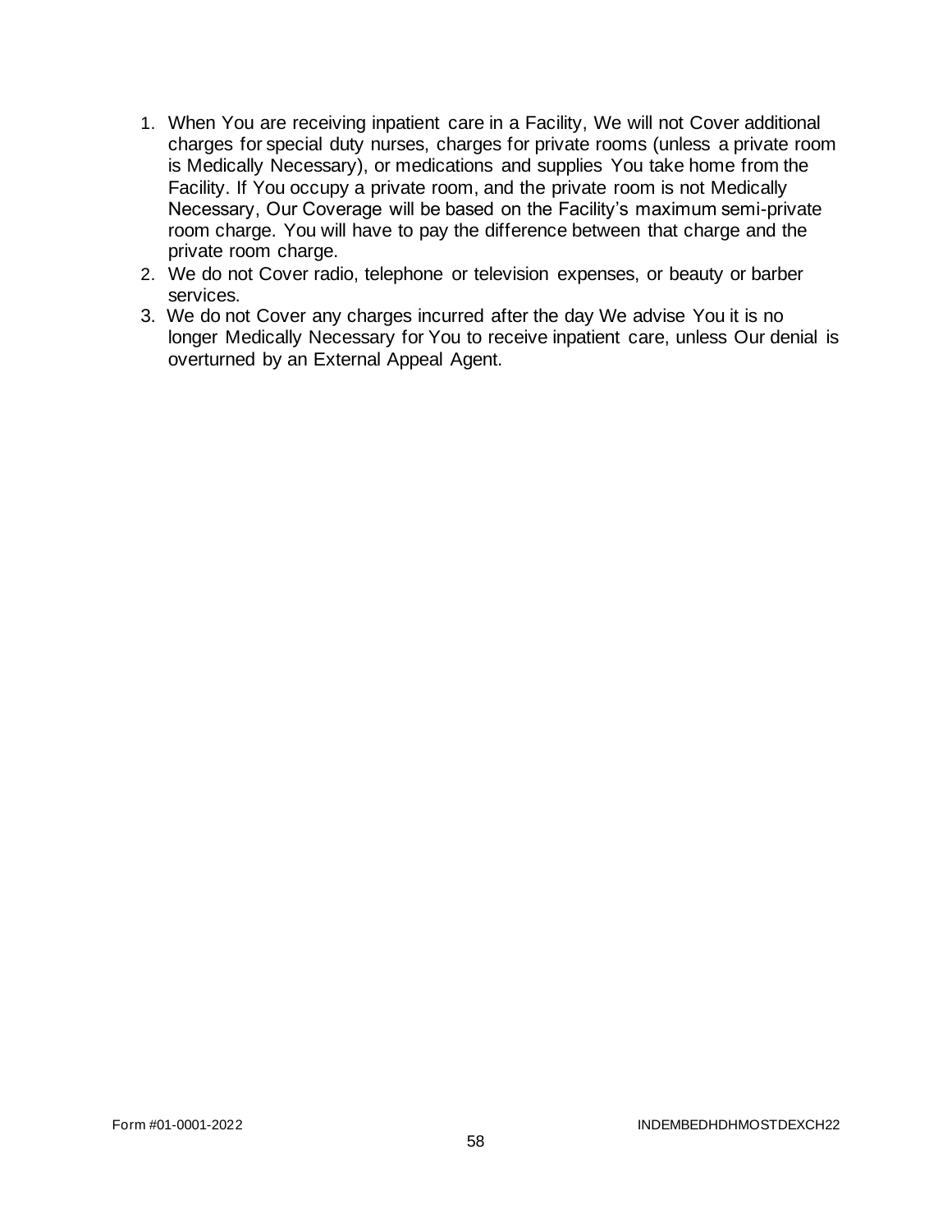1. When You are receiving inpatient care in a Facility, We will not Cover additional charges for special duty nurses, charges for private rooms (unless a private room is Medically Necessary), or medications and supplies You take home from the Facility. If You occupy a private room, and the private room is not Medically Necessary, Our Coverage will be based on the Facility's maximum semi-private room charge. You will have to pay the difference between that charge and the private room charge.
2. We do not Cover radio, telephone or television expenses, or beauty or barber services.
3. We do not Cover any charges incurred after the day We advise You it is no longer Medically Necessary for You to receive inpatient care, unless Our denial is overturned by an External Appeal Agent.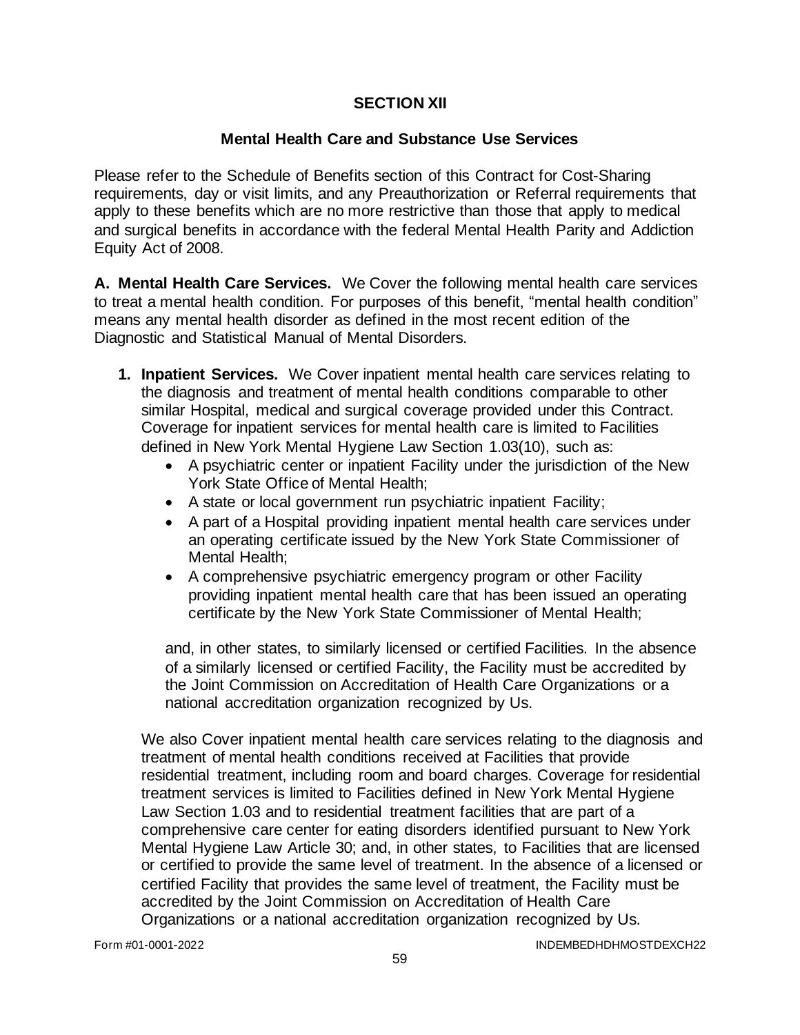# SECTION XII

## Mental Health Care and Substance Use Services

Please refer to the Schedule of Benefits section of this Contract for Cost-Sharing requirements, day or visit limits, and any Preauthorization or Referral requirements that apply to these benefits which are no more restrictive than those that apply to medical and surgical benefits in accordance with the federal Mental Health Parity and Addiction Equity Act of 2008.

**A. Mental Health Care Services.** We Cover the following mental health care services to treat a mental health condition. For purposes of this benefit, "mental health condition" means any mental health disorder as defined in the most recent edition of the Diagnostic and Statistical Manual of Mental Disorders.

1. **Inpatient Services.** We Cover inpatient mental health care services relating to the diagnosis and treatment of mental health conditions comparable to other similar Hospital, medical and surgical coverage provided under this Contract. Coverage for inpatient services for mental health care is limited to Facilities defined in New York Mental Hygiene Law Section 1.03(10), such as:
   - A psychiatric center or inpatient Facility under the jurisdiction of the New York State Office of Mental Health;
   - A state or local government run psychiatric inpatient Facility;
   - A part of a Hospital providing inpatient mental health care services under an operating certificate issued by the New York State Commissioner of Mental Health;
   - A comprehensive psychiatric emergency program or other Facility providing inpatient mental health care that has been issued an operating certificate by the New York State Commissioner of Mental Health;

   and, in other states, to similarly licensed or certified Facilities. In the absence of a similarly licensed or certified Facility, the Facility must be accredited by the Joint Commission on Accreditation of Health Care Organizations or a national accreditation organization recognized by Us.

   We also Cover inpatient mental health care services relating to the diagnosis and treatment of mental health conditions received at Facilities that provide residential treatment, including room and board charges. Coverage for residential treatment services is limited to Facilities defined in New York Mental Hygiene Law Section 1.03 and to residential treatment facilities that are part of a comprehensive care center for eating disorders identified pursuant to New York Mental Hygiene Law Article 30; and, in other states, to Facilities that are licensed or certified to provide the same level of treatment. In the absence of a licensed or certified Facility that provides the same level of treatment, the Facility must be accredited by the Joint Commission on Accreditation of Health Care Organizations or a national accreditation organization recognized by Us.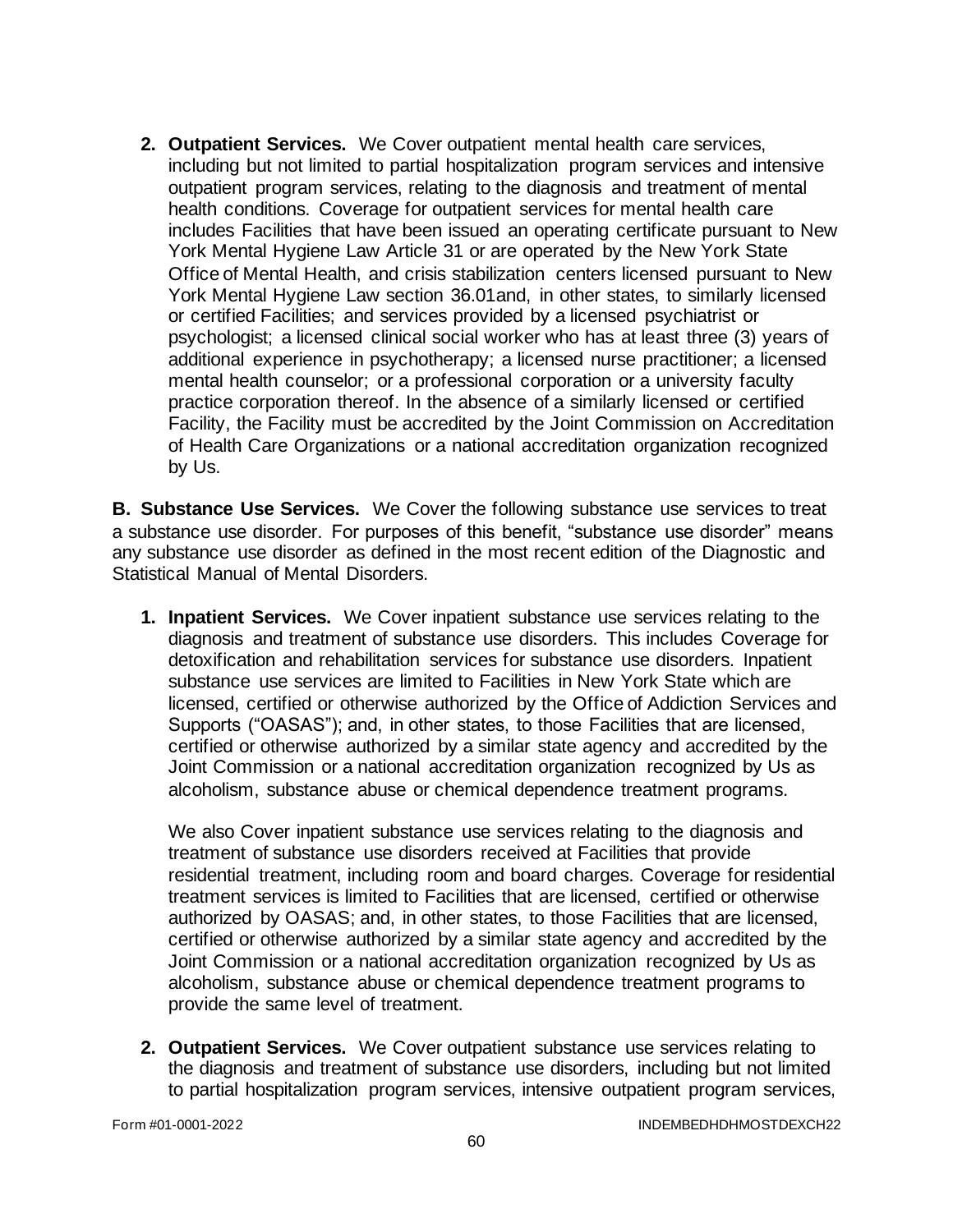2. **Outpatient Services.** We Cover outpatient mental health care services, including but not limited to partial hospitalization program services and intensive outpatient program services, relating to the diagnosis and treatment of mental health conditions. Coverage for outpatient services for mental health care includes Facilities that have been issued an operating certificate pursuant to New York Mental Hygiene Law Article 31 or are operated by the New York State Office of Mental Health, and crisis stabilization centers licensed pursuant to New York Mental Hygiene Law section 36.01and, in other states, to similarly licensed or certified Facilities; and services provided by a licensed psychiatrist or psychologist; a licensed clinical social worker who has at least three (3) years of additional experience in psychotherapy; a licensed nurse practitioner; a licensed mental health counselor; or a professional corporation or a university faculty practice corporation thereof. In the absence of a similarly licensed or certified Facility, the Facility must be accredited by the Joint Commission on Accreditation of Health Care Organizations or a national accreditation organization recognized by Us.

**B. Substance Use Services.** We Cover the following substance use services to treat a substance use disorder. For purposes of this benefit, "substance use disorder" means any substance use disorder as defined in the most recent edition of the Diagnostic and Statistical Manual of Mental Disorders.

1. **Inpatient Services.** We Cover inpatient substance use services relating to the diagnosis and treatment of substance use disorders. This includes Coverage for detoxification and rehabilitation services for substance use disorders. Inpatient substance use services are limited to Facilities in New York State which are licensed, certified or otherwise authorized by the Office of Addiction Services and Supports ("OASAS"); and, in other states, to those Facilities that are licensed, certified or otherwise authorized by a similar state agency and accredited by the Joint Commission or a national accreditation organization recognized by Us as alcoholism, substance abuse or chemical dependence treatment programs.

   We also Cover inpatient substance use services relating to the diagnosis and treatment of substance use disorders received at Facilities that provide residential treatment, including room and board charges. Coverage for residential treatment services is limited to Facilities that are licensed, certified or otherwise authorized by OASAS; and, in other states, to those Facilities that are licensed, certified or otherwise authorized by a similar state agency and accredited by the Joint Commission or a national accreditation organization recognized by Us as alcoholism, substance abuse or chemical dependence treatment programs to provide the same level of treatment.

2. **Outpatient Services.** We Cover outpatient substance use services relating to the diagnosis and treatment of substance use disorders, including but not limited to partial hospitalization program services, intensive outpatient program services,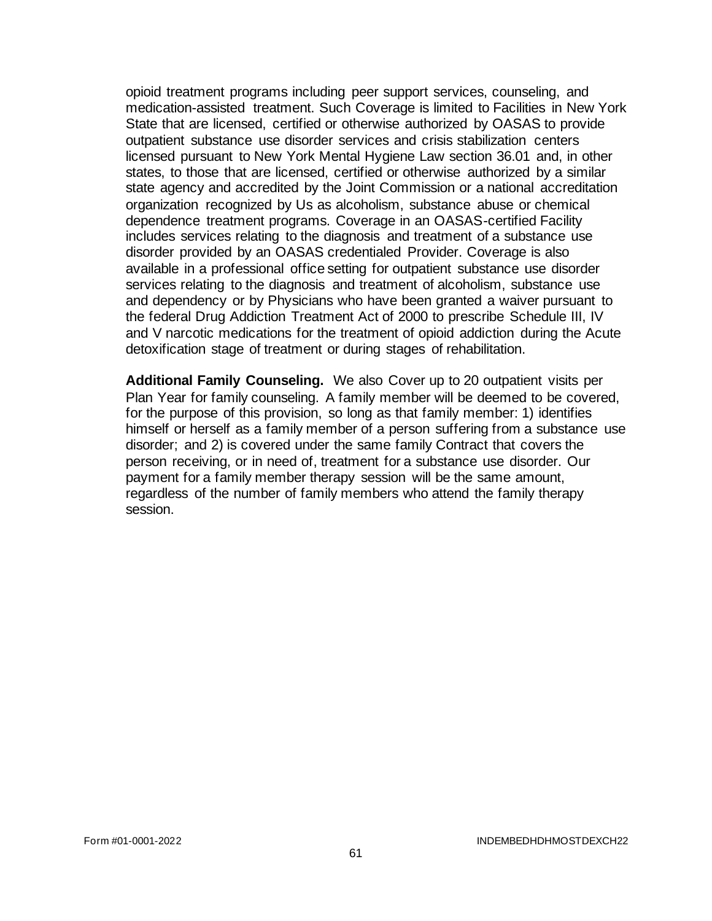opioid treatment programs including peer support services, counseling, and medication-assisted treatment. Such Coverage is limited to Facilities in New York State that are licensed, certified or otherwise authorized by OASAS to provide outpatient substance use disorder services and crisis stabilization centers licensed pursuant to New York Mental Hygiene Law section 36.01 and, in other states, to those that are licensed, certified or otherwise authorized by a similar state agency and accredited by the Joint Commission or a national accreditation organization recognized by Us as alcoholism, substance abuse or chemical dependence treatment programs. Coverage in an OASAS-certified Facility includes services relating to the diagnosis and treatment of a substance use disorder provided by an OASAS credentialed Provider. Coverage is also available in a professional office setting for outpatient substance use disorder services relating to the diagnosis and treatment of alcoholism, substance use and dependency or by Physicians who have been granted a waiver pursuant to the federal Drug Addiction Treatment Act of 2000 to prescribe Schedule III, IV and V narcotic medications for the treatment of opioid addiction during the Acute detoxification stage of treatment or during stages of rehabilitation.

**Additional Family Counseling.** We also Cover up to 20 outpatient visits per Plan Year for family counseling. A family member will be deemed to be covered, for the purpose of this provision, so long as that family member: 1) identifies himself or herself as a family member of a person suffering from a substance use disorder; and 2) is covered under the same family Contract that covers the person receiving, or in need of, treatment for a substance use disorder. Our payment for a family member therapy session will be the same amount, regardless of the number of family members who attend the family therapy session.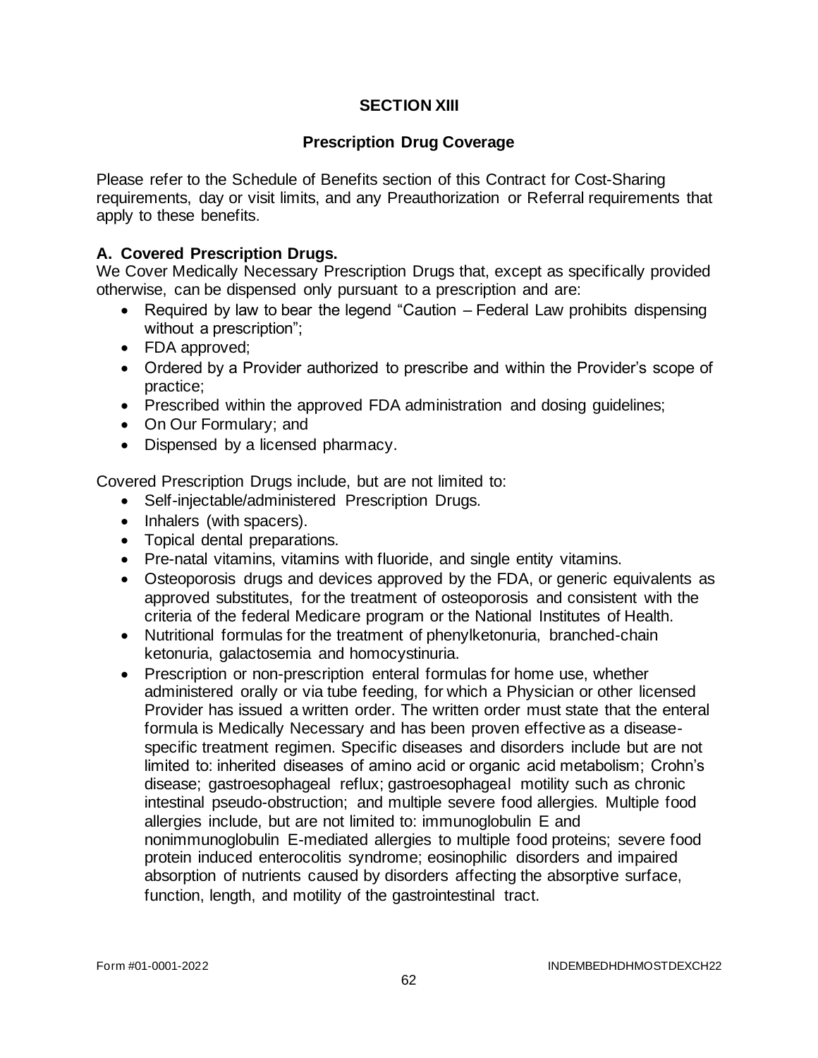# SECTION XIII

## Prescription Drug Coverage

Please refer to the Schedule of Benefits section of this Contract for Cost-Sharing requirements, day or visit limits, and any Preauthorization or Referral requirements that apply to these benefits.

### A. Covered Prescription Drugs.

We Cover Medically Necessary Prescription Drugs that, except as specifically provided otherwise, can be dispensed only pursuant to a prescription and are:

- Required by law to bear the legend "Caution – Federal Law prohibits dispensing without a prescription";
- FDA approved;
- Ordered by a Provider authorized to prescribe and within the Provider's scope of practice;
- Prescribed within the approved FDA administration and dosing guidelines;
- On Our Formulary; and
- Dispensed by a licensed pharmacy.

Covered Prescription Drugs include, but are not limited to:

- Self-injectable/administered Prescription Drugs.
- Inhalers (with spacers).
- Topical dental preparations.
- Pre-natal vitamins, vitamins with fluoride, and single entity vitamins.
- Osteoporosis drugs and devices approved by the FDA, or generic equivalents as approved substitutes, for the treatment of osteoporosis and consistent with the criteria of the federal Medicare program or the National Institutes of Health.
- Nutritional formulas for the treatment of phenylketonuria, branched-chain ketonuria, galactosemia and homocystinuria.
- Prescription or non-prescription enteral formulas for home use, whether administered orally or via tube feeding, for which a Physician or other licensed Provider has issued a written order. The written order must state that the enteral formula is Medically Necessary and has been proven effective as a disease-specific treatment regimen. Specific diseases and disorders include but are not limited to: inherited diseases of amino acid or organic acid metabolism; Crohn's disease; gastroesophageal reflux; gastroesophageal motility such as chronic intestinal pseudo-obstruction; and multiple severe food allergies. Multiple food allergies include, but are not limited to: immunoglobulin E and nonimmunoglobulin E-mediated allergies to multiple food proteins; severe food protein induced enterocolitis syndrome; eosinophilic disorders and impaired absorption of nutrients caused by disorders affecting the absorptive surface, function, length, and motility of the gastrointestinal tract.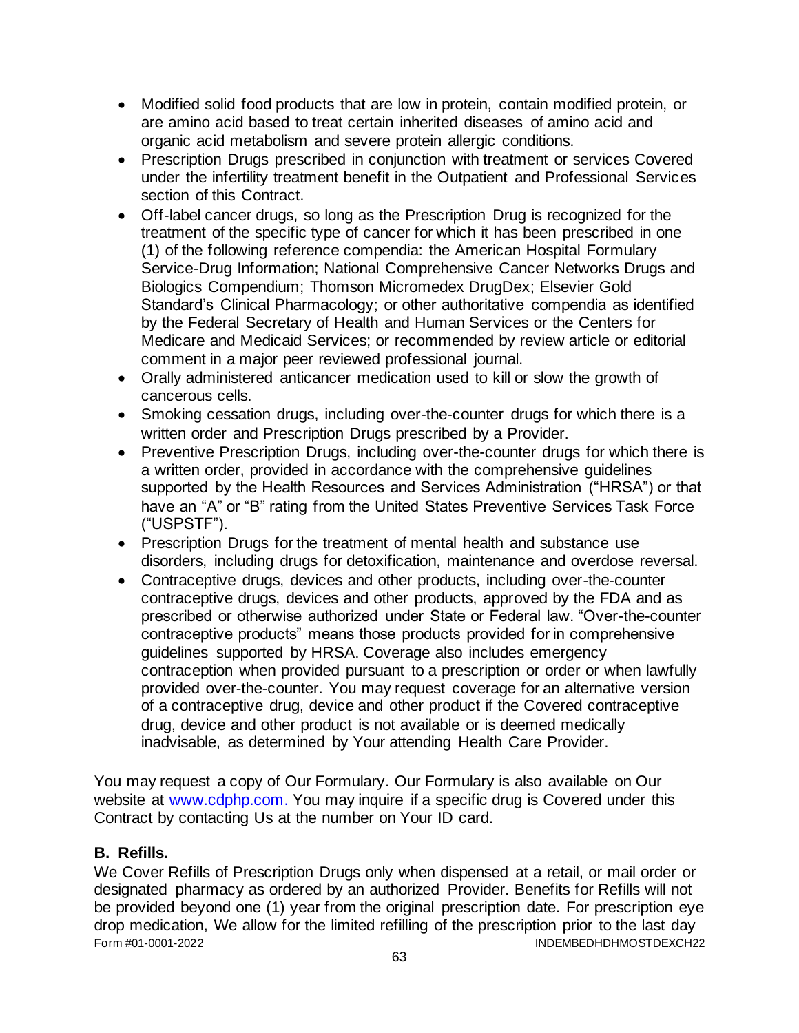- Modified solid food products that are low in protein, contain modified protein, or are amino acid based to treat certain inherited diseases of amino acid and organic acid metabolism and severe protein allergic conditions.
- Prescription Drugs prescribed in conjunction with treatment or services Covered under the infertility treatment benefit in the Outpatient and Professional Services section of this Contract.
- Off-label cancer drugs, so long as the Prescription Drug is recognized for the treatment of the specific type of cancer for which it has been prescribed in one (1) of the following reference compendia: the American Hospital Formulary Service-Drug Information; National Comprehensive Cancer Networks Drugs and Biologics Compendium; Thomson Micromedex DrugDex; Elsevier Gold Standard's Clinical Pharmacology; or other authoritative compendia as identified by the Federal Secretary of Health and Human Services or the Centers for Medicare and Medicaid Services; or recommended by review article or editorial comment in a major peer reviewed professional journal.
- Orally administered anticancer medication used to kill or slow the growth of cancerous cells.
- Smoking cessation drugs, including over-the-counter drugs for which there is a written order and Prescription Drugs prescribed by a Provider.
- Preventive Prescription Drugs, including over-the-counter drugs for which there is a written order, provided in accordance with the comprehensive guidelines supported by the Health Resources and Services Administration ("HRSA") or that have an "A" or "B" rating from the United States Preventive Services Task Force ("USPSTF").
- Prescription Drugs for the treatment of mental health and substance use disorders, including drugs for detoxification, maintenance and overdose reversal.
- Contraceptive drugs, devices and other products, including over-the-counter contraceptive drugs, devices and other products, approved by the FDA and as prescribed or otherwise authorized under State or Federal law. "Over-the-counter contraceptive products" means those products provided for in comprehensive guidelines supported by HRSA. Coverage also includes emergency contraception when provided pursuant to a prescription or order or when lawfully provided over-the-counter. You may request coverage for an alternative version of a contraceptive drug, device and other product if the Covered contraceptive drug, device and other product is not available or is deemed medically inadvisable, as determined by Your attending Health Care Provider.

You may request a copy of Our Formulary. Our Formulary is also available on Our website at www.cdphp.com. You may inquire if a specific drug is Covered under this Contract by contacting Us at the number on Your ID card.

### B. Refills.

We Cover Refills of Prescription Drugs only when dispensed at a retail, or mail order or designated pharmacy as ordered by an authorized Provider. Benefits for Refills will not be provided beyond one (1) year from the original prescription date. For prescription eye drop medication, We allow for the limited refilling of the prescription prior to the last day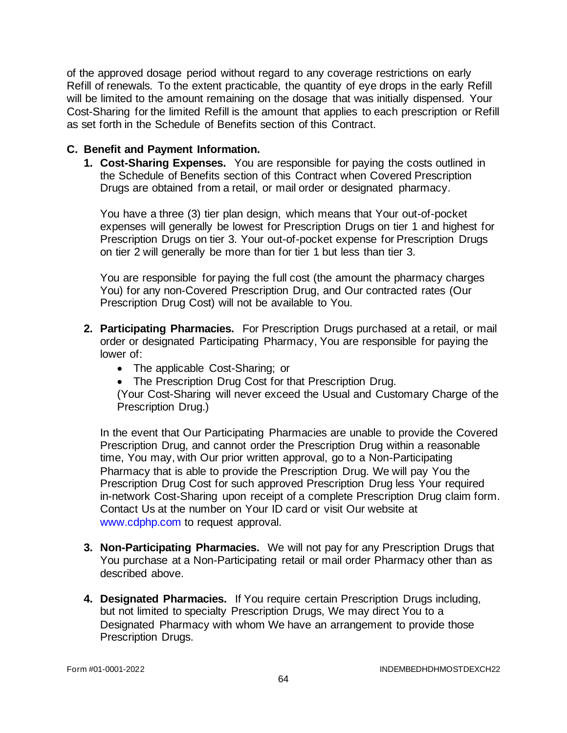of the approved dosage period without regard to any coverage restrictions on early Refill of renewals. To the extent practicable, the quantity of eye drops in the early Refill will be limited to the amount remaining on the dosage that was initially dispensed. Your Cost-Sharing for the limited Refill is the amount that applies to each prescription or Refill as set forth in the Schedule of Benefits section of this Contract.

**C. Benefit and Payment Information.**

1. **Cost-Sharing Expenses.** You are responsible for paying the costs outlined in the Schedule of Benefits section of this Contract when Covered Prescription Drugs are obtained from a retail, or mail order or designated pharmacy.

   You have a three (3) tier plan design, which means that Your out-of-pocket expenses will generally be lowest for Prescription Drugs on tier 1 and highest for Prescription Drugs on tier 3. Your out-of-pocket expense for Prescription Drugs on tier 2 will generally be more than for tier 1 but less than tier 3.

   You are responsible for paying the full cost (the amount the pharmacy charges You) for any non-Covered Prescription Drug, and Our contracted rates (Our Prescription Drug Cost) will not be available to You.

2. **Participating Pharmacies.** For Prescription Drugs purchased at a retail, or mail order or designated Participating Pharmacy, You are responsible for paying the lower of:
   - The applicable Cost-Sharing; or
   - The Prescription Drug Cost for that Prescription Drug.

   (Your Cost-Sharing will never exceed the Usual and Customary Charge of the Prescription Drug.)

   In the event that Our Participating Pharmacies are unable to provide the Covered Prescription Drug, and cannot order the Prescription Drug within a reasonable time, You may, with Our prior written approval, go to a Non-Participating Pharmacy that is able to provide the Prescription Drug. We will pay You the Prescription Drug Cost for such approved Prescription Drug less Your required in-network Cost-Sharing upon receipt of a complete Prescription Drug claim form. Contact Us at the number on Your ID card or visit Our website at www.cdphp.com to request approval.

3. **Non-Participating Pharmacies.** We will not pay for any Prescription Drugs that You purchase at a Non-Participating retail or mail order Pharmacy other than as described above.

4. **Designated Pharmacies.** If You require certain Prescription Drugs including, but not limited to specialty Prescription Drugs, We may direct You to a Designated Pharmacy with whom We have an arrangement to provide those Prescription Drugs.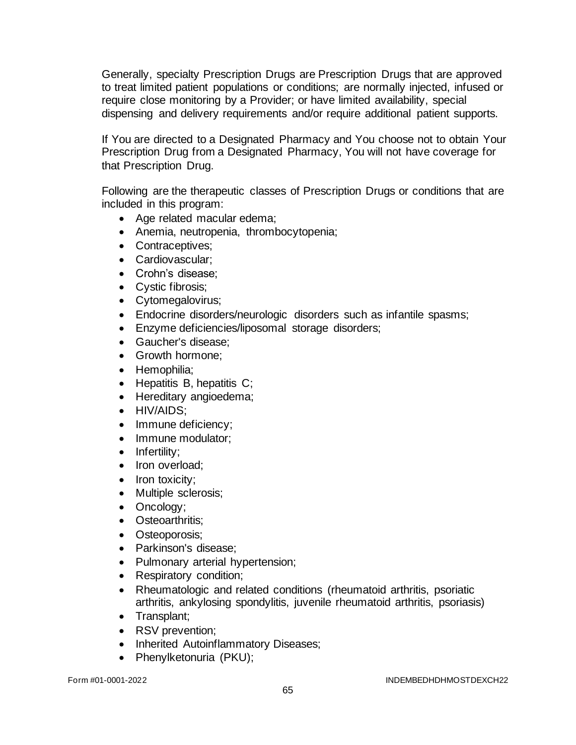Generally, specialty Prescription Drugs are Prescription Drugs that are approved to treat limited patient populations or conditions; are normally injected, infused or require close monitoring by a Provider; or have limited availability, special dispensing and delivery requirements and/or require additional patient supports.

If You are directed to a Designated Pharmacy and You choose not to obtain Your Prescription Drug from a Designated Pharmacy, You will not have coverage for that Prescription Drug.

Following are the therapeutic classes of Prescription Drugs or conditions that are included in this program:

- Age related macular edema;
- Anemia, neutropenia, thrombocytopenia;
- Contraceptives;
- Cardiovascular;
- Crohn's disease;
- Cystic fibrosis;
- Cytomegalovirus;
- Endocrine disorders/neurologic disorders such as infantile spasms;
- Enzyme deficiencies/liposomal storage disorders;
- Gaucher's disease;
- Growth hormone;
- Hemophilia;
- Hepatitis B, hepatitis C;
- Hereditary angioedema;
- HIV/AIDS;
- Immune deficiency;
- Immune modulator;
- Infertility;
- Iron overload;
- Iron toxicity;
- Multiple sclerosis;
- Oncology;
- Osteoarthritis;
- Osteoporosis;
- Parkinson's disease;
- Pulmonary arterial hypertension;
- Respiratory condition;
- Rheumatologic and related conditions (rheumatoid arthritis, psoriatic arthritis, ankylosing spondylitis, juvenile rheumatoid arthritis, psoriasis)
- Transplant;
- RSV prevention;
- Inherited Autoinflammatory Diseases;
- Phenylketonuria (PKU);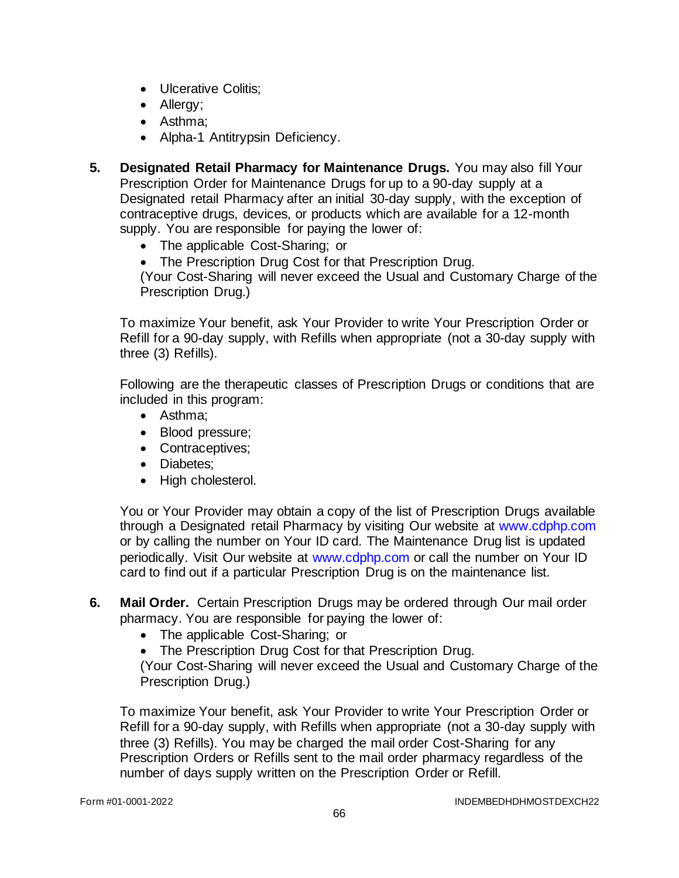- Ulcerative Colitis;
- Allergy;
- Asthma;
- Alpha-1 Antitrypsin Deficiency.

5. **Designated Retail Pharmacy for Maintenance Drugs.** You may also fill Your Prescription Order for Maintenance Drugs for up to a 90-day supply at a Designated retail Pharmacy after an initial 30-day supply, with the exception of contraceptive drugs, devices, or products which are available for a 12-month supply. You are responsible for paying the lower of:
   - The applicable Cost-Sharing; or
   - The Prescription Drug Cost for that Prescription Drug.

   (Your Cost-Sharing will never exceed the Usual and Customary Charge of the Prescription Drug.)

   To maximize Your benefit, ask Your Provider to write Your Prescription Order or Refill for a 90-day supply, with Refills when appropriate (not a 30-day supply with three (3) Refills).

   Following are the therapeutic classes of Prescription Drugs or conditions that are included in this program:
   - Asthma;
   - Blood pressure;
   - Contraceptives;
   - Diabetes;
   - High cholesterol.

   You or Your Provider may obtain a copy of the list of Prescription Drugs available through a Designated retail Pharmacy by visiting Our website at www.cdphp.com or by calling the number on Your ID card. The Maintenance Drug list is updated periodically. Visit Our website at www.cdphp.com or call the number on Your ID card to find out if a particular Prescription Drug is on the maintenance list.

6. **Mail Order.** Certain Prescription Drugs may be ordered through Our mail order pharmacy. You are responsible for paying the lower of:
   - The applicable Cost-Sharing; or
   - The Prescription Drug Cost for that Prescription Drug.

   (Your Cost-Sharing will never exceed the Usual and Customary Charge of the Prescription Drug.)

   To maximize Your benefit, ask Your Provider to write Your Prescription Order or Refill for a 90-day supply, with Refills when appropriate (not a 30-day supply with three (3) Refills). You may be charged the mail order Cost-Sharing for any Prescription Orders or Refills sent to the mail order pharmacy regardless of the number of days supply written on the Prescription Order or Refill.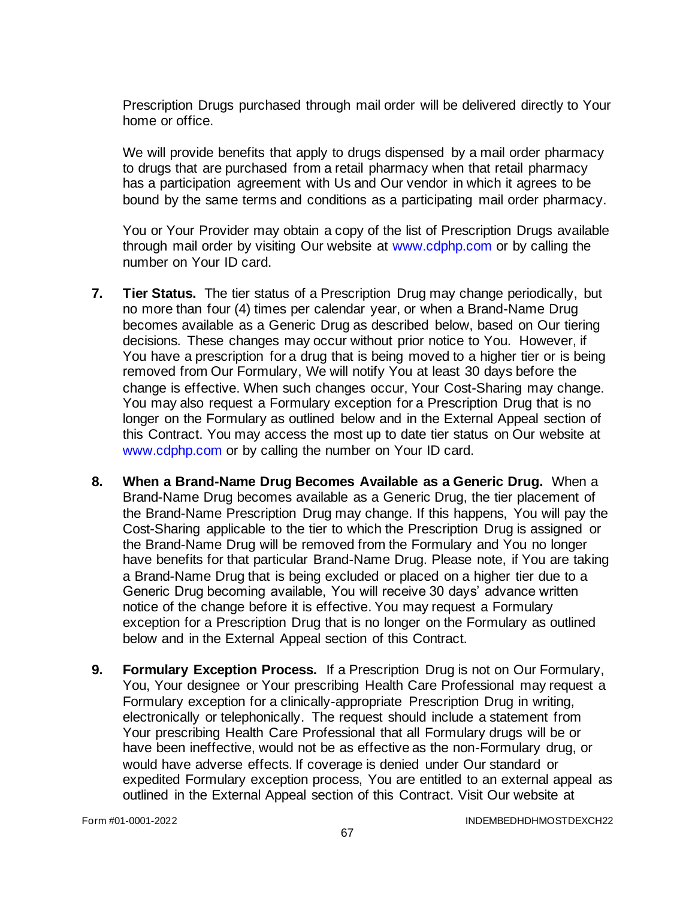Prescription Drugs purchased through mail order will be delivered directly to Your home or office.

We will provide benefits that apply to drugs dispensed by a mail order pharmacy to drugs that are purchased from a retail pharmacy when that retail pharmacy has a participation agreement with Us and Our vendor in which it agrees to be bound by the same terms and conditions as a participating mail order pharmacy.

You or Your Provider may obtain a copy of the list of Prescription Drugs available through mail order by visiting Our website at www.cdphp.com or by calling the number on Your ID card.

7. **Tier Status.** The tier status of a Prescription Drug may change periodically, but no more than four (4) times per calendar year, or when a Brand-Name Drug becomes available as a Generic Drug as described below, based on Our tiering decisions. These changes may occur without prior notice to You. However, if You have a prescription for a drug that is being moved to a higher tier or is being removed from Our Formulary, We will notify You at least 30 days before the change is effective. When such changes occur, Your Cost-Sharing may change. You may also request a Formulary exception for a Prescription Drug that is no longer on the Formulary as outlined below and in the External Appeal section of this Contract. You may access the most up to date tier status on Our website at www.cdphp.com or by calling the number on Your ID card.

8. **When a Brand-Name Drug Becomes Available as a Generic Drug.** When a Brand-Name Drug becomes available as a Generic Drug, the tier placement of the Brand-Name Prescription Drug may change. If this happens, You will pay the Cost-Sharing applicable to the tier to which the Prescription Drug is assigned or the Brand-Name Drug will be removed from the Formulary and You no longer have benefits for that particular Brand-Name Drug. Please note, if You are taking a Brand-Name Drug that is being excluded or placed on a higher tier due to a Generic Drug becoming available, You will receive 30 days' advance written notice of the change before it is effective. You may request a Formulary exception for a Prescription Drug that is no longer on the Formulary as outlined below and in the External Appeal section of this Contract.

9. **Formulary Exception Process.** If a Prescription Drug is not on Our Formulary, You, Your designee or Your prescribing Health Care Professional may request a Formulary exception for a clinically-appropriate Prescription Drug in writing, electronically or telephonically. The request should include a statement from Your prescribing Health Care Professional that all Formulary drugs will be or have been ineffective, would not be as effective as the non-Formulary drug, or would have adverse effects. If coverage is denied under Our standard or expedited Formulary exception process, You are entitled to an external appeal as outlined in the External Appeal section of this Contract. Visit Our website at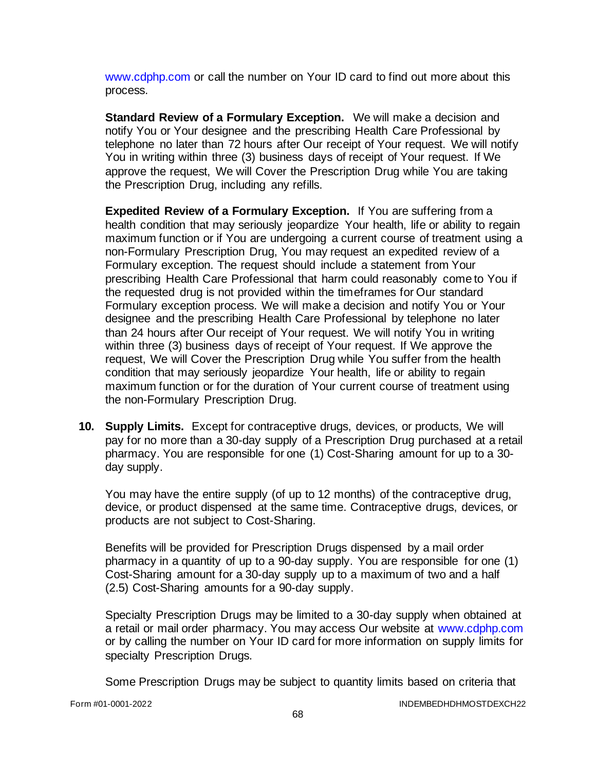www.cdphp.com or call the number on Your ID card to find out more about this process.

**Standard Review of a Formulary Exception.** We will make a decision and notify You or Your designee and the prescribing Health Care Professional by telephone no later than 72 hours after Our receipt of Your request. We will notify You in writing within three (3) business days of receipt of Your request. If We approve the request, We will Cover the Prescription Drug while You are taking the Prescription Drug, including any refills.

**Expedited Review of a Formulary Exception.** If You are suffering from a health condition that may seriously jeopardize Your health, life or ability to regain maximum function or if You are undergoing a current course of treatment using a non-Formulary Prescription Drug, You may request an expedited review of a Formulary exception. The request should include a statement from Your prescribing Health Care Professional that harm could reasonably come to You if the requested drug is not provided within the timeframes for Our standard Formulary exception process. We will make a decision and notify You or Your designee and the prescribing Health Care Professional by telephone no later than 24 hours after Our receipt of Your request. We will notify You in writing within three (3) business days of receipt of Your request. If We approve the request, We will Cover the Prescription Drug while You suffer from the health condition that may seriously jeopardize Your health, life or ability to regain maximum function or for the duration of Your current course of treatment using the non-Formulary Prescription Drug.

10. **Supply Limits.** Except for contraceptive drugs, devices, or products, We will pay for no more than a 30-day supply of a Prescription Drug purchased at a retail pharmacy. You are responsible for one (1) Cost-Sharing amount for up to a 30-day supply.

    You may have the entire supply (of up to 12 months) of the contraceptive drug, device, or product dispensed at the same time. Contraceptive drugs, devices, or products are not subject to Cost-Sharing.

    Benefits will be provided for Prescription Drugs dispensed by a mail order pharmacy in a quantity of up to a 90-day supply. You are responsible for one (1) Cost-Sharing amount for a 30-day supply up to a maximum of two and a half (2.5) Cost-Sharing amounts for a 90-day supply.

    Specialty Prescription Drugs may be limited to a 30-day supply when obtained at a retail or mail order pharmacy. You may access Our website at www.cdphp.com or by calling the number on Your ID card for more information on supply limits for specialty Prescription Drugs.

    Some Prescription Drugs may be subject to quantity limits based on criteria that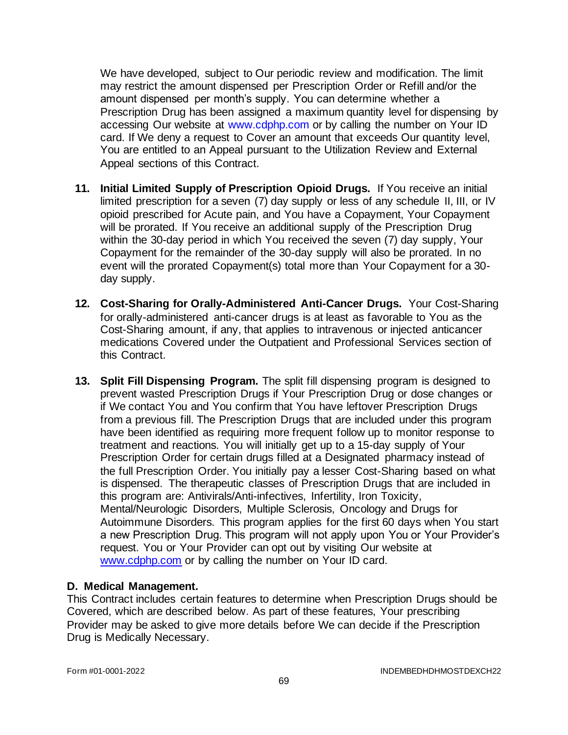We have developed, subject to Our periodic review and modification. The limit may restrict the amount dispensed per Prescription Order or Refill and/or the amount dispensed per month's supply. You can determine whether a Prescription Drug has been assigned a maximum quantity level for dispensing by accessing Our website at www.cdphp.com or by calling the number on Your ID card. If We deny a request to Cover an amount that exceeds Our quantity level, You are entitled to an Appeal pursuant to the Utilization Review and External Appeal sections of this Contract.

11. **Initial Limited Supply of Prescription Opioid Drugs.** If You receive an initial limited prescription for a seven (7) day supply or less of any schedule II, III, or IV opioid prescribed for Acute pain, and You have a Copayment, Your Copayment will be prorated. If You receive an additional supply of the Prescription Drug within the 30-day period in which You received the seven (7) day supply, Your Copayment for the remainder of the 30-day supply will also be prorated. In no event will the prorated Copayment(s) total more than Your Copayment for a 30-day supply.

12. **Cost-Sharing for Orally-Administered Anti-Cancer Drugs.** Your Cost-Sharing for orally-administered anti-cancer drugs is at least as favorable to You as the Cost-Sharing amount, if any, that applies to intravenous or injected anticancer medications Covered under the Outpatient and Professional Services section of this Contract.

13. **Split Fill Dispensing Program.** The split fill dispensing program is designed to prevent wasted Prescription Drugs if Your Prescription Drug or dose changes or if We contact You and You confirm that You have leftover Prescription Drugs from a previous fill. The Prescription Drugs that are included under this program have been identified as requiring more frequent follow up to monitor response to treatment and reactions. You will initially get up to a 15-day supply of Your Prescription Order for certain drugs filled at a Designated pharmacy instead of the full Prescription Order. You initially pay a lesser Cost-Sharing based on what is dispensed. The therapeutic classes of Prescription Drugs that are included in this program are: Antivirals/Anti-infectives, Infertility, Iron Toxicity, Mental/Neurologic Disorders, Multiple Sclerosis, Oncology and Drugs for Autoimmune Disorders. This program applies for the first 60 days when You start a new Prescription Drug. This program will not apply upon You or Your Provider's request. You or Your Provider can opt out by visiting Our website at www.cdphp.com or by calling the number on Your ID card.

## D. Medical Management.

This Contract includes certain features to determine when Prescription Drugs should be Covered, which are described below. As part of these features, Your prescribing Provider may be asked to give more details before We can decide if the Prescription Drug is Medically Necessary.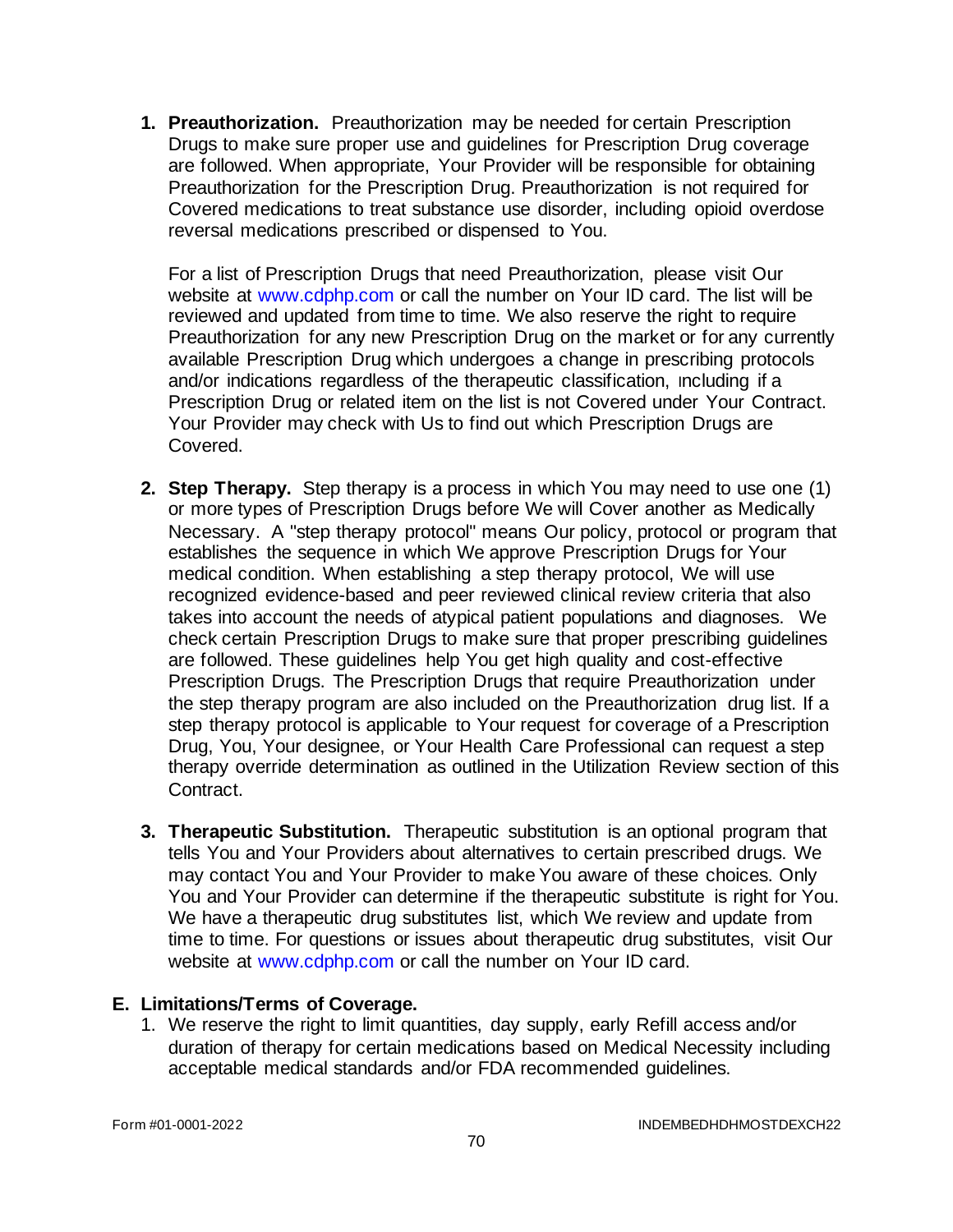1. **Preauthorization.** Preauthorization may be needed for certain Prescription Drugs to make sure proper use and guidelines for Prescription Drug coverage are followed. When appropriate, Your Provider will be responsible for obtaining Preauthorization for the Prescription Drug. Preauthorization is not required for Covered medications to treat substance use disorder, including opioid overdose reversal medications prescribed or dispensed to You.

   For a list of Prescription Drugs that need Preauthorization, please visit Our website at www.cdphp.com or call the number on Your ID card. The list will be reviewed and updated from time to time. We also reserve the right to require Preauthorization for any new Prescription Drug on the market or for any currently available Prescription Drug which undergoes a change in prescribing protocols and/or indications regardless of the therapeutic classification, including if a Prescription Drug or related item on the list is not Covered under Your Contract. Your Provider may check with Us to find out which Prescription Drugs are Covered.

2. **Step Therapy.** Step therapy is a process in which You may need to use one (1) or more types of Prescription Drugs before We will Cover another as Medically Necessary. A "step therapy protocol" means Our policy, protocol or program that establishes the sequence in which We approve Prescription Drugs for Your medical condition. When establishing a step therapy protocol, We will use recognized evidence-based and peer reviewed clinical review criteria that also takes into account the needs of atypical patient populations and diagnoses. We check certain Prescription Drugs to make sure that proper prescribing guidelines are followed. These guidelines help You get high quality and cost-effective Prescription Drugs. The Prescription Drugs that require Preauthorization under the step therapy program are also included on the Preauthorization drug list. If a step therapy protocol is applicable to Your request for coverage of a Prescription Drug, You, Your designee, or Your Health Care Professional can request a step therapy override determination as outlined in the Utilization Review section of this Contract.

3. **Therapeutic Substitution.** Therapeutic substitution is an optional program that tells You and Your Providers about alternatives to certain prescribed drugs. We may contact You and Your Provider to make You aware of these choices. Only You and Your Provider can determine if the therapeutic substitute is right for You. We have a therapeutic drug substitutes list, which We review and update from time to time. For questions or issues about therapeutic drug substitutes, visit Our website at www.cdphp.com or call the number on Your ID card.

## E. Limitations/Terms of Coverage.

1. We reserve the right to limit quantities, day supply, early Refill access and/or duration of therapy for certain medications based on Medical Necessity including acceptable medical standards and/or FDA recommended guidelines.

Form #01-0001-2022 INDEMBEDHDHMOSTDEXCH22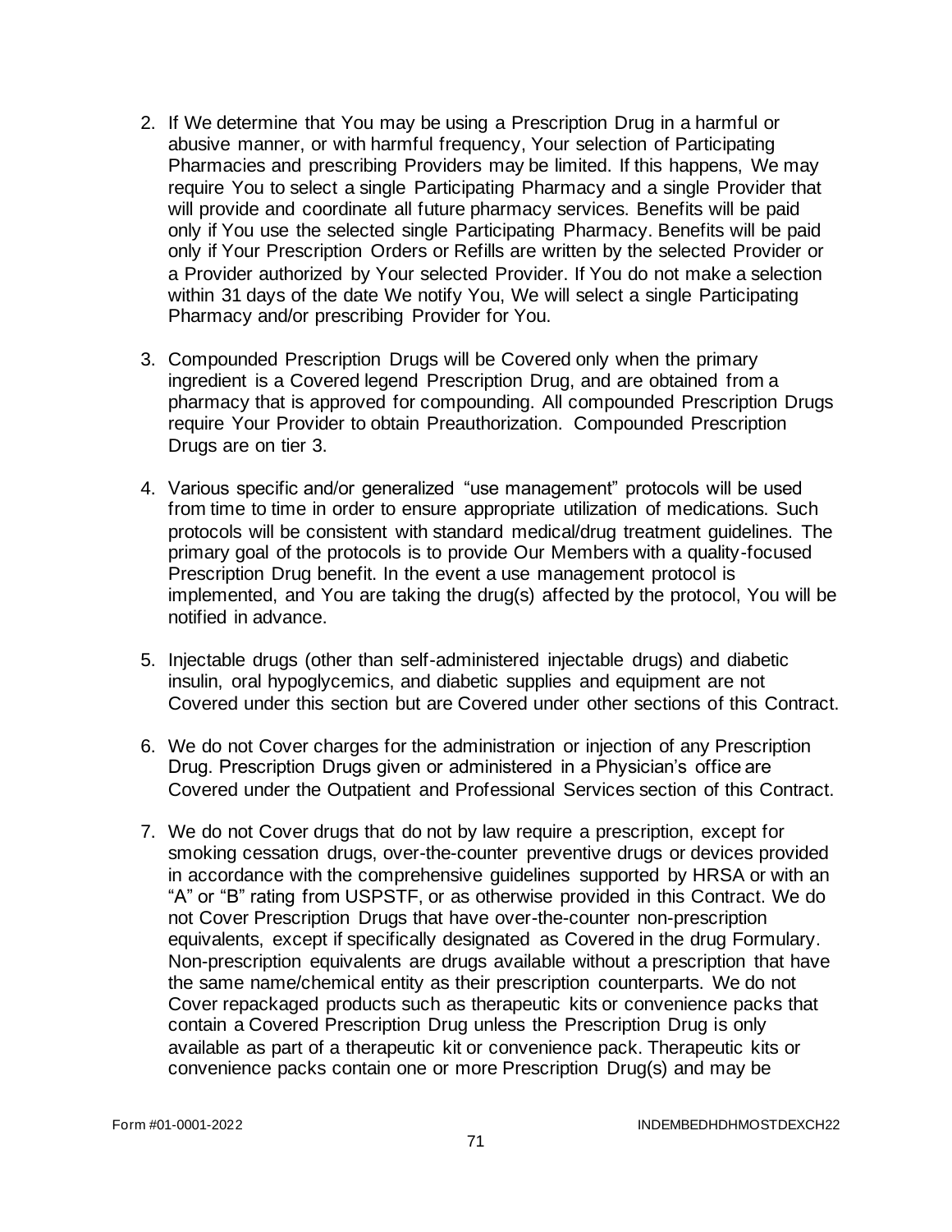2. If We determine that You may be using a Prescription Drug in a harmful or abusive manner, or with harmful frequency, Your selection of Participating Pharmacies and prescribing Providers may be limited. If this happens, We may require You to select a single Participating Pharmacy and a single Provider that will provide and coordinate all future pharmacy services. Benefits will be paid only if You use the selected single Participating Pharmacy. Benefits will be paid only if Your Prescription Orders or Refills are written by the selected Provider or a Provider authorized by Your selected Provider. If You do not make a selection within 31 days of the date We notify You, We will select a single Participating Pharmacy and/or prescribing Provider for You.

3. Compounded Prescription Drugs will be Covered only when the primary ingredient is a Covered legend Prescription Drug, and are obtained from a pharmacy that is approved for compounding. All compounded Prescription Drugs require Your Provider to obtain Preauthorization. Compounded Prescription Drugs are on tier 3.

4. Various specific and/or generalized "use management" protocols will be used from time to time in order to ensure appropriate utilization of medications. Such protocols will be consistent with standard medical/drug treatment guidelines. The primary goal of the protocols is to provide Our Members with a quality-focused Prescription Drug benefit. In the event a use management protocol is implemented, and You are taking the drug(s) affected by the protocol, You will be notified in advance.

5. Injectable drugs (other than self-administered injectable drugs) and diabetic insulin, oral hypoglycemics, and diabetic supplies and equipment are not Covered under this section but are Covered under other sections of this Contract.

6. We do not Cover charges for the administration or injection of any Prescription Drug. Prescription Drugs given or administered in a Physician's office are Covered under the Outpatient and Professional Services section of this Contract.

7. We do not Cover drugs that do not by law require a prescription, except for smoking cessation drugs, over-the-counter preventive drugs or devices provided in accordance with the comprehensive guidelines supported by HRSA or with an "A" or "B" rating from USPSTF, or as otherwise provided in this Contract. We do not Cover Prescription Drugs that have over-the-counter non-prescription equivalents, except if specifically designated as Covered in the drug Formulary. Non-prescription equivalents are drugs available without a prescription that have the same name/chemical entity as their prescription counterparts. We do not Cover repackaged products such as therapeutic kits or convenience packs that contain a Covered Prescription Drug unless the Prescription Drug is only available as part of a therapeutic kit or convenience pack. Therapeutic kits or convenience packs contain one or more Prescription Drug(s) and may be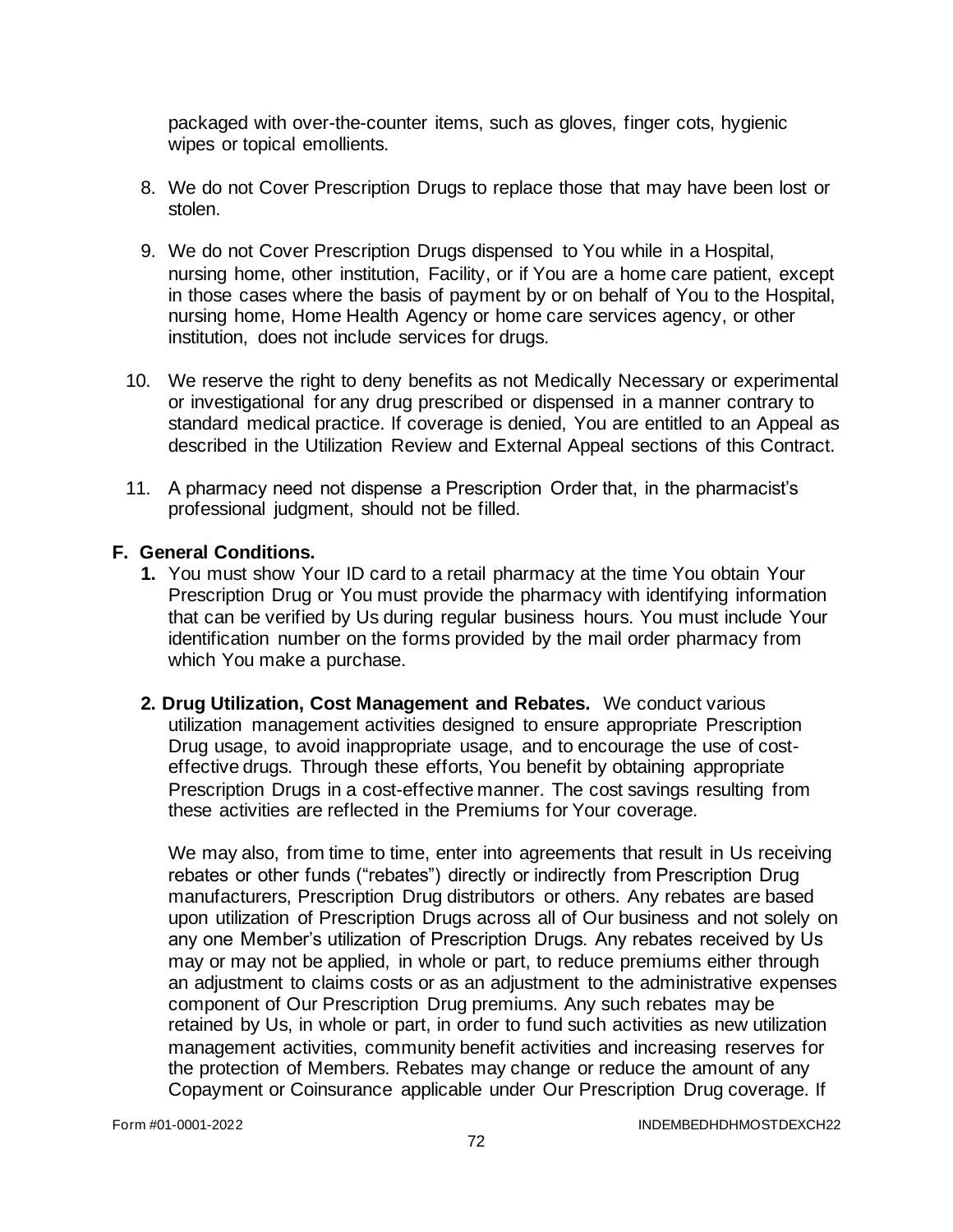packaged with over-the-counter items, such as gloves, finger cots, hygienic wipes or topical emollients.

8. We do not Cover Prescription Drugs to replace those that may have been lost or stolen.

9. We do not Cover Prescription Drugs dispensed to You while in a Hospital, nursing home, other institution, Facility, or if You are a home care patient, except in those cases where the basis of payment by or on behalf of You to the Hospital, nursing home, Home Health Agency or home care services agency, or other institution, does not include services for drugs.

10. We reserve the right to deny benefits as not Medically Necessary or experimental or investigational for any drug prescribed or dispensed in a manner contrary to standard medical practice. If coverage is denied, You are entitled to an Appeal as described in the Utilization Review and External Appeal sections of this Contract.

11. A pharmacy need not dispense a Prescription Order that, in the pharmacist's professional judgment, should not be filled.

## F. General Conditions.

**1.** You must show Your ID card to a retail pharmacy at the time You obtain Your Prescription Drug or You must provide the pharmacy with identifying information that can be verified by Us during regular business hours. You must include Your identification number on the forms provided by the mail order pharmacy from which You make a purchase.

**2. Drug Utilization, Cost Management and Rebates.** We conduct various utilization management activities designed to ensure appropriate Prescription Drug usage, to avoid inappropriate usage, and to encourage the use of cost-effective drugs. Through these efforts, You benefit by obtaining appropriate Prescription Drugs in a cost-effective manner. The cost savings resulting from these activities are reflected in the Premiums for Your coverage.

We may also, from time to time, enter into agreements that result in Us receiving rebates or other funds ("rebates") directly or indirectly from Prescription Drug manufacturers, Prescription Drug distributors or others. Any rebates are based upon utilization of Prescription Drugs across all of Our business and not solely on any one Member's utilization of Prescription Drugs. Any rebates received by Us may or may not be applied, in whole or part, to reduce premiums either through an adjustment to claims costs or as an adjustment to the administrative expenses component of Our Prescription Drug premiums. Any such rebates may be retained by Us, in whole or part, in order to fund such activities as new utilization management activities, community benefit activities and increasing reserves for the protection of Members. Rebates may change or reduce the amount of any Copayment or Coinsurance applicable under Our Prescription Drug coverage. If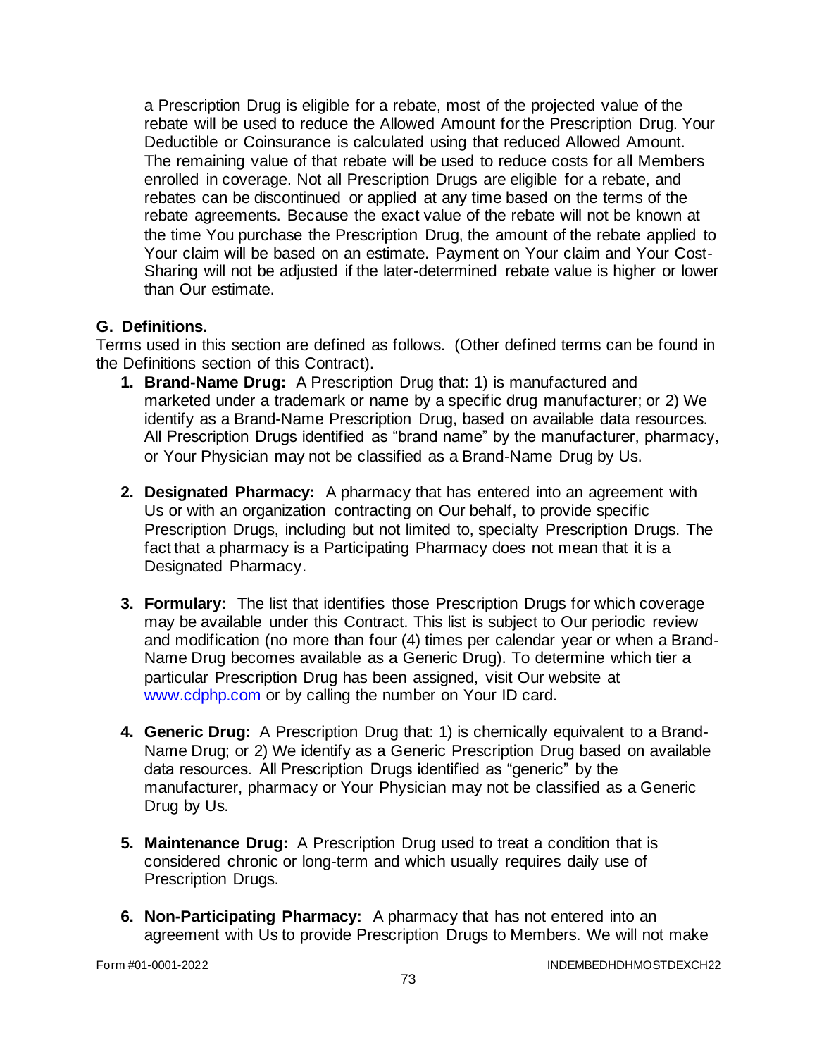a Prescription Drug is eligible for a rebate, most of the projected value of the rebate will be used to reduce the Allowed Amount for the Prescription Drug. Your Deductible or Coinsurance is calculated using that reduced Allowed Amount. The remaining value of that rebate will be used to reduce costs for all Members enrolled in coverage. Not all Prescription Drugs are eligible for a rebate, and rebates can be discontinued or applied at any time based on the terms of the rebate agreements. Because the exact value of the rebate will not be known at the time You purchase the Prescription Drug, the amount of the rebate applied to Your claim will be based on an estimate. Payment on Your claim and Your Cost-Sharing will not be adjusted if the later-determined rebate value is higher or lower than Our estimate.

**G. Definitions.**

Terms used in this section are defined as follows. (Other defined terms can be found in the Definitions section of this Contract).

1. **Brand-Name Drug:** A Prescription Drug that: 1) is manufactured and marketed under a trademark or name by a specific drug manufacturer; or 2) We identify as a Brand-Name Prescription Drug, based on available data resources. All Prescription Drugs identified as "brand name" by the manufacturer, pharmacy, or Your Physician may not be classified as a Brand-Name Drug by Us.

2. **Designated Pharmacy:** A pharmacy that has entered into an agreement with Us or with an organization contracting on Our behalf, to provide specific Prescription Drugs, including but not limited to, specialty Prescription Drugs. The fact that a pharmacy is a Participating Pharmacy does not mean that it is a Designated Pharmacy.

3. **Formulary:** The list that identifies those Prescription Drugs for which coverage may be available under this Contract. This list is subject to Our periodic review and modification (no more than four (4) times per calendar year or when a Brand-Name Drug becomes available as a Generic Drug). To determine which tier a particular Prescription Drug has been assigned, visit Our website at www.cdphp.com or by calling the number on Your ID card.

4. **Generic Drug:** A Prescription Drug that: 1) is chemically equivalent to a Brand-Name Drug; or 2) We identify as a Generic Prescription Drug based on available data resources. All Prescription Drugs identified as "generic" by the manufacturer, pharmacy or Your Physician may not be classified as a Generic Drug by Us.

5. **Maintenance Drug:** A Prescription Drug used to treat a condition that is considered chronic or long-term and which usually requires daily use of Prescription Drugs.

6. **Non-Participating Pharmacy:** A pharmacy that has not entered into an agreement with Us to provide Prescription Drugs to Members. We will not make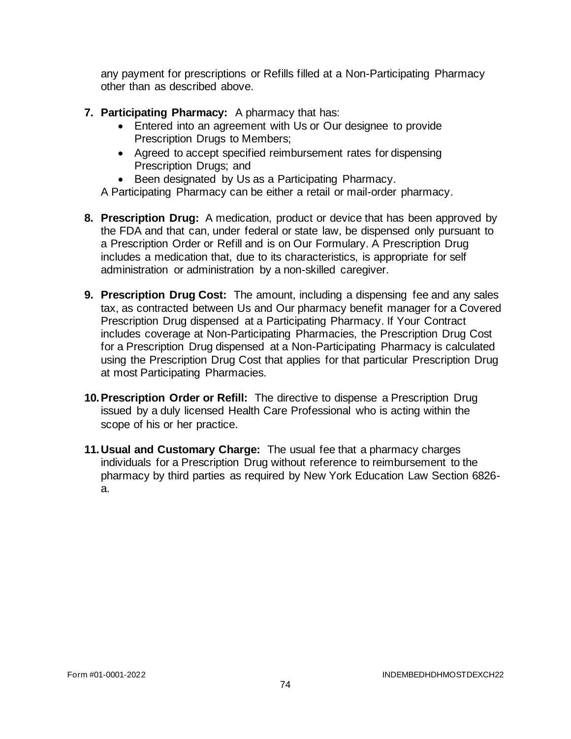any payment for prescriptions or Refills filled at a Non-Participating Pharmacy other than as described above.

7. **Participating Pharmacy:** A pharmacy that has:
   - Entered into an agreement with Us or Our designee to provide Prescription Drugs to Members;
   - Agreed to accept specified reimbursement rates for dispensing Prescription Drugs; and
   - Been designated by Us as a Participating Pharmacy.

   A Participating Pharmacy can be either a retail or mail-order pharmacy.

8. **Prescription Drug:** A medication, product or device that has been approved by the FDA and that can, under federal or state law, be dispensed only pursuant to a Prescription Order or Refill and is on Our Formulary. A Prescription Drug includes a medication that, due to its characteristics, is appropriate for self administration or administration by a non-skilled caregiver.

9. **Prescription Drug Cost:** The amount, including a dispensing fee and any sales tax, as contracted between Us and Our pharmacy benefit manager for a Covered Prescription Drug dispensed at a Participating Pharmacy. If Your Contract includes coverage at Non-Participating Pharmacies, the Prescription Drug Cost for a Prescription Drug dispensed at a Non-Participating Pharmacy is calculated using the Prescription Drug Cost that applies for that particular Prescription Drug at most Participating Pharmacies.

10. **Prescription Order or Refill:** The directive to dispense a Prescription Drug issued by a duly licensed Health Care Professional who is acting within the scope of his or her practice.

11. **Usual and Customary Charge:** The usual fee that a pharmacy charges individuals for a Prescription Drug without reference to reimbursement to the pharmacy by third parties as required by New York Education Law Section 6826-a.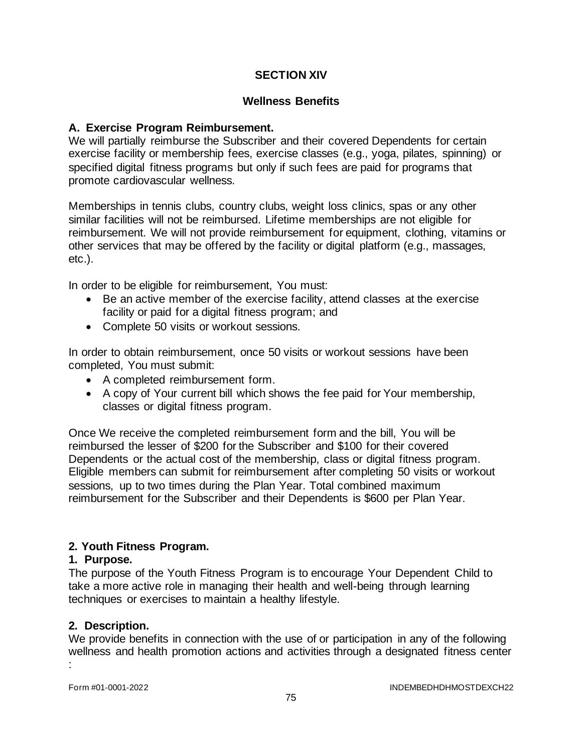## SECTION XIV

## Wellness Benefits

### A. Exercise Program Reimbursement.

We will partially reimburse the Subscriber and their covered Dependents for certain exercise facility or membership fees, exercise classes (e.g., yoga, pilates, spinning) or specified digital fitness programs but only if such fees are paid for programs that promote cardiovascular wellness.

Memberships in tennis clubs, country clubs, weight loss clinics, spas or any other similar facilities will not be reimbursed. Lifetime memberships are not eligible for reimbursement. We will not provide reimbursement for equipment, clothing, vitamins or other services that may be offered by the facility or digital platform (e.g., massages, etc.).

In order to be eligible for reimbursement, You must:

- Be an active member of the exercise facility, attend classes at the exercise facility or paid for a digital fitness program; and
- Complete 50 visits or workout sessions.

In order to obtain reimbursement, once 50 visits or workout sessions have been completed, You must submit:

- A completed reimbursement form.
- A copy of Your current bill which shows the fee paid for Your membership, classes or digital fitness program.

Once We receive the completed reimbursement form and the bill, You will be reimbursed the lesser of $200 for the Subscriber and $100 for their covered Dependents or the actual cost of the membership, class or digital fitness program. Eligible members can submit for reimbursement after completing 50 visits or workout sessions, up to two times during the Plan Year. Total combined maximum reimbursement for the Subscriber and their Dependents is $600 per Plan Year.

### 2. Youth Fitness Program.

#### 1. Purpose.

The purpose of the Youth Fitness Program is to encourage Your Dependent Child to take a more active role in managing their health and well-being through learning techniques or exercises to maintain a healthy lifestyle.

#### 2. Description.

We provide benefits in connection with the use of or participation in any of the following wellness and health promotion actions and activities through a designated fitness center :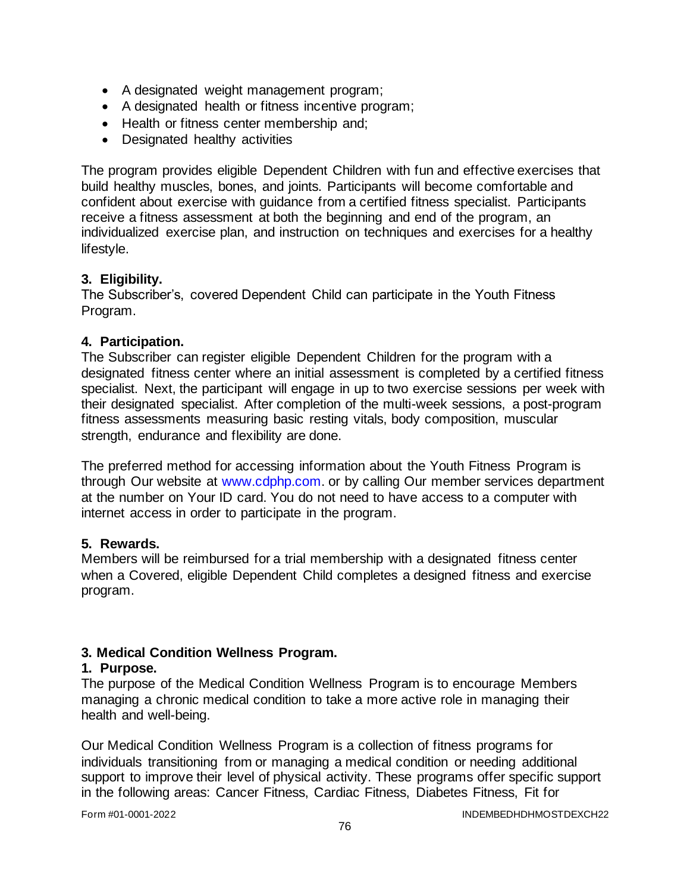- A designated weight management program;
- A designated health or fitness incentive program;
- Health or fitness center membership and;
- Designated healthy activities

The program provides eligible Dependent Children with fun and effective exercises that build healthy muscles, bones, and joints. Participants will become comfortable and confident about exercise with guidance from a certified fitness specialist. Participants receive a fitness assessment at both the beginning and end of the program, an individualized exercise plan, and instruction on techniques and exercises for a healthy lifestyle.

**3. Eligibility.**
The Subscriber's, covered Dependent Child can participate in the Youth Fitness Program.

**4. Participation.**
The Subscriber can register eligible Dependent Children for the program with a designated fitness center where an initial assessment is completed by a certified fitness specialist. Next, the participant will engage in up to two exercise sessions per week with their designated specialist. After completion of the multi-week sessions, a post-program fitness assessments measuring basic resting vitals, body composition, muscular strength, endurance and flexibility are done.

The preferred method for accessing information about the Youth Fitness Program is through Our website at www.cdphp.com. or by calling Our member services department at the number on Your ID card. You do not need to have access to a computer with internet access in order to participate in the program.

**5. Rewards.**
Members will be reimbursed for a trial membership with a designated fitness center when a Covered, eligible Dependent Child completes a designed fitness and exercise program.

**3. Medical Condition Wellness Program.**

**1. Purpose.**
The purpose of the Medical Condition Wellness Program is to encourage Members managing a chronic medical condition to take a more active role in managing their health and well-being.

Our Medical Condition Wellness Program is a collection of fitness programs for individuals transitioning from or managing a medical condition or needing additional support to improve their level of physical activity. These programs offer specific support in the following areas: Cancer Fitness, Cardiac Fitness, Diabetes Fitness, Fit for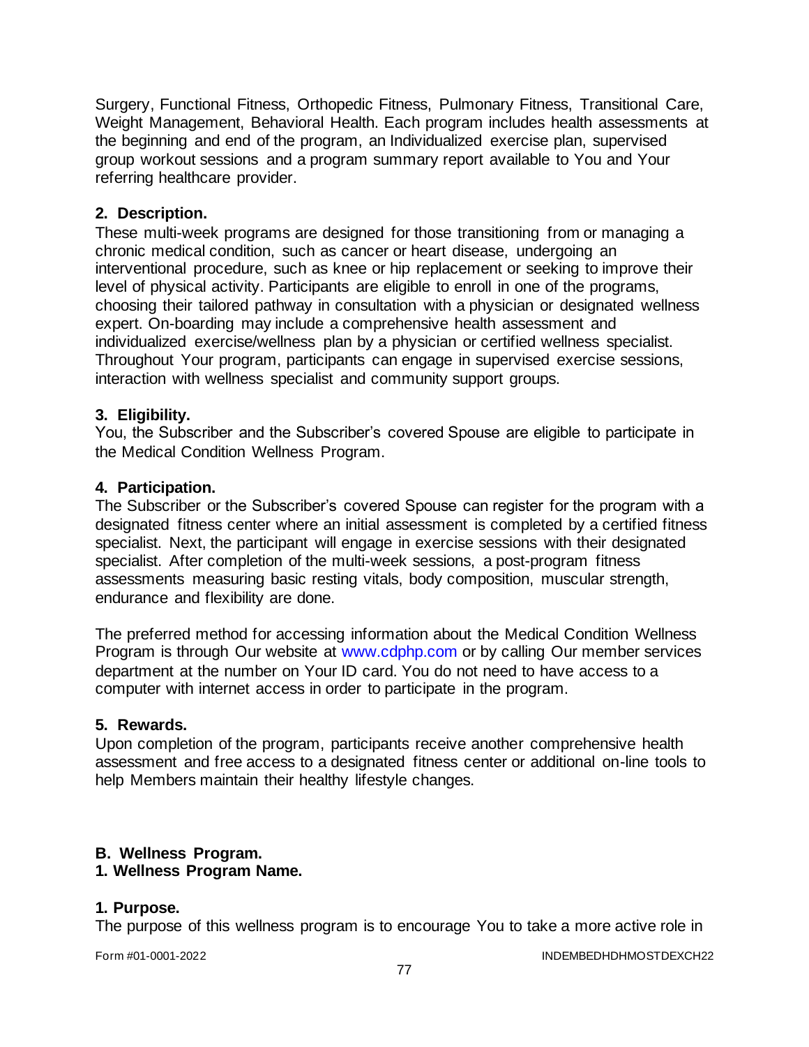Surgery, Functional Fitness, Orthopedic Fitness, Pulmonary Fitness, Transitional Care, Weight Management, Behavioral Health. Each program includes health assessments at the beginning and end of the program, an Individualized exercise plan, supervised group workout sessions and a program summary report available to You and Your referring healthcare provider.

**2. Description.**

These multi-week programs are designed for those transitioning from or managing a chronic medical condition, such as cancer or heart disease, undergoing an interventional procedure, such as knee or hip replacement or seeking to improve their level of physical activity. Participants are eligible to enroll in one of the programs, choosing their tailored pathway in consultation with a physician or designated wellness expert. On-boarding may include a comprehensive health assessment and individualized exercise/wellness plan by a physician or certified wellness specialist. Throughout Your program, participants can engage in supervised exercise sessions, interaction with wellness specialist and community support groups.

**3. Eligibility.**

You, the Subscriber and the Subscriber's covered Spouse are eligible to participate in the Medical Condition Wellness Program.

**4. Participation.**

The Subscriber or the Subscriber's covered Spouse can register for the program with a designated fitness center where an initial assessment is completed by a certified fitness specialist. Next, the participant will engage in exercise sessions with their designated specialist. After completion of the multi-week sessions, a post-program fitness assessments measuring basic resting vitals, body composition, muscular strength, endurance and flexibility are done.

The preferred method for accessing information about the Medical Condition Wellness Program is through Our website at www.cdphp.com or by calling Our member services department at the number on Your ID card. You do not need to have access to a computer with internet access in order to participate in the program.

**5. Rewards.**

Upon completion of the program, participants receive another comprehensive health assessment and free access to a designated fitness center or additional on-line tools to help Members maintain their healthy lifestyle changes.

**B. Wellness Program.**

**1. Wellness Program Name.**

**1. Purpose.**

The purpose of this wellness program is to encourage You to take a more active role in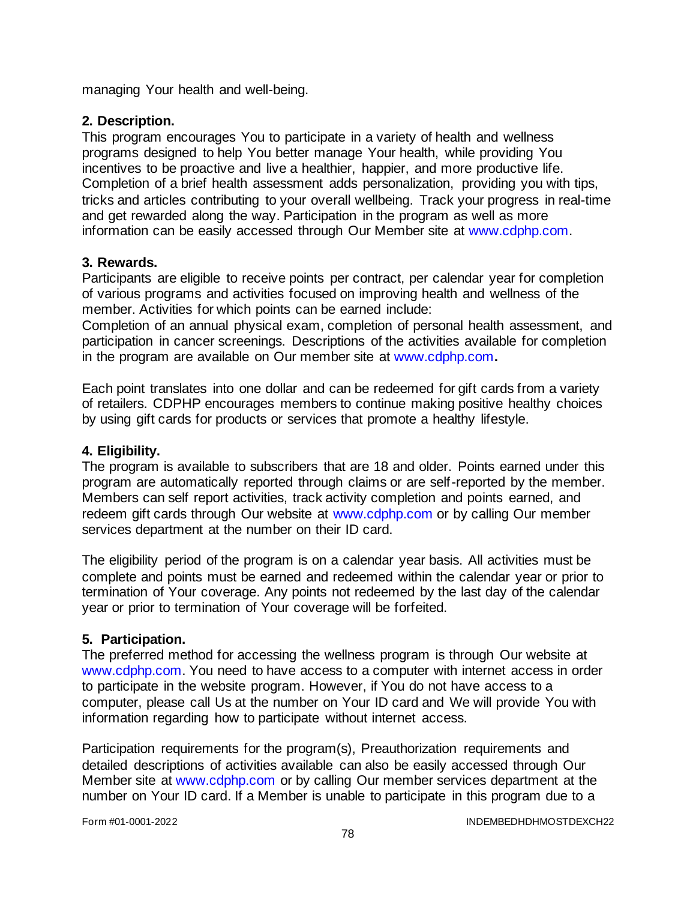managing Your health and well-being.

**2. Description.**
This program encourages You to participate in a variety of health and wellness programs designed to help You better manage Your health, while providing You incentives to be proactive and live a healthier, happier, and more productive life. Completion of a brief health assessment adds personalization, providing you with tips, tricks and articles contributing to your overall wellbeing. Track your progress in real-time and get rewarded along the way. Participation in the program as well as more information can be easily accessed through Our Member site at www.cdphp.com.

**3. Rewards.**
Participants are eligible to receive points per contract, per calendar year for completion of various programs and activities focused on improving health and wellness of the member. Activities for which points can be earned include:
Completion of an annual physical exam, completion of personal health assessment, and participation in cancer screenings. Descriptions of the activities available for completion in the program are available on Our member site at www.cdphp.com**.**

Each point translates into one dollar and can be redeemed for gift cards from a variety of retailers. CDPHP encourages members to continue making positive healthy choices by using gift cards for products or services that promote a healthy lifestyle.

**4. Eligibility.**
The program is available to subscribers that are 18 and older. Points earned under this program are automatically reported through claims or are self-reported by the member. Members can self report activities, track activity completion and points earned, and redeem gift cards through Our website at www.cdphp.com or by calling Our member services department at the number on their ID card.

The eligibility period of the program is on a calendar year basis. All activities must be complete and points must be earned and redeemed within the calendar year or prior to termination of Your coverage. Any points not redeemed by the last day of the calendar year or prior to termination of Your coverage will be forfeited.

**5. Participation.**
The preferred method for accessing the wellness program is through Our website at www.cdphp.com. You need to have access to a computer with internet access in order to participate in the website program. However, if You do not have access to a computer, please call Us at the number on Your ID card and We will provide You with information regarding how to participate without internet access.

Participation requirements for the program(s), Preauthorization requirements and detailed descriptions of activities available can also be easily accessed through Our Member site at www.cdphp.com or by calling Our member services department at the number on Your ID card. If a Member is unable to participate in this program due to a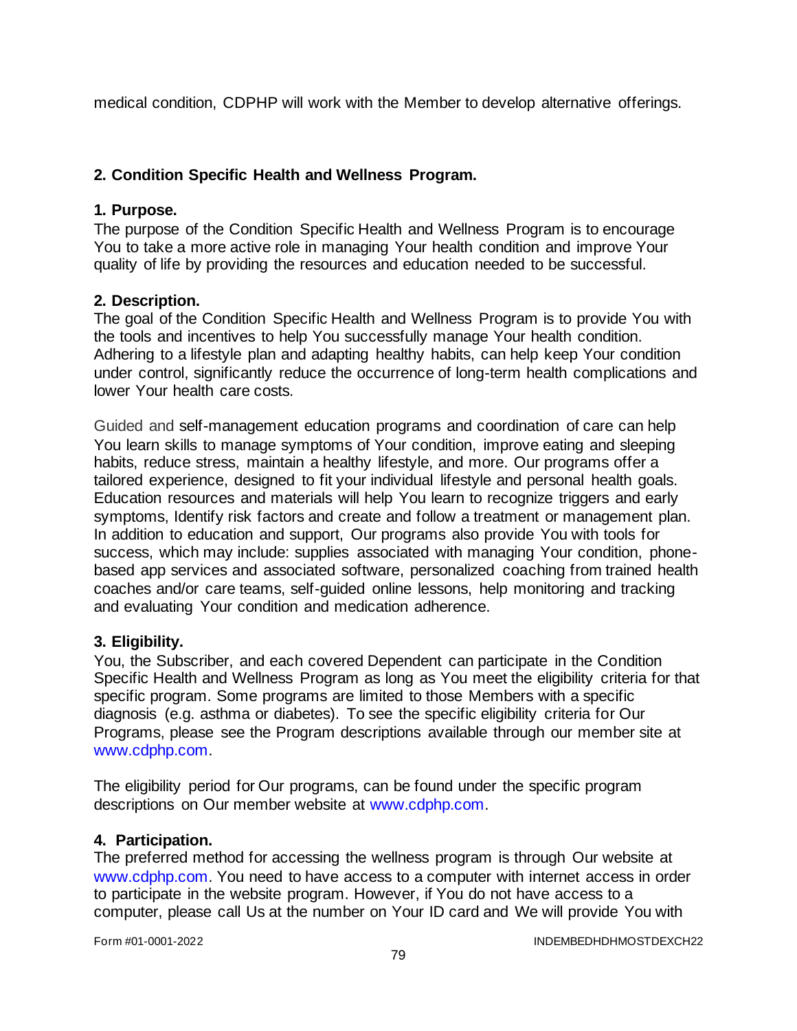medical condition, CDPHP will work with the Member to develop alternative offerings.

**2. Condition Specific Health and Wellness Program.**

**1. Purpose.**
The purpose of the Condition Specific Health and Wellness Program is to encourage You to take a more active role in managing Your health condition and improve Your quality of life by providing the resources and education needed to be successful.

**2. Description.**
The goal of the Condition Specific Health and Wellness Program is to provide You with the tools and incentives to help You successfully manage Your health condition. Adhering to a lifestyle plan and adapting healthy habits, can help keep Your condition under control, significantly reduce the occurrence of long-term health complications and lower Your health care costs.

Guided and self-management education programs and coordination of care can help You learn skills to manage symptoms of Your condition, improve eating and sleeping habits, reduce stress, maintain a healthy lifestyle, and more. Our programs offer a tailored experience, designed to fit your individual lifestyle and personal health goals. Education resources and materials will help You learn to recognize triggers and early symptoms, Identify risk factors and create and follow a treatment or management plan. In addition to education and support, Our programs also provide You with tools for success, which may include: supplies associated with managing Your condition, phone-based app services and associated software, personalized coaching from trained health coaches and/or care teams, self-guided online lessons, help monitoring and tracking and evaluating Your condition and medication adherence.

**3. Eligibility.**
You, the Subscriber, and each covered Dependent can participate in the Condition Specific Health and Wellness Program as long as You meet the eligibility criteria for that specific program. Some programs are limited to those Members with a specific diagnosis (e.g. asthma or diabetes). To see the specific eligibility criteria for Our Programs, please see the Program descriptions available through our member site at www.cdphp.com.

The eligibility period for Our programs, can be found under the specific program descriptions on Our member website at www.cdphp.com.

**4. Participation.**
The preferred method for accessing the wellness program is through Our website at www.cdphp.com. You need to have access to a computer with internet access in order to participate in the website program. However, if You do not have access to a computer, please call Us at the number on Your ID card and We will provide You with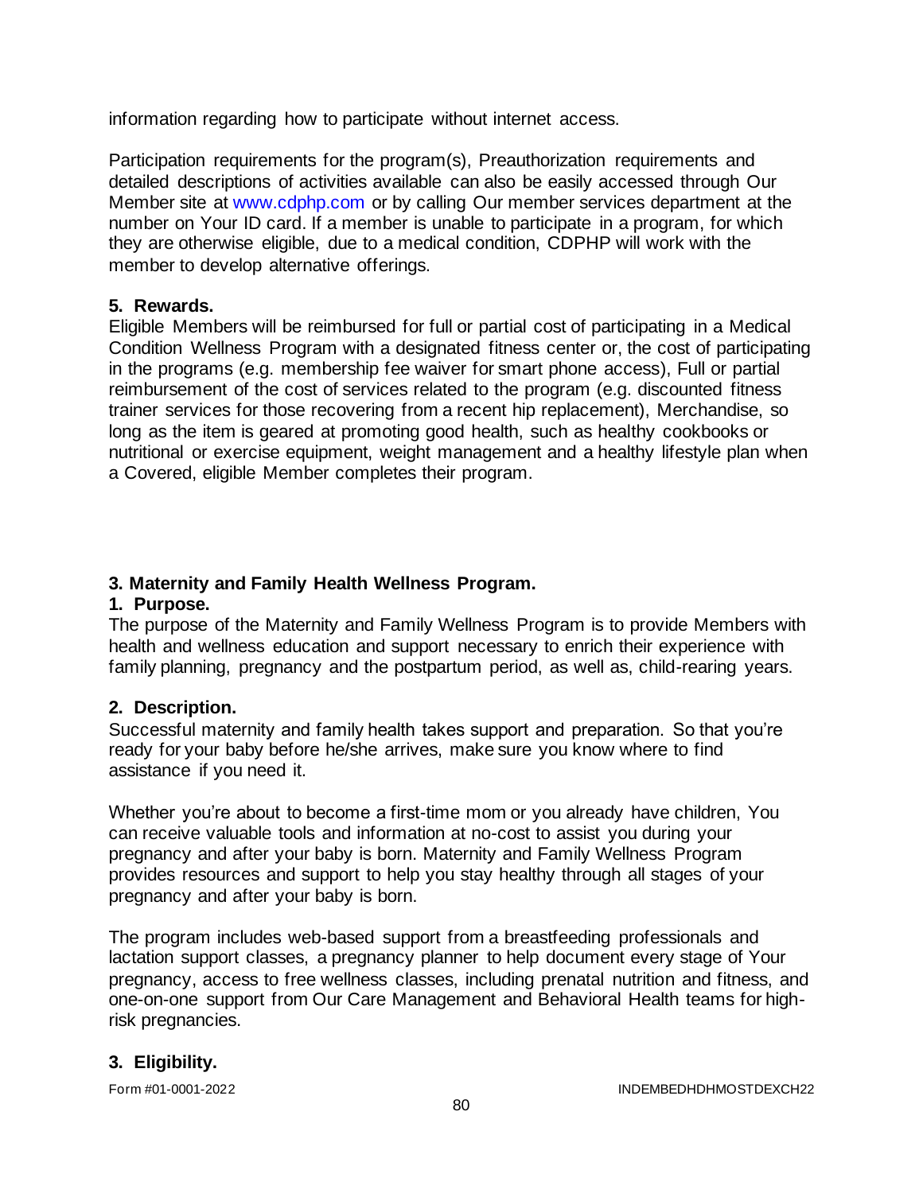information regarding how to participate without internet access.

Participation requirements for the program(s), Preauthorization requirements and detailed descriptions of activities available can also be easily accessed through Our Member site at www.cdphp.com or by calling Our member services department at the number on Your ID card. If a member is unable to participate in a program, for which they are otherwise eligible, due to a medical condition, CDPHP will work with the member to develop alternative offerings.

**5. Rewards.**

Eligible Members will be reimbursed for full or partial cost of participating in a Medical Condition Wellness Program with a designated fitness center or, the cost of participating in the programs (e.g. membership fee waiver for smart phone access), Full or partial reimbursement of the cost of services related to the program (e.g. discounted fitness trainer services for those recovering from a recent hip replacement), Merchandise, so long as the item is geared at promoting good health, such as healthy cookbooks or nutritional or exercise equipment, weight management and a healthy lifestyle plan when a Covered, eligible Member completes their program.

**3. Maternity and Family Health Wellness Program.**

**1. Purpose.**

The purpose of the Maternity and Family Wellness Program is to provide Members with health and wellness education and support necessary to enrich their experience with family planning, pregnancy and the postpartum period, as well as, child-rearing years.

**2. Description.**

Successful maternity and family health takes support and preparation. So that you're ready for your baby before he/she arrives, make sure you know where to find assistance if you need it.

Whether you're about to become a first-time mom or you already have children, You can receive valuable tools and information at no-cost to assist you during your pregnancy and after your baby is born. Maternity and Family Wellness Program provides resources and support to help you stay healthy through all stages of your pregnancy and after your baby is born.

The program includes web-based support from a breastfeeding professionals and lactation support classes, a pregnancy planner to help document every stage of Your pregnancy, access to free wellness classes, including prenatal nutrition and fitness, and one-on-one support from Our Care Management and Behavioral Health teams for high-risk pregnancies.

**3. Eligibility.**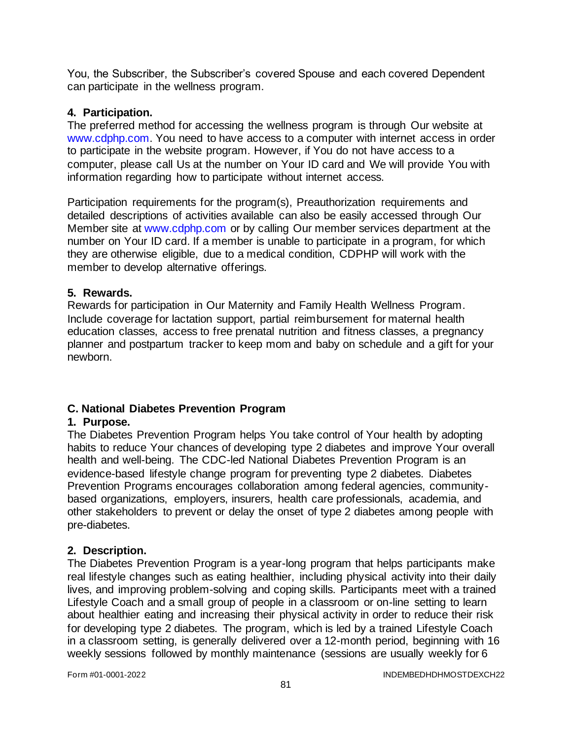You, the Subscriber, the Subscriber's covered Spouse and each covered Dependent can participate in the wellness program.

**4. Participation.**

The preferred method for accessing the wellness program is through Our website at www.cdphp.com. You need to have access to a computer with internet access in order to participate in the website program. However, if You do not have access to a computer, please call Us at the number on Your ID card and We will provide You with information regarding how to participate without internet access.

Participation requirements for the program(s), Preauthorization requirements and detailed descriptions of activities available can also be easily accessed through Our Member site at www.cdphp.com or by calling Our member services department at the number on Your ID card. If a member is unable to participate in a program, for which they are otherwise eligible, due to a medical condition, CDPHP will work with the member to develop alternative offerings.

**5. Rewards.**

Rewards for participation in Our Maternity and Family Health Wellness Program. Include coverage for lactation support, partial reimbursement for maternal health education classes, access to free prenatal nutrition and fitness classes, a pregnancy planner and postpartum tracker to keep mom and baby on schedule and a gift for your newborn.

**C. National Diabetes Prevention Program**

**1. Purpose.**

The Diabetes Prevention Program helps You take control of Your health by adopting habits to reduce Your chances of developing type 2 diabetes and improve Your overall health and well-being. The CDC-led National Diabetes Prevention Program is an evidence-based lifestyle change program for preventing type 2 diabetes. Diabetes Prevention Programs encourages collaboration among federal agencies, community-based organizations, employers, insurers, health care professionals, academia, and other stakeholders to prevent or delay the onset of type 2 diabetes among people with pre-diabetes.

**2. Description.**

The Diabetes Prevention Program is a year-long program that helps participants make real lifestyle changes such as eating healthier, including physical activity into their daily lives, and improving problem-solving and coping skills. Participants meet with a trained Lifestyle Coach and a small group of people in a classroom or on-line setting to learn about healthier eating and increasing their physical activity in order to reduce their risk for developing type 2 diabetes. The program, which is led by a trained Lifestyle Coach in a classroom setting, is generally delivered over a 12-month period, beginning with 16 weekly sessions followed by monthly maintenance (sessions are usually weekly for 6

Form #01-0001-2022 INDEMBEDHDHMOSTDEXCH22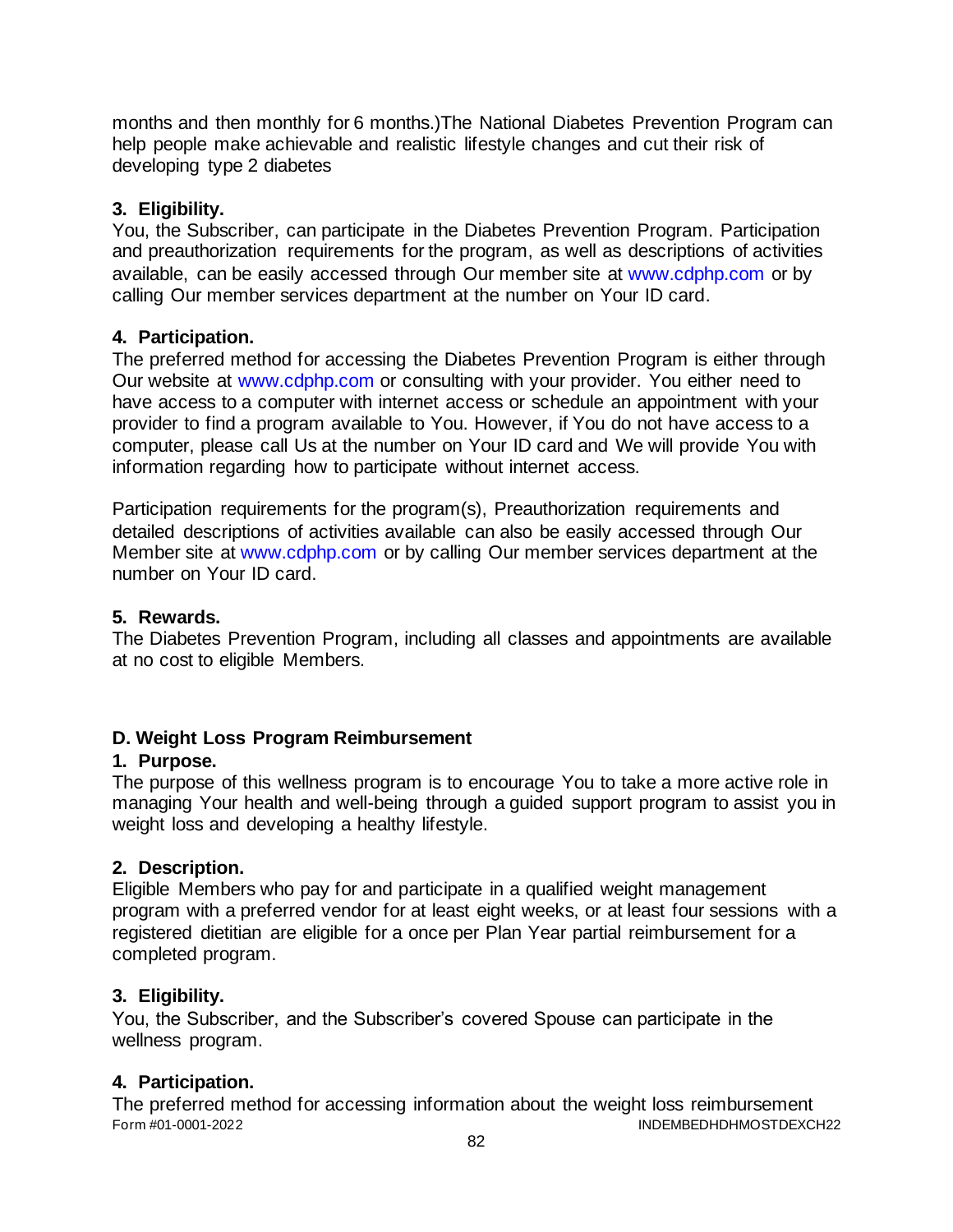months and then monthly for 6 months.)The National Diabetes Prevention Program can help people make achievable and realistic lifestyle changes and cut their risk of developing type 2 diabetes

**3. Eligibility.**
You, the Subscriber, can participate in the Diabetes Prevention Program. Participation and preauthorization requirements for the program, as well as descriptions of activities available, can be easily accessed through Our member site at www.cdphp.com or by calling Our member services department at the number on Your ID card.

**4. Participation.**
The preferred method for accessing the Diabetes Prevention Program is either through Our website at www.cdphp.com or consulting with your provider. You either need to have access to a computer with internet access or schedule an appointment with your provider to find a program available to You. However, if You do not have access to a computer, please call Us at the number on Your ID card and We will provide You with information regarding how to participate without internet access.

Participation requirements for the program(s), Preauthorization requirements and detailed descriptions of activities available can also be easily accessed through Our Member site at www.cdphp.com or by calling Our member services department at the number on Your ID card.

**5. Rewards.**
The Diabetes Prevention Program, including all classes and appointments are available at no cost to eligible Members.

### D. Weight Loss Program Reimbursement

**1. Purpose.**
The purpose of this wellness program is to encourage You to take a more active role in managing Your health and well-being through a guided support program to assist you in weight loss and developing a healthy lifestyle.

**2. Description.**
Eligible Members who pay for and participate in a qualified weight management program with a preferred vendor for at least eight weeks, or at least four sessions with a registered dietitian are eligible for a once per Plan Year partial reimbursement for a completed program.

**3. Eligibility.**
You, the Subscriber, and the Subscriber's covered Spouse can participate in the wellness program.

**4. Participation.**
The preferred method for accessing information about the weight loss reimbursement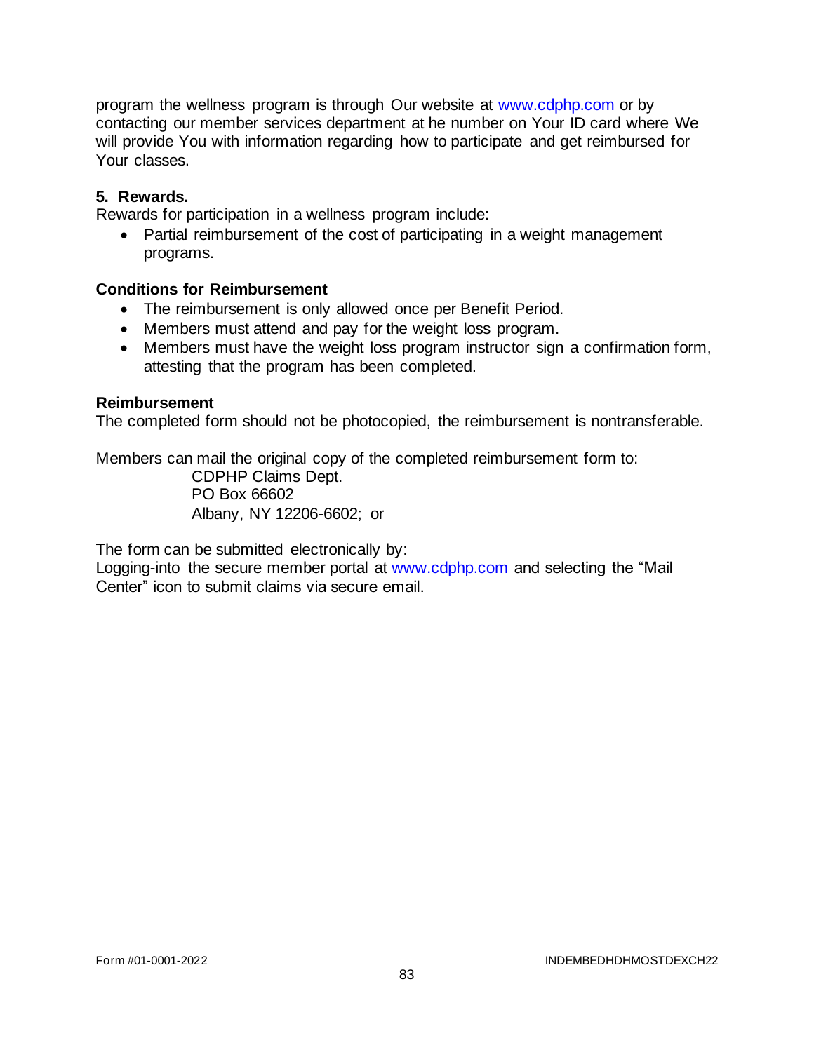program the wellness program is through Our website at www.cdphp.com or by contacting our member services department at he number on Your ID card where We will provide You with information regarding how to participate and get reimbursed for Your classes.

**5. Rewards.**

Rewards for participation in a wellness program include:

- Partial reimbursement of the cost of participating in a weight management programs.

**Conditions for Reimbursement**

- The reimbursement is only allowed once per Benefit Period.
- Members must attend and pay for the weight loss program.
- Members must have the weight loss program instructor sign a confirmation form, attesting that the program has been completed.

**Reimbursement**

The completed form should not be photocopied, the reimbursement is nontransferable.

Members can mail the original copy of the completed reimbursement form to:

CDPHP Claims Dept.
PO Box 66602
Albany, NY 12206-6602; or

The form can be submitted electronically by:

Logging-into the secure member portal at www.cdphp.com and selecting the "Mail Center" icon to submit claims via secure email.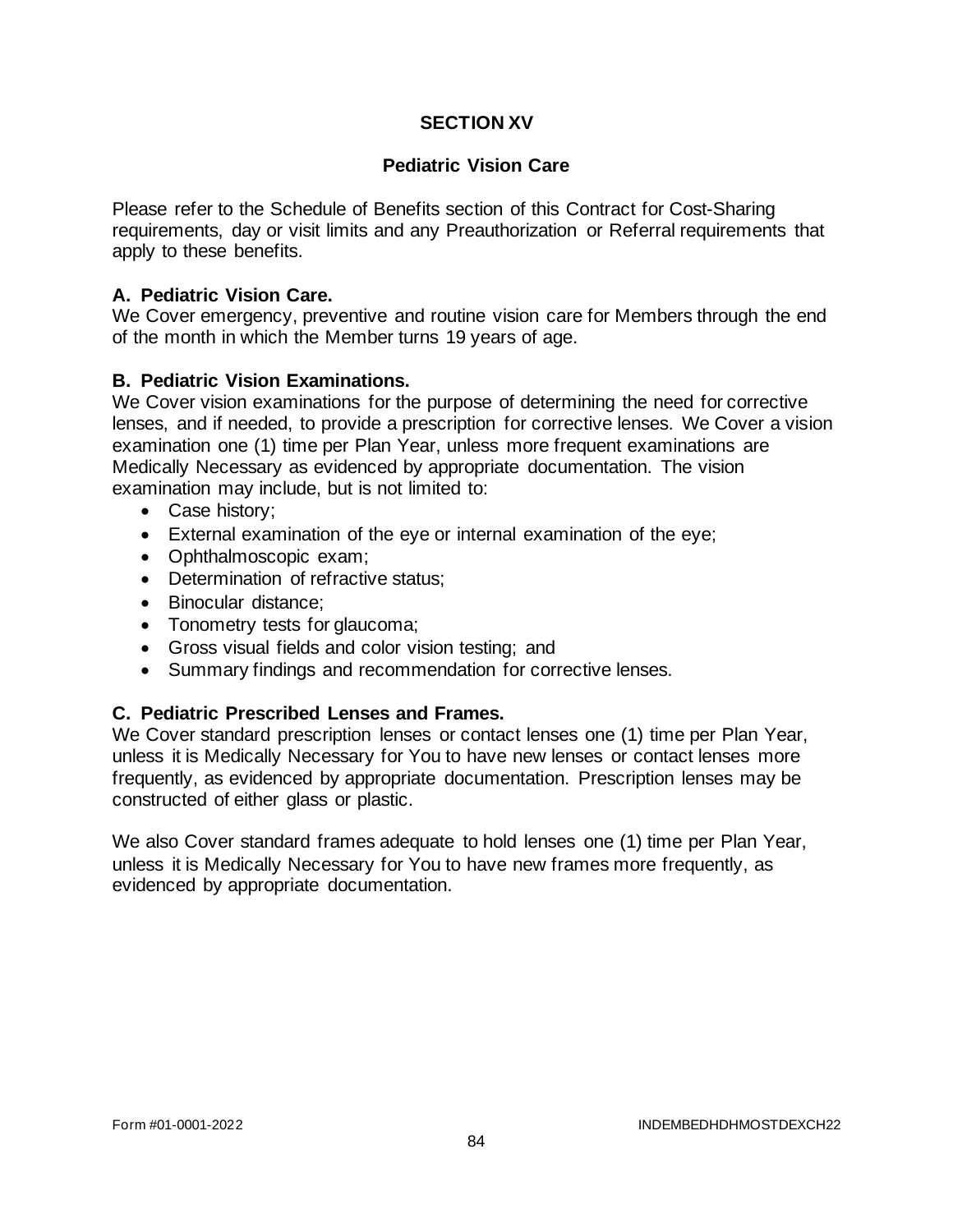# SECTION XV

## Pediatric Vision Care

Please refer to the Schedule of Benefits section of this Contract for Cost-Sharing requirements, day or visit limits and any Preauthorization or Referral requirements that apply to these benefits.

### A. Pediatric Vision Care.

We Cover emergency, preventive and routine vision care for Members through the end of the month in which the Member turns 19 years of age.

### B. Pediatric Vision Examinations.

We Cover vision examinations for the purpose of determining the need for corrective lenses, and if needed, to provide a prescription for corrective lenses. We Cover a vision examination one (1) time per Plan Year, unless more frequent examinations are Medically Necessary as evidenced by appropriate documentation. The vision examination may include, but is not limited to:

- Case history;
- External examination of the eye or internal examination of the eye;
- Ophthalmoscopic exam;
- Determination of refractive status;
- Binocular distance;
- Tonometry tests for glaucoma;
- Gross visual fields and color vision testing; and
- Summary findings and recommendation for corrective lenses.

### C. Pediatric Prescribed Lenses and Frames.

We Cover standard prescription lenses or contact lenses one (1) time per Plan Year, unless it is Medically Necessary for You to have new lenses or contact lenses more frequently, as evidenced by appropriate documentation. Prescription lenses may be constructed of either glass or plastic.

We also Cover standard frames adequate to hold lenses one (1) time per Plan Year, unless it is Medically Necessary for You to have new frames more frequently, as evidenced by appropriate documentation.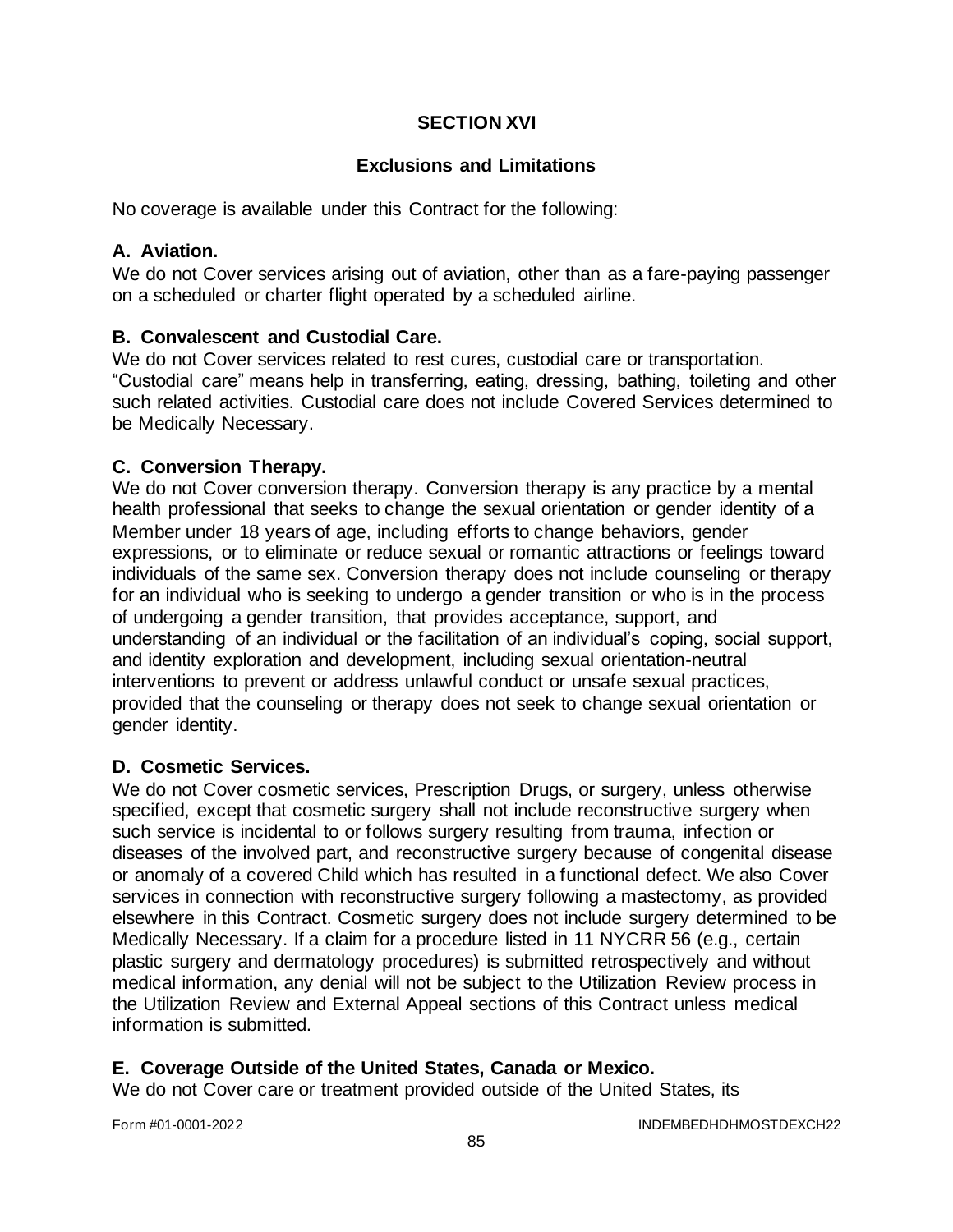# SECTION XVI

## Exclusions and Limitations

No coverage is available under this Contract for the following:

### A. Aviation.

We do not Cover services arising out of aviation, other than as a fare-paying passenger on a scheduled or charter flight operated by a scheduled airline.

### B. Convalescent and Custodial Care.

We do not Cover services related to rest cures, custodial care or transportation. "Custodial care" means help in transferring, eating, dressing, bathing, toileting and other such related activities. Custodial care does not include Covered Services determined to be Medically Necessary.

### C. Conversion Therapy.

We do not Cover conversion therapy. Conversion therapy is any practice by a mental health professional that seeks to change the sexual orientation or gender identity of a Member under 18 years of age, including efforts to change behaviors, gender expressions, or to eliminate or reduce sexual or romantic attractions or feelings toward individuals of the same sex. Conversion therapy does not include counseling or therapy for an individual who is seeking to undergo a gender transition or who is in the process of undergoing a gender transition, that provides acceptance, support, and understanding of an individual or the facilitation of an individual's coping, social support, and identity exploration and development, including sexual orientation-neutral interventions to prevent or address unlawful conduct or unsafe sexual practices, provided that the counseling or therapy does not seek to change sexual orientation or gender identity.

### D. Cosmetic Services.

We do not Cover cosmetic services, Prescription Drugs, or surgery, unless otherwise specified, except that cosmetic surgery shall not include reconstructive surgery when such service is incidental to or follows surgery resulting from trauma, infection or diseases of the involved part, and reconstructive surgery because of congenital disease or anomaly of a covered Child which has resulted in a functional defect. We also Cover services in connection with reconstructive surgery following a mastectomy, as provided elsewhere in this Contract. Cosmetic surgery does not include surgery determined to be Medically Necessary. If a claim for a procedure listed in 11 NYCRR 56 (e.g., certain plastic surgery and dermatology procedures) is submitted retrospectively and without medical information, any denial will not be subject to the Utilization Review process in the Utilization Review and External Appeal sections of this Contract unless medical information is submitted.

### E. Coverage Outside of the United States, Canada or Mexico.

We do not Cover care or treatment provided outside of the United States, its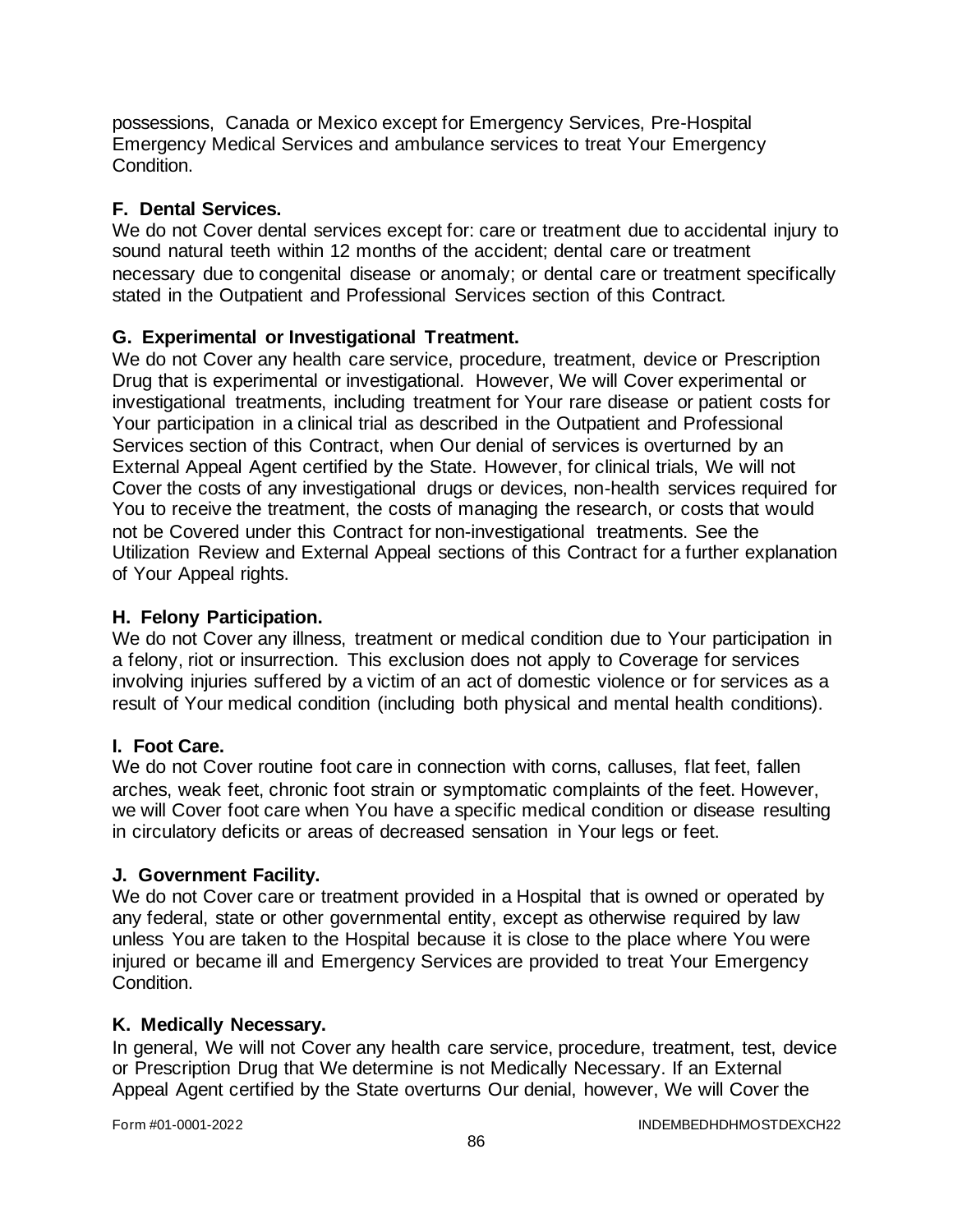possessions, Canada or Mexico except for Emergency Services, Pre-Hospital Emergency Medical Services and ambulance services to treat Your Emergency Condition.

### F. Dental Services.

We do not Cover dental services except for: care or treatment due to accidental injury to sound natural teeth within 12 months of the accident; dental care or treatment necessary due to congenital disease or anomaly; or dental care or treatment specifically stated in the Outpatient and Professional Services section of this Contract.

### G. Experimental or Investigational Treatment.

We do not Cover any health care service, procedure, treatment, device or Prescription Drug that is experimental or investigational. However, We will Cover experimental or investigational treatments, including treatment for Your rare disease or patient costs for Your participation in a clinical trial as described in the Outpatient and Professional Services section of this Contract, when Our denial of services is overturned by an External Appeal Agent certified by the State. However, for clinical trials, We will not Cover the costs of any investigational drugs or devices, non-health services required for You to receive the treatment, the costs of managing the research, or costs that would not be Covered under this Contract for non-investigational treatments. See the Utilization Review and External Appeal sections of this Contract for a further explanation of Your Appeal rights.

### H. Felony Participation.

We do not Cover any illness, treatment or medical condition due to Your participation in a felony, riot or insurrection. This exclusion does not apply to Coverage for services involving injuries suffered by a victim of an act of domestic violence or for services as a result of Your medical condition (including both physical and mental health conditions).

### I. Foot Care.

We do not Cover routine foot care in connection with corns, calluses, flat feet, fallen arches, weak feet, chronic foot strain or symptomatic complaints of the feet. However, we will Cover foot care when You have a specific medical condition or disease resulting in circulatory deficits or areas of decreased sensation in Your legs or feet.

### J. Government Facility.

We do not Cover care or treatment provided in a Hospital that is owned or operated by any federal, state or other governmental entity, except as otherwise required by law unless You are taken to the Hospital because it is close to the place where You were injured or became ill and Emergency Services are provided to treat Your Emergency Condition.

### K. Medically Necessary.

In general, We will not Cover any health care service, procedure, treatment, test, device or Prescription Drug that We determine is not Medically Necessary. If an External Appeal Agent certified by the State overturns Our denial, however, We will Cover the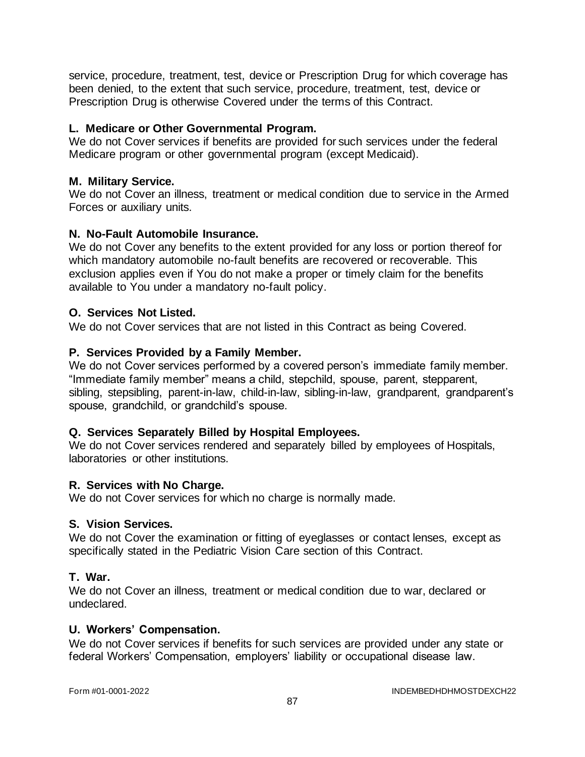service, procedure, treatment, test, device or Prescription Drug for which coverage has been denied, to the extent that such service, procedure, treatment, test, device or Prescription Drug is otherwise Covered under the terms of this Contract.

### L. Medicare or Other Governmental Program.

We do not Cover services if benefits are provided for such services under the federal Medicare program or other governmental program (except Medicaid).

### M. Military Service.

We do not Cover an illness, treatment or medical condition due to service in the Armed Forces or auxiliary units.

### N. No-Fault Automobile Insurance.

We do not Cover any benefits to the extent provided for any loss or portion thereof for which mandatory automobile no-fault benefits are recovered or recoverable. This exclusion applies even if You do not make a proper or timely claim for the benefits available to You under a mandatory no-fault policy.

### O. Services Not Listed.

We do not Cover services that are not listed in this Contract as being Covered.

### P. Services Provided by a Family Member.

We do not Cover services performed by a covered person's immediate family member. "Immediate family member" means a child, stepchild, spouse, parent, stepparent, sibling, stepsibling, parent-in-law, child-in-law, sibling-in-law, grandparent, grandparent's spouse, grandchild, or grandchild's spouse.

### Q. Services Separately Billed by Hospital Employees.

We do not Cover services rendered and separately billed by employees of Hospitals, laboratories or other institutions.

### R. Services with No Charge.

We do not Cover services for which no charge is normally made.

### S. Vision Services.

We do not Cover the examination or fitting of eyeglasses or contact lenses, except as specifically stated in the Pediatric Vision Care section of this Contract.

### T. War.

We do not Cover an illness, treatment or medical condition due to war, declared or undeclared.

### U. Workers' Compensation.

We do not Cover services if benefits for such services are provided under any state or federal Workers' Compensation, employers' liability or occupational disease law.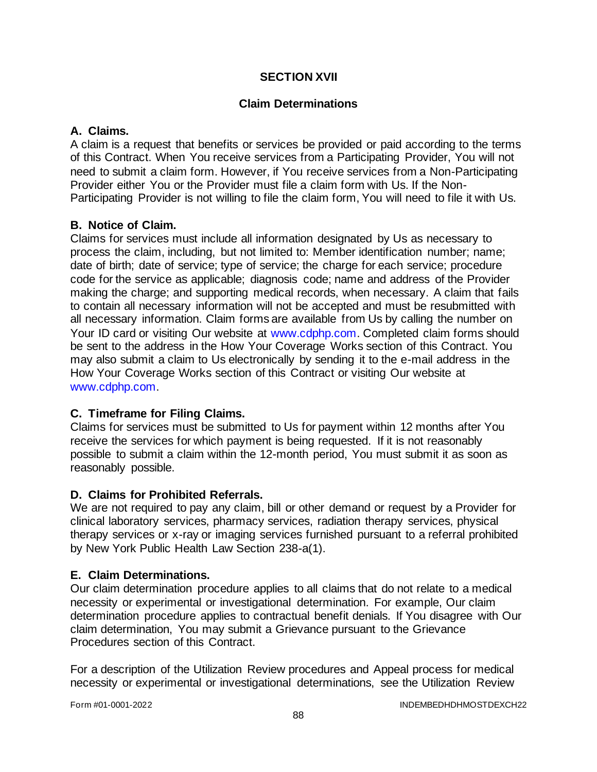# SECTION XVII

## Claim Determinations

### A. Claims.

A claim is a request that benefits or services be provided or paid according to the terms of this Contract. When You receive services from a Participating Provider, You will not need to submit a claim form. However, if You receive services from a Non-Participating Provider either You or the Provider must file a claim form with Us. If the Non-Participating Provider is not willing to file the claim form, You will need to file it with Us.

### B. Notice of Claim.

Claims for services must include all information designated by Us as necessary to process the claim, including, but not limited to: Member identification number; name; date of birth; date of service; type of service; the charge for each service; procedure code for the service as applicable; diagnosis code; name and address of the Provider making the charge; and supporting medical records, when necessary. A claim that fails to contain all necessary information will not be accepted and must be resubmitted with all necessary information. Claim forms are available from Us by calling the number on Your ID card or visiting Our website at www.cdphp.com. Completed claim forms should be sent to the address in the How Your Coverage Works section of this Contract. You may also submit a claim to Us electronically by sending it to the e-mail address in the How Your Coverage Works section of this Contract or visiting Our website at www.cdphp.com.

### C. Timeframe for Filing Claims.

Claims for services must be submitted to Us for payment within 12 months after You receive the services for which payment is being requested. If it is not reasonably possible to submit a claim within the 12-month period, You must submit it as soon as reasonably possible.

### D. Claims for Prohibited Referrals.

We are not required to pay any claim, bill or other demand or request by a Provider for clinical laboratory services, pharmacy services, radiation therapy services, physical therapy services or x-ray or imaging services furnished pursuant to a referral prohibited by New York Public Health Law Section 238-a(1).

### E. Claim Determinations.

Our claim determination procedure applies to all claims that do not relate to a medical necessity or experimental or investigational determination. For example, Our claim determination procedure applies to contractual benefit denials. If You disagree with Our claim determination, You may submit a Grievance pursuant to the Grievance Procedures section of this Contract.

For a description of the Utilization Review procedures and Appeal process for medical necessity or experimental or investigational determinations, see the Utilization Review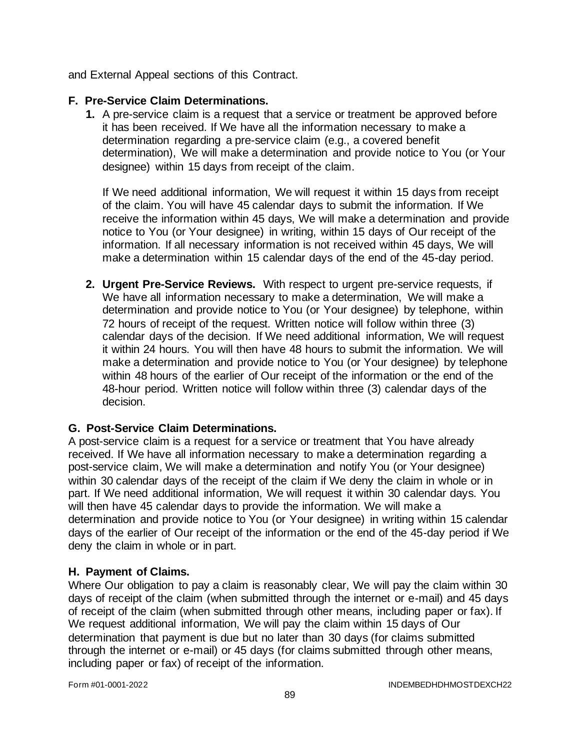and External Appeal sections of this Contract.

### F. Pre-Service Claim Determinations.

1. A pre-service claim is a request that a service or treatment be approved before it has been received. If We have all the information necessary to make a determination regarding a pre-service claim (e.g., a covered benefit determination), We will make a determination and provide notice to You (or Your designee) within 15 days from receipt of the claim.

   If We need additional information, We will request it within 15 days from receipt of the claim. You will have 45 calendar days to submit the information. If We receive the information within 45 days, We will make a determination and provide notice to You (or Your designee) in writing, within 15 days of Our receipt of the information. If all necessary information is not received within 45 days, We will make a determination within 15 calendar days of the end of the 45-day period.

2. **Urgent Pre-Service Reviews.** With respect to urgent pre-service requests, if We have all information necessary to make a determination, We will make a determination and provide notice to You (or Your designee) by telephone, within 72 hours of receipt of the request. Written notice will follow within three (3) calendar days of the decision. If We need additional information, We will request it within 24 hours. You will then have 48 hours to submit the information. We will make a determination and provide notice to You (or Your designee) by telephone within 48 hours of the earlier of Our receipt of the information or the end of the 48-hour period. Written notice will follow within three (3) calendar days of the decision.

### G. Post-Service Claim Determinations.

A post-service claim is a request for a service or treatment that You have already received. If We have all information necessary to make a determination regarding a post-service claim, We will make a determination and notify You (or Your designee) within 30 calendar days of the receipt of the claim if We deny the claim in whole or in part. If We need additional information, We will request it within 30 calendar days. You will then have 45 calendar days to provide the information. We will make a determination and provide notice to You (or Your designee) in writing within 15 calendar days of the earlier of Our receipt of the information or the end of the 45-day period if We deny the claim in whole or in part.

### H. Payment of Claims.

Where Our obligation to pay a claim is reasonably clear, We will pay the claim within 30 days of receipt of the claim (when submitted through the internet or e-mail) and 45 days of receipt of the claim (when submitted through other means, including paper or fax). If We request additional information, We will pay the claim within 15 days of Our determination that payment is due but no later than 30 days (for claims submitted through the internet or e-mail) or 45 days (for claims submitted through other means, including paper or fax) of receipt of the information.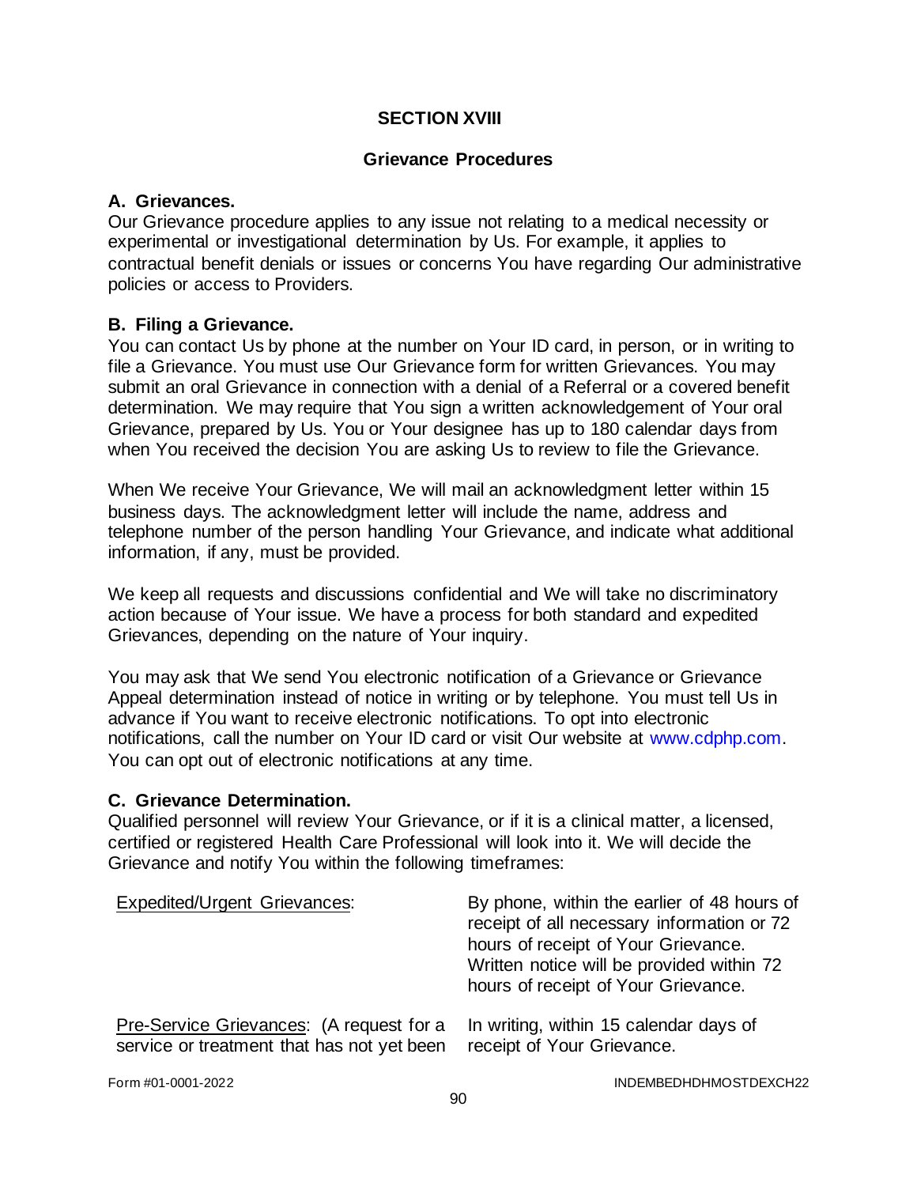## SECTION XVIII

### Grievance Procedures

**A. Grievances.**
Our Grievance procedure applies to any issue not relating to a medical necessity or experimental or investigational determination by Us. For example, it applies to contractual benefit denials or issues or concerns You have regarding Our administrative policies or access to Providers.

**B. Filing a Grievance.**
You can contact Us by phone at the number on Your ID card, in person, or in writing to file a Grievance. You must use Our Grievance form for written Grievances. You may submit an oral Grievance in connection with a denial of a Referral or a covered benefit determination. We may require that You sign a written acknowledgement of Your oral Grievance, prepared by Us. You or Your designee has up to 180 calendar days from when You received the decision You are asking Us to review to file the Grievance.

When We receive Your Grievance, We will mail an acknowledgment letter within 15 business days. The acknowledgment letter will include the name, address and telephone number of the person handling Your Grievance, and indicate what additional information, if any, must be provided.

We keep all requests and discussions confidential and We will take no discriminatory action because of Your issue. We have a process for both standard and expedited Grievances, depending on the nature of Your inquiry.

You may ask that We send You electronic notification of a Grievance or Grievance Appeal determination instead of notice in writing or by telephone. You must tell Us in advance if You want to receive electronic notifications. To opt into electronic notifications, call the number on Your ID card or visit Our website at www.cdphp.com. You can opt out of electronic notifications at any time.

**C. Grievance Determination.**
Qualified personnel will review Your Grievance, or if it is a clinical matter, a licensed, certified or registered Health Care Professional will look into it. We will decide the Grievance and notify You within the following timeframes:

| | |
|---|---|
| Expedited/Urgent Grievances: | By phone, within the earlier of 48 hours of receipt of all necessary information or 72 hours of receipt of Your Grievance. Written notice will be provided within 72 hours of receipt of Your Grievance. |
| Pre-Service Grievances: (A request for a service or treatment that has not yet been | In writing, within 15 calendar days of receipt of Your Grievance. |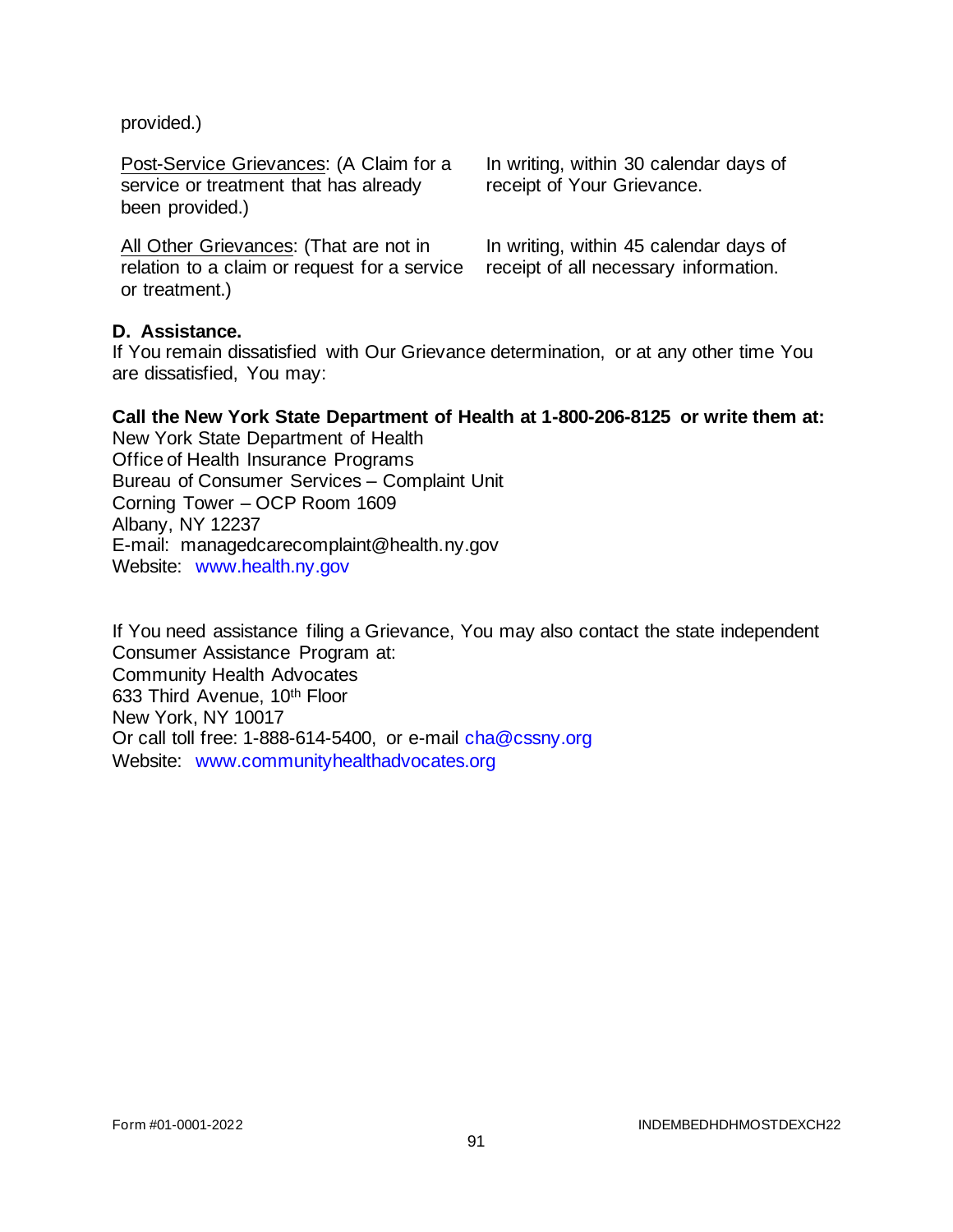provided.)

| | |
|---|---|
| <u>Post-Service Grievances</u>: (A Claim for a service or treatment that has already been provided.) | In writing, within 30 calendar days of receipt of Your Grievance. |
| <u>All Other Grievances</u>: (That are not in relation to a claim or request for a service or treatment.) | In writing, within 45 calendar days of receipt of all necessary information. |

**D. Assistance.**

If You remain dissatisfied with Our Grievance determination, or at any other time You are dissatisfied, You may:

**Call the New York State Department of Health at 1-800-206-8125 or write them at:**

New York State Department of Health
Office of Health Insurance Programs
Bureau of Consumer Services – Complaint Unit
Corning Tower – OCP Room 1609
Albany, NY 12237
E-mail: managedcarecomplaint@health.ny.gov
Website: www.health.ny.gov

If You need assistance filing a Grievance, You may also contact the state independent Consumer Assistance Program at:
Community Health Advocates
633 Third Avenue, 10th Floor
New York, NY 10017
Or call toll free: 1-888-614-5400, or e-mail cha@cssny.org
Website: www.communityhealthadvocates.org

Form #01-0001-2022 INDEMBEDHDHMOSTDEXCH22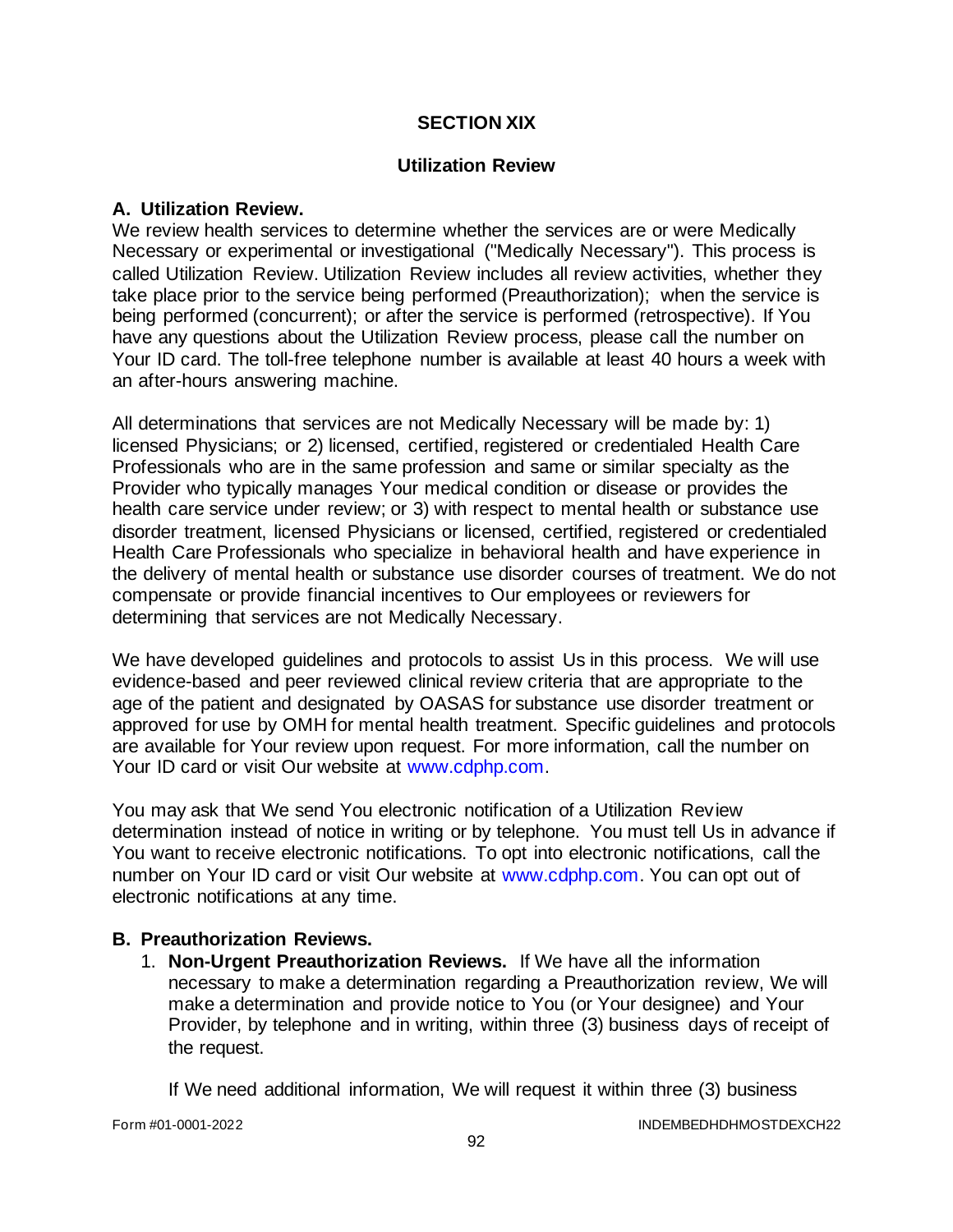# SECTION XIX

## Utilization Review

### A. Utilization Review.

We review health services to determine whether the services are or were Medically Necessary or experimental or investigational ("Medically Necessary"). This process is called Utilization Review. Utilization Review includes all review activities, whether they take place prior to the service being performed (Preauthorization); when the service is being performed (concurrent); or after the service is performed (retrospective). If You have any questions about the Utilization Review process, please call the number on Your ID card. The toll-free telephone number is available at least 40 hours a week with an after-hours answering machine.

All determinations that services are not Medically Necessary will be made by: 1) licensed Physicians; or 2) licensed, certified, registered or credentialed Health Care Professionals who are in the same profession and same or similar specialty as the Provider who typically manages Your medical condition or disease or provides the health care service under review; or 3) with respect to mental health or substance use disorder treatment, licensed Physicians or licensed, certified, registered or credentialed Health Care Professionals who specialize in behavioral health and have experience in the delivery of mental health or substance use disorder courses of treatment. We do not compensate or provide financial incentives to Our employees or reviewers for determining that services are not Medically Necessary.

We have developed guidelines and protocols to assist Us in this process. We will use evidence-based and peer reviewed clinical review criteria that are appropriate to the age of the patient and designated by OASAS for substance use disorder treatment or approved for use by OMH for mental health treatment. Specific guidelines and protocols are available for Your review upon request. For more information, call the number on Your ID card or visit Our website at www.cdphp.com.

You may ask that We send You electronic notification of a Utilization Review determination instead of notice in writing or by telephone. You must tell Us in advance if You want to receive electronic notifications. To opt into electronic notifications, call the number on Your ID card or visit Our website at www.cdphp.com. You can opt out of electronic notifications at any time.

### B. Preauthorization Reviews.

1. **Non-Urgent Preauthorization Reviews.** If We have all the information necessary to make a determination regarding a Preauthorization review, We will make a determination and provide notice to You (or Your designee) and Your Provider, by telephone and in writing, within three (3) business days of receipt of the request.

   If We need additional information, We will request it within three (3) business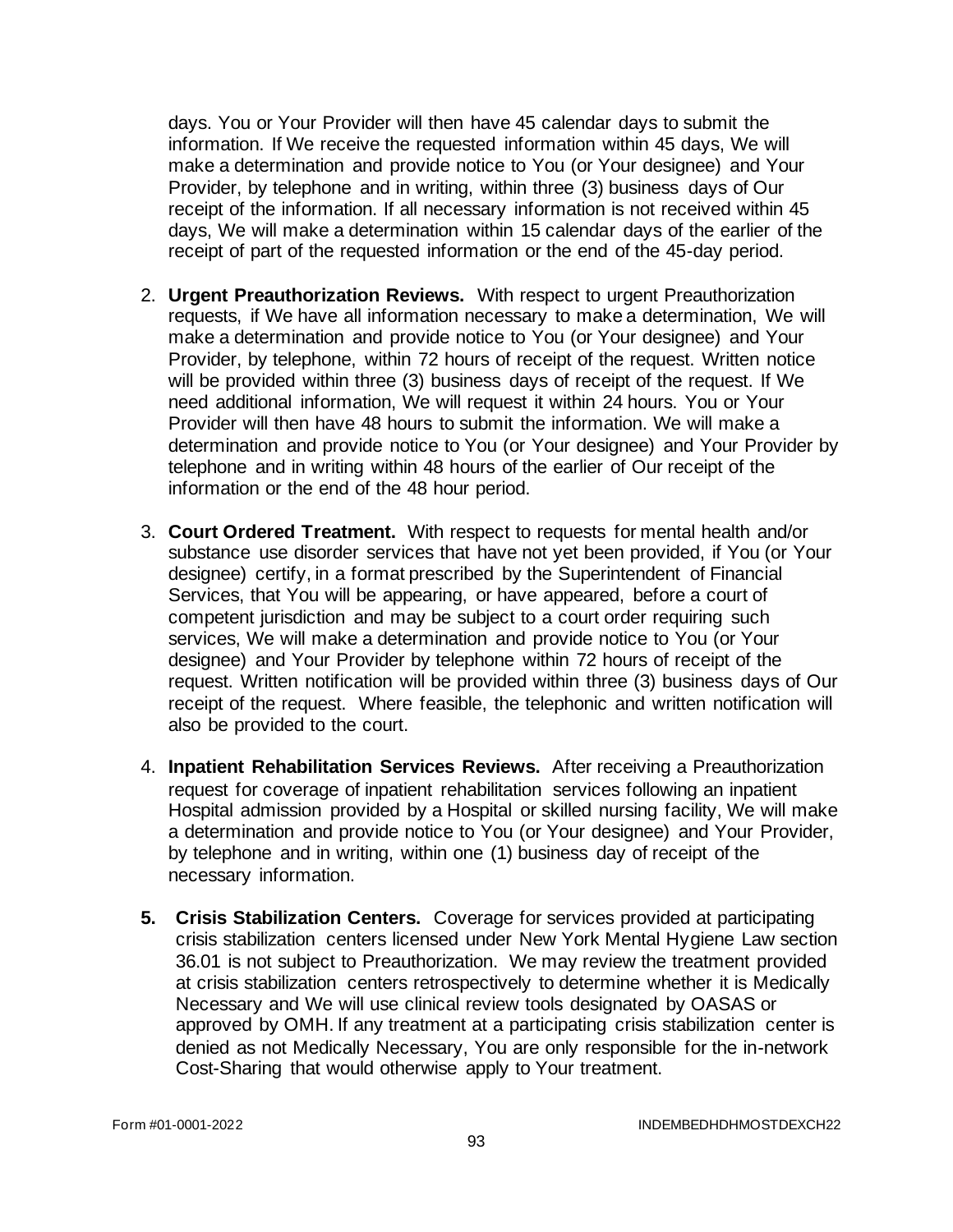days. You or Your Provider will then have 45 calendar days to submit the information. If We receive the requested information within 45 days, We will make a determination and provide notice to You (or Your designee) and Your Provider, by telephone and in writing, within three (3) business days of Our receipt of the information. If all necessary information is not received within 45 days, We will make a determination within 15 calendar days of the earlier of the receipt of part of the requested information or the end of the 45-day period.

2. **Urgent Preauthorization Reviews.** With respect to urgent Preauthorization requests, if We have all information necessary to make a determination, We will make a determination and provide notice to You (or Your designee) and Your Provider, by telephone, within 72 hours of receipt of the request. Written notice will be provided within three (3) business days of receipt of the request. If We need additional information, We will request it within 24 hours. You or Your Provider will then have 48 hours to submit the information. We will make a determination and provide notice to You (or Your designee) and Your Provider by telephone and in writing within 48 hours of the earlier of Our receipt of the information or the end of the 48 hour period.

3. **Court Ordered Treatment.** With respect to requests for mental health and/or substance use disorder services that have not yet been provided, if You (or Your designee) certify, in a format prescribed by the Superintendent of Financial Services, that You will be appearing, or have appeared, before a court of competent jurisdiction and may be subject to a court order requiring such services, We will make a determination and provide notice to You (or Your designee) and Your Provider by telephone within 72 hours of receipt of the request. Written notification will be provided within three (3) business days of Our receipt of the request. Where feasible, the telephonic and written notification will also be provided to the court.

4. **Inpatient Rehabilitation Services Reviews.** After receiving a Preauthorization request for coverage of inpatient rehabilitation services following an inpatient Hospital admission provided by a Hospital or skilled nursing facility, We will make a determination and provide notice to You (or Your designee) and Your Provider, by telephone and in writing, within one (1) business day of receipt of the necessary information.

5. **Crisis Stabilization Centers.** Coverage for services provided at participating crisis stabilization centers licensed under New York Mental Hygiene Law section 36.01 is not subject to Preauthorization. We may review the treatment provided at crisis stabilization centers retrospectively to determine whether it is Medically Necessary and We will use clinical review tools designated by OASAS or approved by OMH. If any treatment at a participating crisis stabilization center is denied as not Medically Necessary, You are only responsible for the in-network Cost-Sharing that would otherwise apply to Your treatment.

Form #01-0001-2022 INDEMBEDHDHMOSTDEXCH22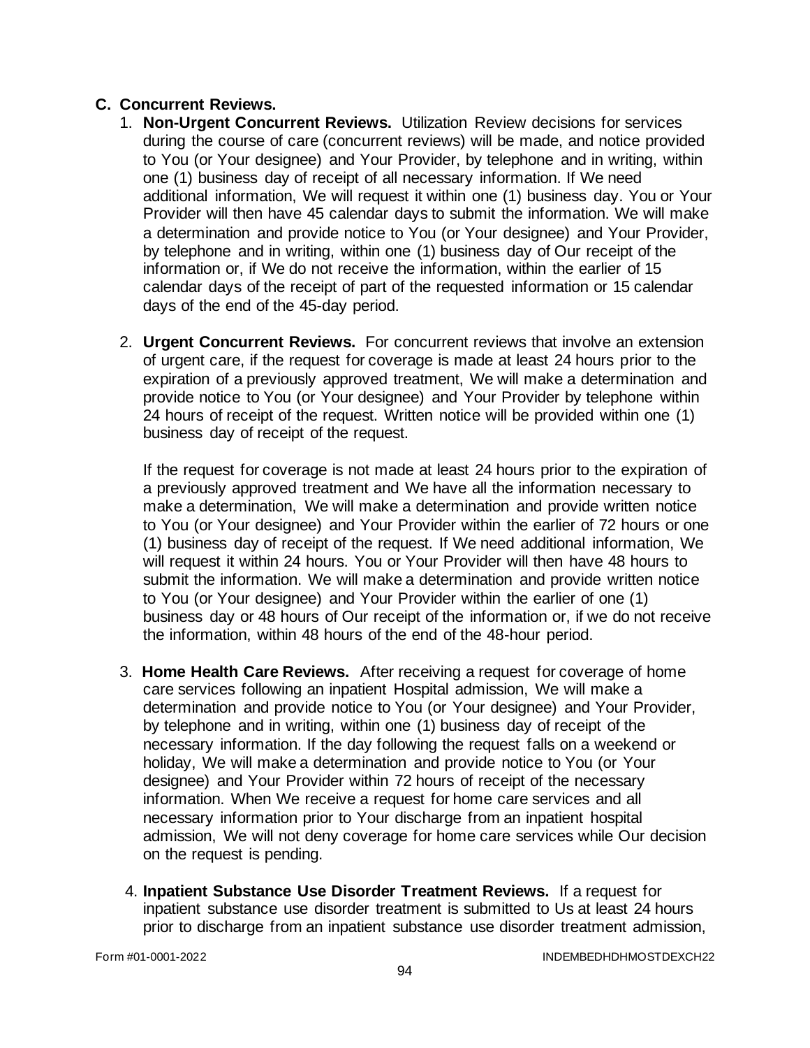## C. Concurrent Reviews.

1. **Non-Urgent Concurrent Reviews.** Utilization Review decisions for services during the course of care (concurrent reviews) will be made, and notice provided to You (or Your designee) and Your Provider, by telephone and in writing, within one (1) business day of receipt of all necessary information. If We need additional information, We will request it within one (1) business day. You or Your Provider will then have 45 calendar days to submit the information. We will make a determination and provide notice to You (or Your designee) and Your Provider, by telephone and in writing, within one (1) business day of Our receipt of the information or, if We do not receive the information, within the earlier of 15 calendar days of the receipt of part of the requested information or 15 calendar days of the end of the 45-day period.

2. **Urgent Concurrent Reviews.** For concurrent reviews that involve an extension of urgent care, if the request for coverage is made at least 24 hours prior to the expiration of a previously approved treatment, We will make a determination and provide notice to You (or Your designee) and Your Provider by telephone within 24 hours of receipt of the request. Written notice will be provided within one (1) business day of receipt of the request.

   If the request for coverage is not made at least 24 hours prior to the expiration of a previously approved treatment and We have all the information necessary to make a determination, We will make a determination and provide written notice to You (or Your designee) and Your Provider within the earlier of 72 hours or one (1) business day of receipt of the request. If We need additional information, We will request it within 24 hours. You or Your Provider will then have 48 hours to submit the information. We will make a determination and provide written notice to You (or Your designee) and Your Provider within the earlier of one (1) business day or 48 hours of Our receipt of the information or, if we do not receive the information, within 48 hours of the end of the 48-hour period.

3. **Home Health Care Reviews.** After receiving a request for coverage of home care services following an inpatient Hospital admission, We will make a determination and provide notice to You (or Your designee) and Your Provider, by telephone and in writing, within one (1) business day of receipt of the necessary information. If the day following the request falls on a weekend or holiday, We will make a determination and provide notice to You (or Your designee) and Your Provider within 72 hours of receipt of the necessary information. When We receive a request for home care services and all necessary information prior to Your discharge from an inpatient hospital admission, We will not deny coverage for home care services while Our decision on the request is pending.

4. **Inpatient Substance Use Disorder Treatment Reviews.** If a request for inpatient substance use disorder treatment is submitted to Us at least 24 hours prior to discharge from an inpatient substance use disorder treatment admission,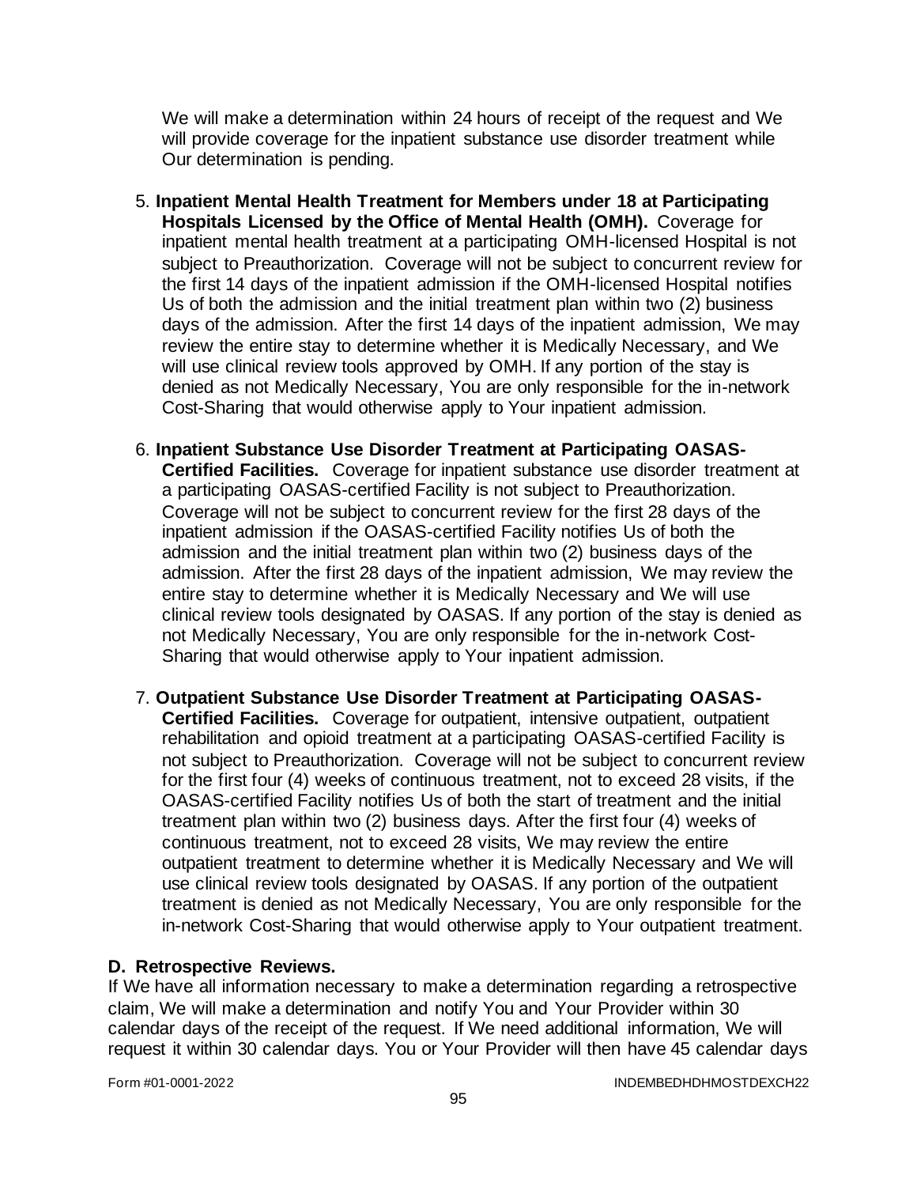We will make a determination within 24 hours of receipt of the request and We will provide coverage for the inpatient substance use disorder treatment while Our determination is pending.

5. **Inpatient Mental Health Treatment for Members under 18 at Participating Hospitals Licensed by the Office of Mental Health (OMH).** Coverage for inpatient mental health treatment at a participating OMH-licensed Hospital is not subject to Preauthorization. Coverage will not be subject to concurrent review for the first 14 days of the inpatient admission if the OMH-licensed Hospital notifies Us of both the admission and the initial treatment plan within two (2) business days of the admission. After the first 14 days of the inpatient admission, We may review the entire stay to determine whether it is Medically Necessary, and We will use clinical review tools approved by OMH. If any portion of the stay is denied as not Medically Necessary, You are only responsible for the in-network Cost-Sharing that would otherwise apply to Your inpatient admission.

6. **Inpatient Substance Use Disorder Treatment at Participating OASAS-Certified Facilities.** Coverage for inpatient substance use disorder treatment at a participating OASAS-certified Facility is not subject to Preauthorization. Coverage will not be subject to concurrent review for the first 28 days of the inpatient admission if the OASAS-certified Facility notifies Us of both the admission and the initial treatment plan within two (2) business days of the admission. After the first 28 days of the inpatient admission, We may review the entire stay to determine whether it is Medically Necessary and We will use clinical review tools designated by OASAS. If any portion of the stay is denied as not Medically Necessary, You are only responsible for the in-network Cost-Sharing that would otherwise apply to Your inpatient admission.

7. **Outpatient Substance Use Disorder Treatment at Participating OASAS-Certified Facilities.** Coverage for outpatient, intensive outpatient, outpatient rehabilitation and opioid treatment at a participating OASAS-certified Facility is not subject to Preauthorization. Coverage will not be subject to concurrent review for the first four (4) weeks of continuous treatment, not to exceed 28 visits, if the OASAS-certified Facility notifies Us of both the start of treatment and the initial treatment plan within two (2) business days. After the first four (4) weeks of continuous treatment, not to exceed 28 visits, We may review the entire outpatient treatment to determine whether it is Medically Necessary and We will use clinical review tools designated by OASAS. If any portion of the outpatient treatment is denied as not Medically Necessary, You are only responsible for the in-network Cost-Sharing that would otherwise apply to Your outpatient treatment.

## D. Retrospective Reviews.

If We have all information necessary to make a determination regarding a retrospective claim, We will make a determination and notify You and Your Provider within 30 calendar days of the receipt of the request. If We need additional information, We will request it within 30 calendar days. You or Your Provider will then have 45 calendar days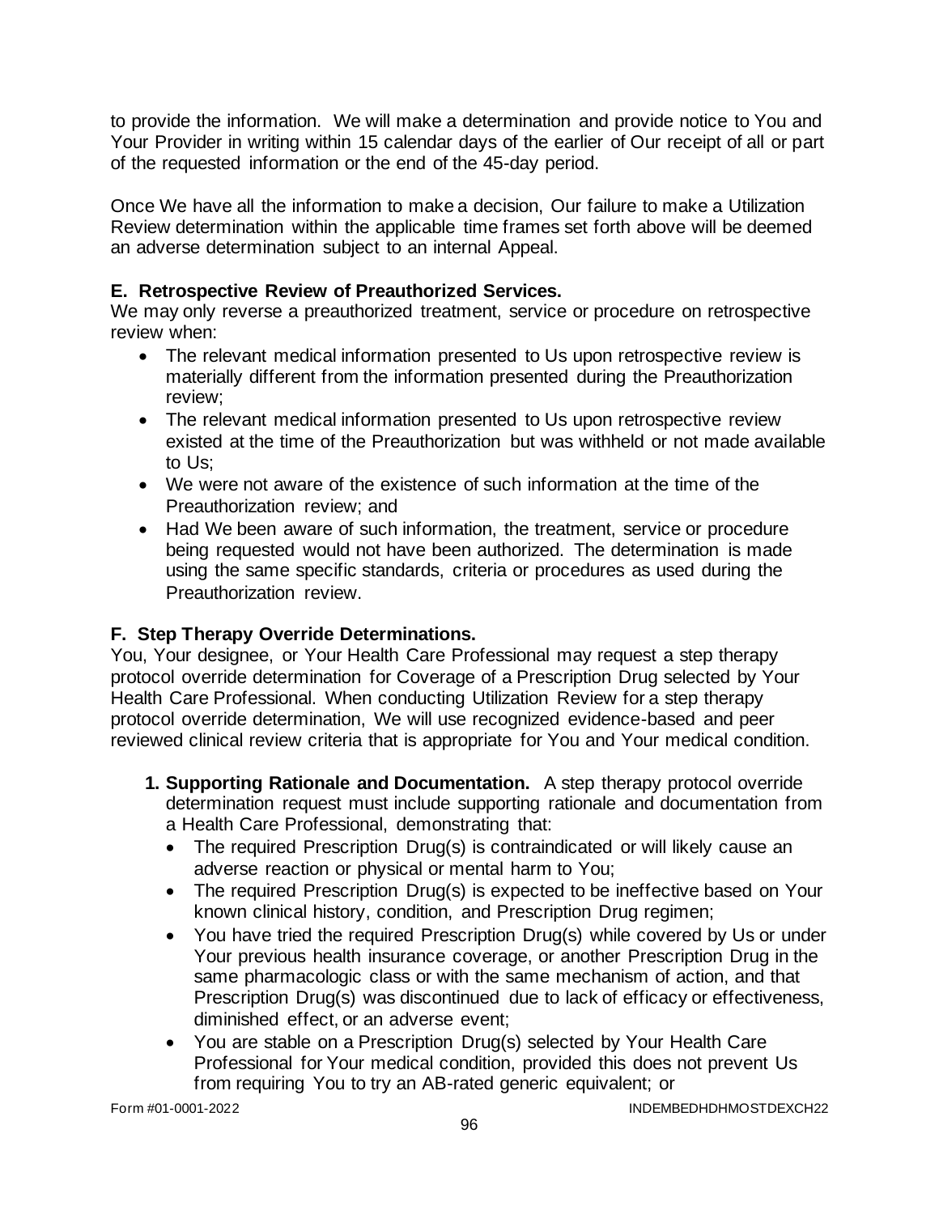to provide the information. We will make a determination and provide notice to You and Your Provider in writing within 15 calendar days of the earlier of Our receipt of all or part of the requested information or the end of the 45-day period.

Once We have all the information to make a decision, Our failure to make a Utilization Review determination within the applicable time frames set forth above will be deemed an adverse determination subject to an internal Appeal.

**E. Retrospective Review of Preauthorized Services.**
We may only reverse a preauthorized treatment, service or procedure on retrospective review when:

- The relevant medical information presented to Us upon retrospective review is materially different from the information presented during the Preauthorization review;
- The relevant medical information presented to Us upon retrospective review existed at the time of the Preauthorization but was withheld or not made available to Us;
- We were not aware of the existence of such information at the time of the Preauthorization review; and
- Had We been aware of such information, the treatment, service or procedure being requested would not have been authorized. The determination is made using the same specific standards, criteria or procedures as used during the Preauthorization review.

**F. Step Therapy Override Determinations.**
You, Your designee, or Your Health Care Professional may request a step therapy protocol override determination for Coverage of a Prescription Drug selected by Your Health Care Professional. When conducting Utilization Review for a step therapy protocol override determination, We will use recognized evidence-based and peer reviewed clinical review criteria that is appropriate for You and Your medical condition.

1. **Supporting Rationale and Documentation.** A step therapy protocol override determination request must include supporting rationale and documentation from a Health Care Professional, demonstrating that:
   - The required Prescription Drug(s) is contraindicated or will likely cause an adverse reaction or physical or mental harm to You;
   - The required Prescription Drug(s) is expected to be ineffective based on Your known clinical history, condition, and Prescription Drug regimen;
   - You have tried the required Prescription Drug(s) while covered by Us or under Your previous health insurance coverage, or another Prescription Drug in the same pharmacologic class or with the same mechanism of action, and that Prescription Drug(s) was discontinued due to lack of efficacy or effectiveness, diminished effect, or an adverse event;
   - You are stable on a Prescription Drug(s) selected by Your Health Care Professional for Your medical condition, provided this does not prevent Us from requiring You to try an AB-rated generic equivalent; or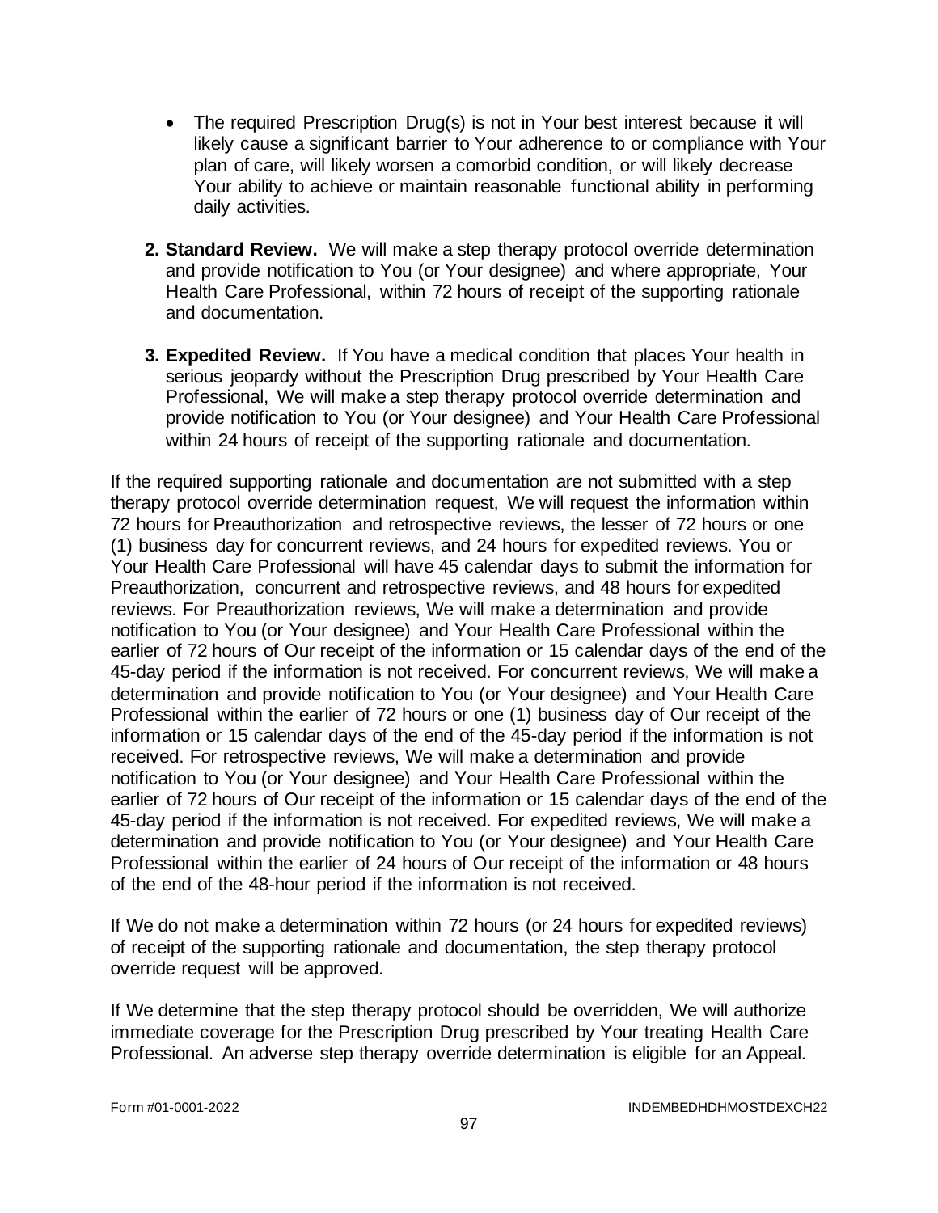- The required Prescription Drug(s) is not in Your best interest because it will likely cause a significant barrier to Your adherence to or compliance with Your plan of care, will likely worsen a comorbid condition, or will likely decrease Your ability to achieve or maintain reasonable functional ability in performing daily activities.

2. **Standard Review.** We will make a step therapy protocol override determination and provide notification to You (or Your designee) and where appropriate, Your Health Care Professional, within 72 hours of receipt of the supporting rationale and documentation.

3. **Expedited Review.** If You have a medical condition that places Your health in serious jeopardy without the Prescription Drug prescribed by Your Health Care Professional, We will make a step therapy protocol override determination and provide notification to You (or Your designee) and Your Health Care Professional within 24 hours of receipt of the supporting rationale and documentation.

If the required supporting rationale and documentation are not submitted with a step therapy protocol override determination request, We will request the information within 72 hours for Preauthorization and retrospective reviews, the lesser of 72 hours or one (1) business day for concurrent reviews, and 24 hours for expedited reviews. You or Your Health Care Professional will have 45 calendar days to submit the information for Preauthorization, concurrent and retrospective reviews, and 48 hours for expedited reviews. For Preauthorization reviews, We will make a determination and provide notification to You (or Your designee) and Your Health Care Professional within the earlier of 72 hours of Our receipt of the information or 15 calendar days of the end of the 45-day period if the information is not received. For concurrent reviews, We will make a determination and provide notification to You (or Your designee) and Your Health Care Professional within the earlier of 72 hours or one (1) business day of Our receipt of the information or 15 calendar days of the end of the 45-day period if the information is not received. For retrospective reviews, We will make a determination and provide notification to You (or Your designee) and Your Health Care Professional within the earlier of 72 hours of Our receipt of the information or 15 calendar days of the end of the 45-day period if the information is not received. For expedited reviews, We will make a determination and provide notification to You (or Your designee) and Your Health Care Professional within the earlier of 24 hours of Our receipt of the information or 48 hours of the end of the 48-hour period if the information is not received.

If We do not make a determination within 72 hours (or 24 hours for expedited reviews) of receipt of the supporting rationale and documentation, the step therapy protocol override request will be approved.

If We determine that the step therapy protocol should be overridden, We will authorize immediate coverage for the Prescription Drug prescribed by Your treating Health Care Professional. An adverse step therapy override determination is eligible for an Appeal.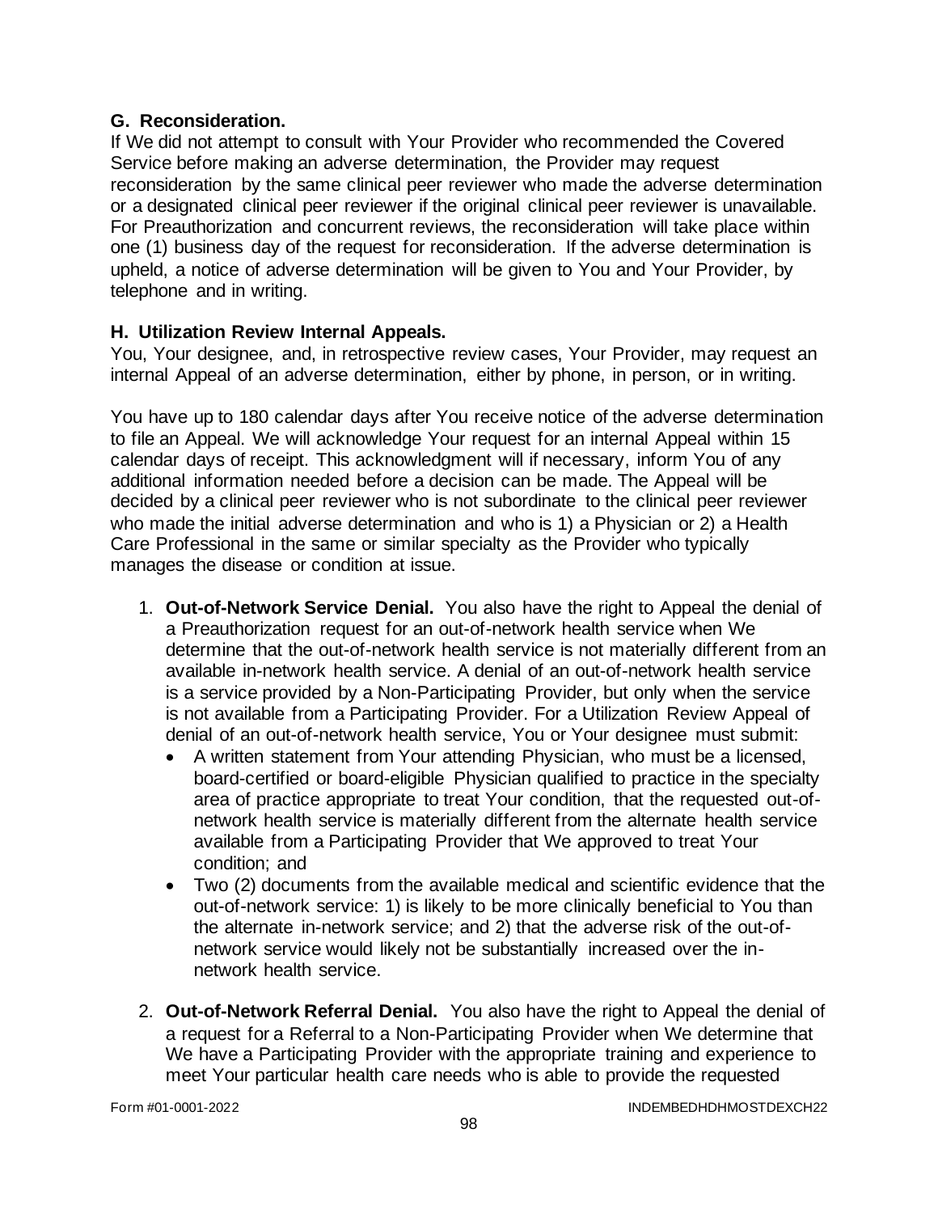### G. Reconsideration.

If We did not attempt to consult with Your Provider who recommended the Covered Service before making an adverse determination, the Provider may request reconsideration by the same clinical peer reviewer who made the adverse determination or a designated clinical peer reviewer if the original clinical peer reviewer is unavailable. For Preauthorization and concurrent reviews, the reconsideration will take place within one (1) business day of the request for reconsideration. If the adverse determination is upheld, a notice of adverse determination will be given to You and Your Provider, by telephone and in writing.

### H. Utilization Review Internal Appeals.

You, Your designee, and, in retrospective review cases, Your Provider, may request an internal Appeal of an adverse determination, either by phone, in person, or in writing.

You have up to 180 calendar days after You receive notice of the adverse determination to file an Appeal. We will acknowledge Your request for an internal Appeal within 15 calendar days of receipt. This acknowledgment will if necessary, inform You of any additional information needed before a decision can be made. The Appeal will be decided by a clinical peer reviewer who is not subordinate to the clinical peer reviewer who made the initial adverse determination and who is 1) a Physician or 2) a Health Care Professional in the same or similar specialty as the Provider who typically manages the disease or condition at issue.

1. **Out-of-Network Service Denial.** You also have the right to Appeal the denial of a Preauthorization request for an out-of-network health service when We determine that the out-of-network health service is not materially different from an available in-network health service. A denial of an out-of-network health service is a service provided by a Non-Participating Provider, but only when the service is not available from a Participating Provider. For a Utilization Review Appeal of denial of an out-of-network health service, You or Your designee must submit:
   - A written statement from Your attending Physician, who must be a licensed, board-certified or board-eligible Physician qualified to practice in the specialty area of practice appropriate to treat Your condition, that the requested out-of-network health service is materially different from the alternate health service available from a Participating Provider that We approved to treat Your condition; and
   - Two (2) documents from the available medical and scientific evidence that the out-of-network service: 1) is likely to be more clinically beneficial to You than the alternate in-network service; and 2) that the adverse risk of the out-of-network service would likely not be substantially increased over the in-network health service.

2. **Out-of-Network Referral Denial.** You also have the right to Appeal the denial of a request for a Referral to a Non-Participating Provider when We determine that We have a Participating Provider with the appropriate training and experience to meet Your particular health care needs who is able to provide the requested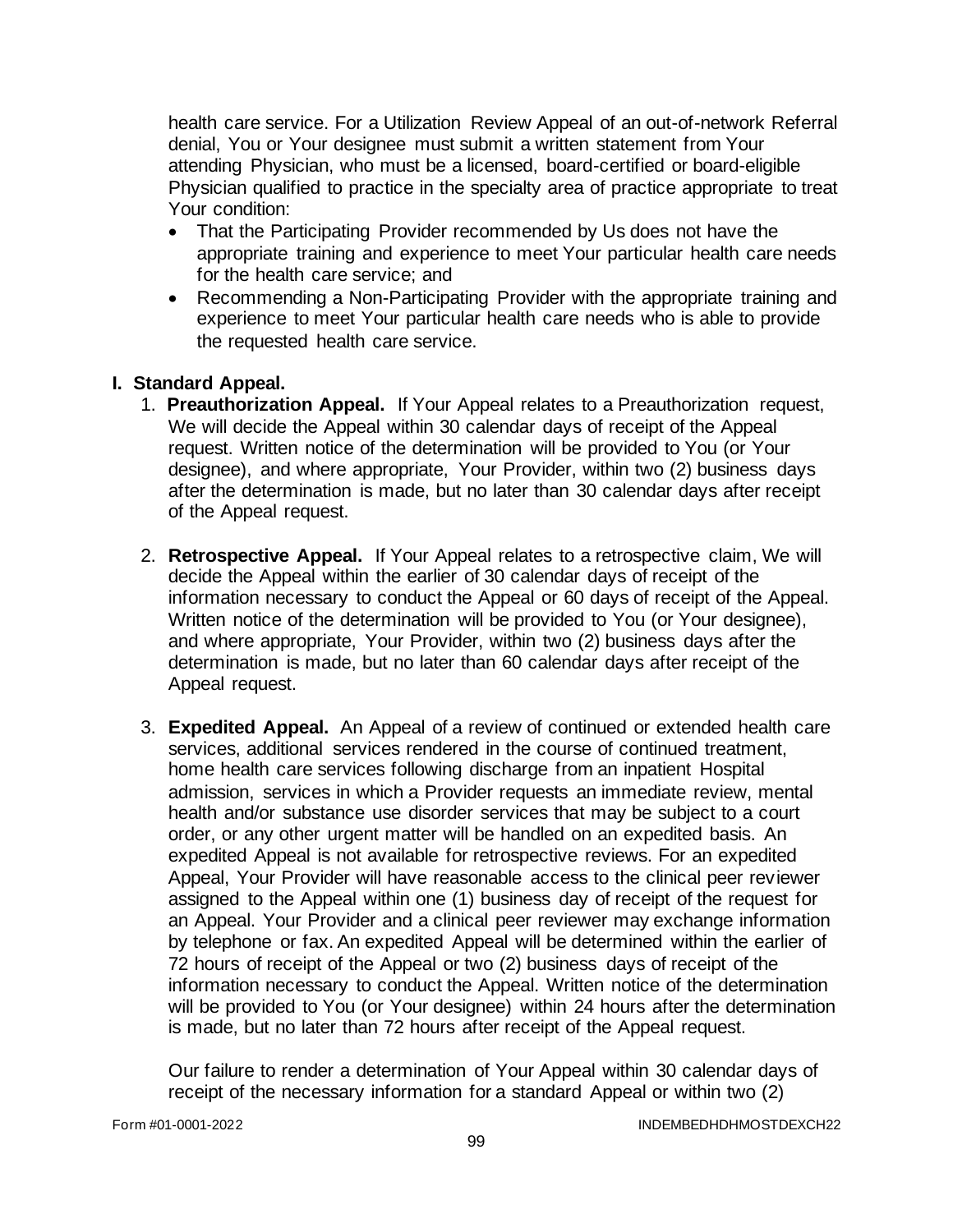health care service. For a Utilization Review Appeal of an out-of-network Referral denial, You or Your designee must submit a written statement from Your attending Physician, who must be a licensed, board-certified or board-eligible Physician qualified to practice in the specialty area of practice appropriate to treat Your condition:

- That the Participating Provider recommended by Us does not have the appropriate training and experience to meet Your particular health care needs for the health care service; and
- Recommending a Non-Participating Provider with the appropriate training and experience to meet Your particular health care needs who is able to provide the requested health care service.

## I. Standard Appeal.

1. **Preauthorization Appeal.** If Your Appeal relates to a Preauthorization request, We will decide the Appeal within 30 calendar days of receipt of the Appeal request. Written notice of the determination will be provided to You (or Your designee), and where appropriate, Your Provider, within two (2) business days after the determination is made, but no later than 30 calendar days after receipt of the Appeal request.

2. **Retrospective Appeal.** If Your Appeal relates to a retrospective claim, We will decide the Appeal within the earlier of 30 calendar days of receipt of the information necessary to conduct the Appeal or 60 days of receipt of the Appeal. Written notice of the determination will be provided to You (or Your designee), and where appropriate, Your Provider, within two (2) business days after the determination is made, but no later than 60 calendar days after receipt of the Appeal request.

3. **Expedited Appeal.** An Appeal of a review of continued or extended health care services, additional services rendered in the course of continued treatment, home health care services following discharge from an inpatient Hospital admission, services in which a Provider requests an immediate review, mental health and/or substance use disorder services that may be subject to a court order, or any other urgent matter will be handled on an expedited basis. An expedited Appeal is not available for retrospective reviews. For an expedited Appeal, Your Provider will have reasonable access to the clinical peer reviewer assigned to the Appeal within one (1) business day of receipt of the request for an Appeal. Your Provider and a clinical peer reviewer may exchange information by telephone or fax. An expedited Appeal will be determined within the earlier of 72 hours of receipt of the Appeal or two (2) business days of receipt of the information necessary to conduct the Appeal. Written notice of the determination will be provided to You (or Your designee) within 24 hours after the determination is made, but no later than 72 hours after receipt of the Appeal request.

   Our failure to render a determination of Your Appeal within 30 calendar days of receipt of the necessary information for a standard Appeal or within two (2)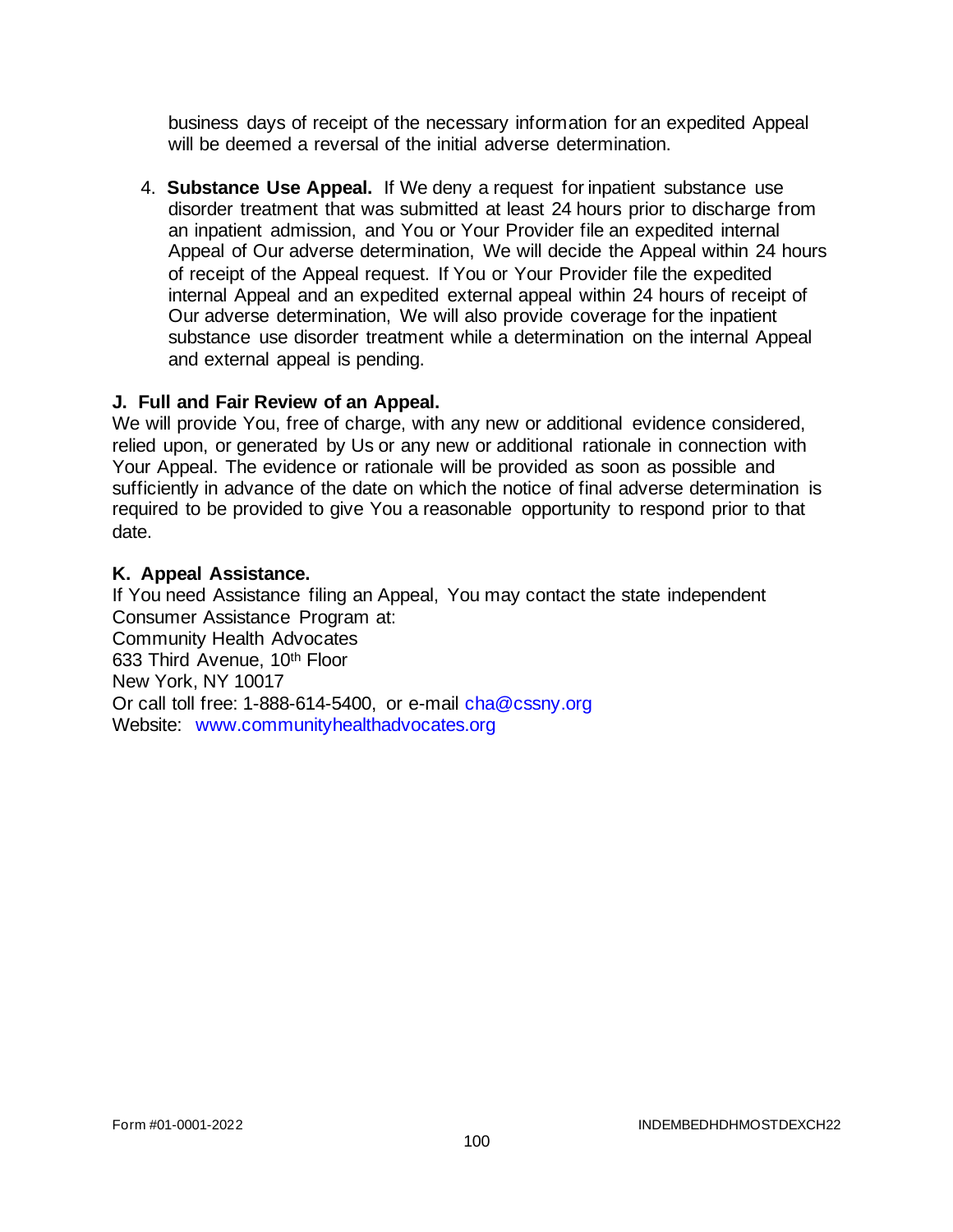business days of receipt of the necessary information for an expedited Appeal will be deemed a reversal of the initial adverse determination.

4. **Substance Use Appeal.** If We deny a request for inpatient substance use disorder treatment that was submitted at least 24 hours prior to discharge from an inpatient admission, and You or Your Provider file an expedited internal Appeal of Our adverse determination, We will decide the Appeal within 24 hours of receipt of the Appeal request. If You or Your Provider file the expedited internal Appeal and an expedited external appeal within 24 hours of receipt of Our adverse determination, We will also provide coverage for the inpatient substance use disorder treatment while a determination on the internal Appeal and external appeal is pending.

**J. Full and Fair Review of an Appeal.**
We will provide You, free of charge, with any new or additional evidence considered, relied upon, or generated by Us or any new or additional rationale in connection with Your Appeal. The evidence or rationale will be provided as soon as possible and sufficiently in advance of the date on which the notice of final adverse determination is required to be provided to give You a reasonable opportunity to respond prior to that date.

**K. Appeal Assistance.**
If You need Assistance filing an Appeal, You may contact the state independent Consumer Assistance Program at:
Community Health Advocates
633 Third Avenue, 10th Floor
New York, NY 10017
Or call toll free: 1-888-614-5400, or e-mail cha@cssny.org
Website: www.communityhealthadvocates.org

Form #01-0001-2022 INDEMBEDHDHMOSTDEXCH22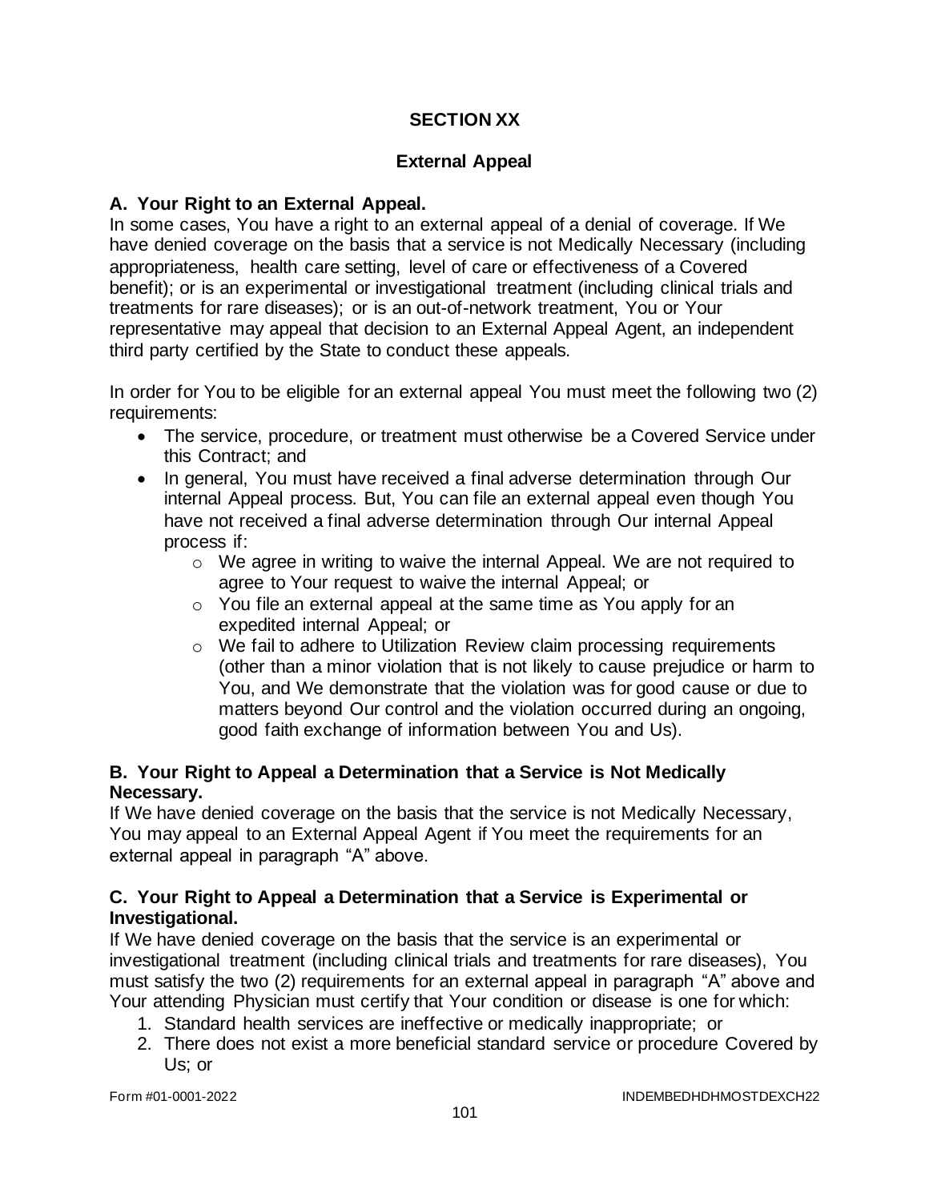# SECTION XX

## External Appeal

### A. Your Right to an External Appeal.

In some cases, You have a right to an external appeal of a denial of coverage. If We have denied coverage on the basis that a service is not Medically Necessary (including appropriateness, health care setting, level of care or effectiveness of a Covered benefit); or is an experimental or investigational treatment (including clinical trials and treatments for rare diseases); or is an out-of-network treatment, You or Your representative may appeal that decision to an External Appeal Agent, an independent third party certified by the State to conduct these appeals.

In order for You to be eligible for an external appeal You must meet the following two (2) requirements:

- The service, procedure, or treatment must otherwise be a Covered Service under this Contract; and
- In general, You must have received a final adverse determination through Our internal Appeal process. But, You can file an external appeal even though You have not received a final adverse determination through Our internal Appeal process if:
    - We agree in writing to waive the internal Appeal. We are not required to agree to Your request to waive the internal Appeal; or
    - You file an external appeal at the same time as You apply for an expedited internal Appeal; or
    - We fail to adhere to Utilization Review claim processing requirements (other than a minor violation that is not likely to cause prejudice or harm to You, and We demonstrate that the violation was for good cause or due to matters beyond Our control and the violation occurred during an ongoing, good faith exchange of information between You and Us).

### B. Your Right to Appeal a Determination that a Service is Not Medically Necessary.

If We have denied coverage on the basis that the service is not Medically Necessary, You may appeal to an External Appeal Agent if You meet the requirements for an external appeal in paragraph "A" above.

### C. Your Right to Appeal a Determination that a Service is Experimental or Investigational.

If We have denied coverage on the basis that the service is an experimental or investigational treatment (including clinical trials and treatments for rare diseases), You must satisfy the two (2) requirements for an external appeal in paragraph "A" above and Your attending Physician must certify that Your condition or disease is one for which:

1. Standard health services are ineffective or medically inappropriate; or
2. There does not exist a more beneficial standard service or procedure Covered by Us; or

Form #01-0001-2022 INDEMBEDHDHMOSTDEXCH22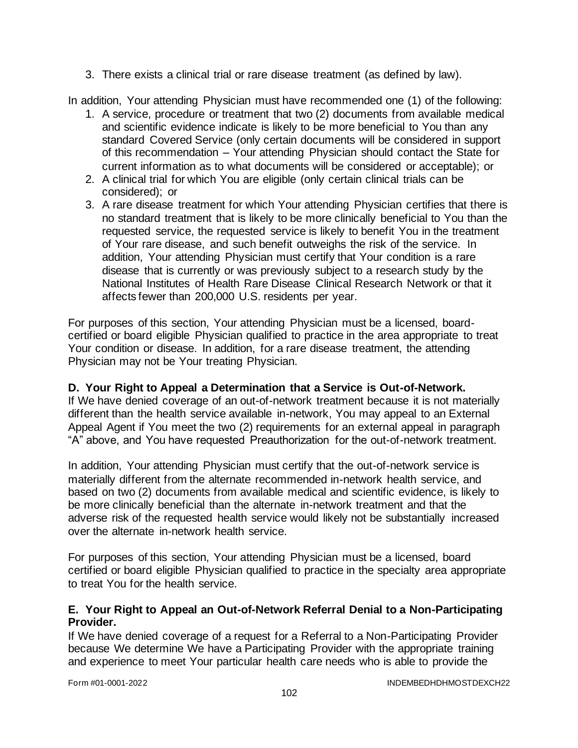3. There exists a clinical trial or rare disease treatment (as defined by law).

In addition, Your attending Physician must have recommended one (1) of the following:

1. A service, procedure or treatment that two (2) documents from available medical and scientific evidence indicate is likely to be more beneficial to You than any standard Covered Service (only certain documents will be considered in support of this recommendation – Your attending Physician should contact the State for current information as to what documents will be considered or acceptable); or
2. A clinical trial for which You are eligible (only certain clinical trials can be considered); or
3. A rare disease treatment for which Your attending Physician certifies that there is no standard treatment that is likely to be more clinically beneficial to You than the requested service, the requested service is likely to benefit You in the treatment of Your rare disease, and such benefit outweighs the risk of the service. In addition, Your attending Physician must certify that Your condition is a rare disease that is currently or was previously subject to a research study by the National Institutes of Health Rare Disease Clinical Research Network or that it affects fewer than 200,000 U.S. residents per year.

For purposes of this section, Your attending Physician must be a licensed, board-certified or board eligible Physician qualified to practice in the area appropriate to treat Your condition or disease. In addition, for a rare disease treatment, the attending Physician may not be Your treating Physician.

**D. Your Right to Appeal a Determination that a Service is Out-of-Network.**
If We have denied coverage of an out-of-network treatment because it is not materially different than the health service available in-network, You may appeal to an External Appeal Agent if You meet the two (2) requirements for an external appeal in paragraph "A" above, and You have requested Preauthorization for the out-of-network treatment.

In addition, Your attending Physician must certify that the out-of-network service is materially different from the alternate recommended in-network health service, and based on two (2) documents from available medical and scientific evidence, is likely to be more clinically beneficial than the alternate in-network treatment and that the adverse risk of the requested health service would likely not be substantially increased over the alternate in-network health service.

For purposes of this section, Your attending Physician must be a licensed, board certified or board eligible Physician qualified to practice in the specialty area appropriate to treat You for the health service.

**E. Your Right to Appeal an Out-of-Network Referral Denial to a Non-Participating Provider.**
If We have denied coverage of a request for a Referral to a Non-Participating Provider because We determine We have a Participating Provider with the appropriate training and experience to meet Your particular health care needs who is able to provide the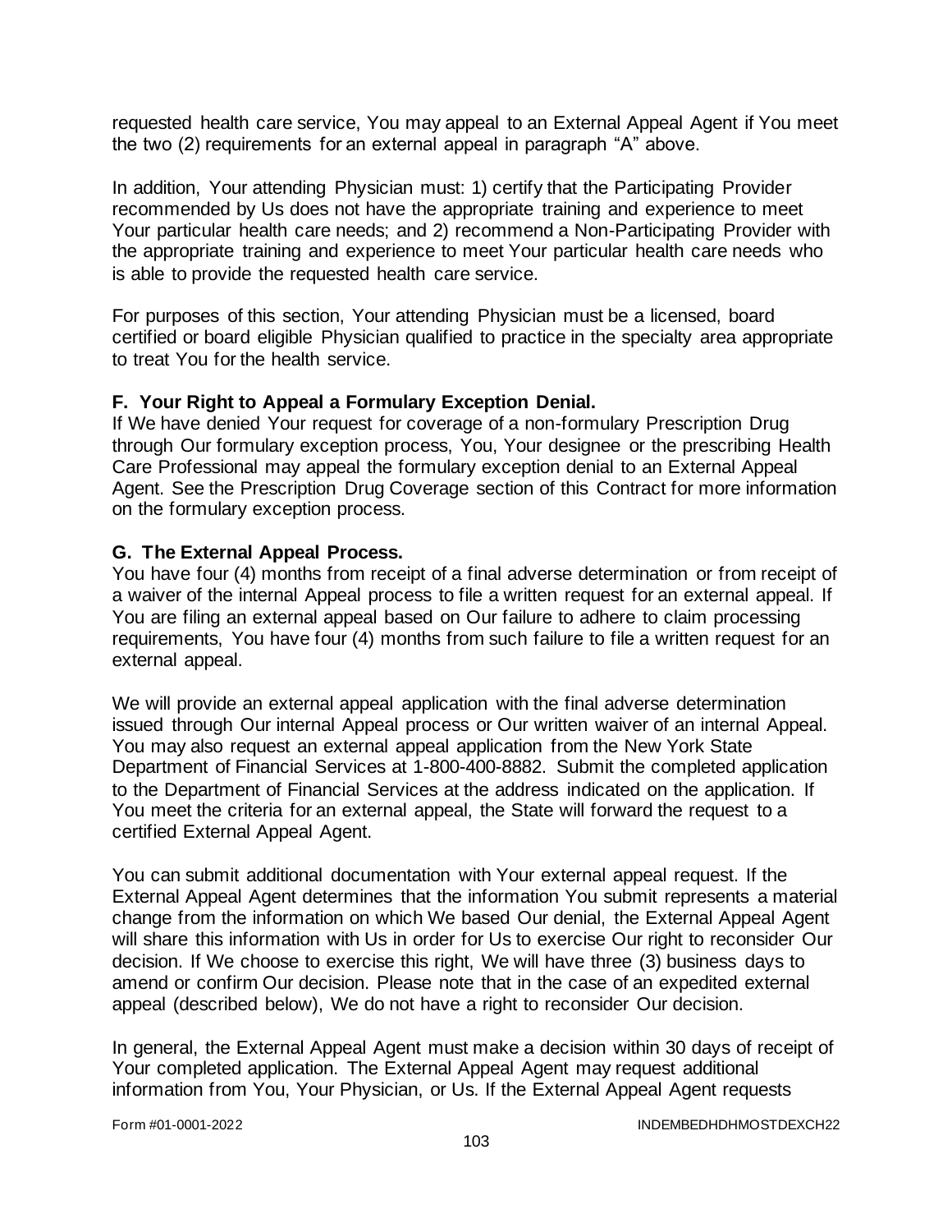requested health care service, You may appeal to an External Appeal Agent if You meet the two (2) requirements for an external appeal in paragraph "A" above.

In addition, Your attending Physician must: 1) certify that the Participating Provider recommended by Us does not have the appropriate training and experience to meet Your particular health care needs; and 2) recommend a Non-Participating Provider with the appropriate training and experience to meet Your particular health care needs who is able to provide the requested health care service.

For purposes of this section, Your attending Physician must be a licensed, board certified or board eligible Physician qualified to practice in the specialty area appropriate to treat You for the health service.

**F. Your Right to Appeal a Formulary Exception Denial.**

If We have denied Your request for coverage of a non-formulary Prescription Drug through Our formulary exception process, You, Your designee or the prescribing Health Care Professional may appeal the formulary exception denial to an External Appeal Agent. See the Prescription Drug Coverage section of this Contract for more information on the formulary exception process.

**G. The External Appeal Process.**

You have four (4) months from receipt of a final adverse determination or from receipt of a waiver of the internal Appeal process to file a written request for an external appeal. If You are filing an external appeal based on Our failure to adhere to claim processing requirements, You have four (4) months from such failure to file a written request for an external appeal.

We will provide an external appeal application with the final adverse determination issued through Our internal Appeal process or Our written waiver of an internal Appeal. You may also request an external appeal application from the New York State Department of Financial Services at 1-800-400-8882. Submit the completed application to the Department of Financial Services at the address indicated on the application. If You meet the criteria for an external appeal, the State will forward the request to a certified External Appeal Agent.

You can submit additional documentation with Your external appeal request. If the External Appeal Agent determines that the information You submit represents a material change from the information on which We based Our denial, the External Appeal Agent will share this information with Us in order for Us to exercise Our right to reconsider Our decision. If We choose to exercise this right, We will have three (3) business days to amend or confirm Our decision. Please note that in the case of an expedited external appeal (described below), We do not have a right to reconsider Our decision.

In general, the External Appeal Agent must make a decision within 30 days of receipt of Your completed application. The External Appeal Agent may request additional information from You, Your Physician, or Us. If the External Appeal Agent requests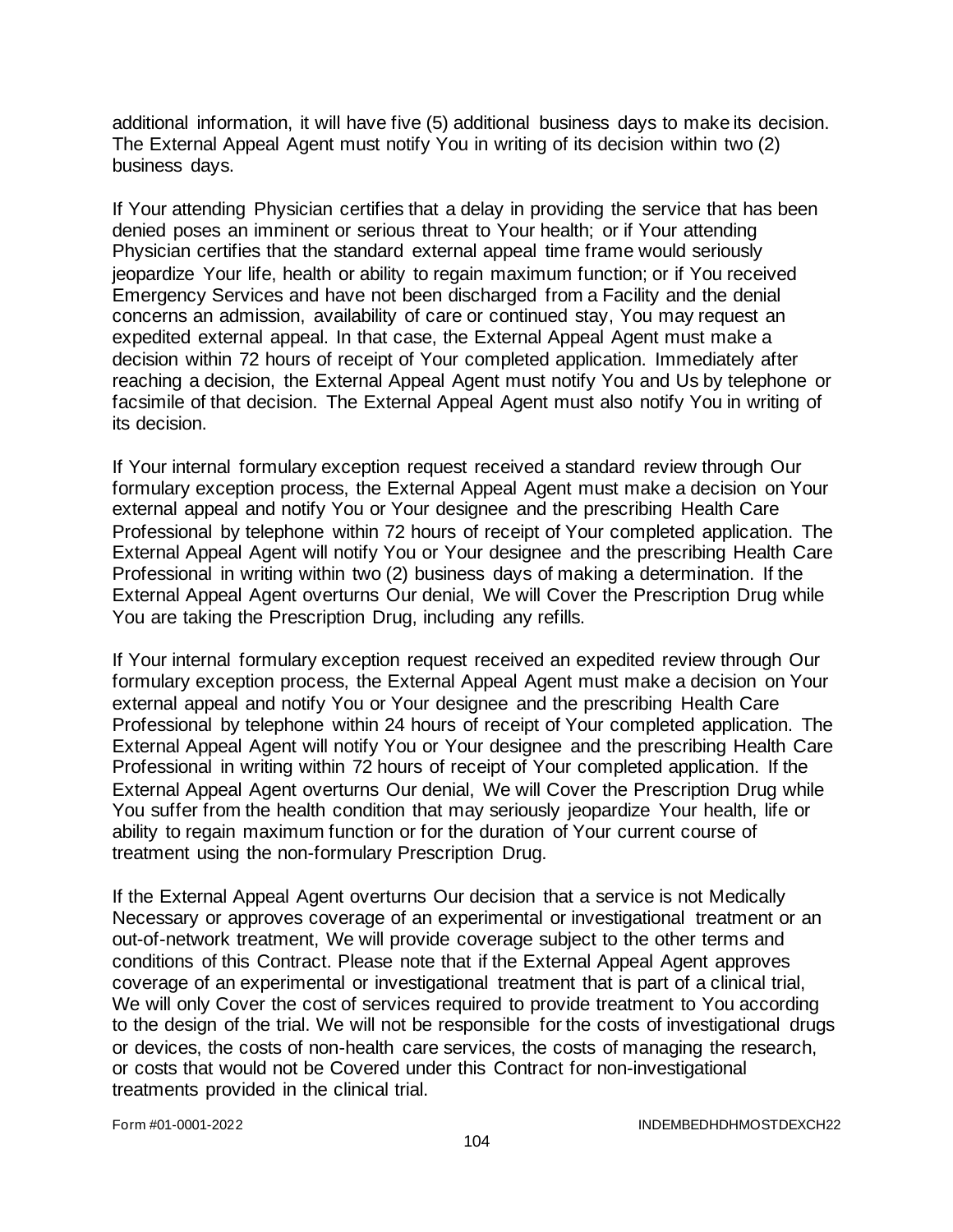additional information, it will have five (5) additional business days to make its decision. The External Appeal Agent must notify You in writing of its decision within two (2) business days.

If Your attending Physician certifies that a delay in providing the service that has been denied poses an imminent or serious threat to Your health; or if Your attending Physician certifies that the standard external appeal time frame would seriously jeopardize Your life, health or ability to regain maximum function; or if You received Emergency Services and have not been discharged from a Facility and the denial concerns an admission, availability of care or continued stay, You may request an expedited external appeal. In that case, the External Appeal Agent must make a decision within 72 hours of receipt of Your completed application. Immediately after reaching a decision, the External Appeal Agent must notify You and Us by telephone or facsimile of that decision. The External Appeal Agent must also notify You in writing of its decision.

If Your internal formulary exception request received a standard review through Our formulary exception process, the External Appeal Agent must make a decision on Your external appeal and notify You or Your designee and the prescribing Health Care Professional by telephone within 72 hours of receipt of Your completed application. The External Appeal Agent will notify You or Your designee and the prescribing Health Care Professional in writing within two (2) business days of making a determination. If the External Appeal Agent overturns Our denial, We will Cover the Prescription Drug while You are taking the Prescription Drug, including any refills.

If Your internal formulary exception request received an expedited review through Our formulary exception process, the External Appeal Agent must make a decision on Your external appeal and notify You or Your designee and the prescribing Health Care Professional by telephone within 24 hours of receipt of Your completed application. The External Appeal Agent will notify You or Your designee and the prescribing Health Care Professional in writing within 72 hours of receipt of Your completed application. If the External Appeal Agent overturns Our denial, We will Cover the Prescription Drug while You suffer from the health condition that may seriously jeopardize Your health, life or ability to regain maximum function or for the duration of Your current course of treatment using the non-formulary Prescription Drug.

If the External Appeal Agent overturns Our decision that a service is not Medically Necessary or approves coverage of an experimental or investigational treatment or an out-of-network treatment, We will provide coverage subject to the other terms and conditions of this Contract. Please note that if the External Appeal Agent approves coverage of an experimental or investigational treatment that is part of a clinical trial, We will only Cover the cost of services required to provide treatment to You according to the design of the trial. We will not be responsible for the costs of investigational drugs or devices, the costs of non-health care services, the costs of managing the research, or costs that would not be Covered under this Contract for non-investigational treatments provided in the clinical trial.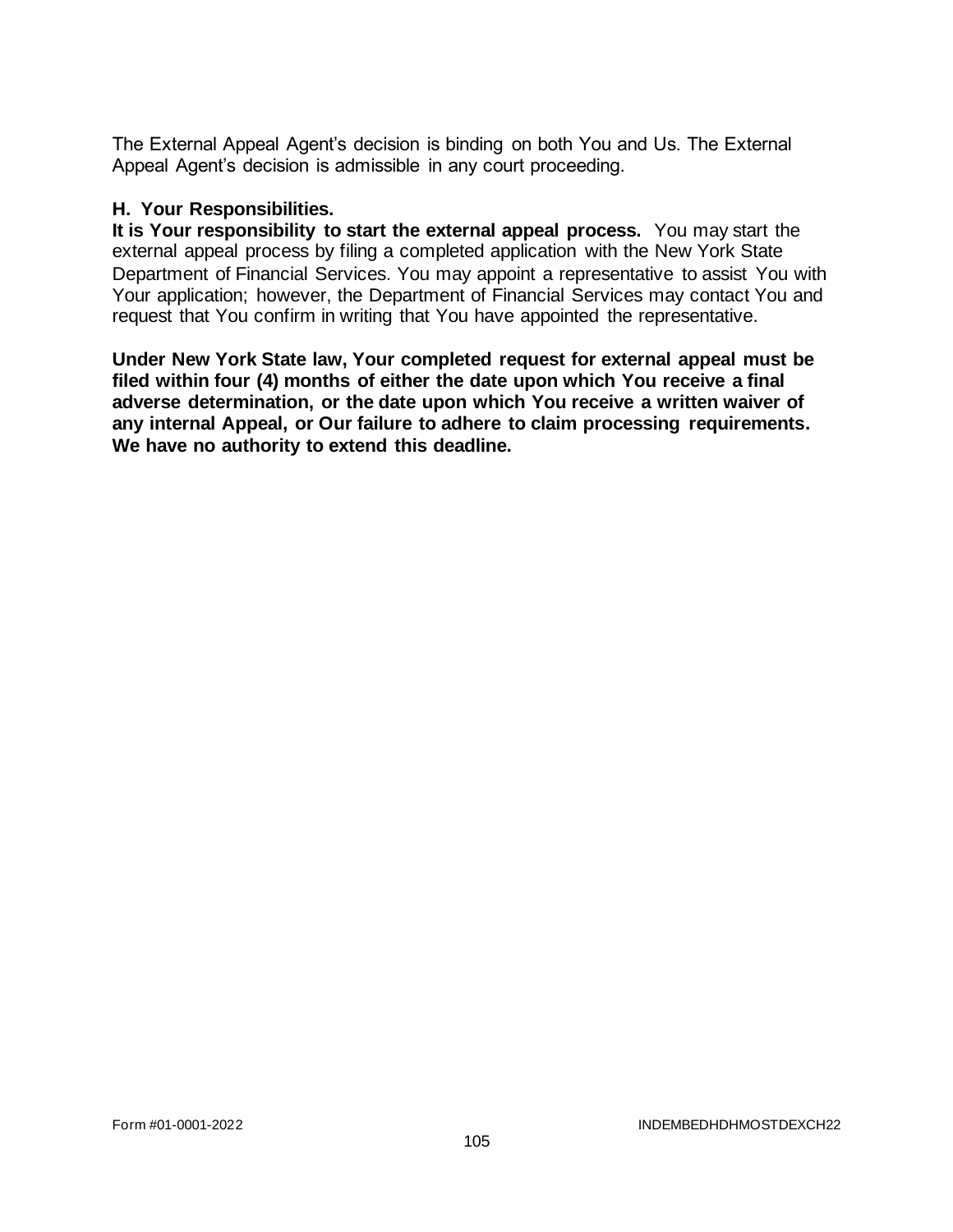The External Appeal Agent's decision is binding on both You and Us. The External Appeal Agent's decision is admissible in any court proceeding.

### H. Your Responsibilities.

**It is Your responsibility to start the external appeal process.** You may start the external appeal process by filing a completed application with the New York State Department of Financial Services. You may appoint a representative to assist You with Your application; however, the Department of Financial Services may contact You and request that You confirm in writing that You have appointed the representative.

**Under New York State law, Your completed request for external appeal must be filed within four (4) months of either the date upon which You receive a final adverse determination, or the date upon which You receive a written waiver of any internal Appeal, or Our failure to adhere to claim processing requirements. We have no authority to extend this deadline.**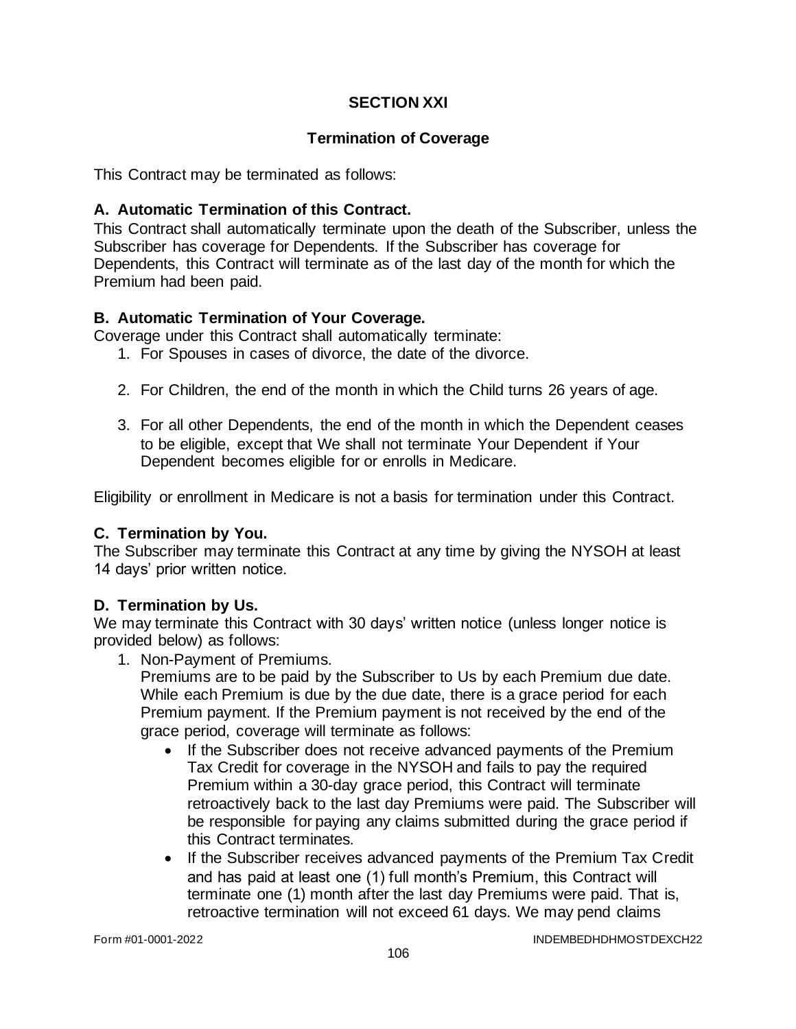## SECTION XXI

## Termination of Coverage

This Contract may be terminated as follows:

### A. Automatic Termination of this Contract.

This Contract shall automatically terminate upon the death of the Subscriber, unless the Subscriber has coverage for Dependents. If the Subscriber has coverage for Dependents, this Contract will terminate as of the last day of the month for which the Premium had been paid.

### B. Automatic Termination of Your Coverage.

Coverage under this Contract shall automatically terminate:

1. For Spouses in cases of divorce, the date of the divorce.

2. For Children, the end of the month in which the Child turns 26 years of age.

3. For all other Dependents, the end of the month in which the Dependent ceases to be eligible, except that We shall not terminate Your Dependent if Your Dependent becomes eligible for or enrolls in Medicare.

Eligibility or enrollment in Medicare is not a basis for termination under this Contract.

### C. Termination by You.

The Subscriber may terminate this Contract at any time by giving the NYSOH at least 14 days' prior written notice.

### D. Termination by Us.

We may terminate this Contract with 30 days' written notice (unless longer notice is provided below) as follows:

1. Non-Payment of Premiums.
   Premiums are to be paid by the Subscriber to Us by each Premium due date. While each Premium is due by the due date, there is a grace period for each Premium payment. If the Premium payment is not received by the end of the grace period, coverage will terminate as follows:
   - If the Subscriber does not receive advanced payments of the Premium Tax Credit for coverage in the NYSOH and fails to pay the required Premium within a 30-day grace period, this Contract will terminate retroactively back to the last day Premiums were paid. The Subscriber will be responsible for paying any claims submitted during the grace period if this Contract terminates.
   - If the Subscriber receives advanced payments of the Premium Tax Credit and has paid at least one (1) full month's Premium, this Contract will terminate one (1) month after the last day Premiums were paid. That is, retroactive termination will not exceed 61 days. We may pend claims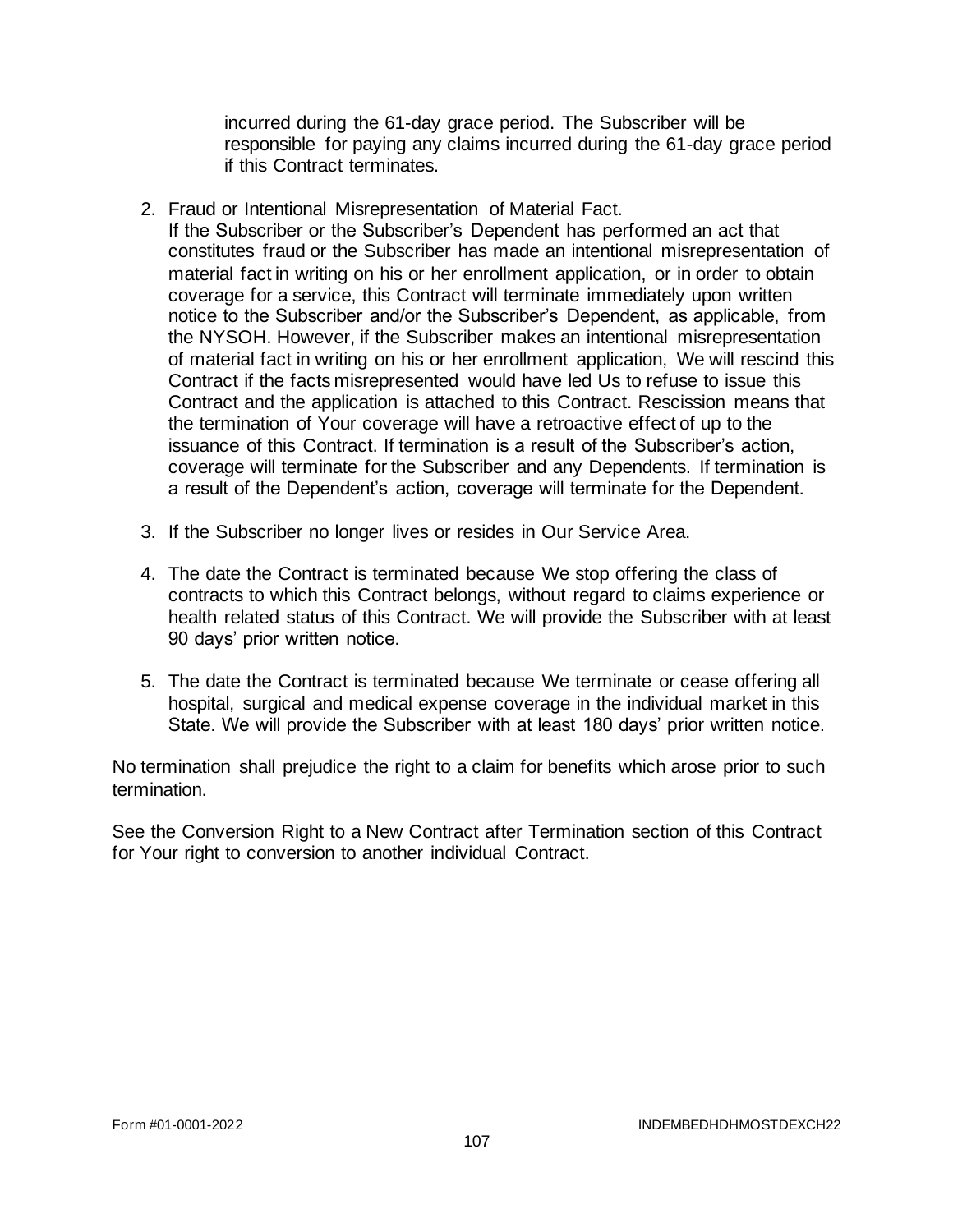incurred during the 61-day grace period. The Subscriber will be responsible for paying any claims incurred during the 61-day grace period if this Contract terminates.

2. Fraud or Intentional Misrepresentation of Material Fact.
   If the Subscriber or the Subscriber's Dependent has performed an act that constitutes fraud or the Subscriber has made an intentional misrepresentation of material fact in writing on his or her enrollment application, or in order to obtain coverage for a service, this Contract will terminate immediately upon written notice to the Subscriber and/or the Subscriber's Dependent, as applicable, from the NYSOH. However, if the Subscriber makes an intentional misrepresentation of material fact in writing on his or her enrollment application, We will rescind this Contract if the facts misrepresented would have led Us to refuse to issue this Contract and the application is attached to this Contract. Rescission means that the termination of Your coverage will have a retroactive effect of up to the issuance of this Contract. If termination is a result of the Subscriber's action, coverage will terminate for the Subscriber and any Dependents. If termination is a result of the Dependent's action, coverage will terminate for the Dependent.

3. If the Subscriber no longer lives or resides in Our Service Area.

4. The date the Contract is terminated because We stop offering the class of contracts to which this Contract belongs, without regard to claims experience or health related status of this Contract. We will provide the Subscriber with at least 90 days' prior written notice.

5. The date the Contract is terminated because We terminate or cease offering all hospital, surgical and medical expense coverage in the individual market in this State. We will provide the Subscriber with at least 180 days' prior written notice.

No termination shall prejudice the right to a claim for benefits which arose prior to such termination.

See the Conversion Right to a New Contract after Termination section of this Contract for Your right to conversion to another individual Contract.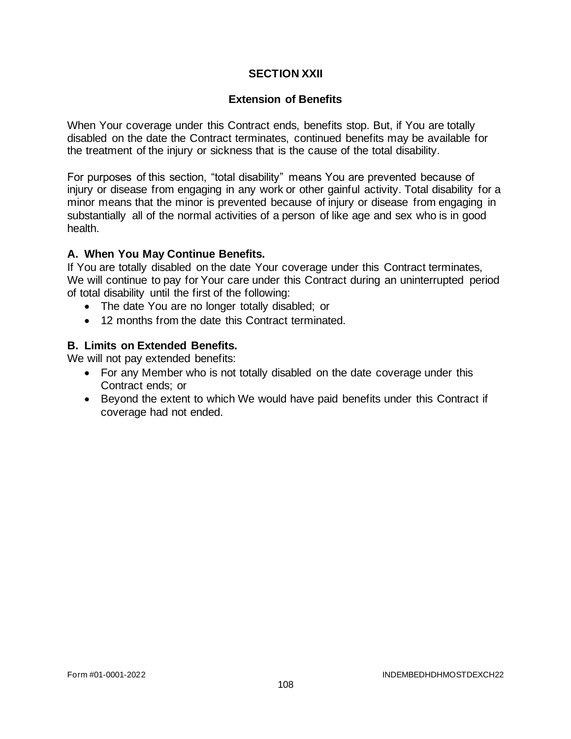# SECTION XXII

## Extension of Benefits

When Your coverage under this Contract ends, benefits stop. But, if You are totally disabled on the date the Contract terminates, continued benefits may be available for the treatment of the injury or sickness that is the cause of the total disability.

For purposes of this section, "total disability" means You are prevented because of injury or disease from engaging in any work or other gainful activity. Total disability for a minor means that the minor is prevented because of injury or disease from engaging in substantially all of the normal activities of a person of like age and sex who is in good health.

### A. When You May Continue Benefits.

If You are totally disabled on the date Your coverage under this Contract terminates, We will continue to pay for Your care under this Contract during an uninterrupted period of total disability until the first of the following:

- The date You are no longer totally disabled; or
- 12 months from the date this Contract terminated.

### B. Limits on Extended Benefits.

We will not pay extended benefits:

- For any Member who is not totally disabled on the date coverage under this Contract ends; or
- Beyond the extent to which We would have paid benefits under this Contract if coverage had not ended.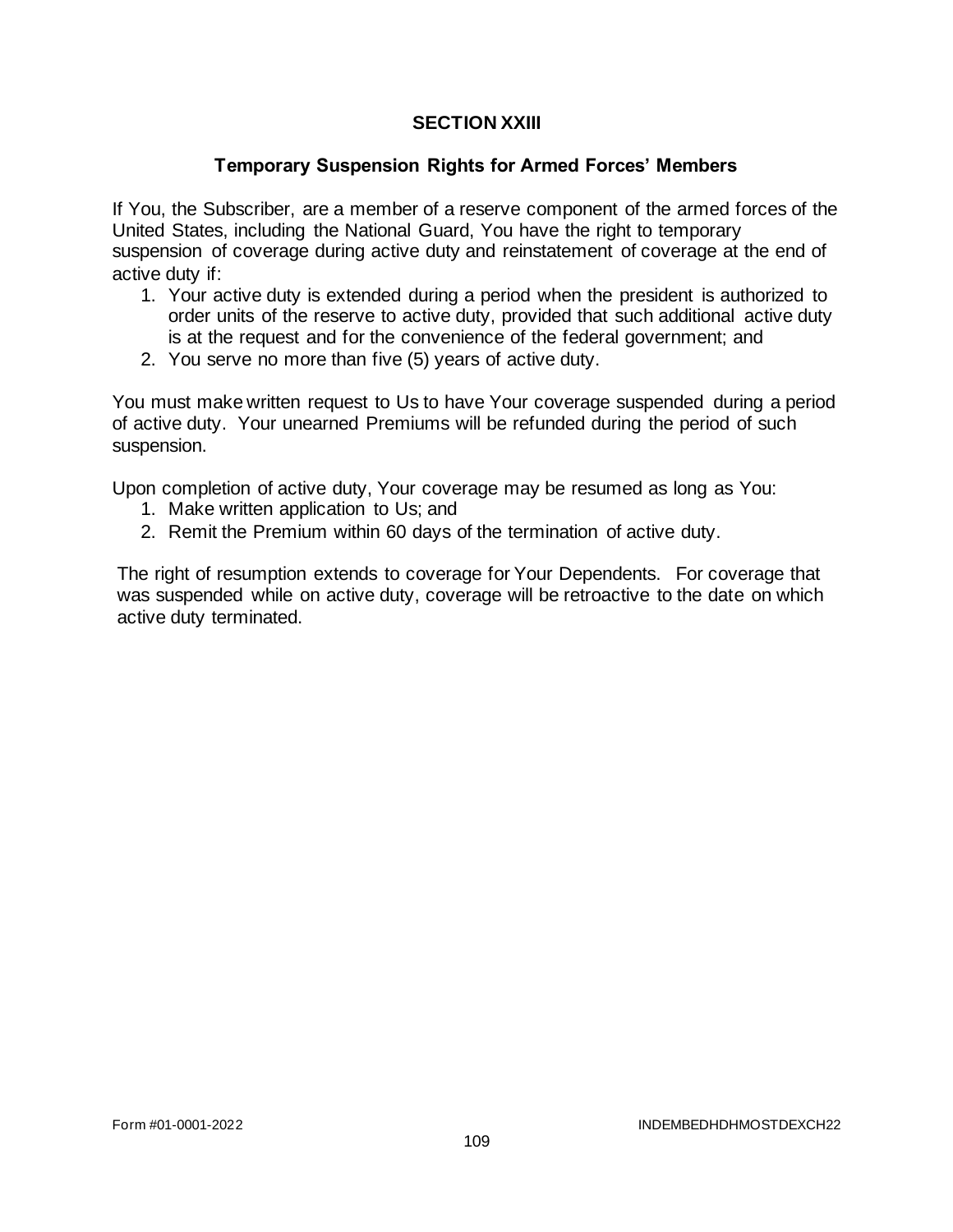## SECTION XXIII

### Temporary Suspension Rights for Armed Forces' Members

If You, the Subscriber, are a member of a reserve component of the armed forces of the United States, including the National Guard, You have the right to temporary suspension of coverage during active duty and reinstatement of coverage at the end of active duty if:

1. Your active duty is extended during a period when the president is authorized to order units of the reserve to active duty, provided that such additional active duty is at the request and for the convenience of the federal government; and
2. You serve no more than five (5) years of active duty.

You must make written request to Us to have Your coverage suspended during a period of active duty. Your unearned Premiums will be refunded during the period of such suspension.

Upon completion of active duty, Your coverage may be resumed as long as You:

1. Make written application to Us; and
2. Remit the Premium within 60 days of the termination of active duty.

The right of resumption extends to coverage for Your Dependents. For coverage that was suspended while on active duty, coverage will be retroactive to the date on which active duty terminated.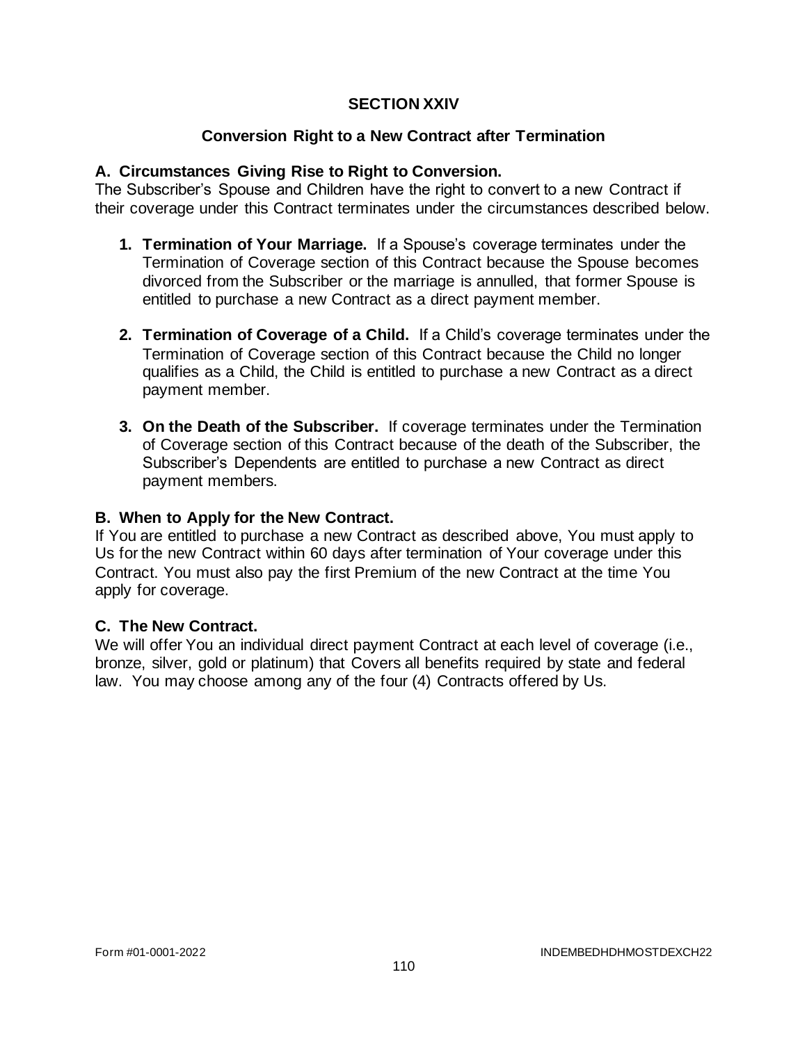# SECTION XXIV

## Conversion Right to a New Contract after Termination

### A. Circumstances Giving Rise to Right to Conversion.

The Subscriber's Spouse and Children have the right to convert to a new Contract if their coverage under this Contract terminates under the circumstances described below.

1. **Termination of Your Marriage.** If a Spouse's coverage terminates under the Termination of Coverage section of this Contract because the Spouse becomes divorced from the Subscriber or the marriage is annulled, that former Spouse is entitled to purchase a new Contract as a direct payment member.

2. **Termination of Coverage of a Child.** If a Child's coverage terminates under the Termination of Coverage section of this Contract because the Child no longer qualifies as a Child, the Child is entitled to purchase a new Contract as a direct payment member.

3. **On the Death of the Subscriber.** If coverage terminates under the Termination of Coverage section of this Contract because of the death of the Subscriber, the Subscriber's Dependents are entitled to purchase a new Contract as direct payment members.

### B. When to Apply for the New Contract.

If You are entitled to purchase a new Contract as described above, You must apply to Us for the new Contract within 60 days after termination of Your coverage under this Contract. You must also pay the first Premium of the new Contract at the time You apply for coverage.

### C. The New Contract.

We will offer You an individual direct payment Contract at each level of coverage (i.e., bronze, silver, gold or platinum) that Covers all benefits required by state and federal law. You may choose among any of the four (4) Contracts offered by Us.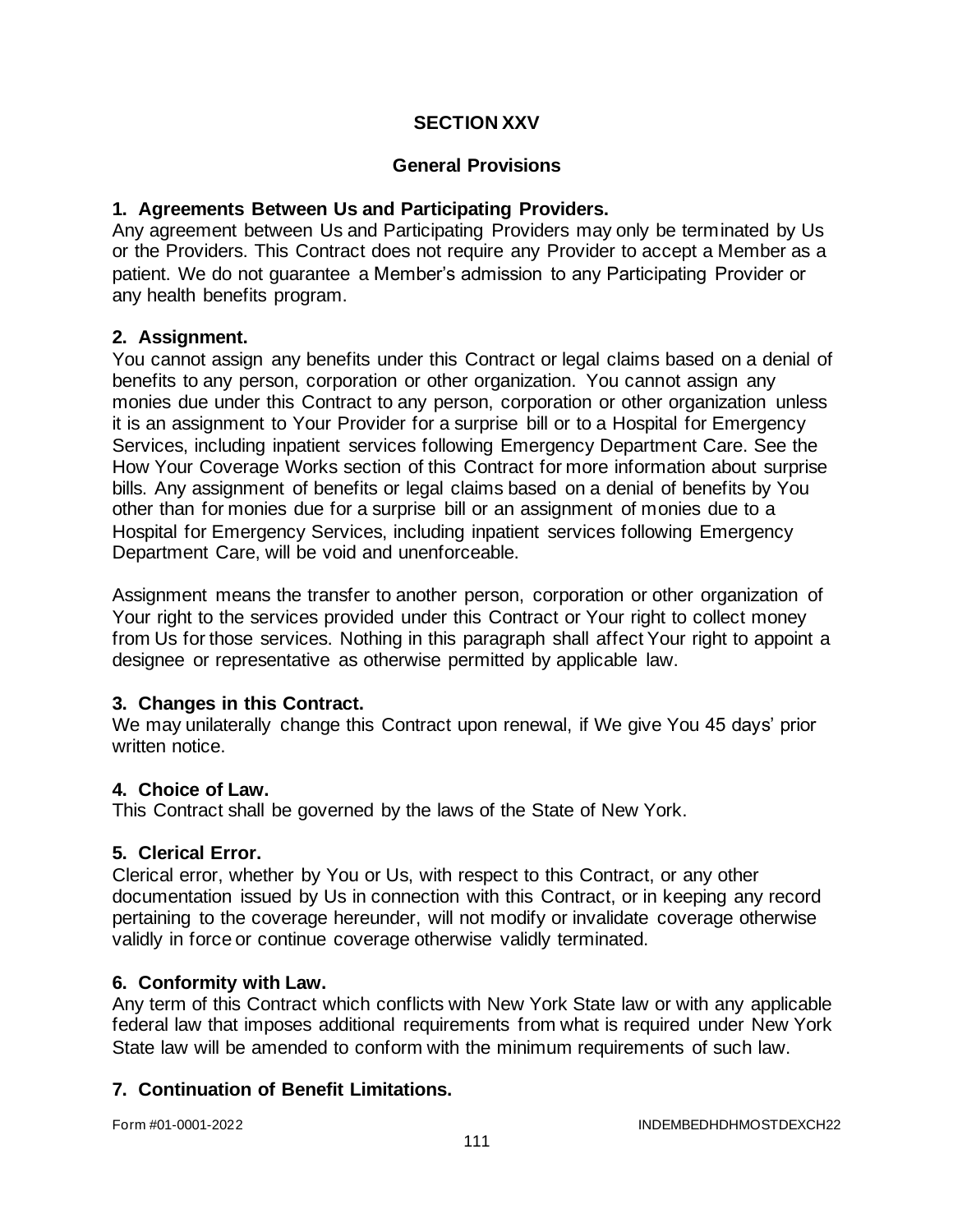# SECTION XXV

## General Provisions

### 1. Agreements Between Us and Participating Providers.

Any agreement between Us and Participating Providers may only be terminated by Us or the Providers. This Contract does not require any Provider to accept a Member as a patient. We do not guarantee a Member's admission to any Participating Provider or any health benefits program.

### 2. Assignment.

You cannot assign any benefits under this Contract or legal claims based on a denial of benefits to any person, corporation or other organization. You cannot assign any monies due under this Contract to any person, corporation or other organization unless it is an assignment to Your Provider for a surprise bill or to a Hospital for Emergency Services, including inpatient services following Emergency Department Care. See the How Your Coverage Works section of this Contract for more information about surprise bills. Any assignment of benefits or legal claims based on a denial of benefits by You other than for monies due for a surprise bill or an assignment of monies due to a Hospital for Emergency Services, including inpatient services following Emergency Department Care, will be void and unenforceable.

Assignment means the transfer to another person, corporation or other organization of Your right to the services provided under this Contract or Your right to collect money from Us for those services. Nothing in this paragraph shall affect Your right to appoint a designee or representative as otherwise permitted by applicable law.

### 3. Changes in this Contract.

We may unilaterally change this Contract upon renewal, if We give You 45 days' prior written notice.

### 4. Choice of Law.

This Contract shall be governed by the laws of the State of New York.

### 5. Clerical Error.

Clerical error, whether by You or Us, with respect to this Contract, or any other documentation issued by Us in connection with this Contract, or in keeping any record pertaining to the coverage hereunder, will not modify or invalidate coverage otherwise validly in force or continue coverage otherwise validly terminated.

### 6. Conformity with Law.

Any term of this Contract which conflicts with New York State law or with any applicable federal law that imposes additional requirements from what is required under New York State law will be amended to conform with the minimum requirements of such law.

### 7. Continuation of Benefit Limitations.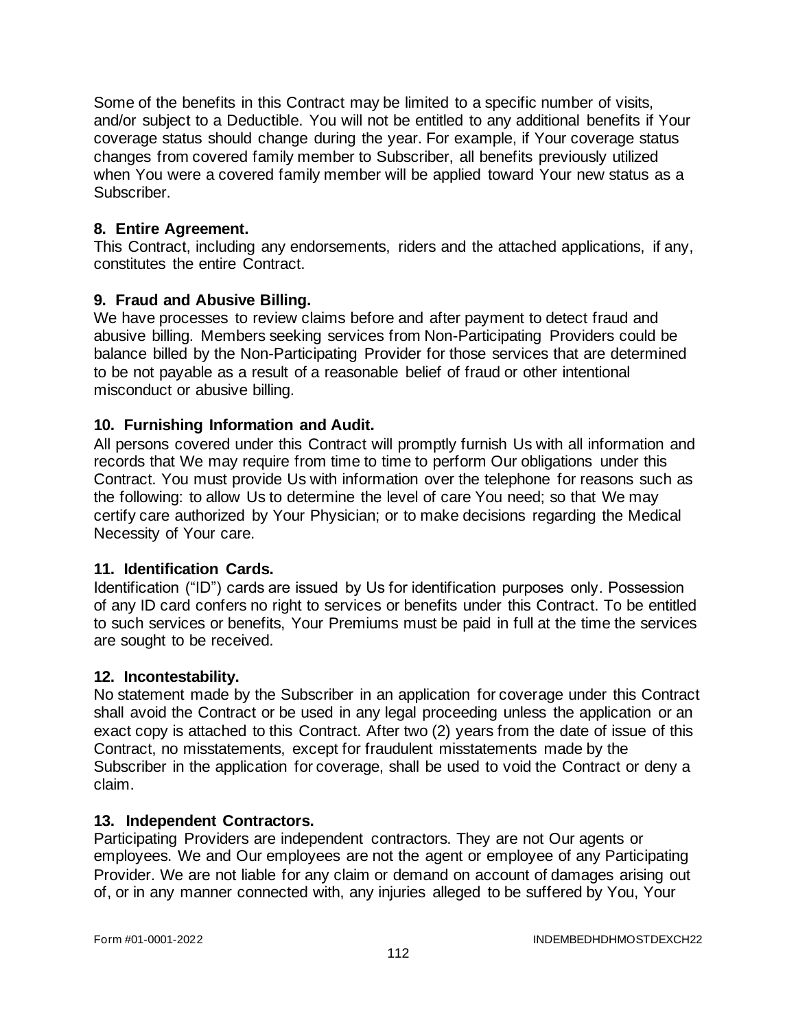Some of the benefits in this Contract may be limited to a specific number of visits, and/or subject to a Deductible. You will not be entitled to any additional benefits if Your coverage status should change during the year. For example, if Your coverage status changes from covered family member to Subscriber, all benefits previously utilized when You were a covered family member will be applied toward Your new status as a Subscriber.

**8. Entire Agreement.**
This Contract, including any endorsements, riders and the attached applications, if any, constitutes the entire Contract.

**9. Fraud and Abusive Billing.**
We have processes to review claims before and after payment to detect fraud and abusive billing. Members seeking services from Non-Participating Providers could be balance billed by the Non-Participating Provider for those services that are determined to be not payable as a result of a reasonable belief of fraud or other intentional misconduct or abusive billing.

**10. Furnishing Information and Audit.**
All persons covered under this Contract will promptly furnish Us with all information and records that We may require from time to time to perform Our obligations under this Contract. You must provide Us with information over the telephone for reasons such as the following: to allow Us to determine the level of care You need; so that We may certify care authorized by Your Physician; or to make decisions regarding the Medical Necessity of Your care.

**11. Identification Cards.**
Identification ("ID") cards are issued by Us for identification purposes only. Possession of any ID card confers no right to services or benefits under this Contract. To be entitled to such services or benefits, Your Premiums must be paid in full at the time the services are sought to be received.

**12. Incontestability.**
No statement made by the Subscriber in an application for coverage under this Contract shall avoid the Contract or be used in any legal proceeding unless the application or an exact copy is attached to this Contract. After two (2) years from the date of issue of this Contract, no misstatements, except for fraudulent misstatements made by the Subscriber in the application for coverage, shall be used to void the Contract or deny a claim.

**13. Independent Contractors.**
Participating Providers are independent contractors. They are not Our agents or employees. We and Our employees are not the agent or employee of any Participating Provider. We are not liable for any claim or demand on account of damages arising out of, or in any manner connected with, any injuries alleged to be suffered by You, Your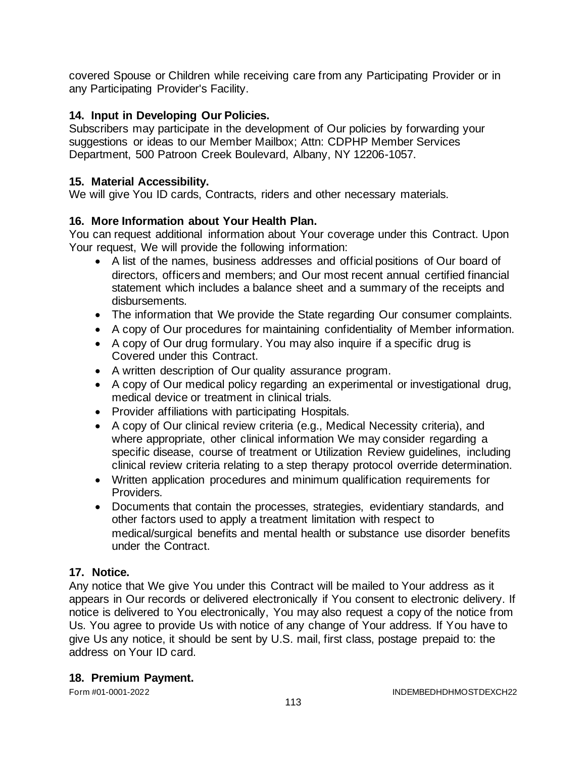covered Spouse or Children while receiving care from any Participating Provider or in any Participating Provider's Facility.

### 14. Input in Developing Our Policies.

Subscribers may participate in the development of Our policies by forwarding your suggestions or ideas to our Member Mailbox; Attn: CDPHP Member Services Department, 500 Patroon Creek Boulevard, Albany, NY 12206-1057.

### 15. Material Accessibility.

We will give You ID cards, Contracts, riders and other necessary materials.

### 16. More Information about Your Health Plan.

You can request additional information about Your coverage under this Contract. Upon Your request, We will provide the following information:

- A list of the names, business addresses and official positions of Our board of directors, officers and members; and Our most recent annual certified financial statement which includes a balance sheet and a summary of the receipts and disbursements.
- The information that We provide the State regarding Our consumer complaints.
- A copy of Our procedures for maintaining confidentiality of Member information.
- A copy of Our drug formulary. You may also inquire if a specific drug is Covered under this Contract.
- A written description of Our quality assurance program.
- A copy of Our medical policy regarding an experimental or investigational drug, medical device or treatment in clinical trials.
- Provider affiliations with participating Hospitals.
- A copy of Our clinical review criteria (e.g., Medical Necessity criteria), and where appropriate, other clinical information We may consider regarding a specific disease, course of treatment or Utilization Review guidelines, including clinical review criteria relating to a step therapy protocol override determination.
- Written application procedures and minimum qualification requirements for Providers.
- Documents that contain the processes, strategies, evidentiary standards, and other factors used to apply a treatment limitation with respect to medical/surgical benefits and mental health or substance use disorder benefits under the Contract.

### 17. Notice.

Any notice that We give You under this Contract will be mailed to Your address as it appears in Our records or delivered electronically if You consent to electronic delivery. If notice is delivered to You electronically, You may also request a copy of the notice from Us. You agree to provide Us with notice of any change of Your address. If You have to give Us any notice, it should be sent by U.S. mail, first class, postage prepaid to: the address on Your ID card.

### 18. Premium Payment.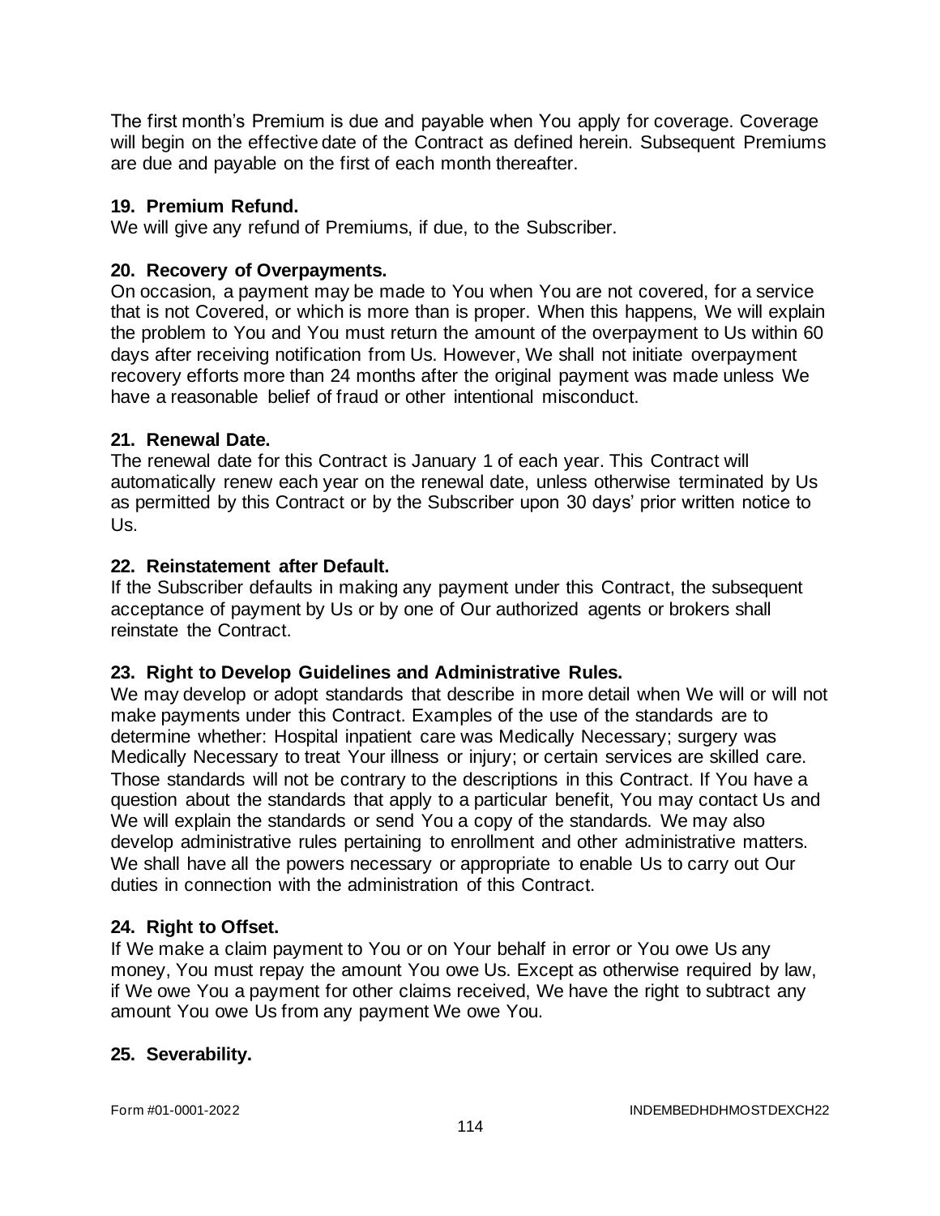The first month's Premium is due and payable when You apply for coverage. Coverage will begin on the effective date of the Contract as defined herein. Subsequent Premiums are due and payable on the first of each month thereafter.

### 19. Premium Refund.

We will give any refund of Premiums, if due, to the Subscriber.

### 20. Recovery of Overpayments.

On occasion, a payment may be made to You when You are not covered, for a service that is not Covered, or which is more than is proper. When this happens, We will explain the problem to You and You must return the amount of the overpayment to Us within 60 days after receiving notification from Us. However, We shall not initiate overpayment recovery efforts more than 24 months after the original payment was made unless We have a reasonable belief of fraud or other intentional misconduct.

### 21. Renewal Date.

The renewal date for this Contract is January 1 of each year. This Contract will automatically renew each year on the renewal date, unless otherwise terminated by Us as permitted by this Contract or by the Subscriber upon 30 days' prior written notice to Us.

### 22. Reinstatement after Default.

If the Subscriber defaults in making any payment under this Contract, the subsequent acceptance of payment by Us or by one of Our authorized agents or brokers shall reinstate the Contract.

### 23. Right to Develop Guidelines and Administrative Rules.

We may develop or adopt standards that describe in more detail when We will or will not make payments under this Contract. Examples of the use of the standards are to determine whether: Hospital inpatient care was Medically Necessary; surgery was Medically Necessary to treat Your illness or injury; or certain services are skilled care. Those standards will not be contrary to the descriptions in this Contract. If You have a question about the standards that apply to a particular benefit, You may contact Us and We will explain the standards or send You a copy of the standards. We may also develop administrative rules pertaining to enrollment and other administrative matters. We shall have all the powers necessary or appropriate to enable Us to carry out Our duties in connection with the administration of this Contract.

### 24. Right to Offset.

If We make a claim payment to You or on Your behalf in error or You owe Us any money, You must repay the amount You owe Us. Except as otherwise required by law, if We owe You a payment for other claims received, We have the right to subtract any amount You owe Us from any payment We owe You.

### 25. Severability.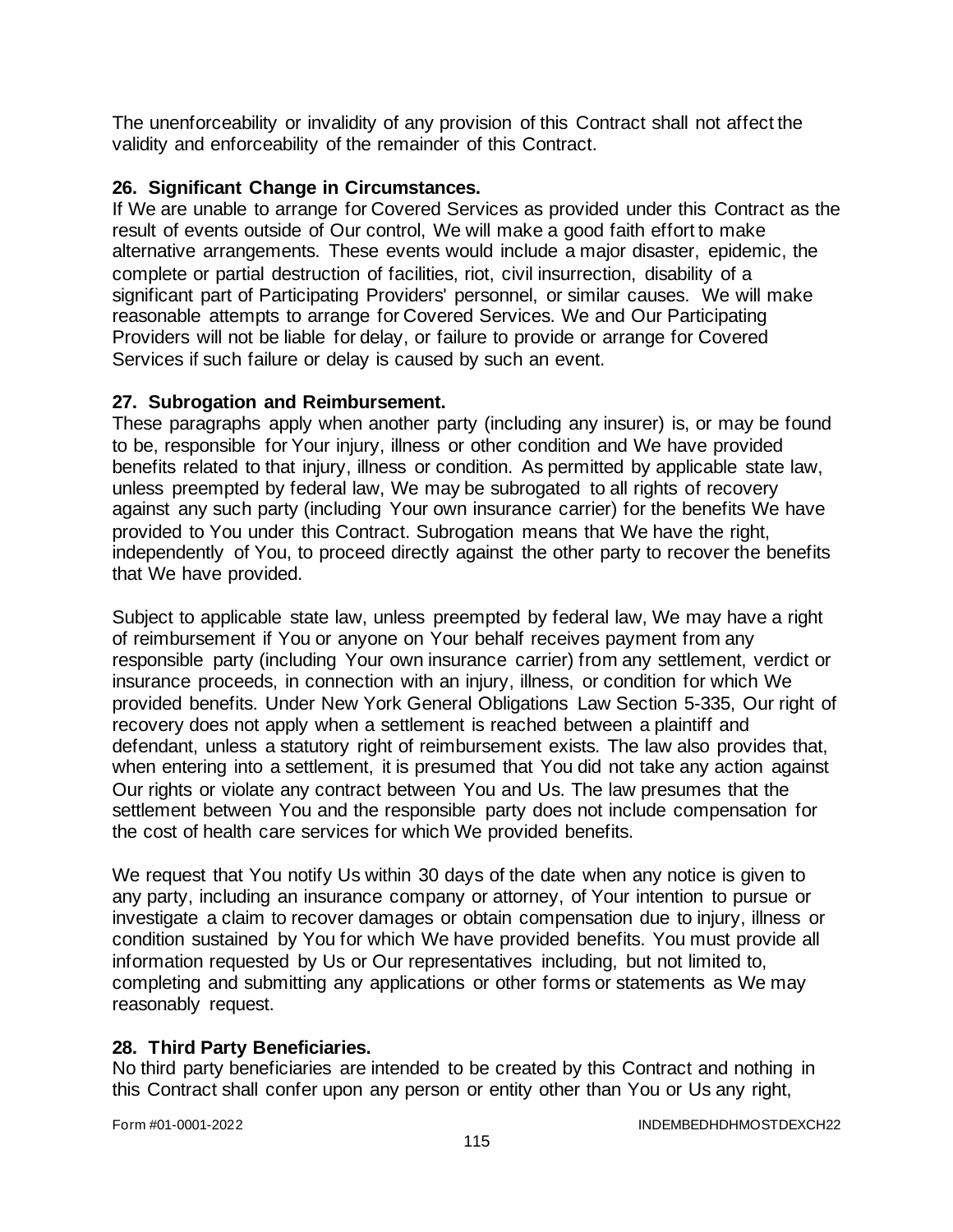The unenforceability or invalidity of any provision of this Contract shall not affect the validity and enforceability of the remainder of this Contract.

**26. Significant Change in Circumstances.**

If We are unable to arrange for Covered Services as provided under this Contract as the result of events outside of Our control, We will make a good faith effort to make alternative arrangements. These events would include a major disaster, epidemic, the complete or partial destruction of facilities, riot, civil insurrection, disability of a significant part of Participating Providers' personnel, or similar causes. We will make reasonable attempts to arrange for Covered Services. We and Our Participating Providers will not be liable for delay, or failure to provide or arrange for Covered Services if such failure or delay is caused by such an event.

**27. Subrogation and Reimbursement.**

These paragraphs apply when another party (including any insurer) is, or may be found to be, responsible for Your injury, illness or other condition and We have provided benefits related to that injury, illness or condition. As permitted by applicable state law, unless preempted by federal law, We may be subrogated to all rights of recovery against any such party (including Your own insurance carrier) for the benefits We have provided to You under this Contract. Subrogation means that We have the right, independently of You, to proceed directly against the other party to recover the benefits that We have provided.

Subject to applicable state law, unless preempted by federal law, We may have a right of reimbursement if You or anyone on Your behalf receives payment from any responsible party (including Your own insurance carrier) from any settlement, verdict or insurance proceeds, in connection with an injury, illness, or condition for which We provided benefits. Under New York General Obligations Law Section 5-335, Our right of recovery does not apply when a settlement is reached between a plaintiff and defendant, unless a statutory right of reimbursement exists. The law also provides that, when entering into a settlement, it is presumed that You did not take any action against Our rights or violate any contract between You and Us. The law presumes that the settlement between You and the responsible party does not include compensation for the cost of health care services for which We provided benefits.

We request that You notify Us within 30 days of the date when any notice is given to any party, including an insurance company or attorney, of Your intention to pursue or investigate a claim to recover damages or obtain compensation due to injury, illness or condition sustained by You for which We have provided benefits. You must provide all information requested by Us or Our representatives including, but not limited to, completing and submitting any applications or other forms or statements as We may reasonably request.

**28. Third Party Beneficiaries.**

No third party beneficiaries are intended to be created by this Contract and nothing in this Contract shall confer upon any person or entity other than You or Us any right,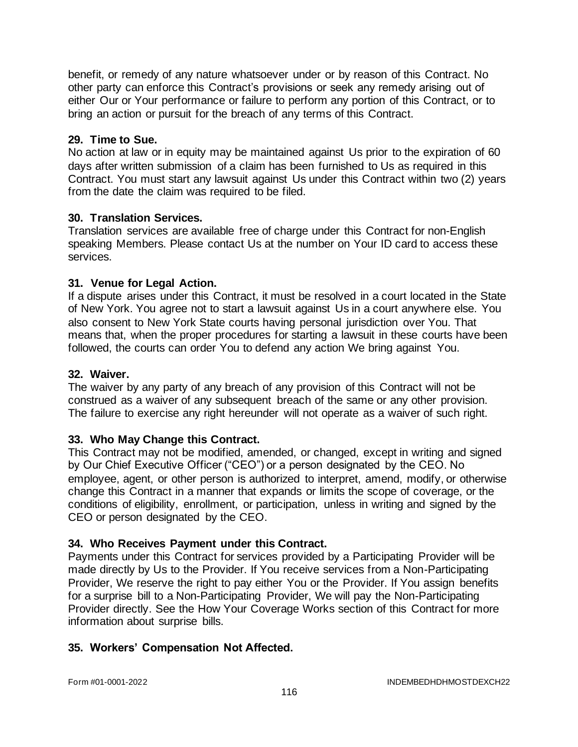benefit, or remedy of any nature whatsoever under or by reason of this Contract. No other party can enforce this Contract's provisions or seek any remedy arising out of either Our or Your performance or failure to perform any portion of this Contract, or to bring an action or pursuit for the breach of any terms of this Contract.

**29. Time to Sue.**
No action at law or in equity may be maintained against Us prior to the expiration of 60 days after written submission of a claim has been furnished to Us as required in this Contract. You must start any lawsuit against Us under this Contract within two (2) years from the date the claim was required to be filed.

**30. Translation Services.**
Translation services are available free of charge under this Contract for non-English speaking Members. Please contact Us at the number on Your ID card to access these services.

**31. Venue for Legal Action.**
If a dispute arises under this Contract, it must be resolved in a court located in the State of New York. You agree not to start a lawsuit against Us in a court anywhere else. You also consent to New York State courts having personal jurisdiction over You. That means that, when the proper procedures for starting a lawsuit in these courts have been followed, the courts can order You to defend any action We bring against You.

**32. Waiver.**
The waiver by any party of any breach of any provision of this Contract will not be construed as a waiver of any subsequent breach of the same or any other provision. The failure to exercise any right hereunder will not operate as a waiver of such right.

**33. Who May Change this Contract.**
This Contract may not be modified, amended, or changed, except in writing and signed by Our Chief Executive Officer ("CEO") or a person designated by the CEO. No employee, agent, or other person is authorized to interpret, amend, modify, or otherwise change this Contract in a manner that expands or limits the scope of coverage, or the conditions of eligibility, enrollment, or participation, unless in writing and signed by the CEO or person designated by the CEO.

**34. Who Receives Payment under this Contract.**
Payments under this Contract for services provided by a Participating Provider will be made directly by Us to the Provider. If You receive services from a Non-Participating Provider, We reserve the right to pay either You or the Provider. If You assign benefits for a surprise bill to a Non-Participating Provider, We will pay the Non-Participating Provider directly. See the How Your Coverage Works section of this Contract for more information about surprise bills.

**35. Workers' Compensation Not Affected.**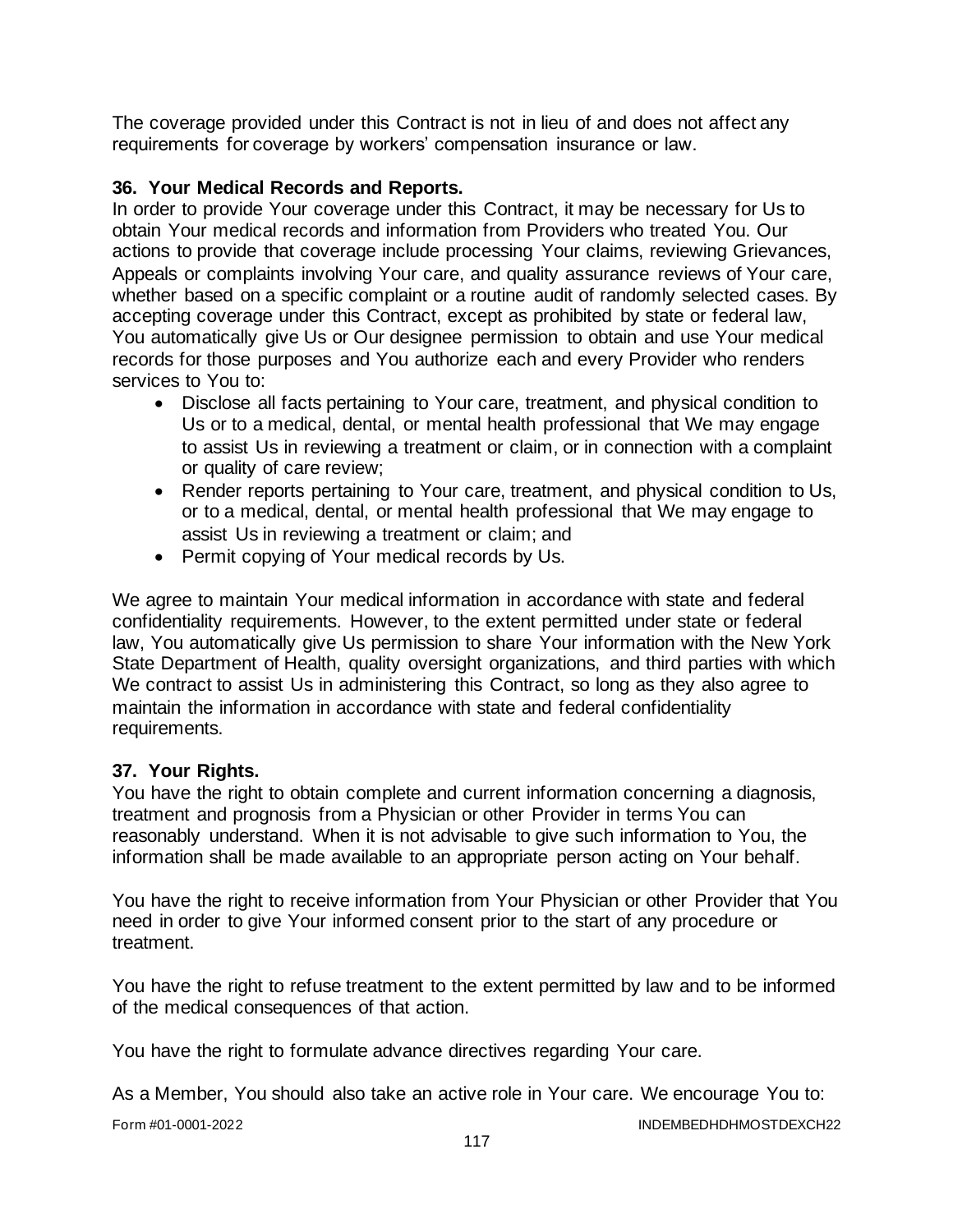The coverage provided under this Contract is not in lieu of and does not affect any requirements for coverage by workers' compensation insurance or law.

**36. Your Medical Records and Reports.**

In order to provide Your coverage under this Contract, it may be necessary for Us to obtain Your medical records and information from Providers who treated You. Our actions to provide that coverage include processing Your claims, reviewing Grievances, Appeals or complaints involving Your care, and quality assurance reviews of Your care, whether based on a specific complaint or a routine audit of randomly selected cases. By accepting coverage under this Contract, except as prohibited by state or federal law, You automatically give Us or Our designee permission to obtain and use Your medical records for those purposes and You authorize each and every Provider who renders services to You to:

- Disclose all facts pertaining to Your care, treatment, and physical condition to Us or to a medical, dental, or mental health professional that We may engage to assist Us in reviewing a treatment or claim, or in connection with a complaint or quality of care review;
- Render reports pertaining to Your care, treatment, and physical condition to Us, or to a medical, dental, or mental health professional that We may engage to assist Us in reviewing a treatment or claim; and
- Permit copying of Your medical records by Us.

We agree to maintain Your medical information in accordance with state and federal confidentiality requirements. However, to the extent permitted under state or federal law, You automatically give Us permission to share Your information with the New York State Department of Health, quality oversight organizations, and third parties with which We contract to assist Us in administering this Contract, so long as they also agree to maintain the information in accordance with state and federal confidentiality requirements.

**37. Your Rights.**

You have the right to obtain complete and current information concerning a diagnosis, treatment and prognosis from a Physician or other Provider in terms You can reasonably understand. When it is not advisable to give such information to You, the information shall be made available to an appropriate person acting on Your behalf.

You have the right to receive information from Your Physician or other Provider that You need in order to give Your informed consent prior to the start of any procedure or treatment.

You have the right to refuse treatment to the extent permitted by law and to be informed of the medical consequences of that action.

You have the right to formulate advance directives regarding Your care.

As a Member, You should also take an active role in Your care. We encourage You to: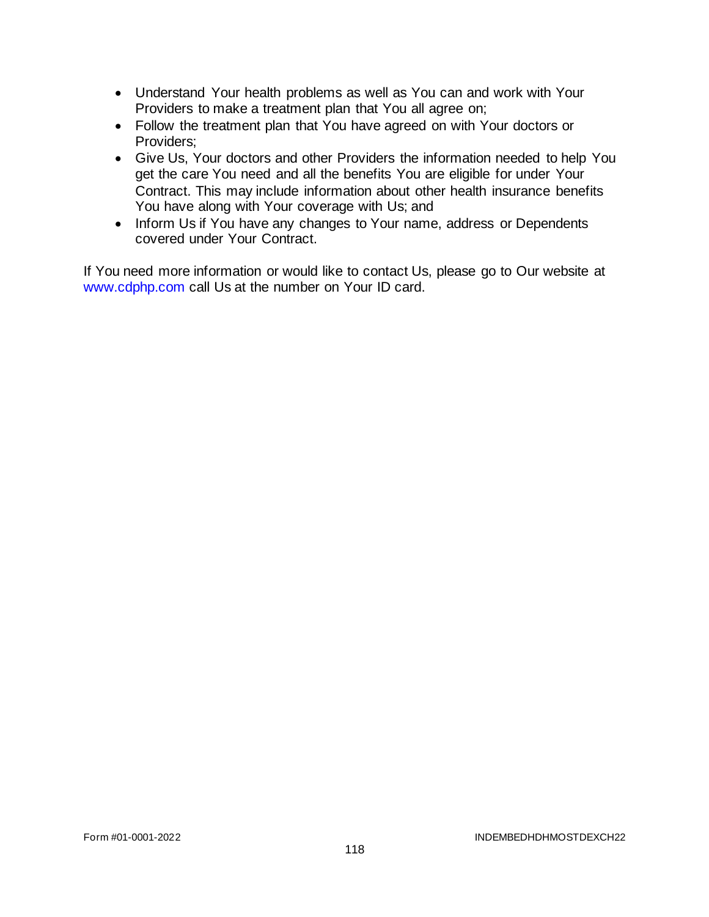- Understand Your health problems as well as You can and work with Your Providers to make a treatment plan that You all agree on;
- Follow the treatment plan that You have agreed on with Your doctors or Providers;
- Give Us, Your doctors and other Providers the information needed to help You get the care You need and all the benefits You are eligible for under Your Contract. This may include information about other health insurance benefits You have along with Your coverage with Us; and
- Inform Us if You have any changes to Your name, address or Dependents covered under Your Contract.

If You need more information or would like to contact Us, please go to Our website at www.cdphp.com call Us at the number on Your ID card.